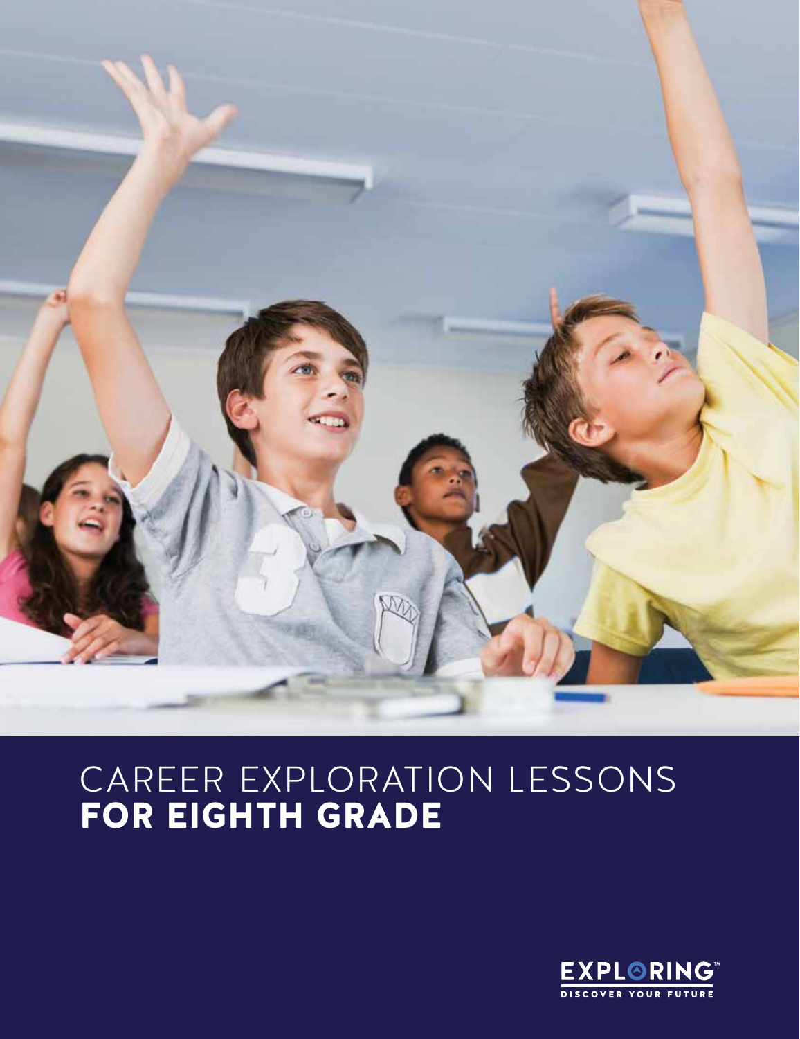# CAREER EXPLORATION LESSONS **FOR EIGHTH GRADE**

EXPLORING™
DISCOVER YOUR FUTURE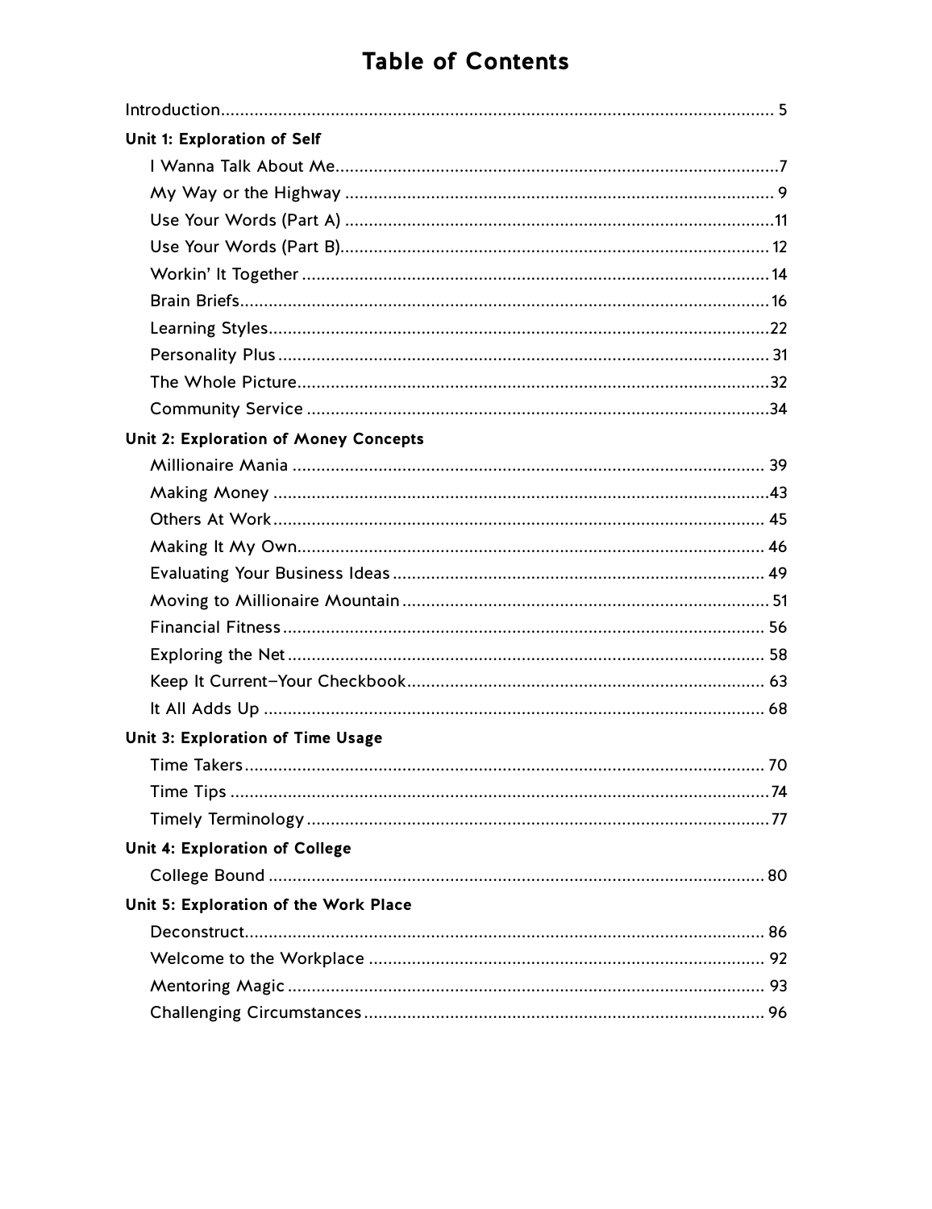# Table of Contents

Introduction .................................................. 5

**Unit 1: Exploration of Self**

- I Wanna Talk About Me .................................................. 7
- My Way or the Highway .................................................. 9
- Use Your Words (Part A) .................................................. 11
- Use Your Words (Part B) .................................................. 12
- Workin' It Together .................................................. 14
- Brain Briefs .................................................. 16
- Learning Styles .................................................. 22
- Personality Plus .................................................. 31
- The Whole Picture .................................................. 32
- Community Service .................................................. 34

**Unit 2: Exploration of Money Concepts**

- Millionaire Mania .................................................. 39
- Making Money .................................................. 43
- Others At Work .................................................. 45
- Making It My Own .................................................. 46
- Evaluating Your Business Ideas .................................................. 49
- Moving to Millionaire Mountain .................................................. 51
- Financial Fitness .................................................. 56
- Exploring the Net .................................................. 58
- Keep It Current–Your Checkbook .................................................. 63
- It All Adds Up .................................................. 68

**Unit 3: Exploration of Time Usage**

- Time Takers .................................................. 70
- Time Tips .................................................. 74
- Timely Terminology .................................................. 77

**Unit 4: Exploration of College**

- College Bound .................................................. 80

**Unit 5: Exploration of the Work Place**

- Deconstruct .................................................. 86
- Welcome to the Workplace .................................................. 92
- Mentoring Magic .................................................. 93
- Challenging Circumstances .................................................. 96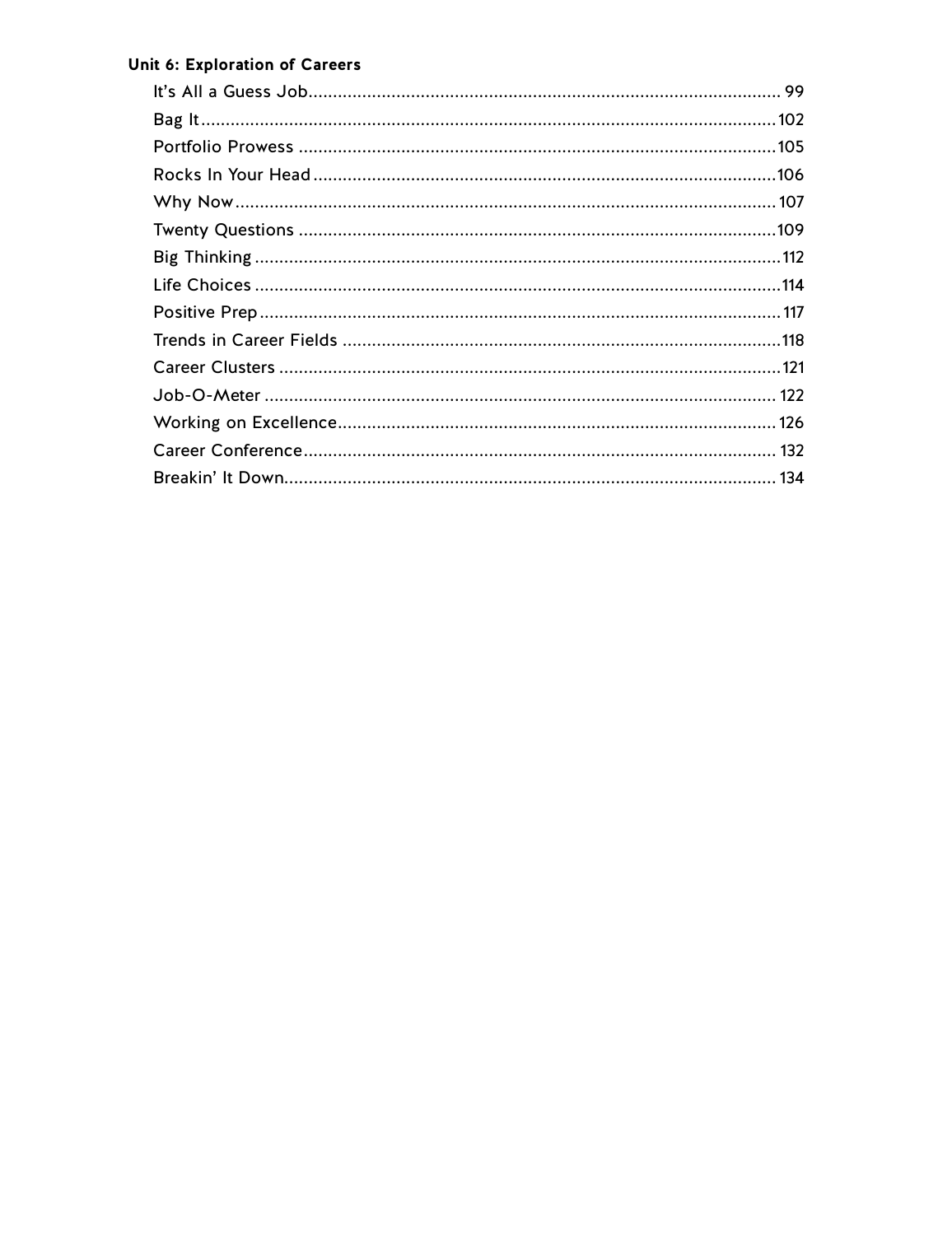**Unit 6: Exploration of Careers**

- It's All a Guess Job ........................................ 99
- Bag It ........................................ 102
- Portfolio Prowess ........................................ 105
- Rocks In Your Head ........................................ 106
- Why Now ........................................ 107
- Twenty Questions ........................................ 109
- Big Thinking ........................................ 112
- Life Choices ........................................ 114
- Positive Prep ........................................ 117
- Trends in Career Fields ........................................ 118
- Career Clusters ........................................ 121
- Job-O-Meter ........................................ 122
- Working on Excellence ........................................ 126
- Career Conference ........................................ 132
- Breakin' It Down ........................................ 134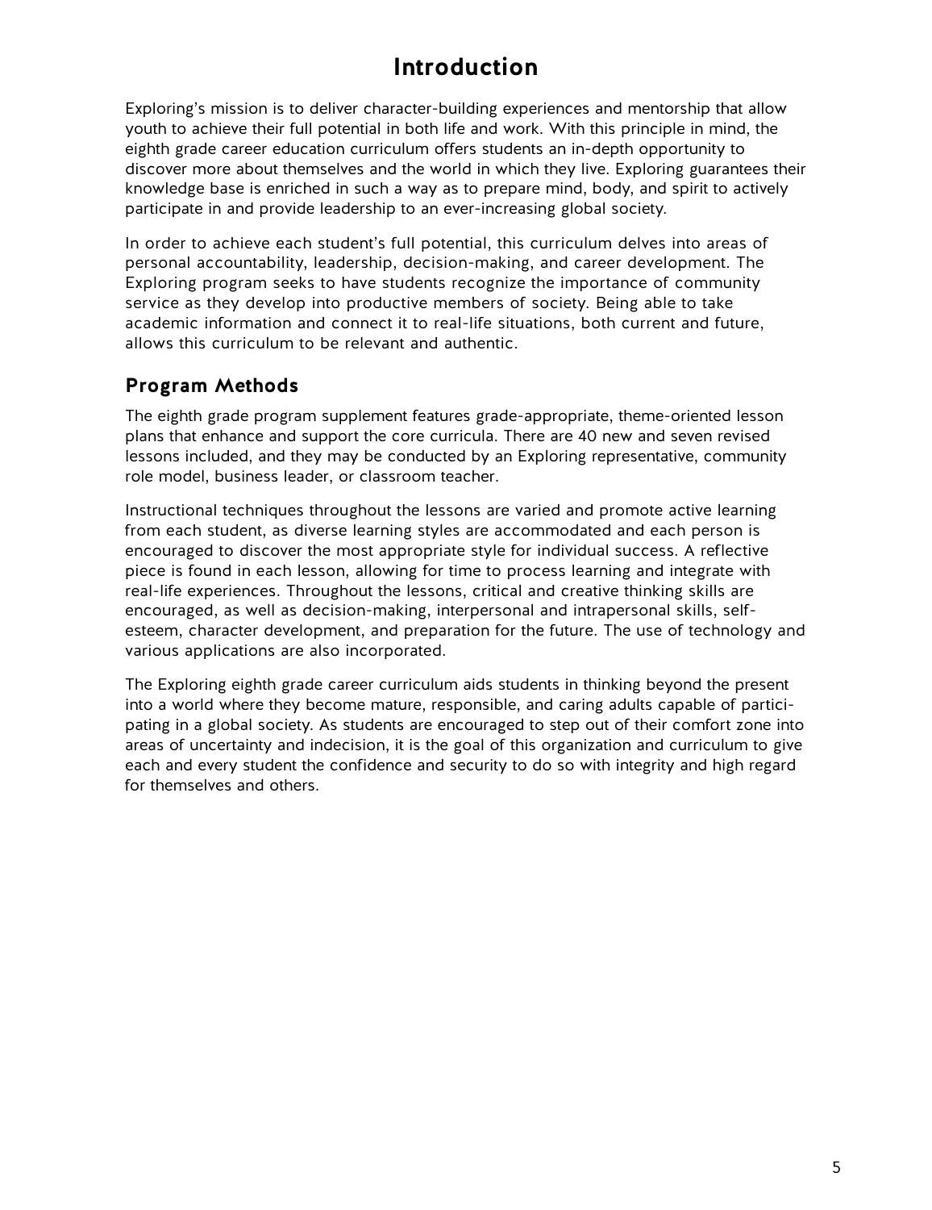# Introduction

Exploring's mission is to deliver character-building experiences and mentorship that allow youth to achieve their full potential in both life and work. With this principle in mind, the eighth grade career education curriculum offers students an in-depth opportunity to discover more about themselves and the world in which they live. Exploring guarantees their knowledge base is enriched in such a way as to prepare mind, body, and spirit to actively participate in and provide leadership to an ever-increasing global society.

In order to achieve each student's full potential, this curriculum delves into areas of personal accountability, leadership, decision-making, and career development. The Exploring program seeks to have students recognize the importance of community service as they develop into productive members of society. Being able to take academic information and connect it to real-life situations, both current and future, allows this curriculum to be relevant and authentic.

## Program Methods

The eighth grade program supplement features grade-appropriate, theme-oriented lesson plans that enhance and support the core curricula. There are 40 new and seven revised lessons included, and they may be conducted by an Exploring representative, community role model, business leader, or classroom teacher.

Instructional techniques throughout the lessons are varied and promote active learning from each student, as diverse learning styles are accommodated and each person is encouraged to discover the most appropriate style for individual success. A reflective piece is found in each lesson, allowing for time to process learning and integrate with real-life experiences. Throughout the lessons, critical and creative thinking skills are encouraged, as well as decision-making, interpersonal and intrapersonal skills, self-esteem, character development, and preparation for the future. The use of technology and various applications are also incorporated.

The Exploring eighth grade career curriculum aids students in thinking beyond the present into a world where they become mature, responsible, and caring adults capable of participating in a global society. As students are encouraged to step out of their comfort zone into areas of uncertainty and indecision, it is the goal of this organization and curriculum to give each and every student the confidence and security to do so with integrity and high regard for themselves and others.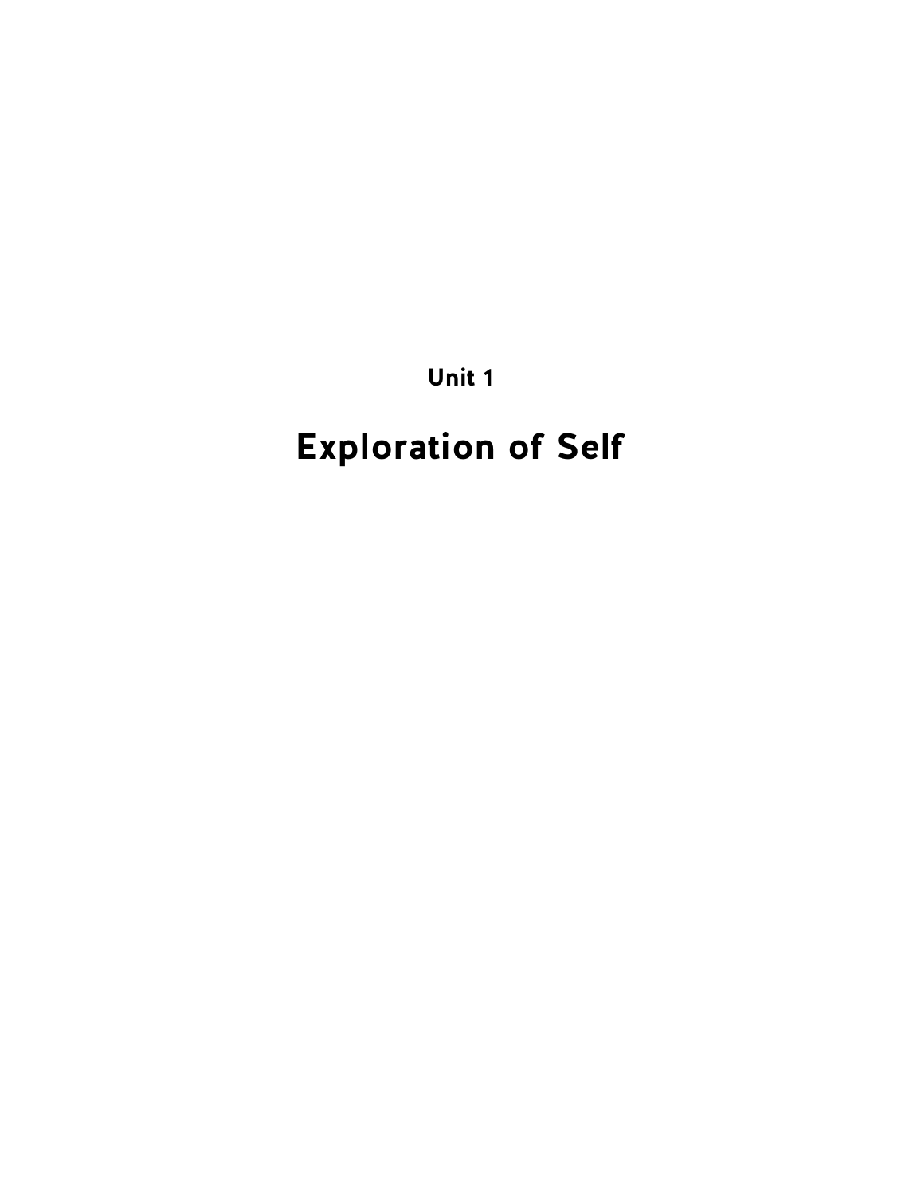Unit 1

# Exploration of Self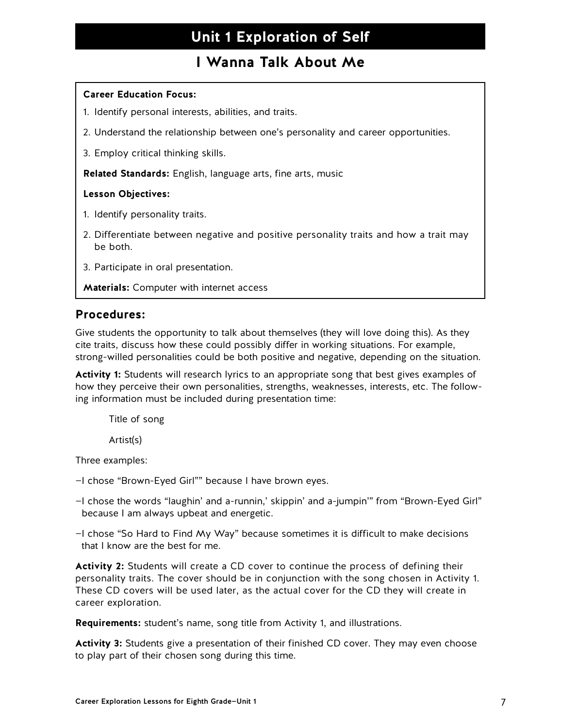# Unit 1 Exploration of Self

## I Wanna Talk About Me

**Career Education Focus:**

1. Identify personal interests, abilities, and traits.
2. Understand the relationship between one's personality and career opportunities.
3. Employ critical thinking skills.

**Related Standards:** English, language arts, fine arts, music

**Lesson Objectives:**

1. Identify personality traits.
2. Differentiate between negative and positive personality traits and how a trait may be both.
3. Participate in oral presentation.

**Materials:** Computer with internet access

### Procedures:

Give students the opportunity to talk about themselves (they will love doing this). As they cite traits, discuss how these could possibly differ in working situations. For example, strong-willed personalities could be both positive and negative, depending on the situation.

**Activity 1:** Students will research lyrics to an appropriate song that best gives examples of how they perceive their own personalities, strengths, weaknesses, interests, etc. The following information must be included during presentation time:

Title of song

Artist(s)

Three examples:

–I chose "Brown-Eyed Girl"" because I have brown eyes.

–I chose the words "laughin' and a-runnin,' skippin' and a-jumpin'" from "Brown-Eyed Girl" because I am always upbeat and energetic.

–I chose "So Hard to Find My Way" because sometimes it is difficult to make decisions that I know are the best for me.

**Activity 2:** Students will create a CD cover to continue the process of defining their personality traits. The cover should be in conjunction with the song chosen in Activity 1. These CD covers will be used later, as the actual cover for the CD they will create in career exploration.

**Requirements:** student's name, song title from Activity 1, and illustrations.

**Activity 3:** Students give a presentation of their finished CD cover. They may even choose to play part of their chosen song during this time.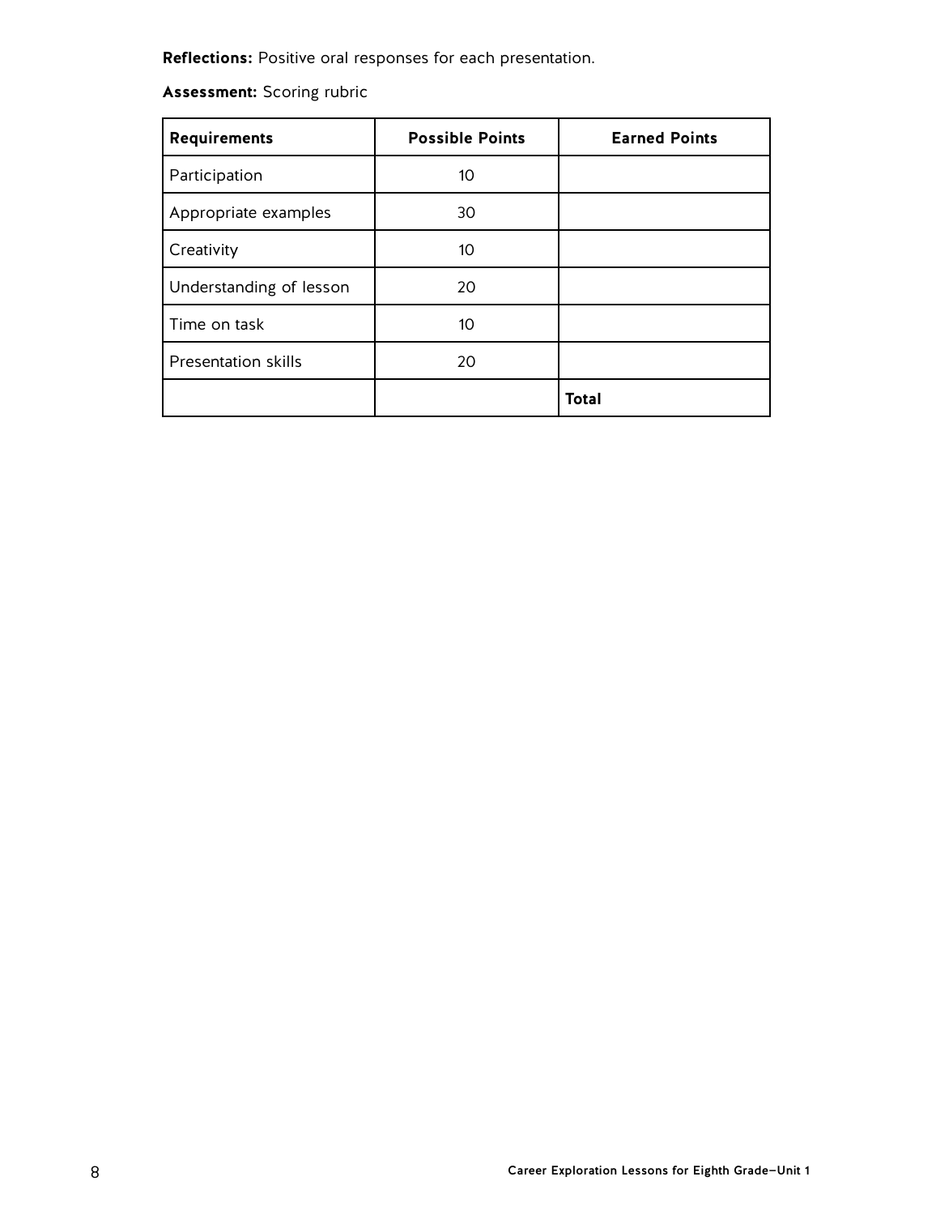**Reflections:** Positive oral responses for each presentation.

**Assessment:** Scoring rubric

| Requirements | Possible Points | Earned Points |
|---|---|---|
| Participation | 10 | |
| Appropriate examples | 30 | |
| Creativity | 10 | |
| Understanding of lesson | 20 | |
| Time on task | 10 | |
| Presentation skills | 20 | |
| | | **Total** |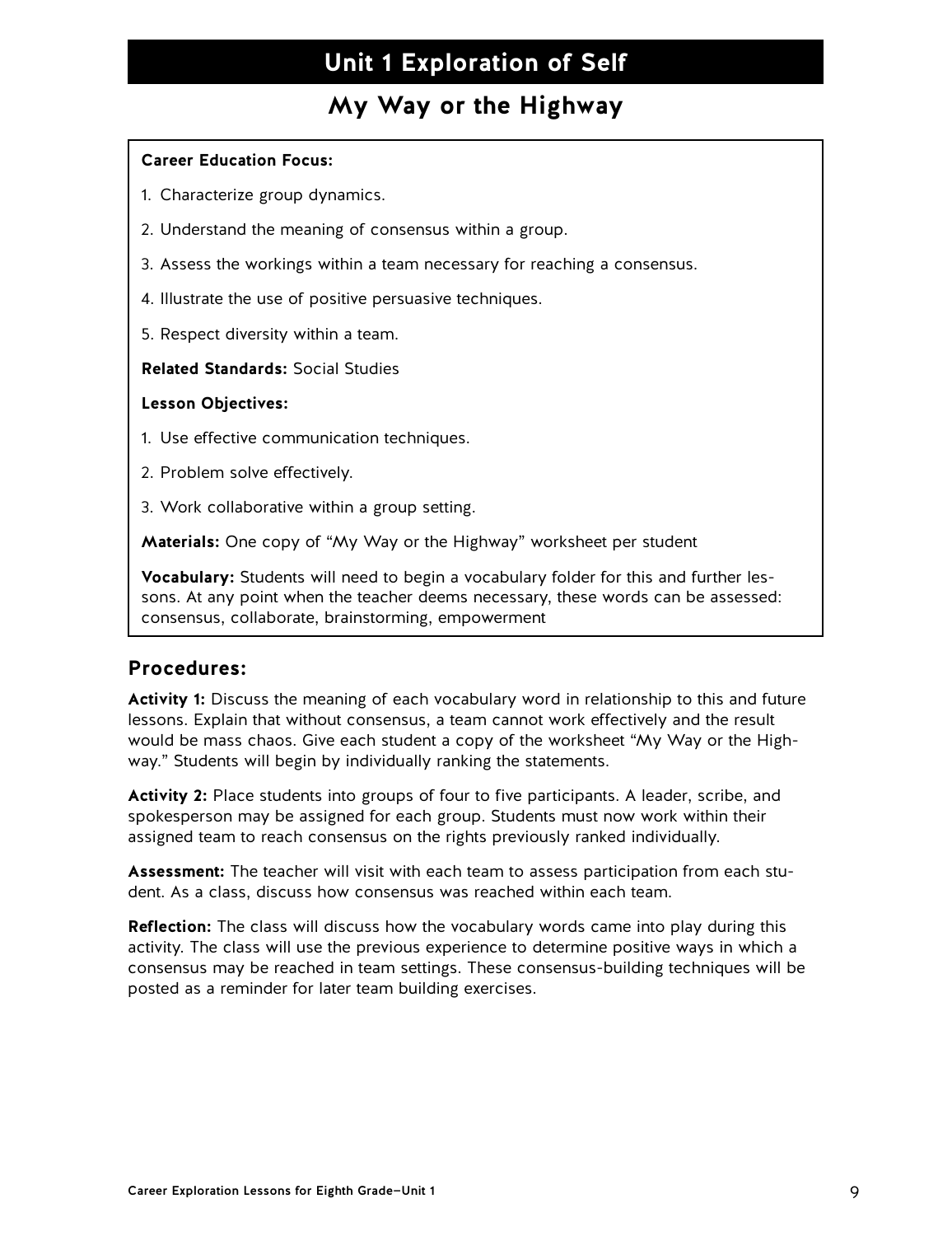# Unit 1 Exploration of Self

## My Way or the Highway

**Career Education Focus:**

1. Characterize group dynamics.
2. Understand the meaning of consensus within a group.
3. Assess the workings within a team necessary for reaching a consensus.
4. Illustrate the use of positive persuasive techniques.
5. Respect diversity within a team.

**Related Standards:** Social Studies

**Lesson Objectives:**

1. Use effective communication techniques.
2. Problem solve effectively.
3. Work collaborative within a group setting.

**Materials:** One copy of "My Way or the Highway" worksheet per student

**Vocabulary:** Students will need to begin a vocabulary folder for this and further lessons. At any point when the teacher deems necessary, these words can be assessed: consensus, collaborate, brainstorming, empowerment

### Procedures:

**Activity 1:** Discuss the meaning of each vocabulary word in relationship to this and future lessons. Explain that without consensus, a team cannot work effectively and the result would be mass chaos. Give each student a copy of the worksheet "My Way or the Highway." Students will begin by individually ranking the statements.

**Activity 2:** Place students into groups of four to five participants. A leader, scribe, and spokesperson may be assigned for each group. Students must now work within their assigned team to reach consensus on the rights previously ranked individually.

**Assessment:** The teacher will visit with each team to assess participation from each student. As a class, discuss how consensus was reached within each team.

**Reflection:** The class will discuss how the vocabulary words came into play during this activity. The class will use the previous experience to determine positive ways in which a consensus may be reached in team settings. These consensus-building techniques will be posted as a reminder for later team building exercises.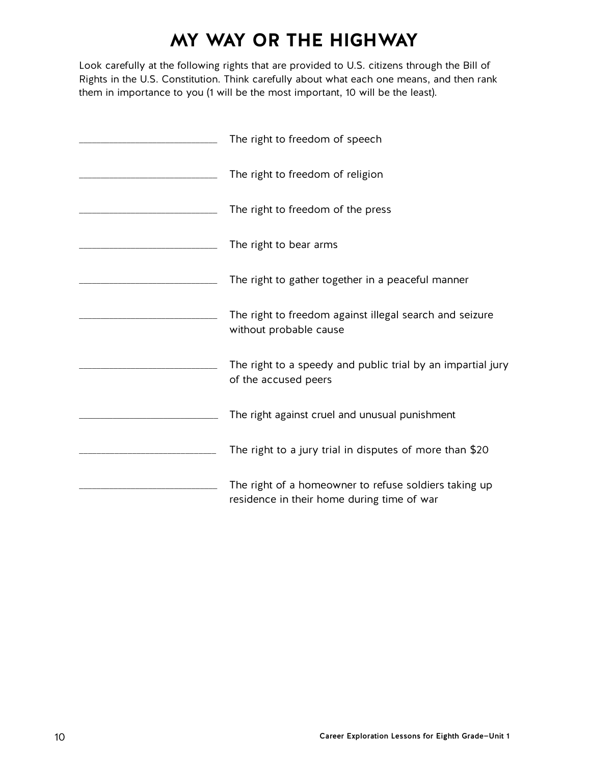# MY WAY OR THE HIGHWAY

Look carefully at the following rights that are provided to U.S. citizens through the Bill of Rights in the U.S. Constitution. Think carefully about what each one means, and then rank them in importance to you (1 will be the most important, 10 will be the least).

______________________ The right to freedom of speech

______________________ The right to freedom of religion

______________________ The right to freedom of the press

______________________ The right to bear arms

______________________ The right to gather together in a peaceful manner

______________________ The right to freedom against illegal search and seizure without probable cause

______________________ The right to a speedy and public trial by an impartial jury of the accused peers

______________________ The right against cruel and unusual punishment

______________________ The right to a jury trial in disputes of more than $20

______________________ The right of a homeowner to refuse soldiers taking up residence in their home during time of war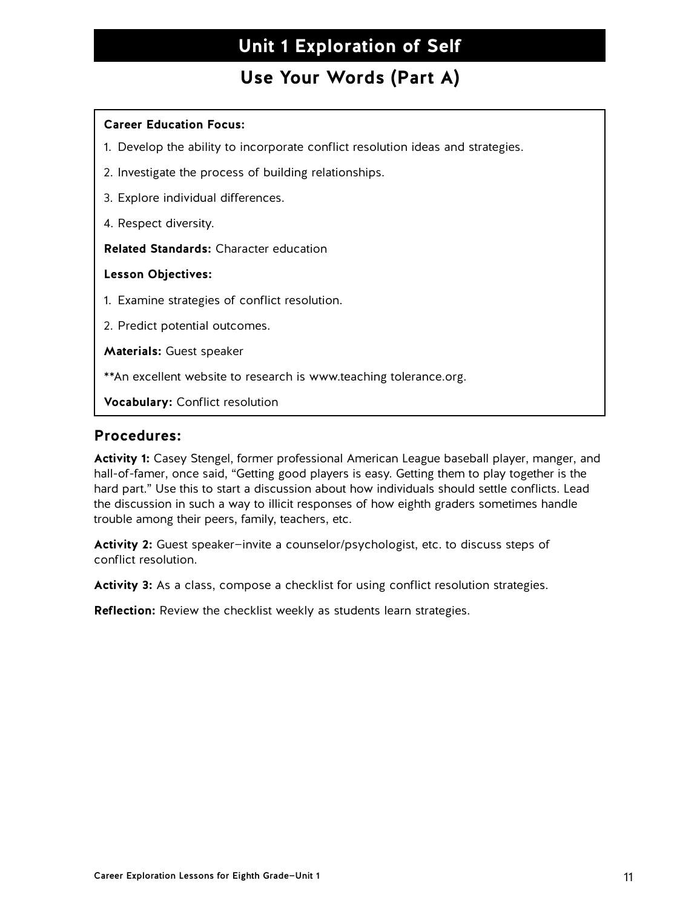# Unit 1 Exploration of Self

## Use Your Words (Part A)

**Career Education Focus:**

1. Develop the ability to incorporate conflict resolution ideas and strategies.
2. Investigate the process of building relationships.
3. Explore individual differences.
4. Respect diversity.

**Related Standards:** Character education

**Lesson Objectives:**

1. Examine strategies of conflict resolution.
2. Predict potential outcomes.

**Materials:** Guest speaker

**An excellent website to research is www.teaching tolerance.org.

**Vocabulary:** Conflict resolution

### Procedures:

**Activity 1:** Casey Stengel, former professional American League baseball player, manger, and hall-of-famer, once said, "Getting good players is easy. Getting them to play together is the hard part." Use this to start a discussion about how individuals should settle conflicts. Lead the discussion in such a way to illicit responses of how eighth graders sometimes handle trouble among their peers, family, teachers, etc.

**Activity 2:** Guest speaker—invite a counselor/psychologist, etc. to discuss steps of conflict resolution.

**Activity 3:** As a class, compose a checklist for using conflict resolution strategies.

**Reflection:** Review the checklist weekly as students learn strategies.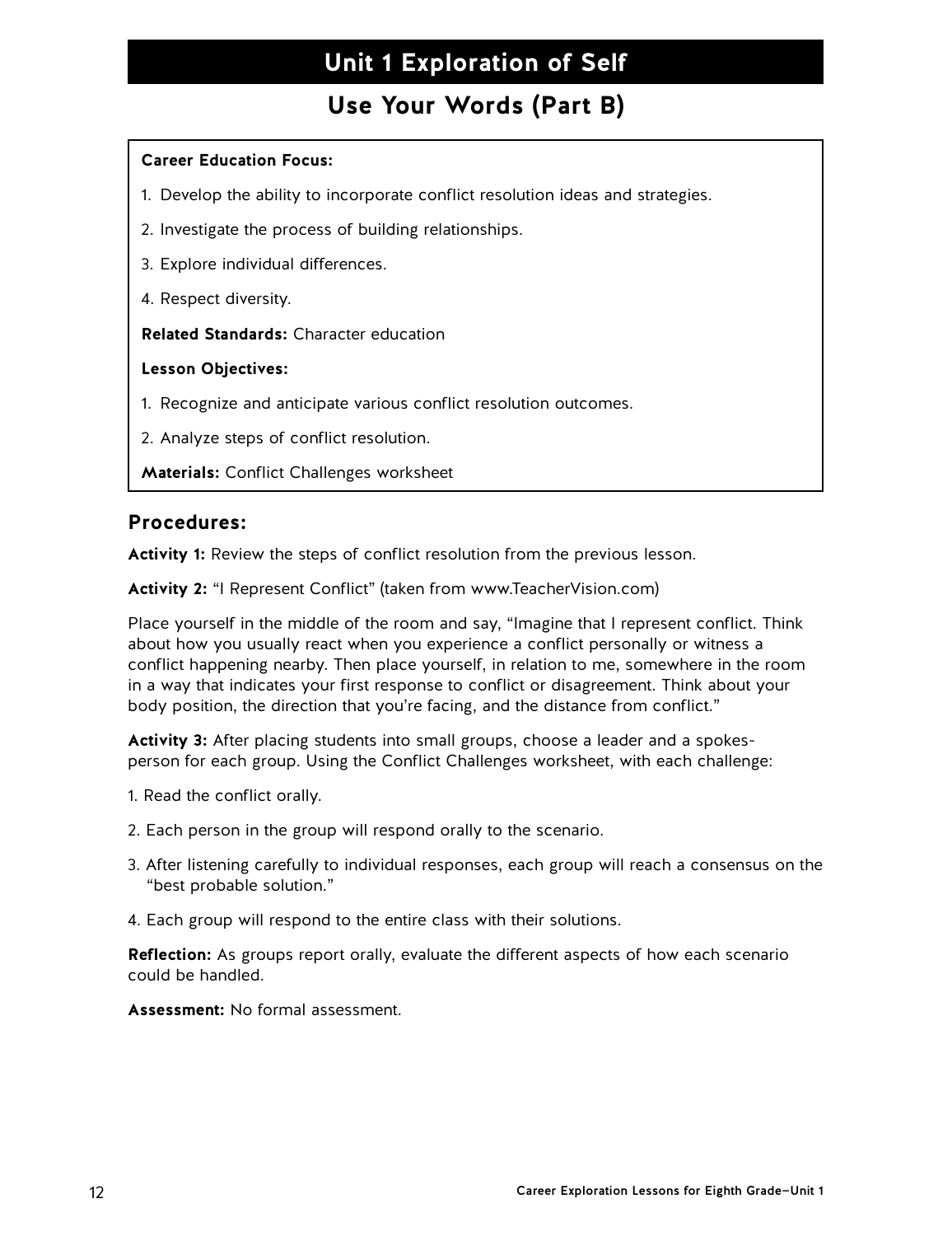# Unit 1 Exploration of Self

## Use Your Words (Part B)

**Career Education Focus:**

1. Develop the ability to incorporate conflict resolution ideas and strategies.
2. Investigate the process of building relationships.
3. Explore individual differences.
4. Respect diversity.

**Related Standards:** Character education

**Lesson Objectives:**

1. Recognize and anticipate various conflict resolution outcomes.
2. Analyze steps of conflict resolution.

**Materials:** Conflict Challenges worksheet

### Procedures:

**Activity 1:** Review the steps of conflict resolution from the previous lesson.

**Activity 2:** "I Represent Conflict" (taken from www.TeacherVision.com)

Place yourself in the middle of the room and say, "Imagine that I represent conflict. Think about how you usually react when you experience a conflict personally or witness a conflict happening nearby. Then place yourself, in relation to me, somewhere in the room in a way that indicates your first response to conflict or disagreement. Think about your body position, the direction that you're facing, and the distance from conflict."

**Activity 3:** After placing students into small groups, choose a leader and a spokes-person for each group. Using the Conflict Challenges worksheet, with each challenge:

1. Read the conflict orally.
2. Each person in the group will respond orally to the scenario.
3. After listening carefully to individual responses, each group will reach a consensus on the "best probable solution."
4. Each group will respond to the entire class with their solutions.

**Reflection:** As groups report orally, evaluate the different aspects of how each scenario could be handled.

**Assessment:** No formal assessment.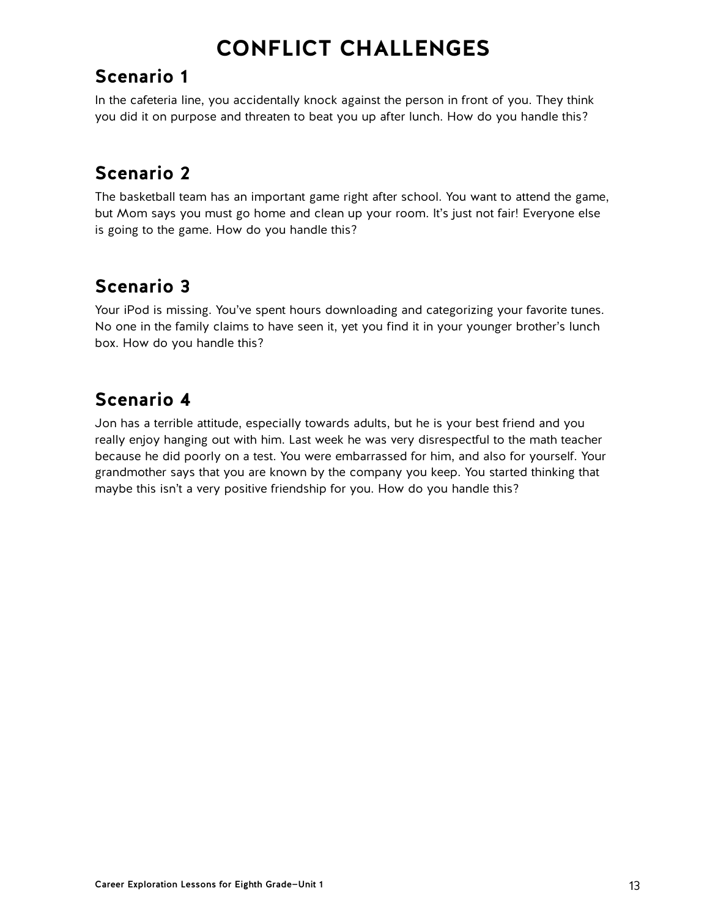# CONFLICT CHALLENGES

## Scenario 1

In the cafeteria line, you accidentally knock against the person in front of you. They think you did it on purpose and threaten to beat you up after lunch. How do you handle this?

## Scenario 2

The basketball team has an important game right after school. You want to attend the game, but Mom says you must go home and clean up your room. It's just not fair! Everyone else is going to the game. How do you handle this?

## Scenario 3

Your iPod is missing. You've spent hours downloading and categorizing your favorite tunes. No one in the family claims to have seen it, yet you find it in your younger brother's lunch box. How do you handle this?

## Scenario 4

Jon has a terrible attitude, especially towards adults, but he is your best friend and you really enjoy hanging out with him. Last week he was very disrespectful to the math teacher because he did poorly on a test. You were embarrassed for him, and also for yourself. Your grandmother says that you are known by the company you keep. You started thinking that maybe this isn't a very positive friendship for you. How do you handle this?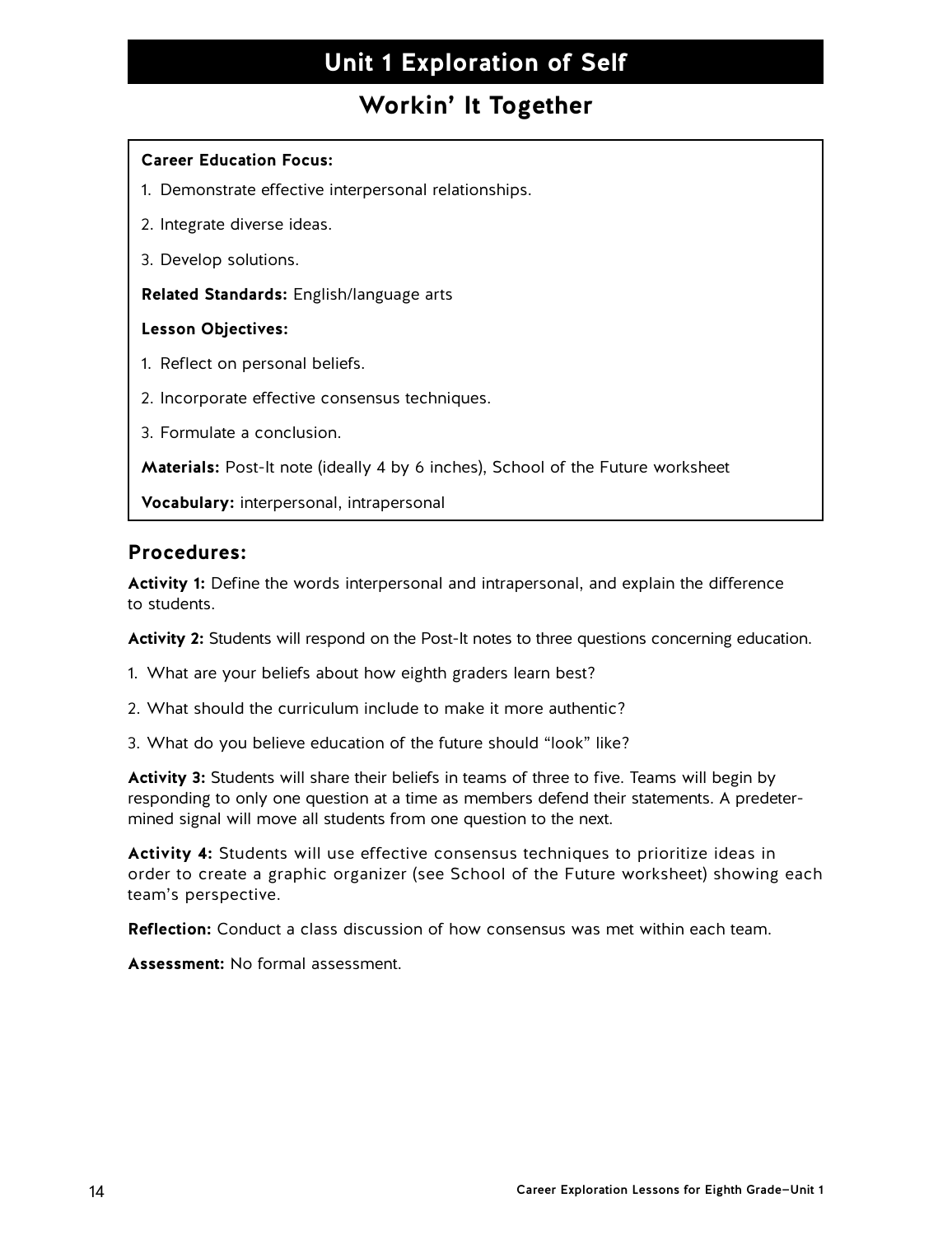# Unit 1 Exploration of Self

## Workin' It Together

**Career Education Focus:**

1. Demonstrate effective interpersonal relationships.
2. Integrate diverse ideas.
3. Develop solutions.

**Related Standards:** English/language arts

**Lesson Objectives:**

1. Reflect on personal beliefs.
2. Incorporate effective consensus techniques.
3. Formulate a conclusion.

**Materials:** Post-It note (ideally 4 by 6 inches), School of the Future worksheet

**Vocabulary:** interpersonal, intrapersonal

### Procedures:

**Activity 1:** Define the words interpersonal and intrapersonal, and explain the difference to students.

**Activity 2:** Students will respond on the Post-It notes to three questions concerning education.

1. What are your beliefs about how eighth graders learn best?
2. What should the curriculum include to make it more authentic?
3. What do you believe education of the future should "look" like?

**Activity 3:** Students will share their beliefs in teams of three to five. Teams will begin by responding to only one question at a time as members defend their statements. A predetermined signal will move all students from one question to the next.

**Activity 4:** Students will use effective consensus techniques to prioritize ideas in order to create a graphic organizer (see School of the Future worksheet) showing each team's perspective.

**Reflection:** Conduct a class discussion of how consensus was met within each team.

**Assessment:** No formal assessment.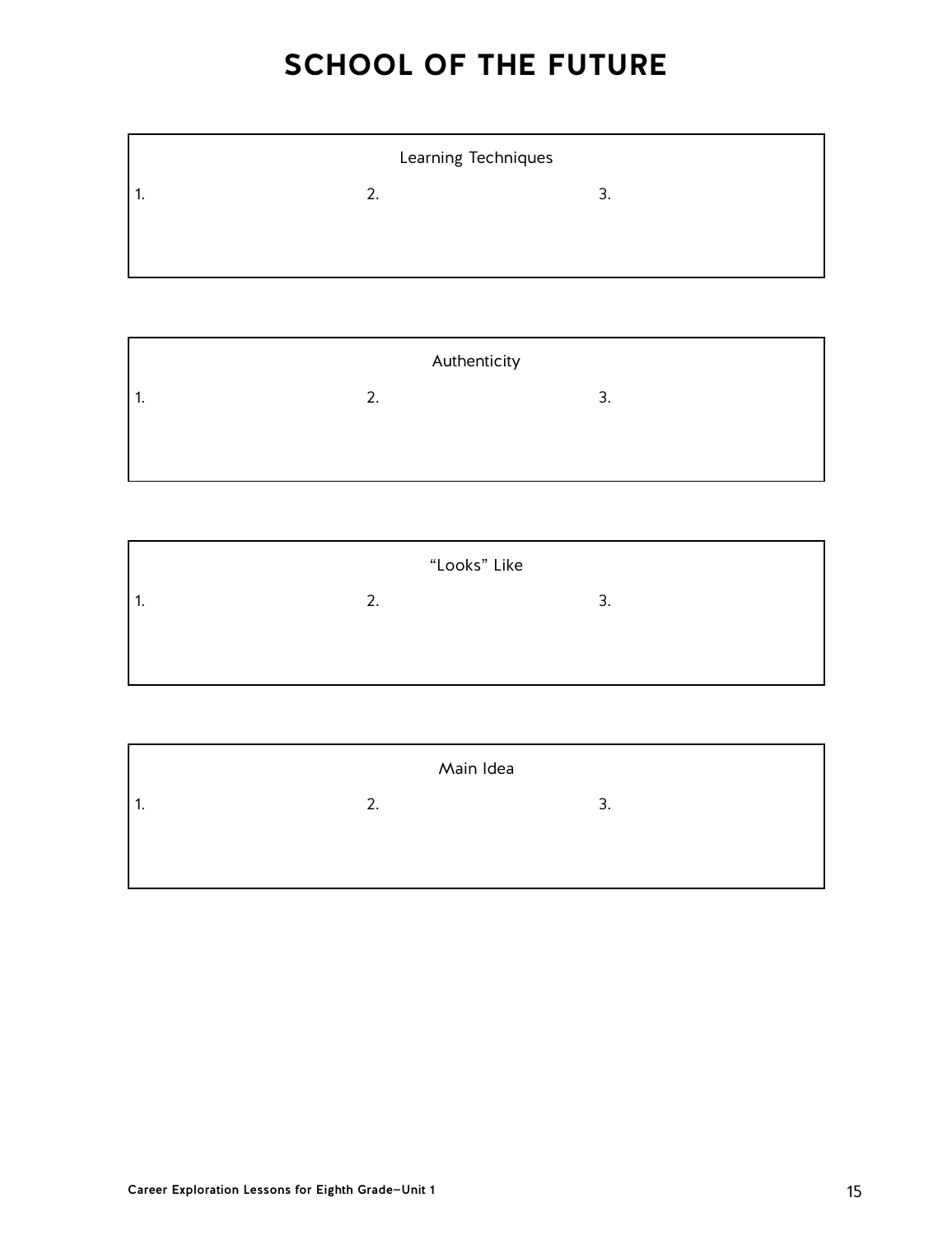# SCHOOL OF THE FUTURE

| Learning Techniques | | |
|---|---|---|
| 1. | 2. | 3. |

| Authenticity | | |
|---|---|---|
| 1. | 2. | 3. |

| “Looks” Like | | |
|---|---|---|
| 1. | 2. | 3. |

| Main Idea | | |
|---|---|---|
| 1. | 2. | 3. |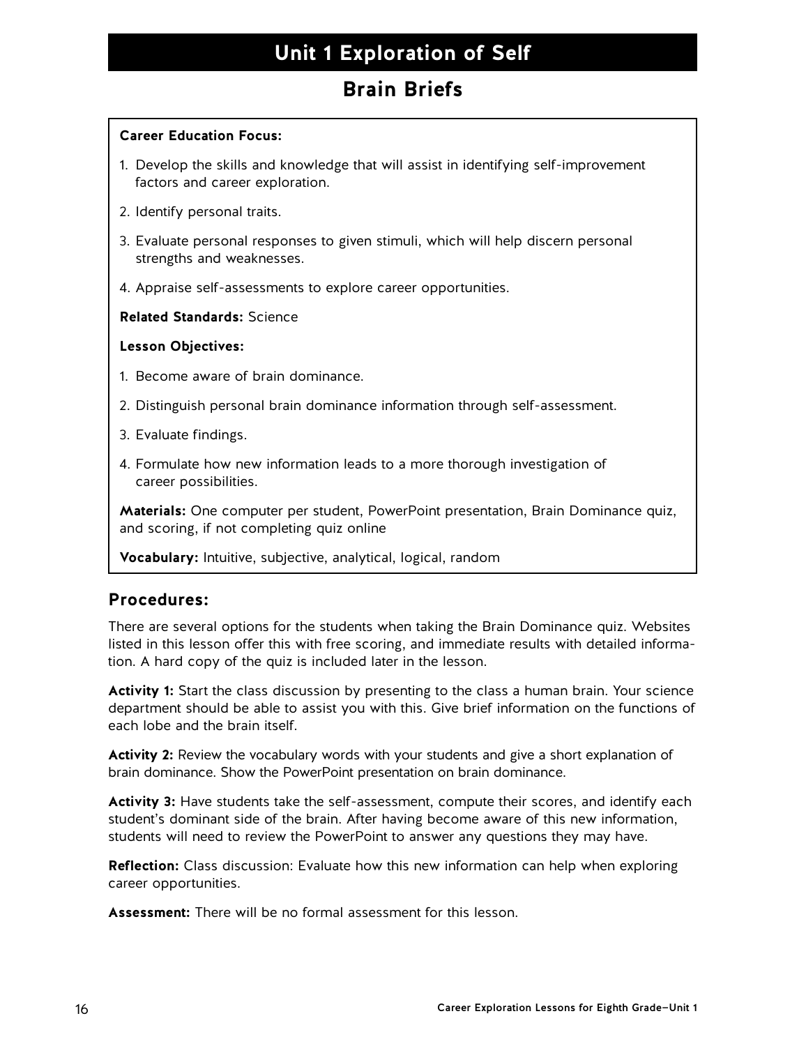# Unit 1 Exploration of Self

## Brain Briefs

**Career Education Focus:**

1. Develop the skills and knowledge that will assist in identifying self-improvement factors and career exploration.
2. Identify personal traits.
3. Evaluate personal responses to given stimuli, which will help discern personal strengths and weaknesses.
4. Appraise self-assessments to explore career opportunities.

**Related Standards:** Science

**Lesson Objectives:**

1. Become aware of brain dominance.
2. Distinguish personal brain dominance information through self-assessment.
3. Evaluate findings.
4. Formulate how new information leads to a more thorough investigation of career possibilities.

**Materials:** One computer per student, PowerPoint presentation, Brain Dominance quiz, and scoring, if not completing quiz online

**Vocabulary:** Intuitive, subjective, analytical, logical, random

### Procedures:

There are several options for the students when taking the Brain Dominance quiz. Websites listed in this lesson offer this with free scoring, and immediate results with detailed information. A hard copy of the quiz is included later in the lesson.

**Activity 1:** Start the class discussion by presenting to the class a human brain. Your science department should be able to assist you with this. Give brief information on the functions of each lobe and the brain itself.

**Activity 2:** Review the vocabulary words with your students and give a short explanation of brain dominance. Show the PowerPoint presentation on brain dominance.

**Activity 3:** Have students take the self-assessment, compute their scores, and identify each student's dominant side of the brain. After having become aware of this new information, students will need to review the PowerPoint to answer any questions they may have.

**Reflection:** Class discussion: Evaluate how this new information can help when exploring career opportunities.

**Assessment:** There will be no formal assessment for this lesson.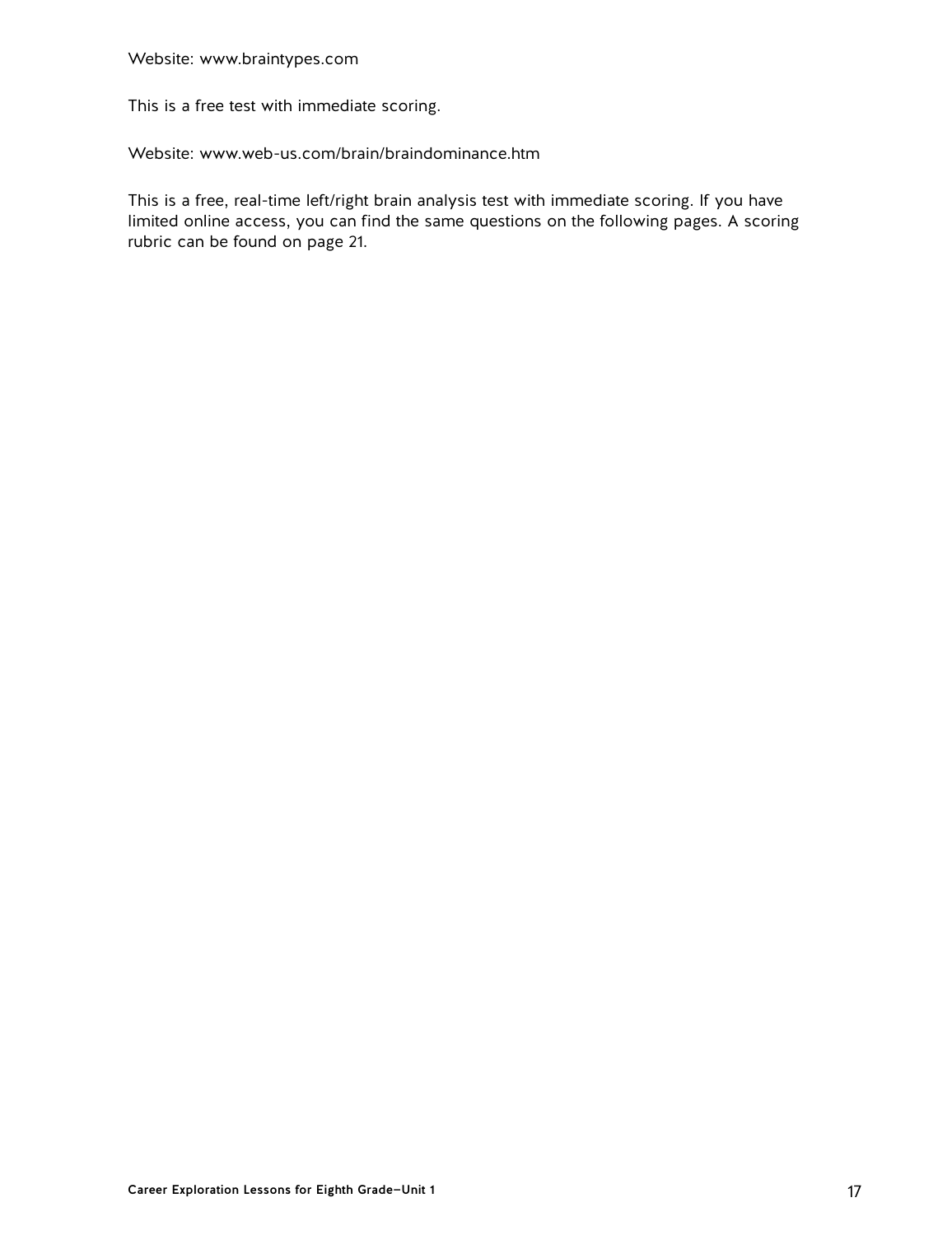Website: www.braintypes.com

This is a free test with immediate scoring.

Website: www.web-us.com/brain/braindominance.htm

This is a free, real-time left/right brain analysis test with immediate scoring. If you have limited online access, you can find the same questions on the following pages. A scoring rubric can be found on page 21.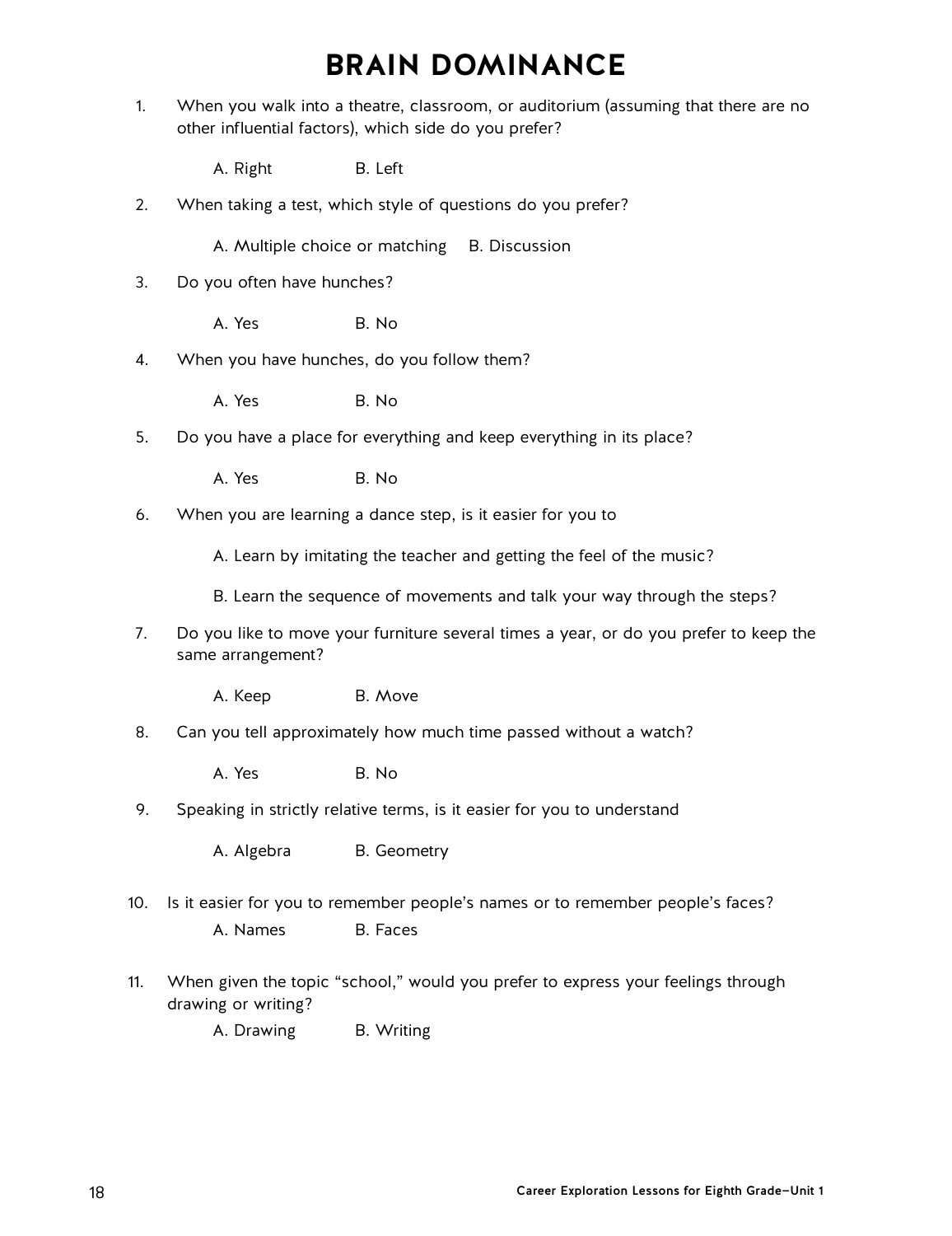# BRAIN DOMINANCE

1. When you walk into a theatre, classroom, or auditorium (assuming that there are no other influential factors), which side do you prefer?

   A. Right B. Left

2. When taking a test, which style of questions do you prefer?

   A. Multiple choice or matching B. Discussion

3. Do you often have hunches?

   A. Yes B. No

4. When you have hunches, do you follow them?

   A. Yes B. No

5. Do you have a place for everything and keep everything in its place?

   A. Yes B. No

6. When you are learning a dance step, is it easier for you to

   A. Learn by imitating the teacher and getting the feel of the music?

   B. Learn the sequence of movements and talk your way through the steps?

7. Do you like to move your furniture several times a year, or do you prefer to keep the same arrangement?

   A. Keep B. Move

8. Can you tell approximately how much time passed without a watch?

   A. Yes B. No

9. Speaking in strictly relative terms, is it easier for you to understand

   A. Algebra B. Geometry

10. Is it easier for you to remember people's names or to remember people's faces?

    A. Names B. Faces

11. When given the topic "school," would you prefer to express your feelings through drawing or writing?

    A. Drawing B. Writing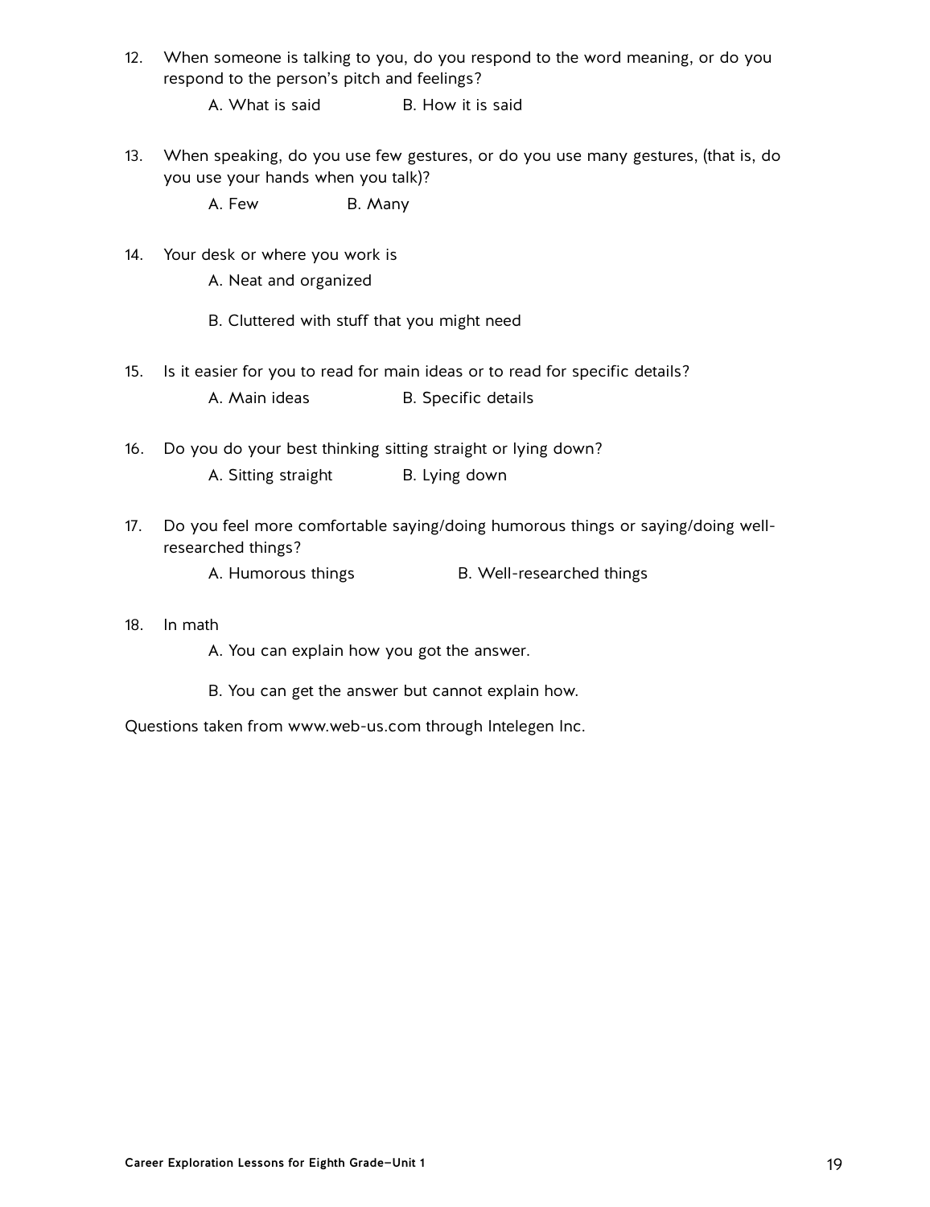12. When someone is talking to you, do you respond to the word meaning, or do you respond to the person's pitch and feelings?

    A. What is said    B. How it is said

13. When speaking, do you use few gestures, or do you use many gestures, (that is, do you use your hands when you talk)?

    A. Few    B. Many

14. Your desk or where you work is

    A. Neat and organized

    B. Cluttered with stuff that you might need

15. Is it easier for you to read for main ideas or to read for specific details?

    A. Main ideas    B. Specific details

16. Do you do your best thinking sitting straight or lying down?

    A. Sitting straight    B. Lying down

17. Do you feel more comfortable saying/doing humorous things or saying/doing well-researched things?

    A. Humorous things    B. Well-researched things

18. In math

    A. You can explain how you got the answer.

    B. You can get the answer but cannot explain how.

Questions taken from www.web-us.com through Intelegen Inc.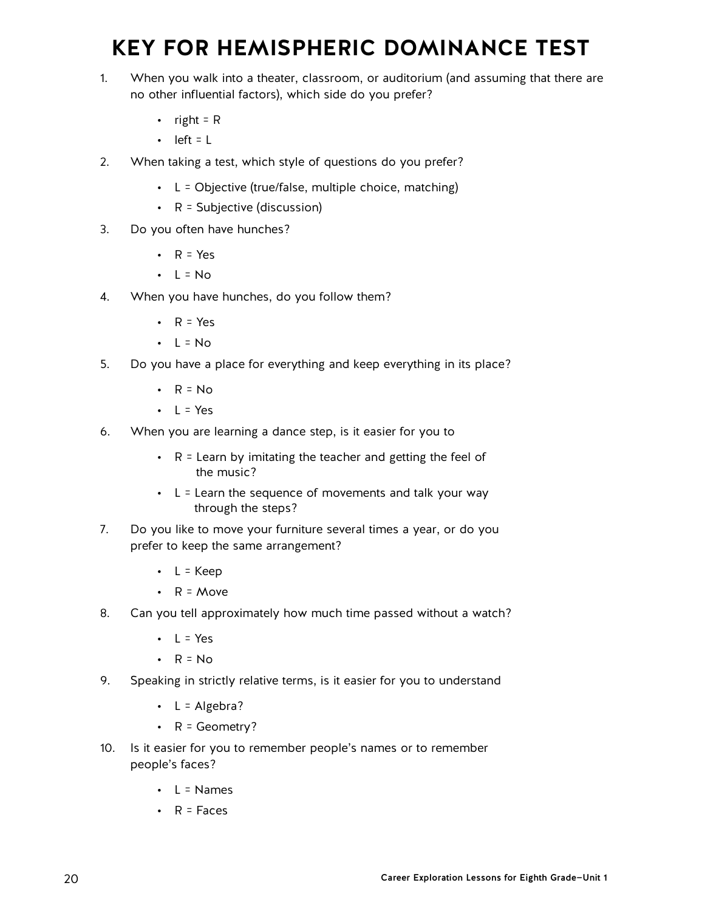# KEY FOR HEMISPHERIC DOMINANCE TEST

1. When you walk into a theater, classroom, or auditorium (and assuming that there are no other influential factors), which side do you prefer?
   - right = R
   - left = L
2. When taking a test, which style of questions do you prefer?
   - L = Objective (true/false, multiple choice, matching)
   - R = Subjective (discussion)
3. Do you often have hunches?
   - R = Yes
   - L = No
4. When you have hunches, do you follow them?
   - R = Yes
   - L = No
5. Do you have a place for everything and keep everything in its place?
   - R = No
   - L = Yes
6. When you are learning a dance step, is it easier for you to
   - R = Learn by imitating the teacher and getting the feel of the music?
   - L = Learn the sequence of movements and talk your way through the steps?
7. Do you like to move your furniture several times a year, or do you prefer to keep the same arrangement?
   - L = Keep
   - R = Move
8. Can you tell approximately how much time passed without a watch?
   - L = Yes
   - R = No
9. Speaking in strictly relative terms, is it easier for you to understand
   - L = Algebra?
   - R = Geometry?
10. Is it easier for you to remember people's names or to remember people's faces?
    - L = Names
    - R = Faces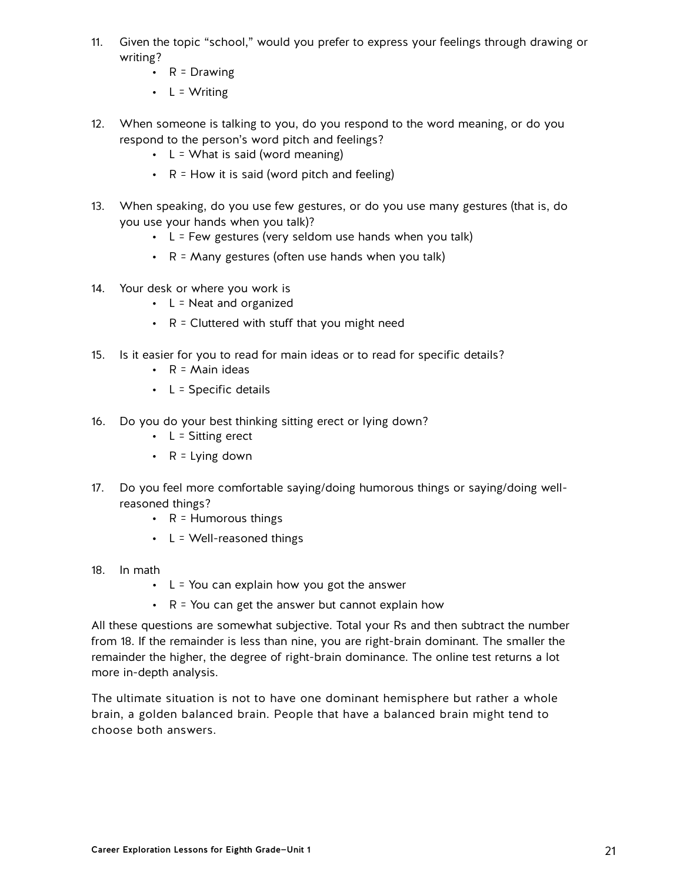11. Given the topic "school," would you prefer to express your feelings through drawing or writing?
    - R = Drawing
    - L = Writing

12. When someone is talking to you, do you respond to the word meaning, or do you respond to the person's word pitch and feelings?
    - L = What is said (word meaning)
    - R = How it is said (word pitch and feeling)

13. When speaking, do you use few gestures, or do you use many gestures (that is, do you use your hands when you talk)?
    - L = Few gestures (very seldom use hands when you talk)
    - R = Many gestures (often use hands when you talk)

14. Your desk or where you work is
    - L = Neat and organized
    - R = Cluttered with stuff that you might need

15. Is it easier for you to read for main ideas or to read for specific details?
    - R = Main ideas
    - L = Specific details

16. Do you do your best thinking sitting erect or lying down?
    - L = Sitting erect
    - R = Lying down

17. Do you feel more comfortable saying/doing humorous things or saying/doing well-reasoned things?
    - R = Humorous things
    - L = Well-reasoned things

18. In math
    - L = You can explain how you got the answer
    - R = You can get the answer but cannot explain how

All these questions are somewhat subjective. Total your Rs and then subtract the number from 18. If the remainder is less than nine, you are right-brain dominant. The smaller the remainder the higher, the degree of right-brain dominance. The online test returns a lot more in-depth analysis.

The ultimate situation is not to have one dominant hemisphere but rather a whole brain, a golden balanced brain. People that have a balanced brain might tend to choose both answers.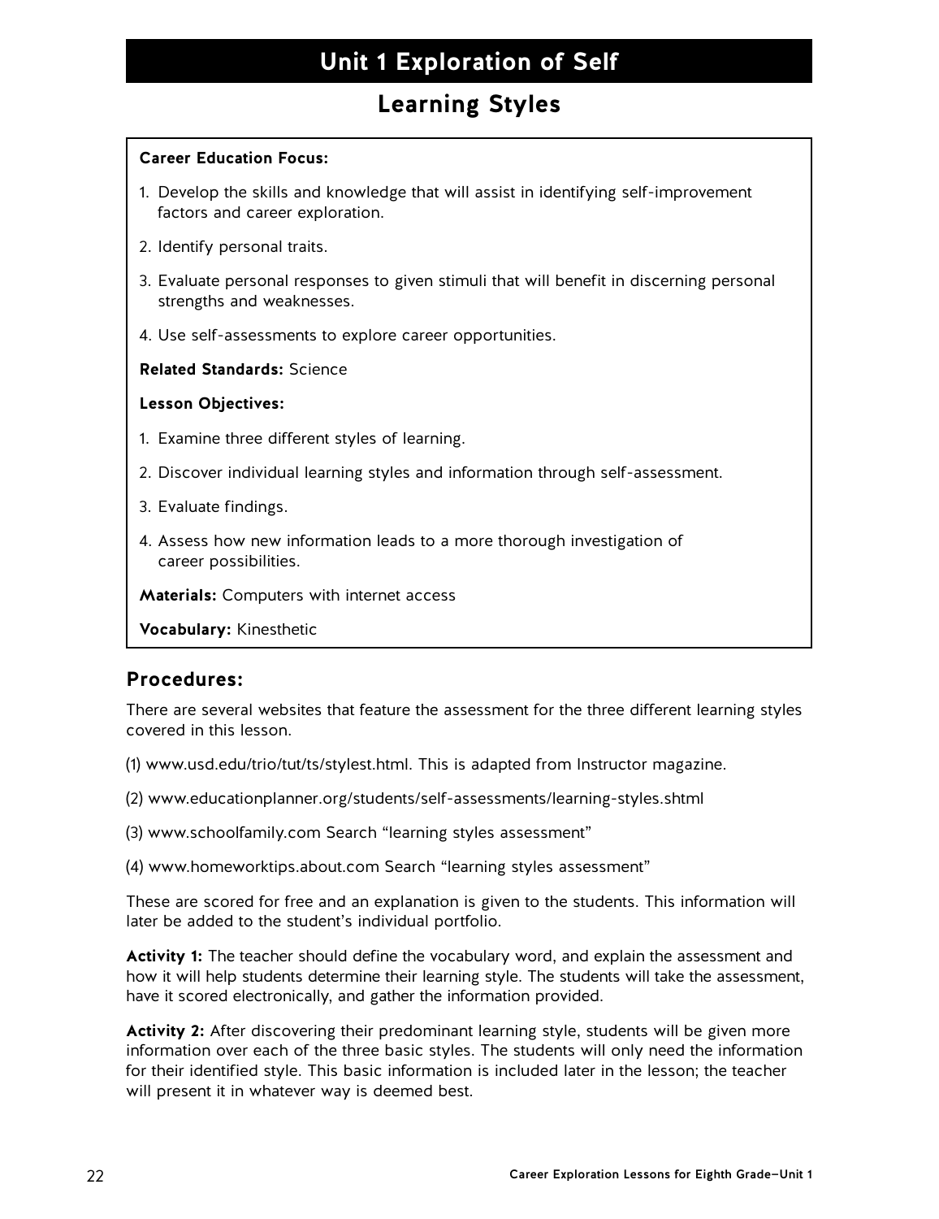# Unit 1 Exploration of Self

## Learning Styles

**Career Education Focus:**

1. Develop the skills and knowledge that will assist in identifying self-improvement factors and career exploration.
2. Identify personal traits.
3. Evaluate personal responses to given stimuli that will benefit in discerning personal strengths and weaknesses.
4. Use self-assessments to explore career opportunities.

**Related Standards:** Science

**Lesson Objectives:**

1. Examine three different styles of learning.
2. Discover individual learning styles and information through self-assessment.
3. Evaluate findings.
4. Assess how new information leads to a more thorough investigation of career possibilities.

**Materials:** Computers with internet access

**Vocabulary:** Kinesthetic

### Procedures:

There are several websites that feature the assessment for the three different learning styles covered in this lesson.

(1) www.usd.edu/trio/tut/ts/stylest.html. This is adapted from Instructor magazine.

(2) www.educationplanner.org/students/self-assessments/learning-styles.shtml

(3) www.schoolfamily.com Search "learning styles assessment"

(4) www.homeworktips.about.com Search "learning styles assessment"

These are scored for free and an explanation is given to the students. This information will later be added to the student's individual portfolio.

**Activity 1:** The teacher should define the vocabulary word, and explain the assessment and how it will help students determine their learning style. The students will take the assessment, have it scored electronically, and gather the information provided.

**Activity 2:** After discovering their predominant learning style, students will be given more information over each of the three basic styles. The students will only need the information for their identified style. This basic information is included later in the lesson; the teacher will present it in whatever way is deemed best.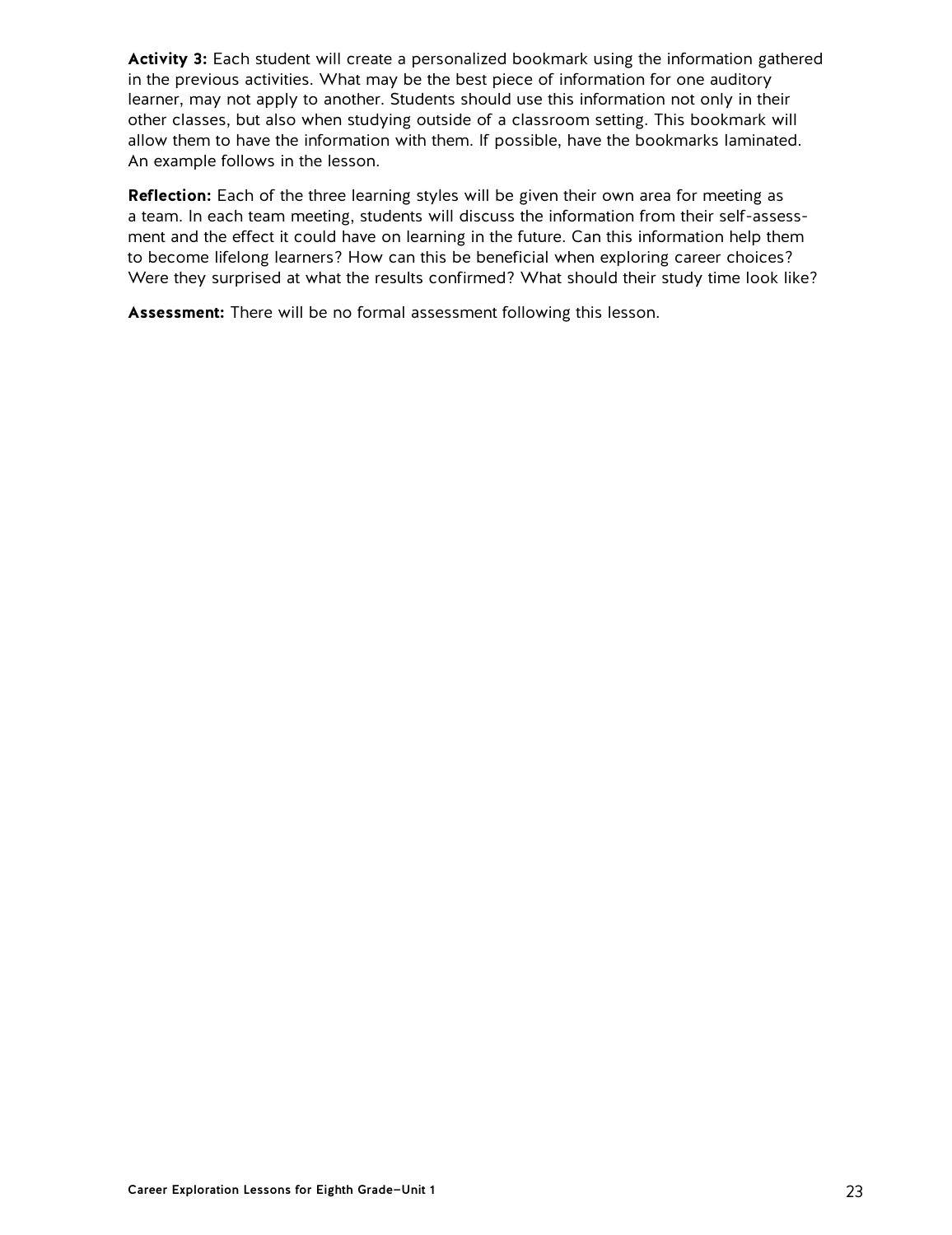**Activity 3:** Each student will create a personalized bookmark using the information gathered in the previous activities. What may be the best piece of information for one auditory learner, may not apply to another. Students should use this information not only in their other classes, but also when studying outside of a classroom setting. This bookmark will allow them to have the information with them. If possible, have the bookmarks laminated. An example follows in the lesson.

**Reflection:** Each of the three learning styles will be given their own area for meeting as a team. In each team meeting, students will discuss the information from their self-assessment and the effect it could have on learning in the future. Can this information help them to become lifelong learners? How can this be beneficial when exploring career choices? Were they surprised at what the results confirmed? What should their study time look like?

**Assessment:** There will be no formal assessment following this lesson.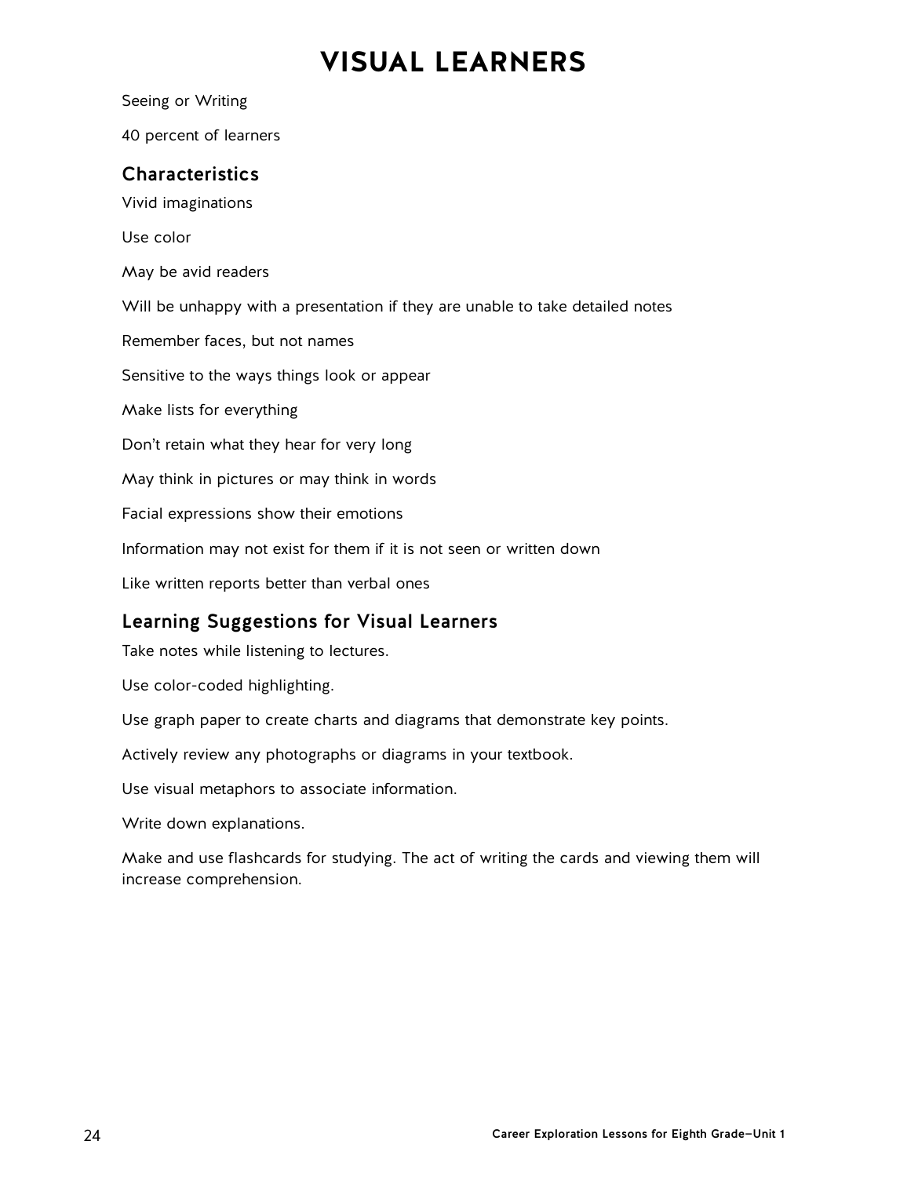# VISUAL LEARNERS

Seeing or Writing

40 percent of learners

## Characteristics

Vivid imaginations

Use color

May be avid readers

Will be unhappy with a presentation if they are unable to take detailed notes

Remember faces, but not names

Sensitive to the ways things look or appear

Make lists for everything

Don't retain what they hear for very long

May think in pictures or may think in words

Facial expressions show their emotions

Information may not exist for them if it is not seen or written down

Like written reports better than verbal ones

## Learning Suggestions for Visual Learners

Take notes while listening to lectures.

Use color-coded highlighting.

Use graph paper to create charts and diagrams that demonstrate key points.

Actively review any photographs or diagrams in your textbook.

Use visual metaphors to associate information.

Write down explanations.

Make and use flashcards for studying. The act of writing the cards and viewing them will increase comprehension.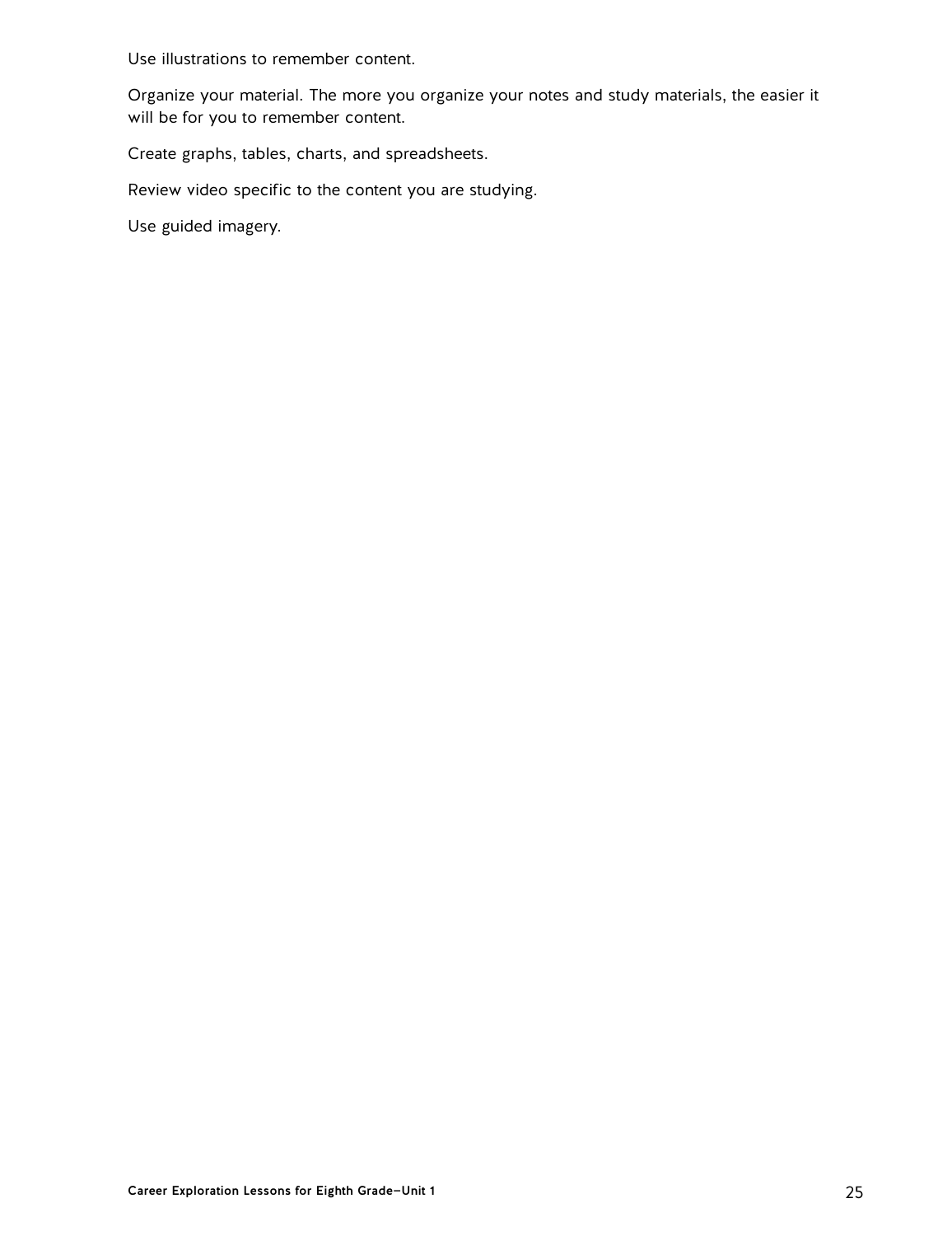Use illustrations to remember content.

Organize your material. The more you organize your notes and study materials, the easier it will be for you to remember content.

Create graphs, tables, charts, and spreadsheets.

Review video specific to the content you are studying.

Use guided imagery.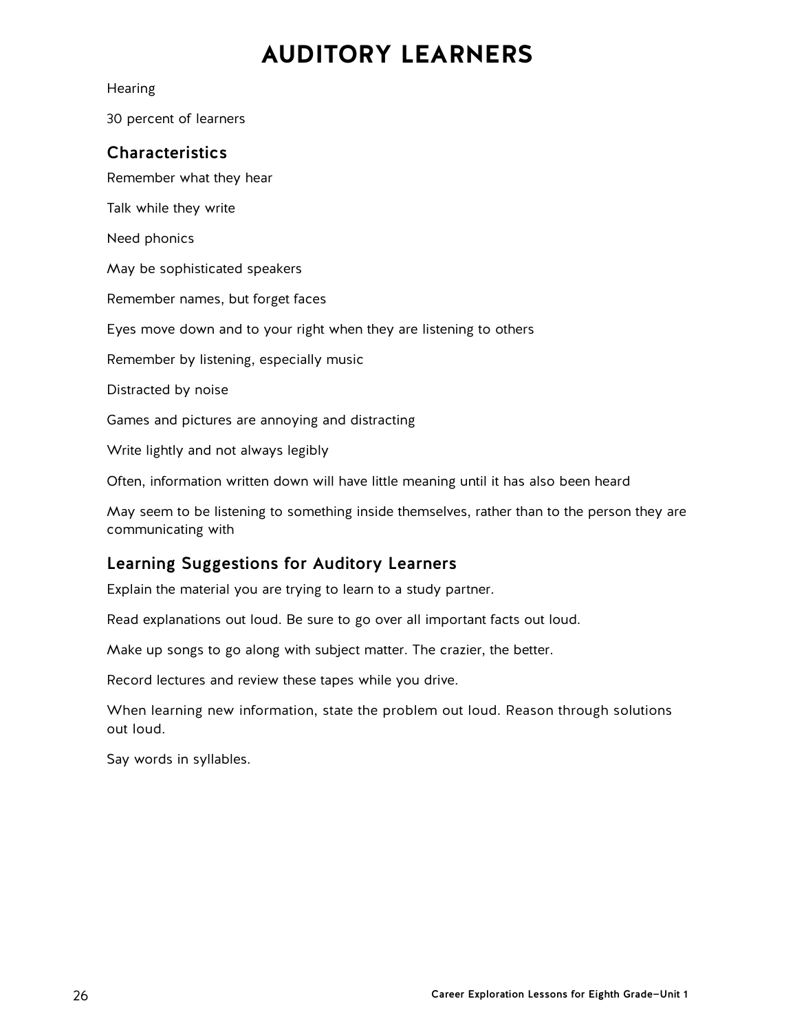# AUDITORY LEARNERS

Hearing

30 percent of learners

## Characteristics

Remember what they hear

Talk while they write

Need phonics

May be sophisticated speakers

Remember names, but forget faces

Eyes move down and to your right when they are listening to others

Remember by listening, especially music

Distracted by noise

Games and pictures are annoying and distracting

Write lightly and not always legibly

Often, information written down will have little meaning until it has also been heard

May seem to be listening to something inside themselves, rather than to the person they are communicating with

## Learning Suggestions for Auditory Learners

Explain the material you are trying to learn to a study partner.

Read explanations out loud. Be sure to go over all important facts out loud.

Make up songs to go along with subject matter. The crazier, the better.

Record lectures and review these tapes while you drive.

When learning new information, state the problem out loud. Reason through solutions out loud.

Say words in syllables.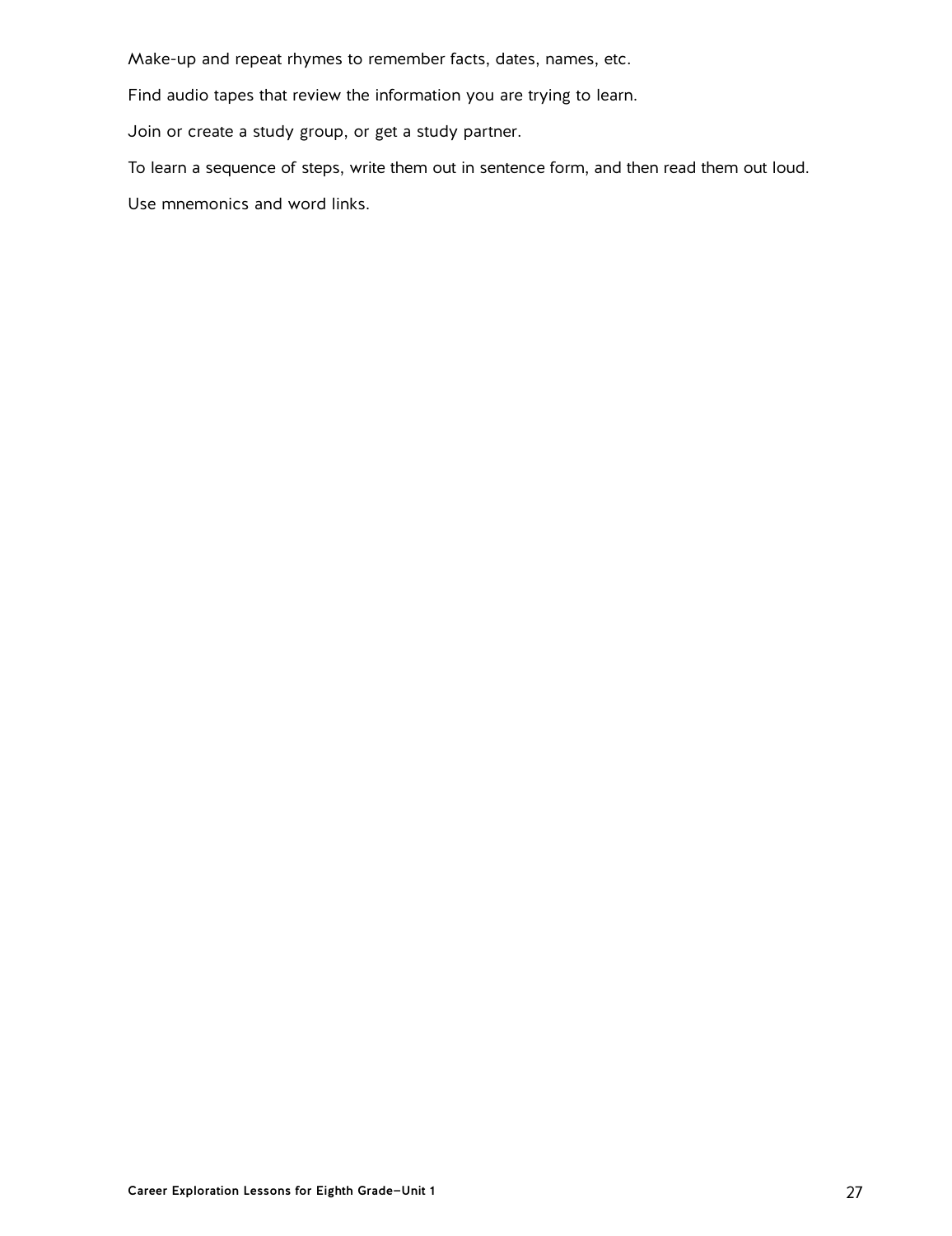Make-up and repeat rhymes to remember facts, dates, names, etc.

Find audio tapes that review the information you are trying to learn.

Join or create a study group, or get a study partner.

To learn a sequence of steps, write them out in sentence form, and then read them out loud.

Use mnemonics and word links.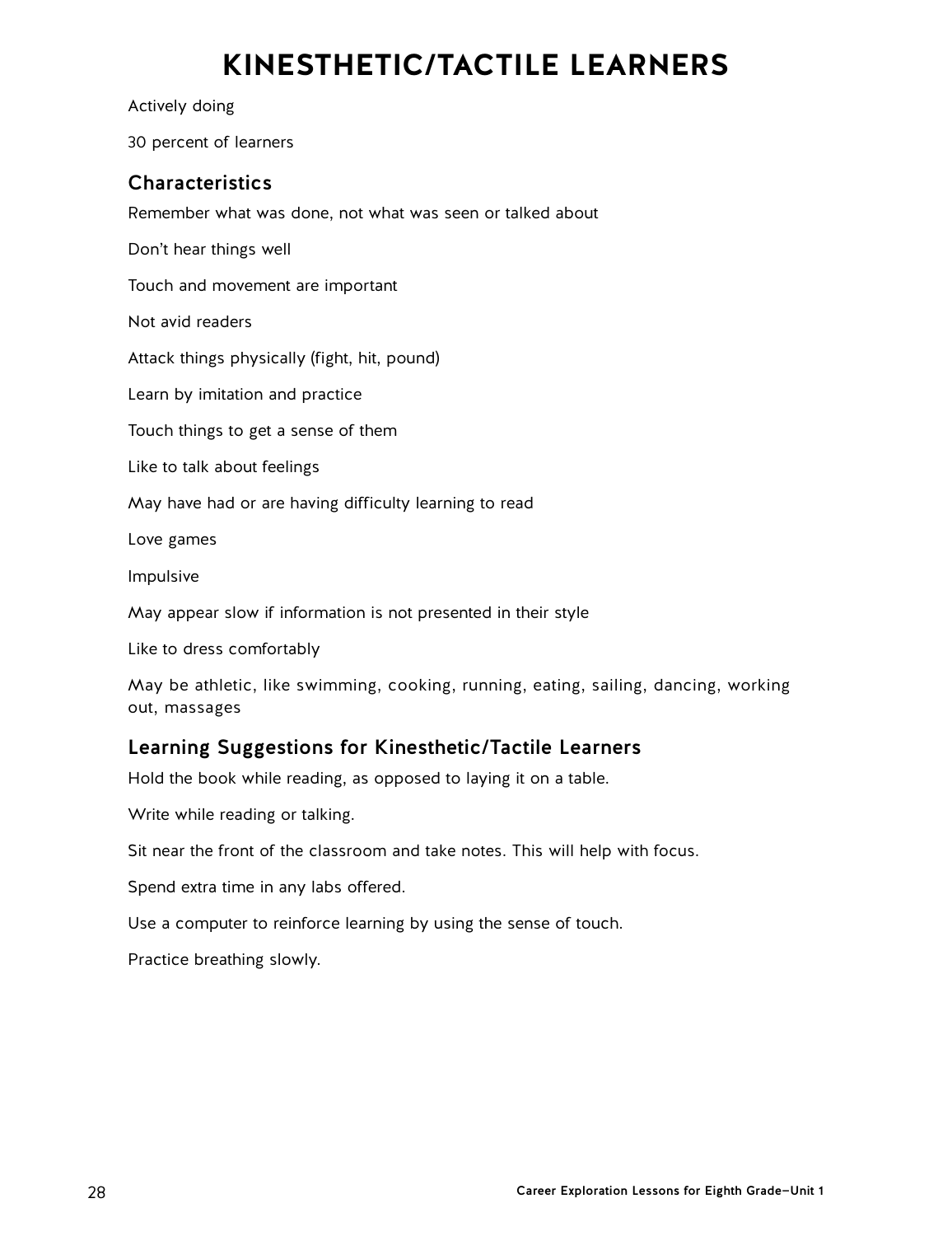# KINESTHETIC/TACTILE LEARNERS

Actively doing

30 percent of learners

## Characteristics

Remember what was done, not what was seen or talked about

Don't hear things well

Touch and movement are important

Not avid readers

Attack things physically (fight, hit, pound)

Learn by imitation and practice

Touch things to get a sense of them

Like to talk about feelings

May have had or are having difficulty learning to read

Love games

Impulsive

May appear slow if information is not presented in their style

Like to dress comfortably

May be athletic, like swimming, cooking, running, eating, sailing, dancing, working out, massages

## Learning Suggestions for Kinesthetic/Tactile Learners

Hold the book while reading, as opposed to laying it on a table.

Write while reading or talking.

Sit near the front of the classroom and take notes. This will help with focus.

Spend extra time in any labs offered.

Use a computer to reinforce learning by using the sense of touch.

Practice breathing slowly.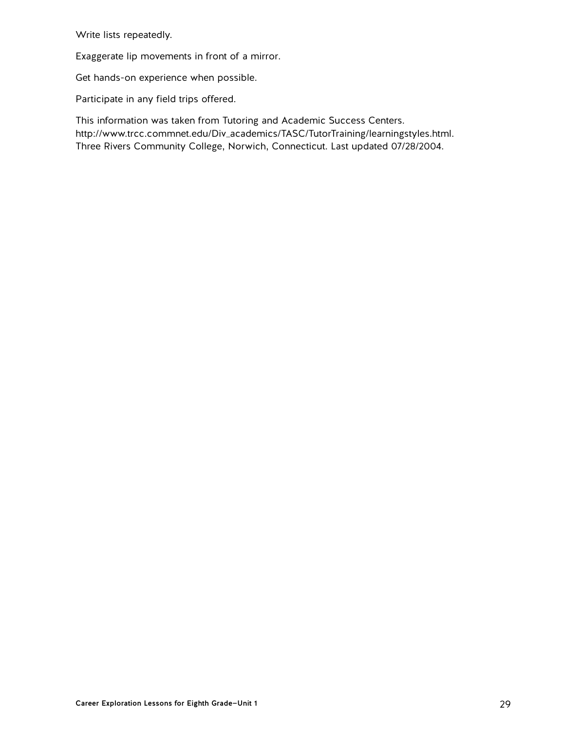Write lists repeatedly.

Exaggerate lip movements in front of a mirror.

Get hands-on experience when possible.

Participate in any field trips offered.

This information was taken from Tutoring and Academic Success Centers. http://www.trcc.commnet.edu/Div_academics/TASC/TutorTraining/learningstyles.html. Three Rivers Community College, Norwich, Connecticut. Last updated 07/28/2004.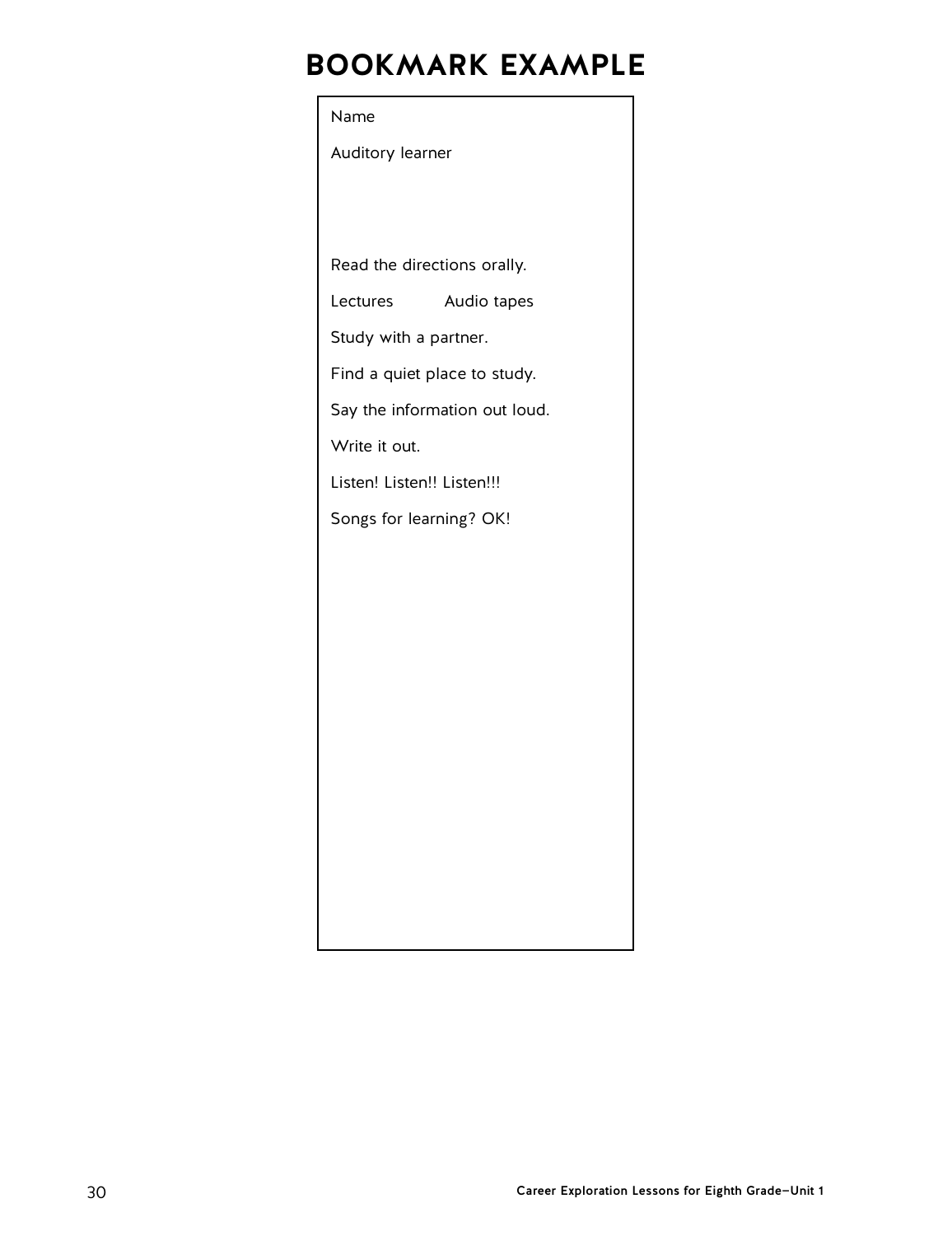# BOOKMARK EXAMPLE

Name

Auditory learner

Read the directions orally.

Lectures Audio tapes

Study with a partner.

Find a quiet place to study.

Say the information out loud.

Write it out.

Listen! Listen!! Listen!!!

Songs for learning? OK!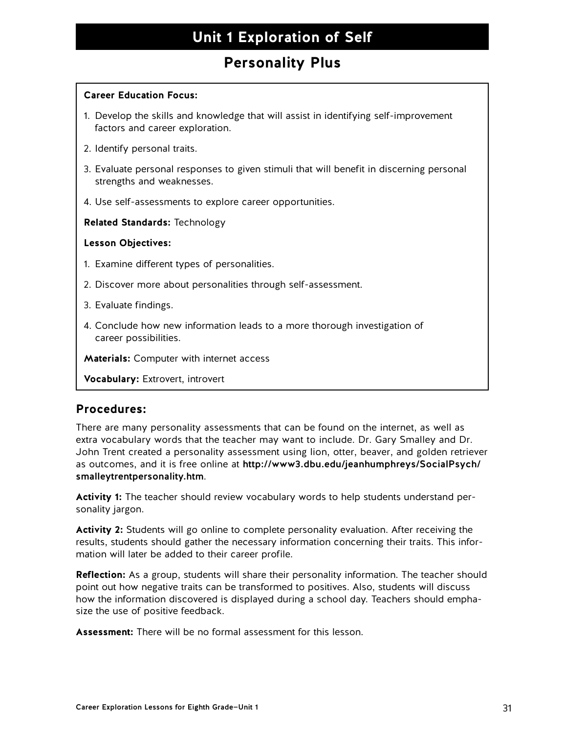# Unit 1 Exploration of Self

## Personality Plus

**Career Education Focus:**

1. Develop the skills and knowledge that will assist in identifying self-improvement factors and career exploration.
2. Identify personal traits.
3. Evaluate personal responses to given stimuli that will benefit in discerning personal strengths and weaknesses.
4. Use self-assessments to explore career opportunities.

**Related Standards:** Technology

**Lesson Objectives:**

1. Examine different types of personalities.
2. Discover more about personalities through self-assessment.
3. Evaluate findings.
4. Conclude how new information leads to a more thorough investigation of career possibilities.

**Materials:** Computer with internet access

**Vocabulary:** Extrovert, introvert

### Procedures:

There are many personality assessments that can be found on the internet, as well as extra vocabulary words that the teacher may want to include. Dr. Gary Smalley and Dr. John Trent created a personality assessment using lion, otter, beaver, and golden retriever as outcomes, and it is free online at **http://www3.dbu.edu/jeanhumphreys/SocialPsych/smalleytrentpersonality.htm**.

**Activity 1:** The teacher should review vocabulary words to help students understand personality jargon.

**Activity 2:** Students will go online to complete personality evaluation. After receiving the results, students should gather the necessary information concerning their traits. This information will later be added to their career profile.

**Reflection:** As a group, students will share their personality information. The teacher should point out how negative traits can be transformed to positives. Also, students will discuss how the information discovered is displayed during a school day. Teachers should emphasize the use of positive feedback.

**Assessment:** There will be no formal assessment for this lesson.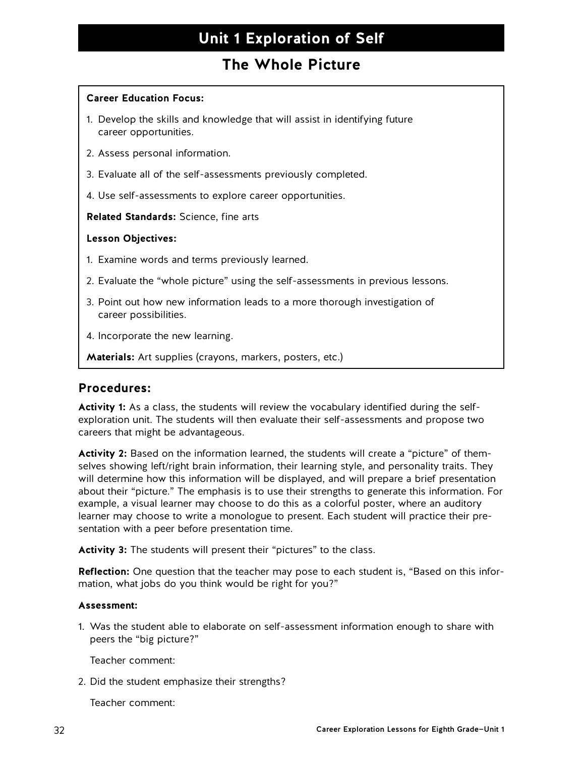# Unit 1 Exploration of Self

## The Whole Picture

**Career Education Focus:**

1. Develop the skills and knowledge that will assist in identifying future career opportunities.
2. Assess personal information.
3. Evaluate all of the self-assessments previously completed.
4. Use self-assessments to explore career opportunities.

**Related Standards:** Science, fine arts

**Lesson Objectives:**

1. Examine words and terms previously learned.
2. Evaluate the "whole picture" using the self-assessments in previous lessons.
3. Point out how new information leads to a more thorough investigation of career possibilities.
4. Incorporate the new learning.

**Materials:** Art supplies (crayons, markers, posters, etc.)

### Procedures:

**Activity 1:** As a class, the students will review the vocabulary identified during the self-exploration unit. The students will then evaluate their self-assessments and propose two careers that might be advantageous.

**Activity 2:** Based on the information learned, the students will create a "picture" of themselves showing left/right brain information, their learning style, and personality traits. They will determine how this information will be displayed, and will prepare a brief presentation about their "picture." The emphasis is to use their strengths to generate this information. For example, a visual learner may choose to do this as a colorful poster, where an auditory learner may choose to write a monologue to present. Each student will practice their presentation with a peer before presentation time.

**Activity 3:** The students will present their "pictures" to the class.

**Reflection:** One question that the teacher may pose to each student is, "Based on this information, what jobs do you think would be right for you?"

**Assessment:**

1. Was the student able to elaborate on self-assessment information enough to share with peers the "big picture?"

   Teacher comment:

2. Did the student emphasize their strengths?

   Teacher comment: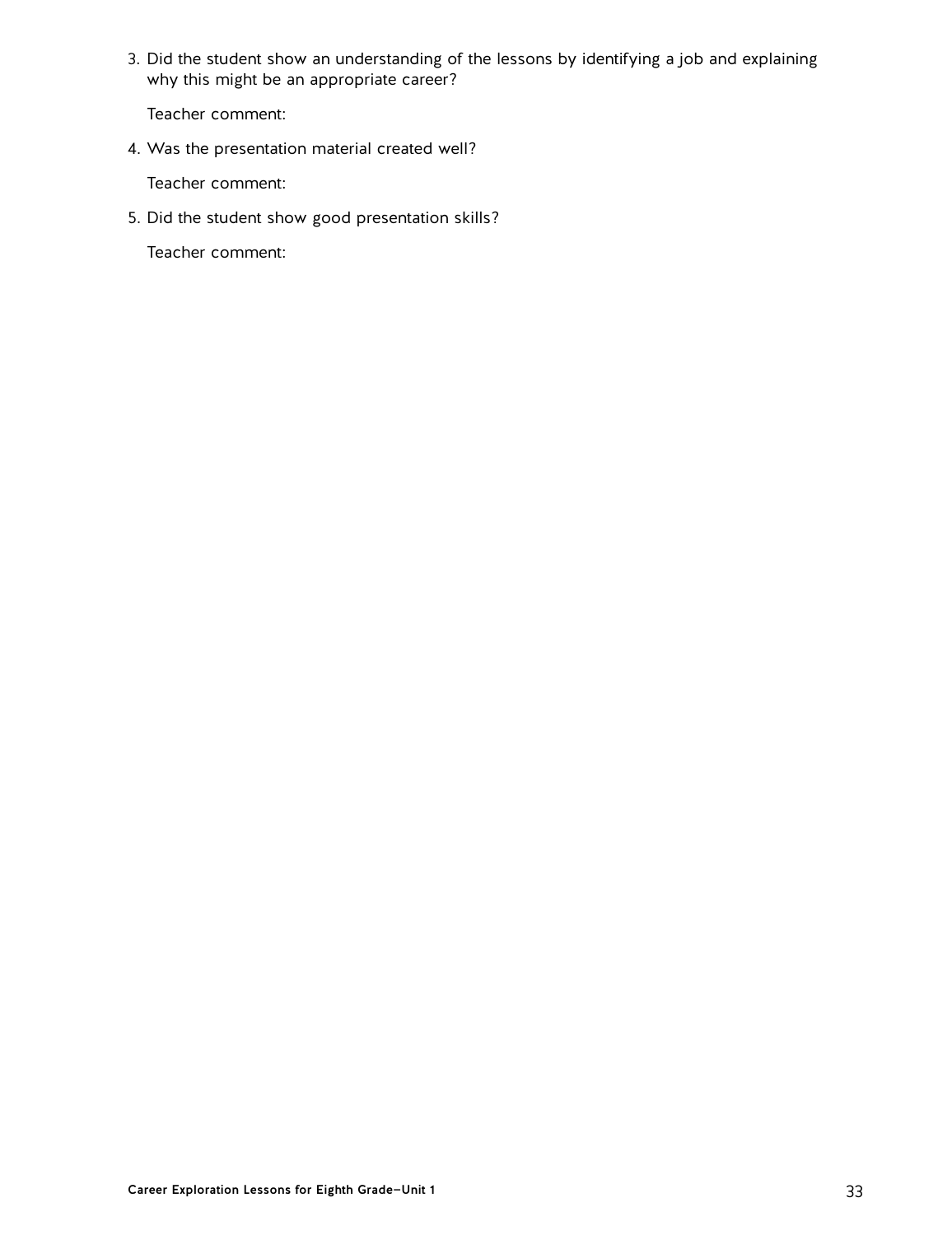3. Did the student show an understanding of the lessons by identifying a job and explaining why this might be an appropriate career?

   Teacher comment:

4. Was the presentation material created well?

   Teacher comment:

5. Did the student show good presentation skills?

   Teacher comment: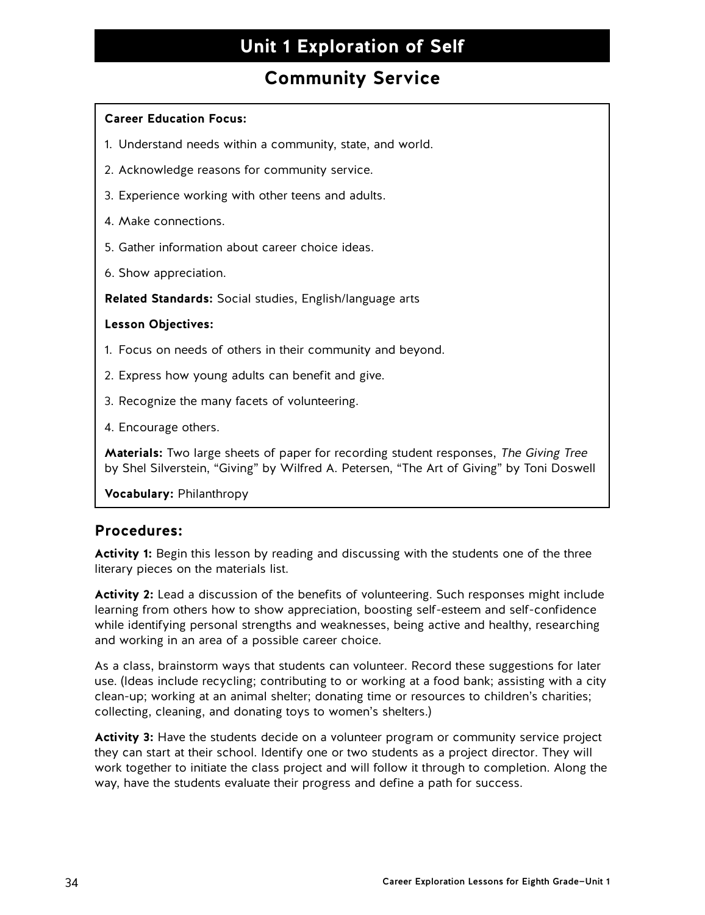# Unit 1 Exploration of Self

## Community Service

**Career Education Focus:**

1. Understand needs within a community, state, and world.
2. Acknowledge reasons for community service.
3. Experience working with other teens and adults.
4. Make connections.
5. Gather information about career choice ideas.
6. Show appreciation.

**Related Standards:** Social studies, English/language arts

**Lesson Objectives:**

1. Focus on needs of others in their community and beyond.
2. Express how young adults can benefit and give.
3. Recognize the many facets of volunteering.
4. Encourage others.

**Materials:** Two large sheets of paper for recording student responses, *The Giving Tree* by Shel Silverstein, "Giving" by Wilfred A. Petersen, "The Art of Giving" by Toni Doswell

**Vocabulary:** Philanthropy

### Procedures:

**Activity 1:** Begin this lesson by reading and discussing with the students one of the three literary pieces on the materials list.

**Activity 2:** Lead a discussion of the benefits of volunteering. Such responses might include learning from others how to show appreciation, boosting self-esteem and self-confidence while identifying personal strengths and weaknesses, being active and healthy, researching and working in an area of a possible career choice.

As a class, brainstorm ways that students can volunteer. Record these suggestions for later use. (Ideas include recycling; contributing to or working at a food bank; assisting with a city clean-up; working at an animal shelter; donating time or resources to children's charities; collecting, cleaning, and donating toys to women's shelters.)

**Activity 3:** Have the students decide on a volunteer program or community service project they can start at their school. Identify one or two students as a project director. They will work together to initiate the class project and will follow it through to completion. Along the way, have the students evaluate their progress and define a path for success.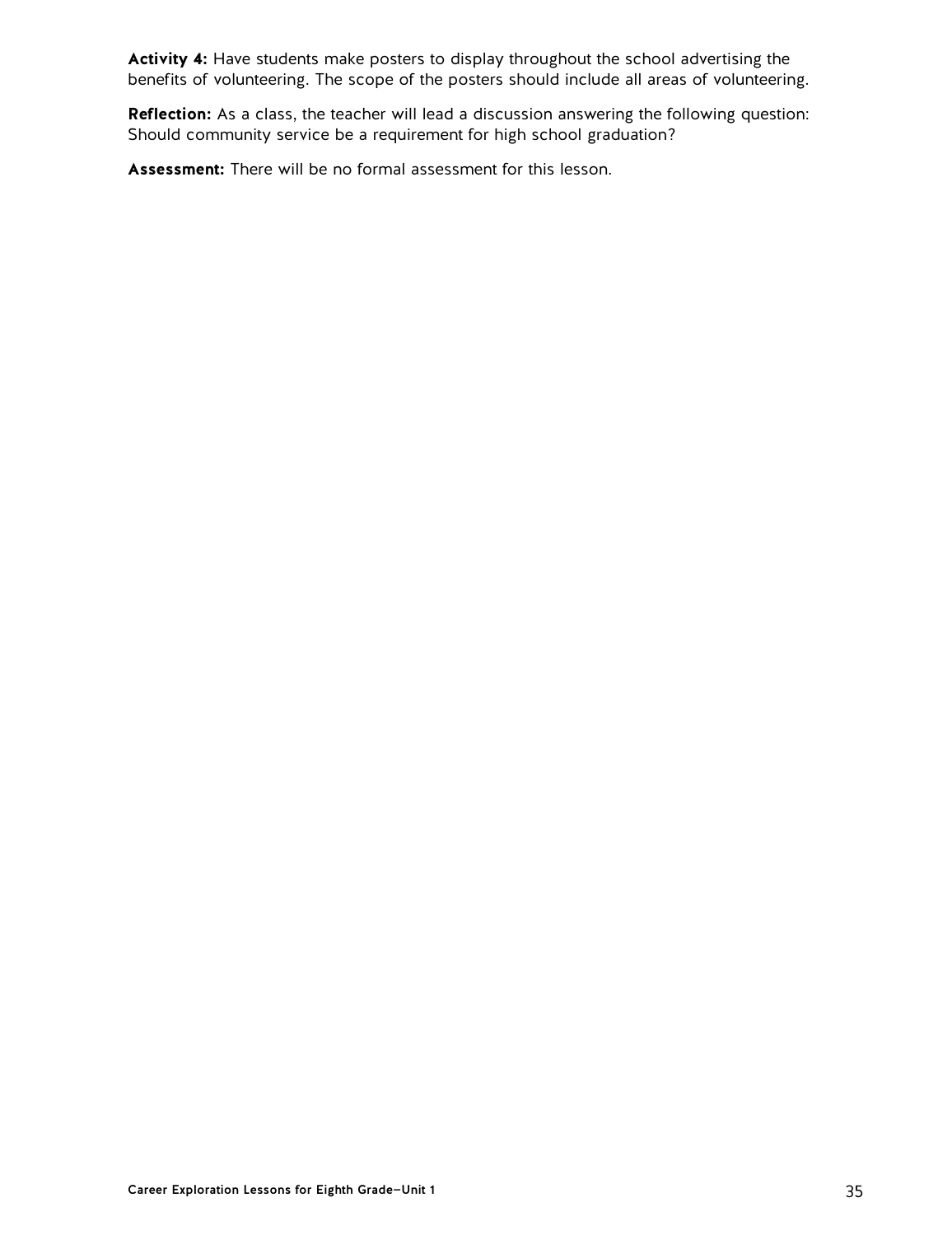**Activity 4:** Have students make posters to display throughout the school advertising the benefits of volunteering. The scope of the posters should include all areas of volunteering.

**Reflection:** As a class, the teacher will lead a discussion answering the following question: Should community service be a requirement for high school graduation?

**Assessment:** There will be no formal assessment for this lesson.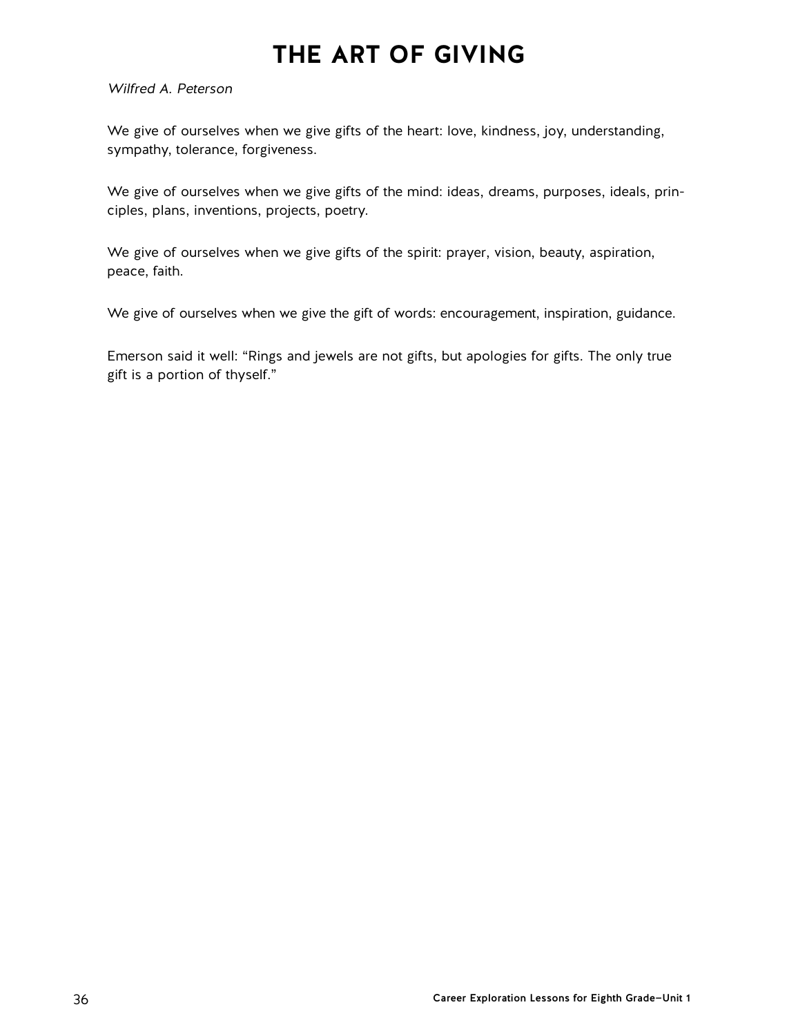# THE ART OF GIVING

*Wilfred A. Peterson*

We give of ourselves when we give gifts of the heart: love, kindness, joy, understanding, sympathy, tolerance, forgiveness.

We give of ourselves when we give gifts of the mind: ideas, dreams, purposes, ideals, principles, plans, inventions, projects, poetry.

We give of ourselves when we give gifts of the spirit: prayer, vision, beauty, aspiration, peace, faith.

We give of ourselves when we give the gift of words: encouragement, inspiration, guidance.

Emerson said it well: "Rings and jewels are not gifts, but apologies for gifts. The only true gift is a portion of thyself."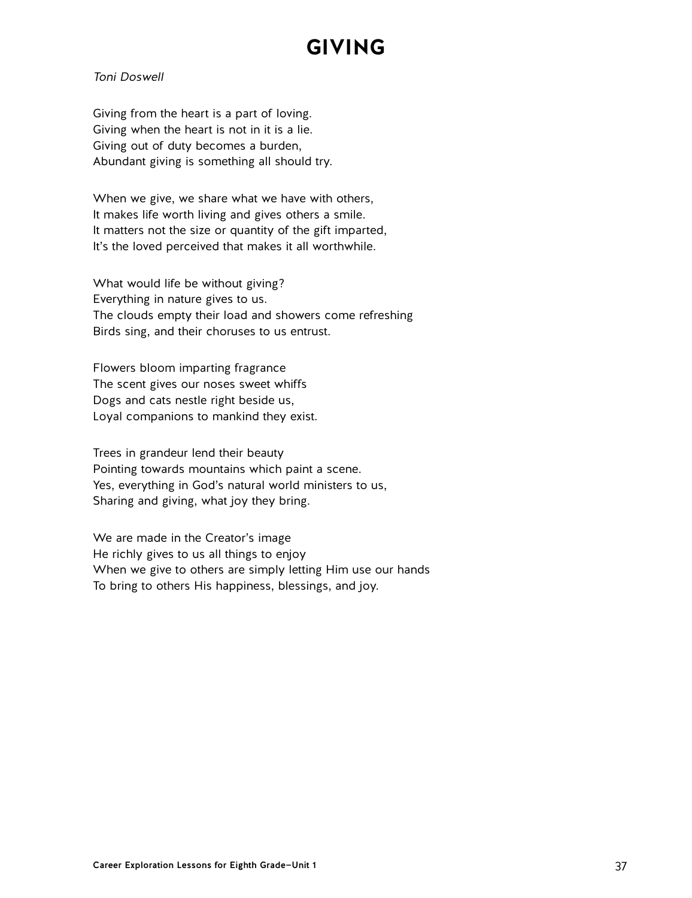# GIVING

*Toni Doswell*

Giving from the heart is a part of loving.
Giving when the heart is not in it is a lie.
Giving out of duty becomes a burden,
Abundant giving is something all should try.

When we give, we share what we have with others,
It makes life worth living and gives others a smile.
It matters not the size or quantity of the gift imparted,
It's the loved perceived that makes it all worthwhile.

What would life be without giving?
Everything in nature gives to us.
The clouds empty their load and showers come refreshing
Birds sing, and their choruses to us entrust.

Flowers bloom imparting fragrance
The scent gives our noses sweet whiffs
Dogs and cats nestle right beside us,
Loyal companions to mankind they exist.

Trees in grandeur lend their beauty
Pointing towards mountains which paint a scene.
Yes, everything in God's natural world ministers to us,
Sharing and giving, what joy they bring.

We are made in the Creator's image
He richly gives to us all things to enjoy
When we give to others are simply letting Him use our hands
To bring to others His happiness, blessings, and joy.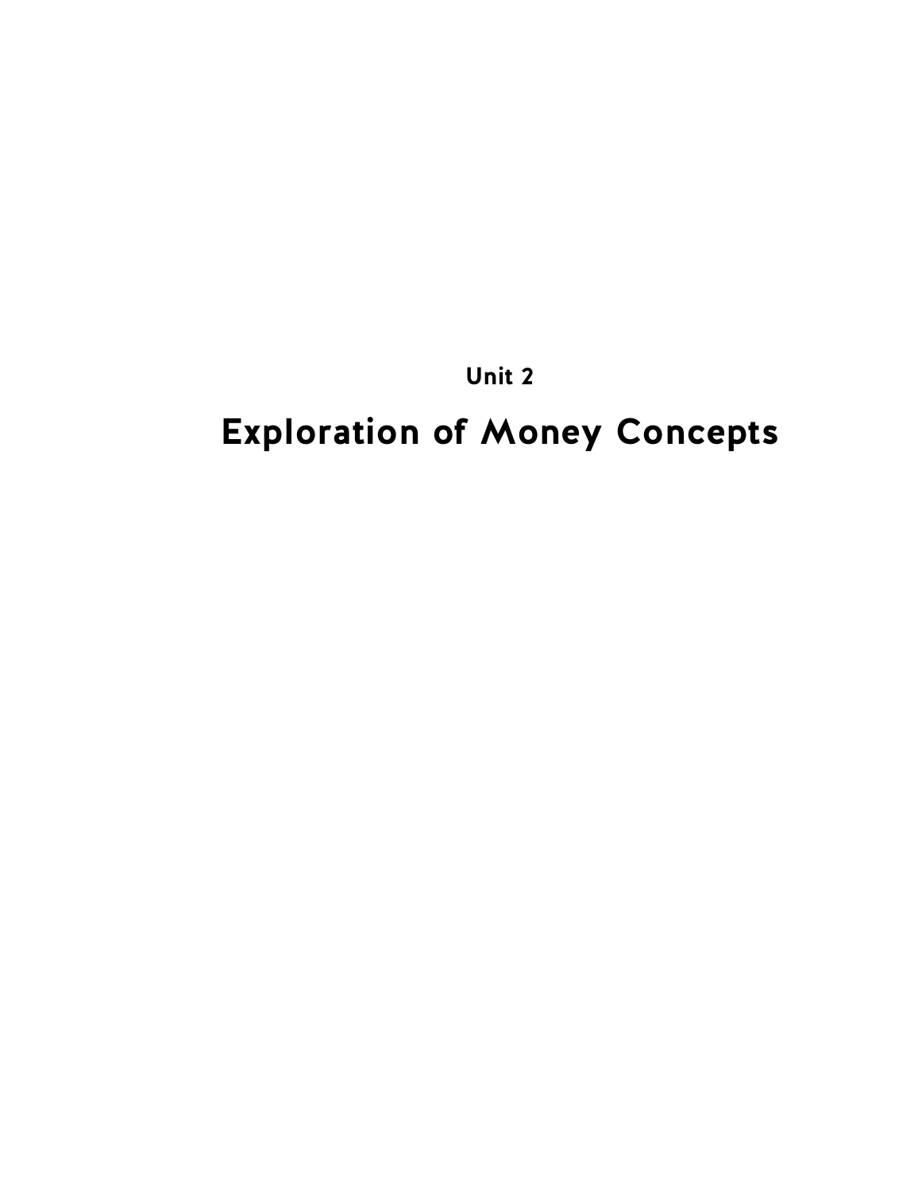## Unit 2

# Exploration of Money Concepts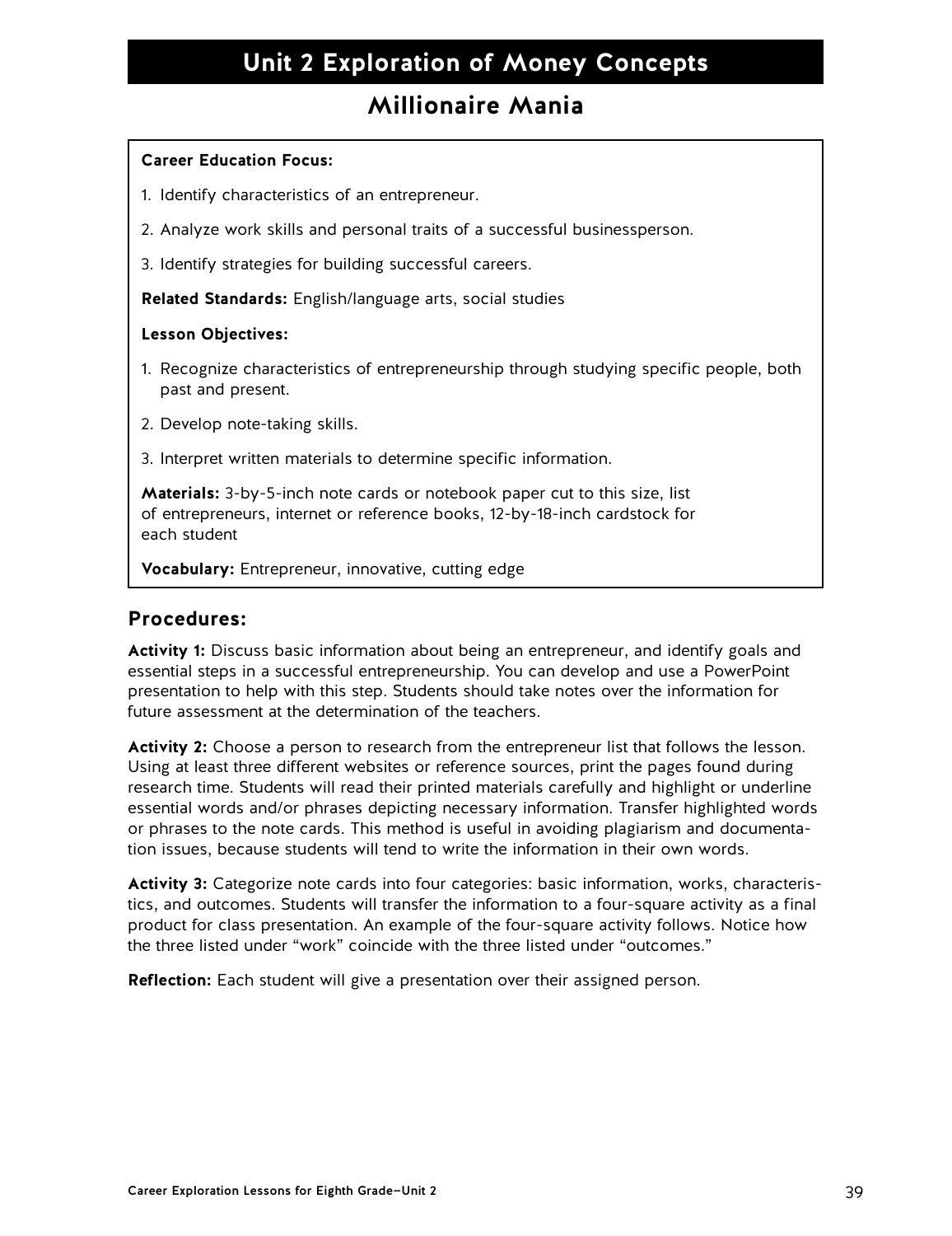# Unit 2 Exploration of Money Concepts

## Millionaire Mania

**Career Education Focus:**

1. Identify characteristics of an entrepreneur.
2. Analyze work skills and personal traits of a successful businessperson.
3. Identify strategies for building successful careers.

**Related Standards:** English/language arts, social studies

**Lesson Objectives:**

1. Recognize characteristics of entrepreneurship through studying specific people, both past and present.
2. Develop note-taking skills.
3. Interpret written materials to determine specific information.

**Materials:** 3-by-5-inch note cards or notebook paper cut to this size, list of entrepreneurs, internet or reference books, 12-by-18-inch cardstock for each student

**Vocabulary:** Entrepreneur, innovative, cutting edge

### Procedures:

**Activity 1:** Discuss basic information about being an entrepreneur, and identify goals and essential steps in a successful entrepreneurship. You can develop and use a PowerPoint presentation to help with this step. Students should take notes over the information for future assessment at the determination of the teachers.

**Activity 2:** Choose a person to research from the entrepreneur list that follows the lesson. Using at least three different websites or reference sources, print the pages found during research time. Students will read their printed materials carefully and highlight or underline essential words and/or phrases depicting necessary information. Transfer highlighted words or phrases to the note cards. This method is useful in avoiding plagiarism and documentation issues, because students will tend to write the information in their own words.

**Activity 3:** Categorize note cards into four categories: basic information, works, characteristics, and outcomes. Students will transfer the information to a four-square activity as a final product for class presentation. An example of the four-square activity follows. Notice how the three listed under "work" coincide with the three listed under "outcomes."

**Reflection:** Each student will give a presentation over their assigned person.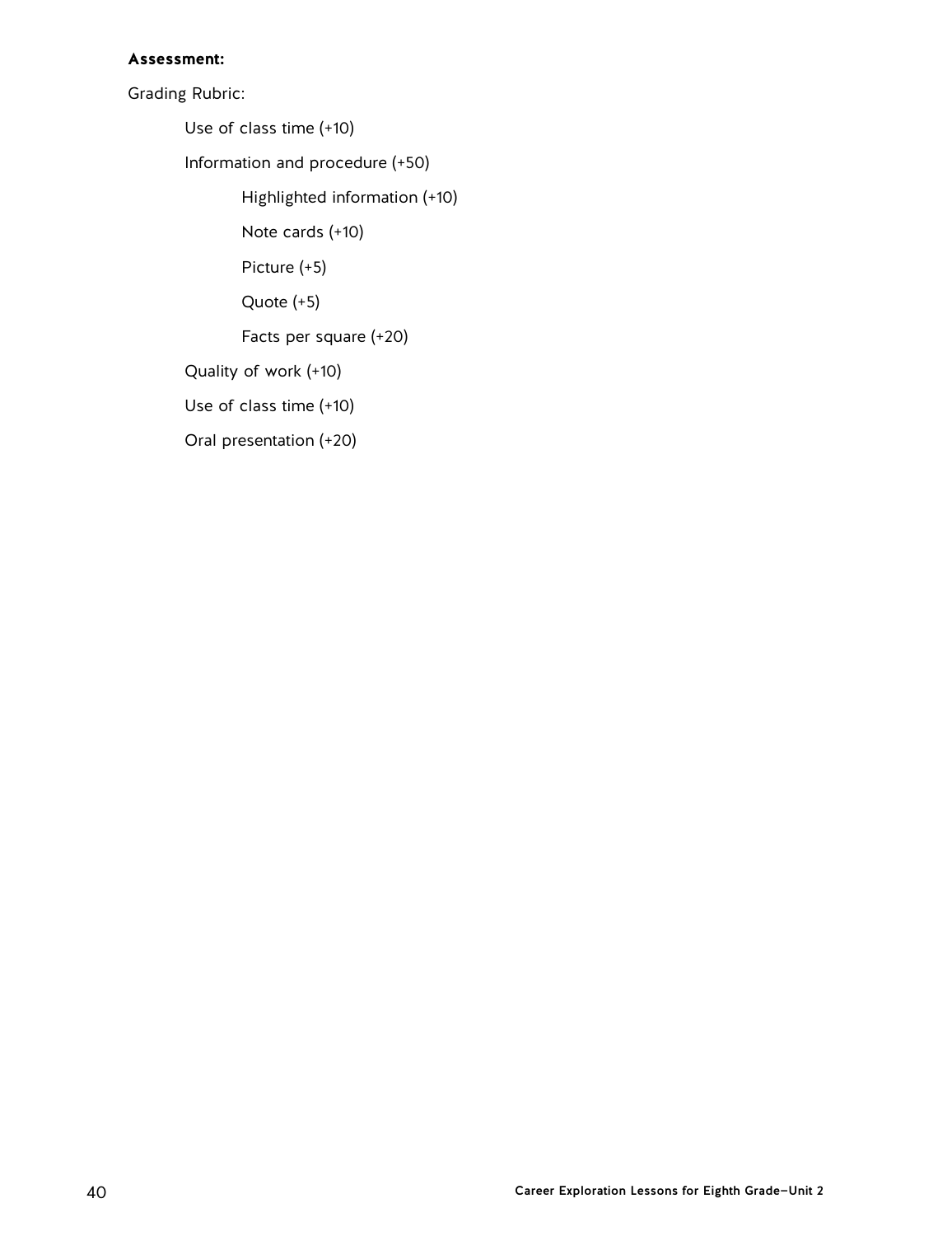**Assessment:**

Grading Rubric:

- Use of class time (+10)
- Information and procedure (+50)
  - Highlighted information (+10)
  - Note cards (+10)
  - Picture (+5)
  - Quote (+5)
  - Facts per square (+20)
- Quality of work (+10)
- Use of class time (+10)
- Oral presentation (+20)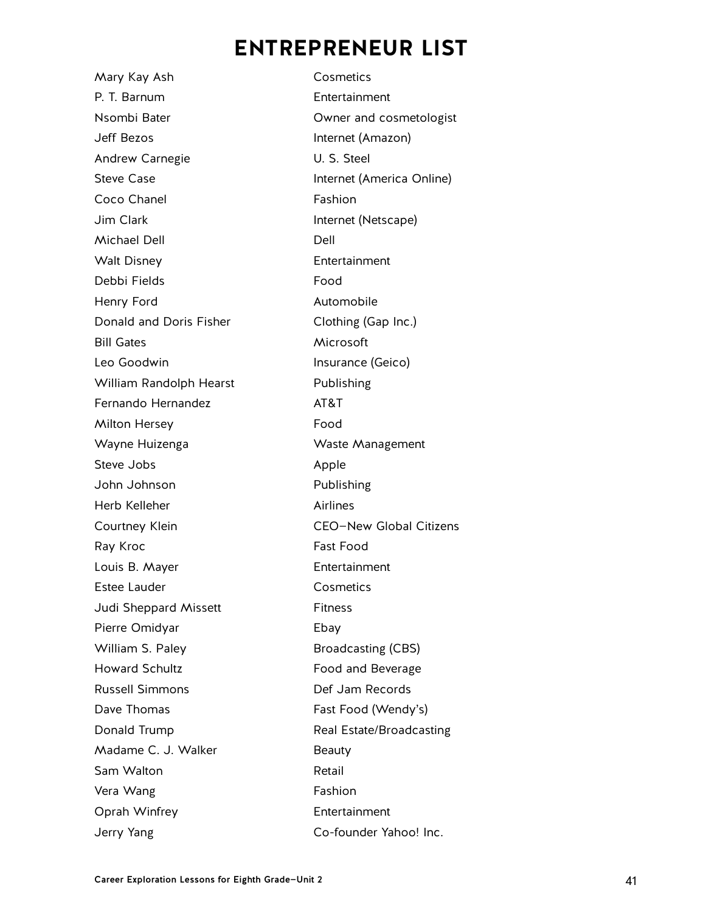# ENTREPRENEUR LIST

| | |
|---|---|
| Mary Kay Ash | Cosmetics |
| P. T. Barnum | Entertainment |
| Nsombi Bater | Owner and cosmetologist |
| Jeff Bezos | Internet (Amazon) |
| Andrew Carnegie | U. S. Steel |
| Steve Case | Internet (America Online) |
| Coco Chanel | Fashion |
| Jim Clark | Internet (Netscape) |
| Michael Dell | Dell |
| Walt Disney | Entertainment |
| Debbi Fields | Food |
| Henry Ford | Automobile |
| Donald and Doris Fisher | Clothing (Gap Inc.) |
| Bill Gates | Microsoft |
| Leo Goodwin | Insurance (Geico) |
| William Randolph Hearst | Publishing |
| Fernando Hernandez | AT&T |
| Milton Hersey | Food |
| Wayne Huizenga | Waste Management |
| Steve Jobs | Apple |
| John Johnson | Publishing |
| Herb Kelleher | Airlines |
| Courtney Klein | CEO–New Global Citizens |
| Ray Kroc | Fast Food |
| Louis B. Mayer | Entertainment |
| Estee Lauder | Cosmetics |
| Judi Sheppard Missett | Fitness |
| Pierre Omidyar | Ebay |
| William S. Paley | Broadcasting (CBS) |
| Howard Schultz | Food and Beverage |
| Russell Simmons | Def Jam Records |
| Dave Thomas | Fast Food (Wendy's) |
| Donald Trump | Real Estate/Broadcasting |
| Madame C. J. Walker | Beauty |
| Sam Walton | Retail |
| Vera Wang | Fashion |
| Oprah Winfrey | Entertainment |
| Jerry Yang | Co-founder Yahoo! Inc. |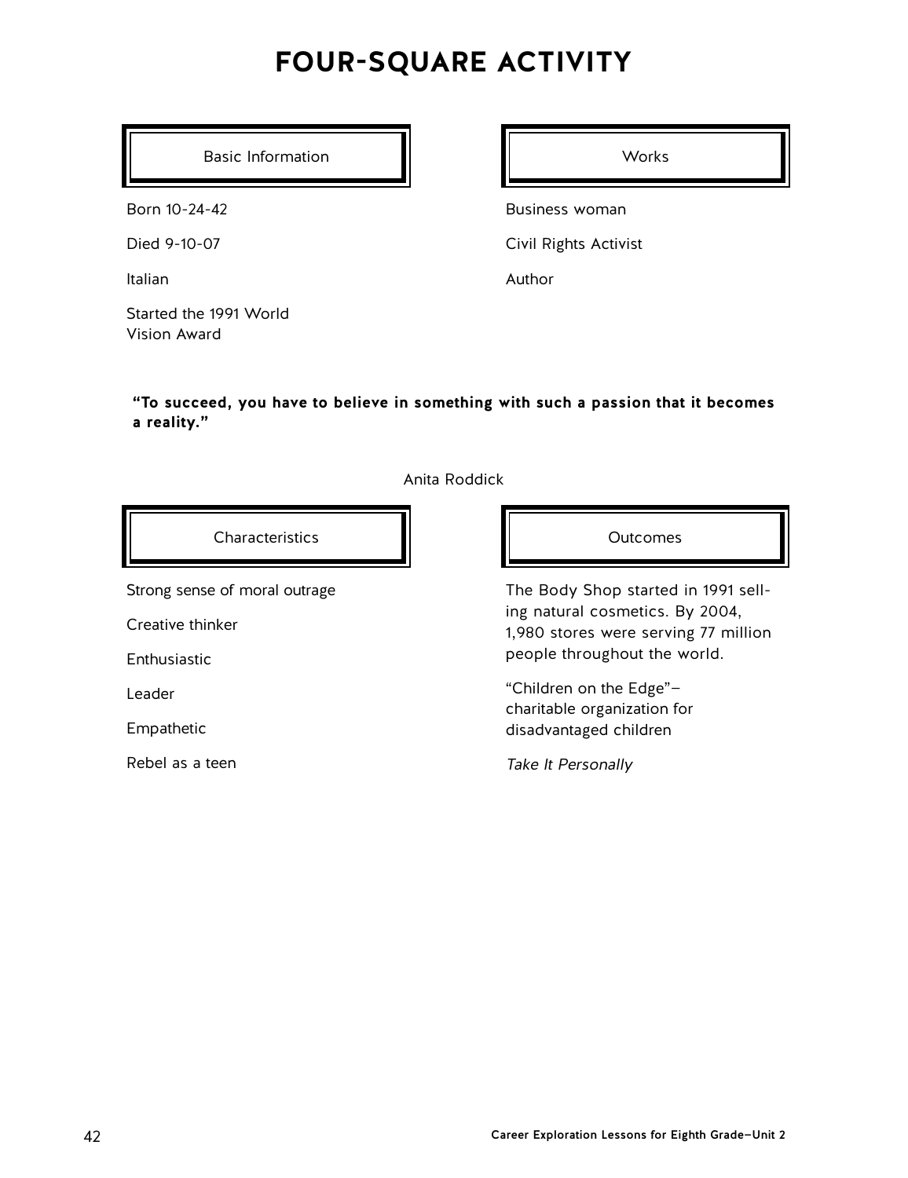# FOUR-SQUARE ACTIVITY

### Basic Information

Born 10-24-42

Died 9-10-07

Italian

Started the 1991 World Vision Award

### Works

Business woman

Civil Rights Activist

Author

**"To succeed, you have to believe in something with such a passion that it becomes a reality."**

Anita Roddick

### Characteristics

Strong sense of moral outrage

Creative thinker

Enthusiastic

Leader

Empathetic

Rebel as a teen

### Outcomes

The Body Shop started in 1991 selling natural cosmetics. By 2004, 1,980 stores were serving 77 million people throughout the world.

"Children on the Edge"—charitable organization for disadvantaged children

*Take It Personally*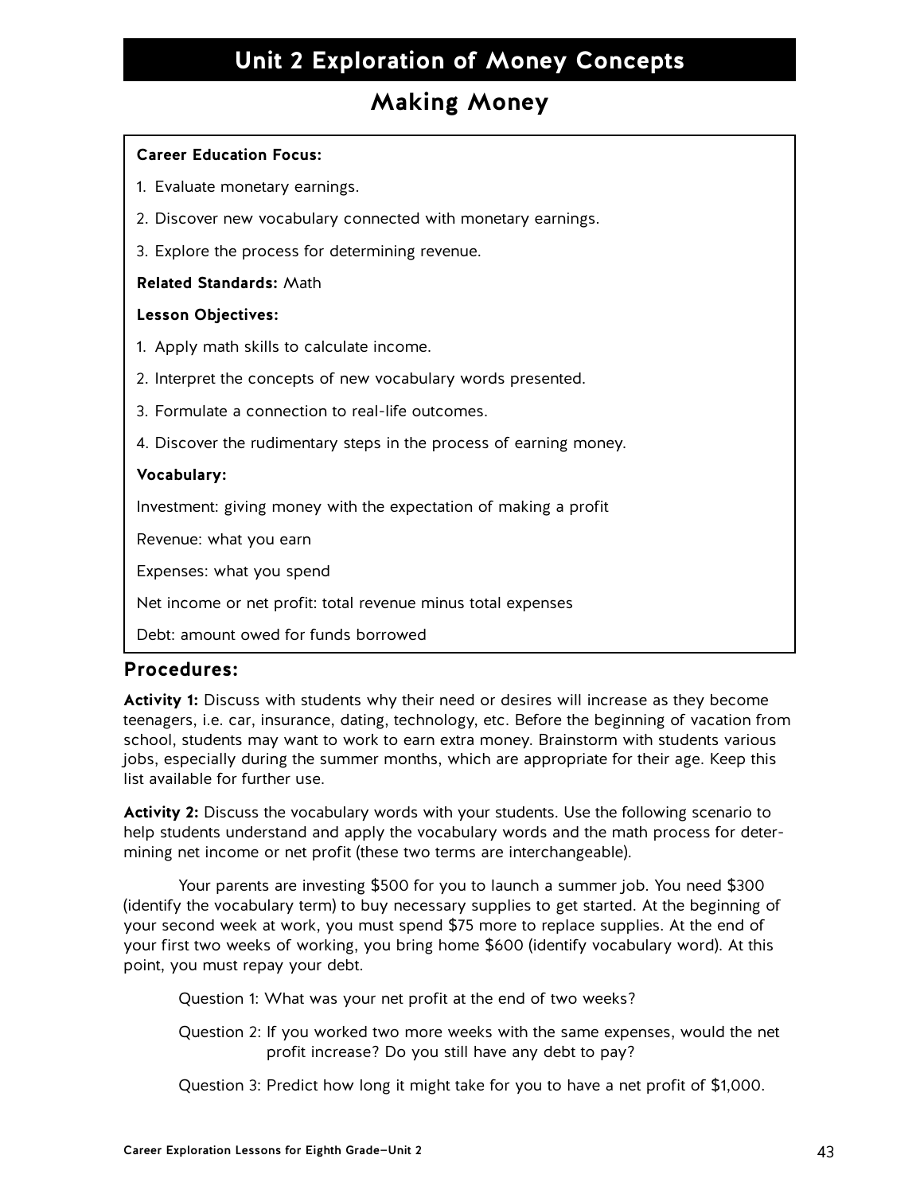# Unit 2 Exploration of Money Concepts

## Making Money

**Career Education Focus:**

1. Evaluate monetary earnings.
2. Discover new vocabulary connected with monetary earnings.
3. Explore the process for determining revenue.

**Related Standards:** Math

**Lesson Objectives:**

1. Apply math skills to calculate income.
2. Interpret the concepts of new vocabulary words presented.
3. Formulate a connection to real-life outcomes.
4. Discover the rudimentary steps in the process of earning money.

**Vocabulary:**

Investment: giving money with the expectation of making a profit

Revenue: what you earn

Expenses: what you spend

Net income or net profit: total revenue minus total expenses

Debt: amount owed for funds borrowed

### Procedures:

**Activity 1:** Discuss with students why their need or desires will increase as they become teenagers, i.e. car, insurance, dating, technology, etc. Before the beginning of vacation from school, students may want to work to earn extra money. Brainstorm with students various jobs, especially during the summer months, which are appropriate for their age. Keep this list available for further use.

**Activity 2:** Discuss the vocabulary words with your students. Use the following scenario to help students understand and apply the vocabulary words and the math process for determining net income or net profit (these two terms are interchangeable).

Your parents are investing $500 for you to launch a summer job. You need $300 (identify the vocabulary term) to buy necessary supplies to get started. At the beginning of your second week at work, you must spend $75 more to replace supplies. At the end of your first two weeks of working, you bring home $600 (identify vocabulary word). At this point, you must repay your debt.

Question 1: What was your net profit at the end of two weeks?

Question 2: If you worked two more weeks with the same expenses, would the net profit increase? Do you still have any debt to pay?

Question 3: Predict how long it might take for you to have a net profit of $1,000.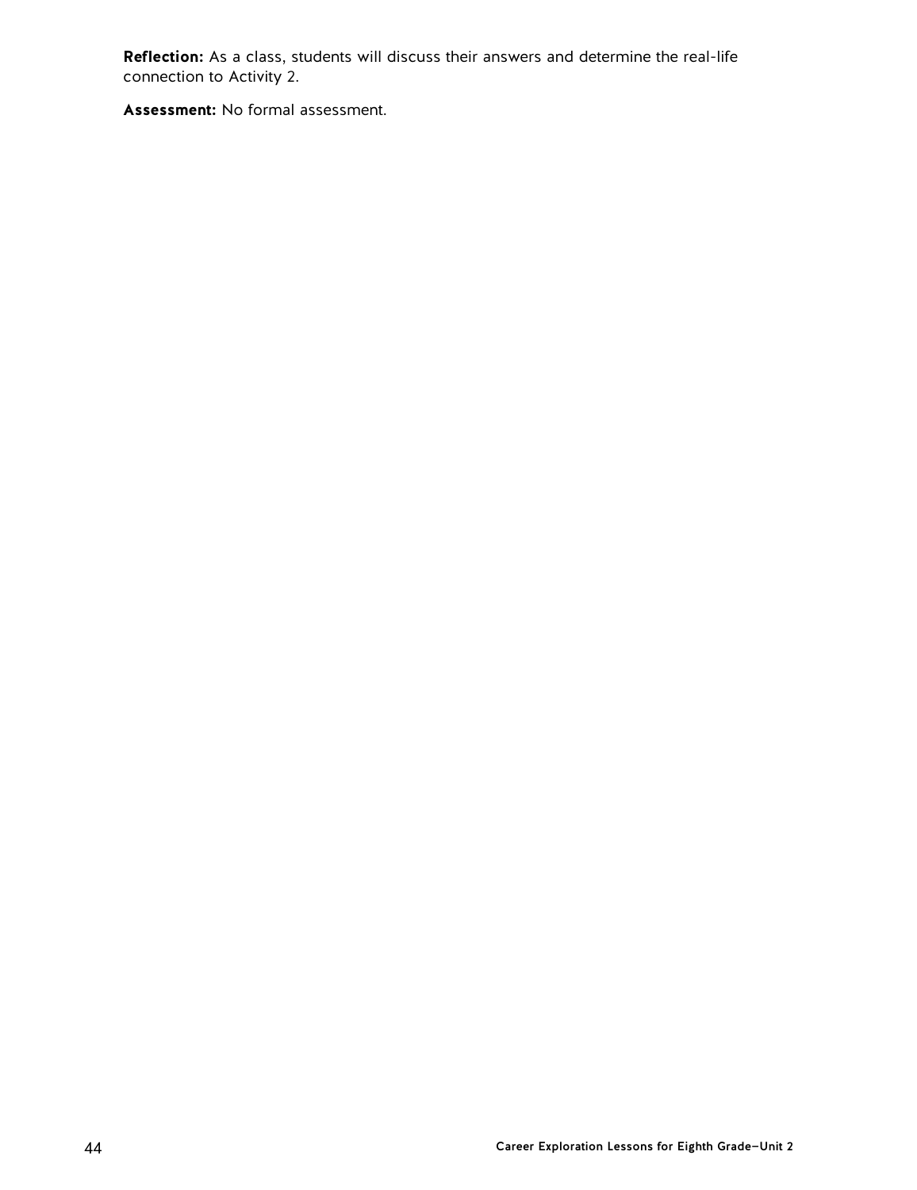**Reflection:** As a class, students will discuss their answers and determine the real-life connection to Activity 2.

**Assessment:** No formal assessment.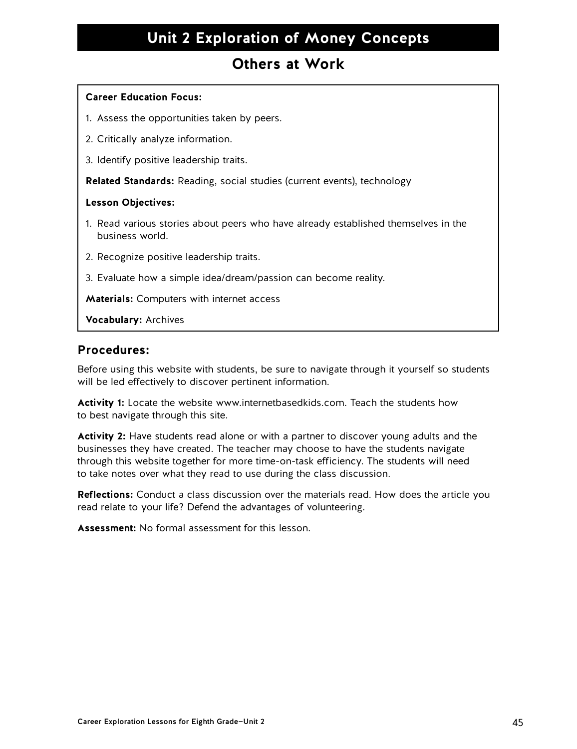# Unit 2 Exploration of Money Concepts

## Others at Work

**Career Education Focus:**

1. Assess the opportunities taken by peers.
2. Critically analyze information.
3. Identify positive leadership traits.

**Related Standards:** Reading, social studies (current events), technology

**Lesson Objectives:**

1. Read various stories about peers who have already established themselves in the business world.
2. Recognize positive leadership traits.
3. Evaluate how a simple idea/dream/passion can become reality.

**Materials:** Computers with internet access

**Vocabulary:** Archives

### Procedures:

Before using this website with students, be sure to navigate through it yourself so students will be led effectively to discover pertinent information.

**Activity 1:** Locate the website www.internetbasedkids.com. Teach the students how to best navigate through this site.

**Activity 2:** Have students read alone or with a partner to discover young adults and the businesses they have created. The teacher may choose to have the students navigate through this website together for more time-on-task efficiency. The students will need to take notes over what they read to use during the class discussion.

**Reflections:** Conduct a class discussion over the materials read. How does the article you read relate to your life? Defend the advantages of volunteering.

**Assessment:** No formal assessment for this lesson.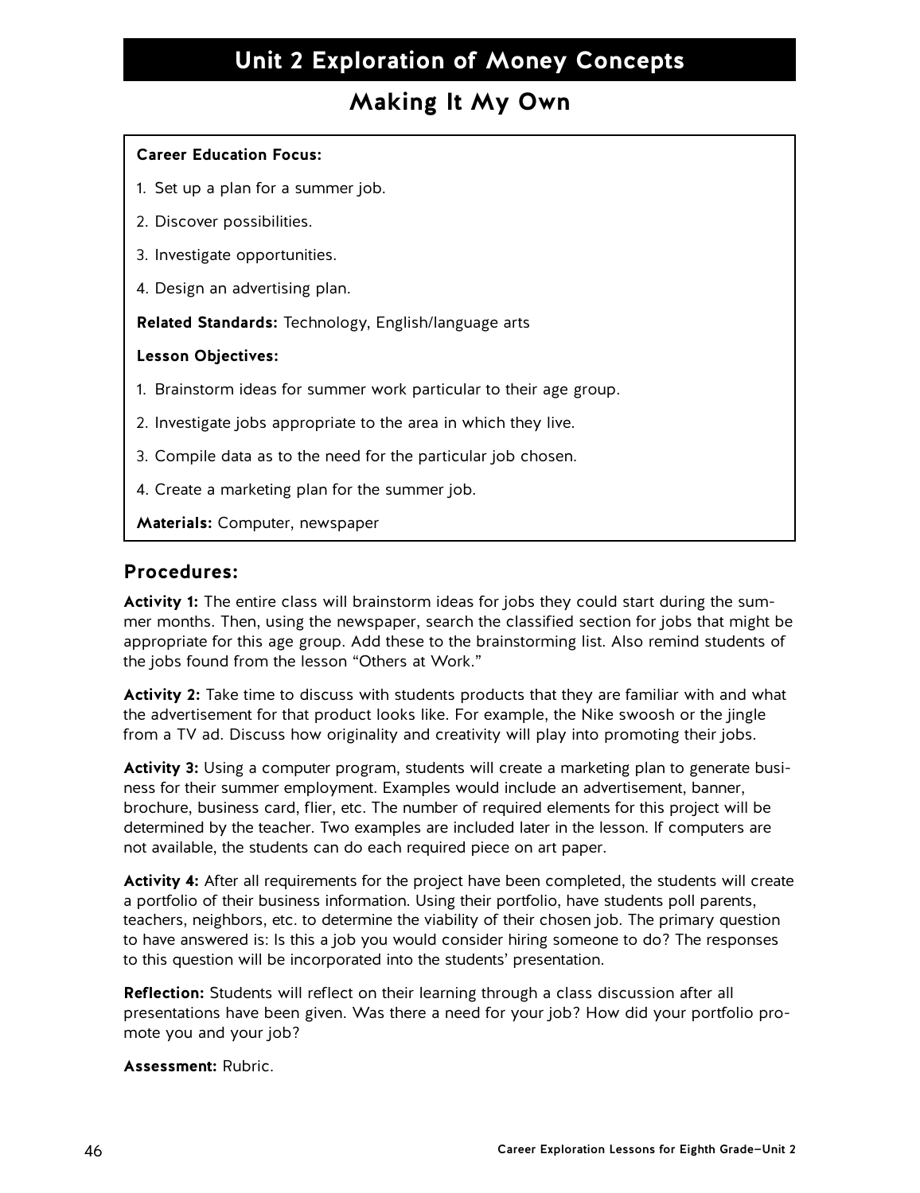# Unit 2 Exploration of Money Concepts

## Making It My Own

**Career Education Focus:**

1. Set up a plan for a summer job.
2. Discover possibilities.
3. Investigate opportunities.
4. Design an advertising plan.

**Related Standards:** Technology, English/language arts

**Lesson Objectives:**

1. Brainstorm ideas for summer work particular to their age group.
2. Investigate jobs appropriate to the area in which they live.
3. Compile data as to the need for the particular job chosen.
4. Create a marketing plan for the summer job.

**Materials:** Computer, newspaper

### Procedures:

**Activity 1:** The entire class will brainstorm ideas for jobs they could start during the summer months. Then, using the newspaper, search the classified section for jobs that might be appropriate for this age group. Add these to the brainstorming list. Also remind students of the jobs found from the lesson "Others at Work."

**Activity 2:** Take time to discuss with students products that they are familiar with and what the advertisement for that product looks like. For example, the Nike swoosh or the jingle from a TV ad. Discuss how originality and creativity will play into promoting their jobs.

**Activity 3:** Using a computer program, students will create a marketing plan to generate business for their summer employment. Examples would include an advertisement, banner, brochure, business card, flier, etc. The number of required elements for this project will be determined by the teacher. Two examples are included later in the lesson. If computers are not available, the students can do each required piece on art paper.

**Activity 4:** After all requirements for the project have been completed, the students will create a portfolio of their business information. Using their portfolio, have students poll parents, teachers, neighbors, etc. to determine the viability of their chosen job. The primary question to have answered is: Is this a job you would consider hiring someone to do? The responses to this question will be incorporated into the students' presentation.

**Reflection:** Students will reflect on their learning through a class discussion after all presentations have been given. Was there a need for your job? How did your portfolio promote you and your job?

**Assessment:** Rubric.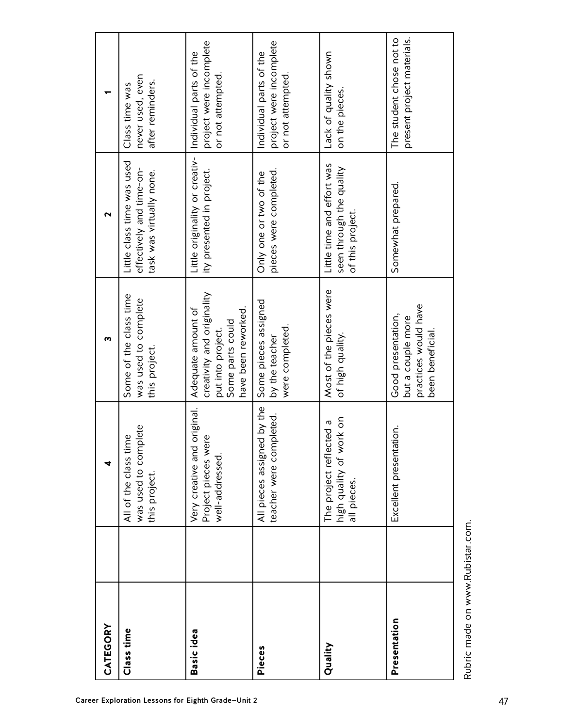| CATEGORY | | 4 | 3 | 2 | 1 |
|---|---|---|---|---|---|
| **Class time** | | All of the class time was used to complete this project. | Some of the class time was used to complete this project. | Little class time was used effectively and time-on-task was virtually none. | Class time was never used, even after reminders. |
| **Basic idea** | | Very creative and original. Project pieces were well-addressed. | Adequate amount of creativity and originality put into project. Some parts could have been reworked. | Little originality or creativity presented in project. | Individual parts of the project were incomplete or not attempted. |
| **Pieces** | | All pieces assigned by the teacher were completed. | Some pieces assigned by the teacher were completed. | Only one or two of the pieces were completed. | Individual parts of the project were incomplete or not attempted. |
| **Quality** | | The project reflected a high quality of work on all pieces. | Most of the pieces were of high quality. | Little time and effort was seen through the quality of this project. | Lack of quality shown on the pieces. |
| **Presentation** | | Excellent presentation. | Good presentation, but a couple more practices would have been beneficial. | Somewhat prepared. | The student chose not to present project materials. |

Rubric made on www.Rubistar.com.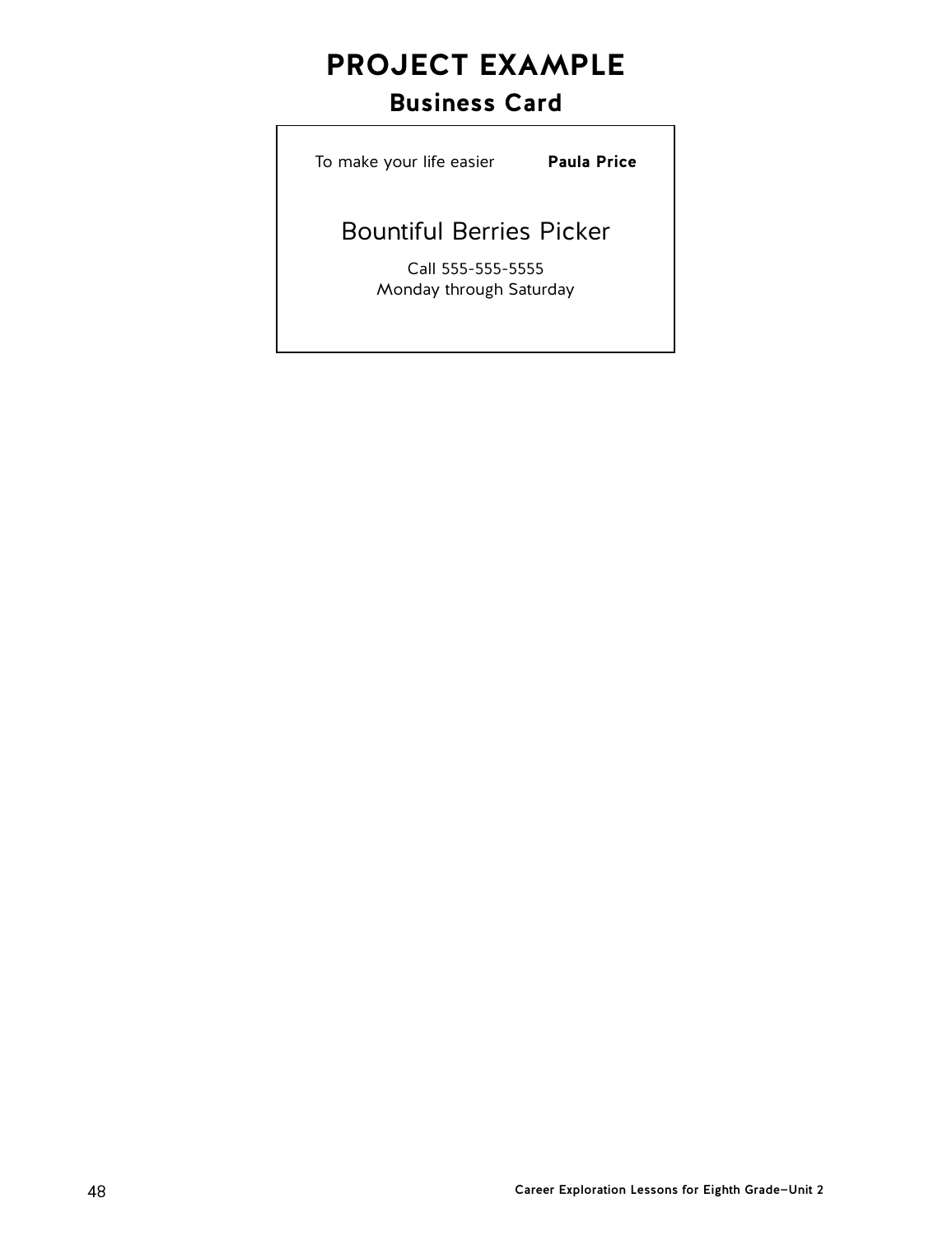# PROJECT EXAMPLE

## Business Card

To make your life easier **Paula Price**

Bountiful Berries Picker

Call 555-555-5555
Monday through Saturday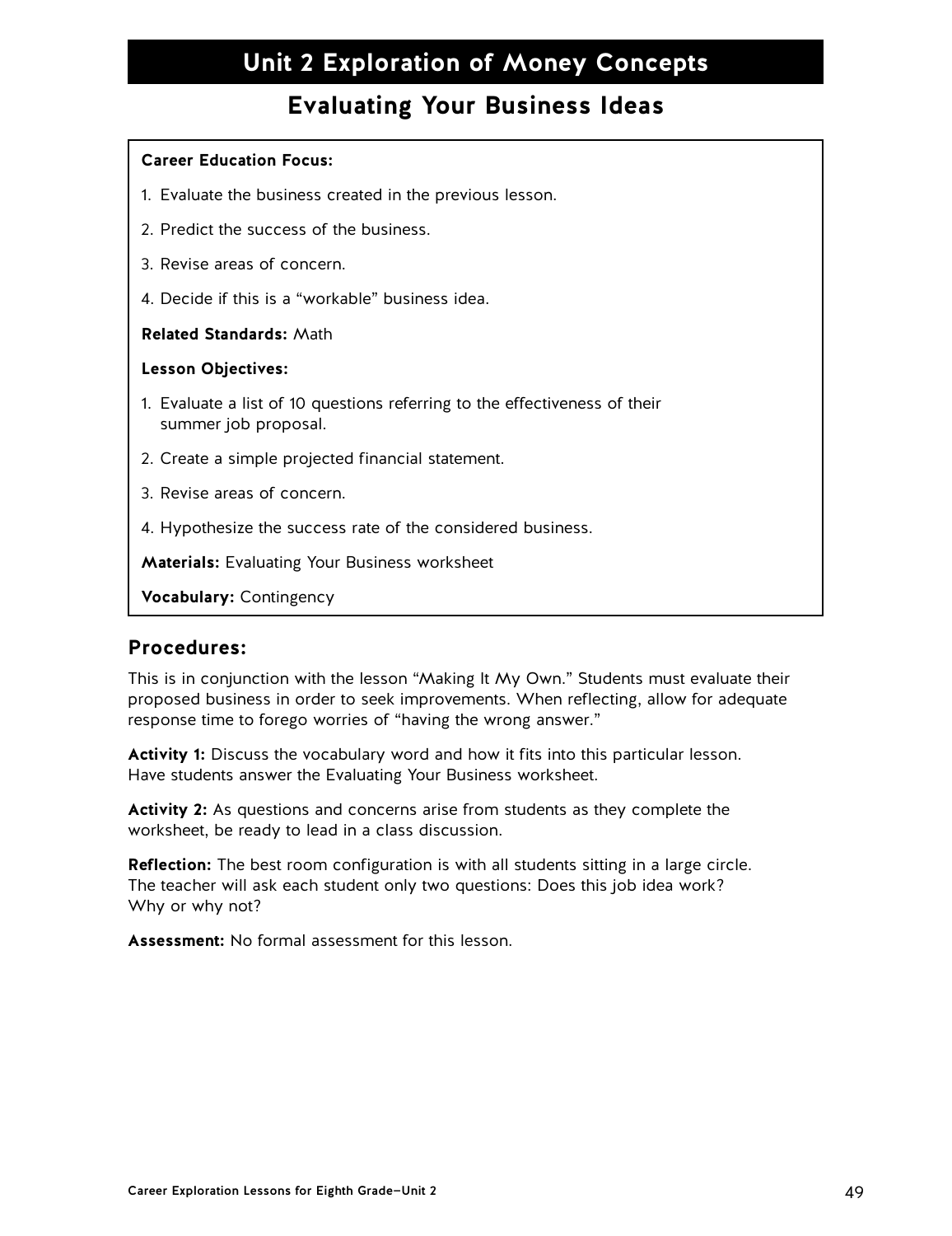# Unit 2 Exploration of Money Concepts

## Evaluating Your Business Ideas

**Career Education Focus:**

1. Evaluate the business created in the previous lesson.
2. Predict the success of the business.
3. Revise areas of concern.
4. Decide if this is a "workable" business idea.

**Related Standards:** Math

**Lesson Objectives:**

1. Evaluate a list of 10 questions referring to the effectiveness of their summer job proposal.
2. Create a simple projected financial statement.
3. Revise areas of concern.
4. Hypothesize the success rate of the considered business.

**Materials:** Evaluating Your Business worksheet

**Vocabulary:** Contingency

### Procedures:

This is in conjunction with the lesson "Making It My Own." Students must evaluate their proposed business in order to seek improvements. When reflecting, allow for adequate response time to forego worries of "having the wrong answer."

**Activity 1:** Discuss the vocabulary word and how it fits into this particular lesson. Have students answer the Evaluating Your Business worksheet.

**Activity 2:** As questions and concerns arise from students as they complete the worksheet, be ready to lead in a class discussion.

**Reflection:** The best room configuration is with all students sitting in a large circle. The teacher will ask each student only two questions: Does this job idea work? Why or why not?

**Assessment:** No formal assessment for this lesson.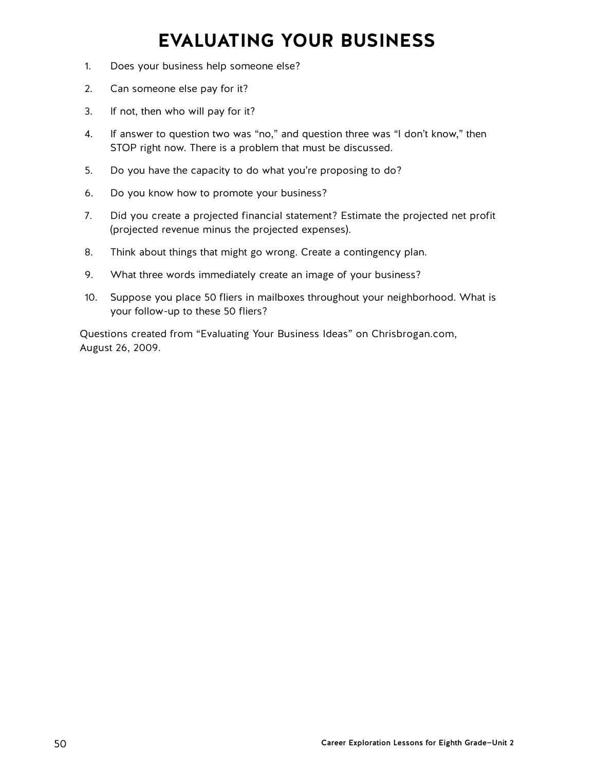# EVALUATING YOUR BUSINESS

1. Does your business help someone else?
2. Can someone else pay for it?
3. If not, then who will pay for it?
4. If answer to question two was "no," and question three was "I don't know," then STOP right now. There is a problem that must be discussed.
5. Do you have the capacity to do what you're proposing to do?
6. Do you know how to promote your business?
7. Did you create a projected financial statement? Estimate the projected net profit (projected revenue minus the projected expenses).
8. Think about things that might go wrong. Create a contingency plan.
9. What three words immediately create an image of your business?
10. Suppose you place 50 fliers in mailboxes throughout your neighborhood. What is your follow-up to these 50 fliers?

Questions created from "Evaluating Your Business Ideas" on Chrisbrogan.com, August 26, 2009.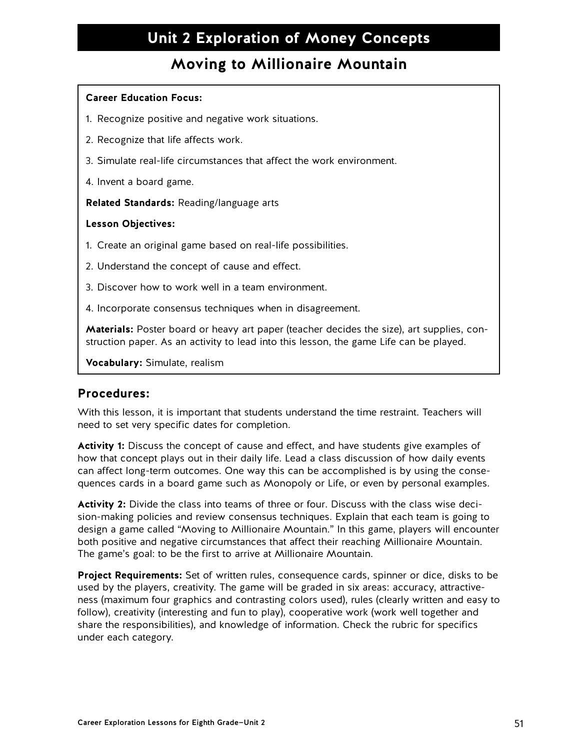# Unit 2 Exploration of Money Concepts

## Moving to Millionaire Mountain

**Career Education Focus:**

1. Recognize positive and negative work situations.
2. Recognize that life affects work.
3. Simulate real-life circumstances that affect the work environment.
4. Invent a board game.

**Related Standards:** Reading/language arts

**Lesson Objectives:**

1. Create an original game based on real-life possibilities.
2. Understand the concept of cause and effect.
3. Discover how to work well in a team environment.
4. Incorporate consensus techniques when in disagreement.

**Materials:** Poster board or heavy art paper (teacher decides the size), art supplies, construction paper. As an activity to lead into this lesson, the game Life can be played.

**Vocabulary:** Simulate, realism

### Procedures:

With this lesson, it is important that students understand the time restraint. Teachers will need to set very specific dates for completion.

**Activity 1:** Discuss the concept of cause and effect, and have students give examples of how that concept plays out in their daily life. Lead a class discussion of how daily events can affect long-term outcomes. One way this can be accomplished is by using the consequences cards in a board game such as Monopoly or Life, or even by personal examples.

**Activity 2:** Divide the class into teams of three or four. Discuss with the class wise decision-making policies and review consensus techniques. Explain that each team is going to design a game called "Moving to Millionaire Mountain." In this game, players will encounter both positive and negative circumstances that affect their reaching Millionaire Mountain. The game's goal: to be the first to arrive at Millionaire Mountain.

**Project Requirements:** Set of written rules, consequence cards, spinner or dice, disks to be used by the players, creativity. The game will be graded in six areas: accuracy, attractiveness (maximum four graphics and contrasting colors used), rules (clearly written and easy to follow), creativity (interesting and fun to play), cooperative work (work well together and share the responsibilities), and knowledge of information. Check the rubric for specifics under each category.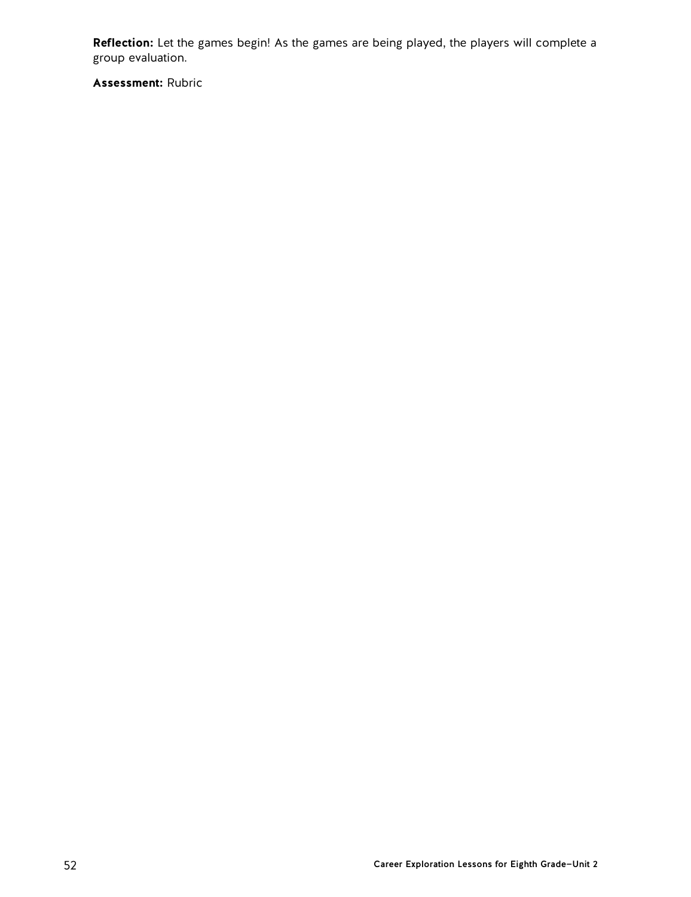**Reflection:** Let the games begin! As the games are being played, the players will complete a group evaluation.

**Assessment:** Rubric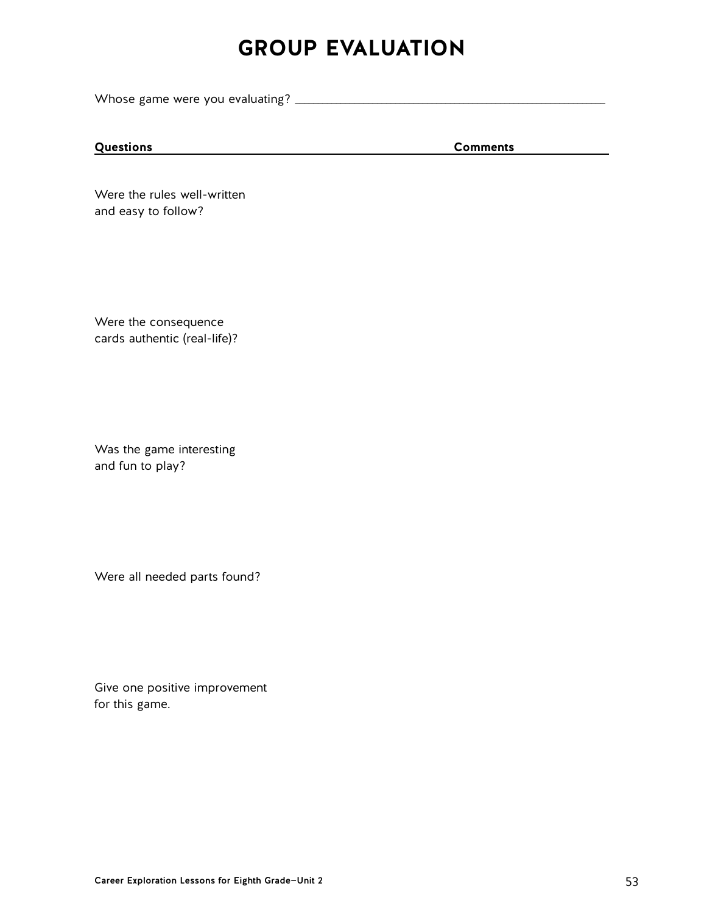# GROUP EVALUATION

Whose game were you evaluating? ____________________________________________

| Questions | Comments |
| --- | --- |
| Were the rules well-written and easy to follow? | |
| Were the consequence cards authentic (real-life)? | |
| Was the game interesting and fun to play? | |
| Were all needed parts found? | |
| Give one positive improvement for this game. | |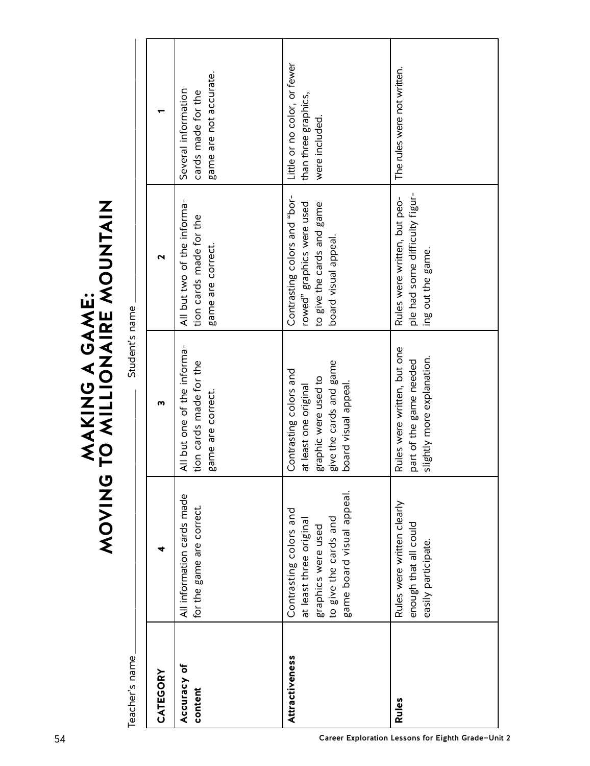# MAKING A GAME:
# MOVING TO MILLIONAIRE MOUNTAIN

Teacher's name ________________________ Student's name ________________________

| CATEGORY | 4 | 3 | 2 | 1 |
|---|---|---|---|---|
| **Accuracy of content** | All information cards made for the game are correct. | All but one of the information cards made for the game are correct. | All but two of the information cards made for the game are correct. | Several information cards made for the game are not accurate. |
| **Attractiveness** | Contrasting colors and at least three original graphics were used to give the cards and game board visual appeal. | Contrasting colors and at least one original graphic were used to give the cards and game board visual appeal. | Contrasting colors and "borrowed" graphics were used to give the cards and game board visual appeal. | Little or no color, or fewer than three graphics, were included. |
| **Rules** | Rules were written clearly enough that all could easily participate. | Rules were written, but one part of the game needed slightly more explanation. | Rules were written, but people had some difficulty figuring out the game. | The rules were not written. |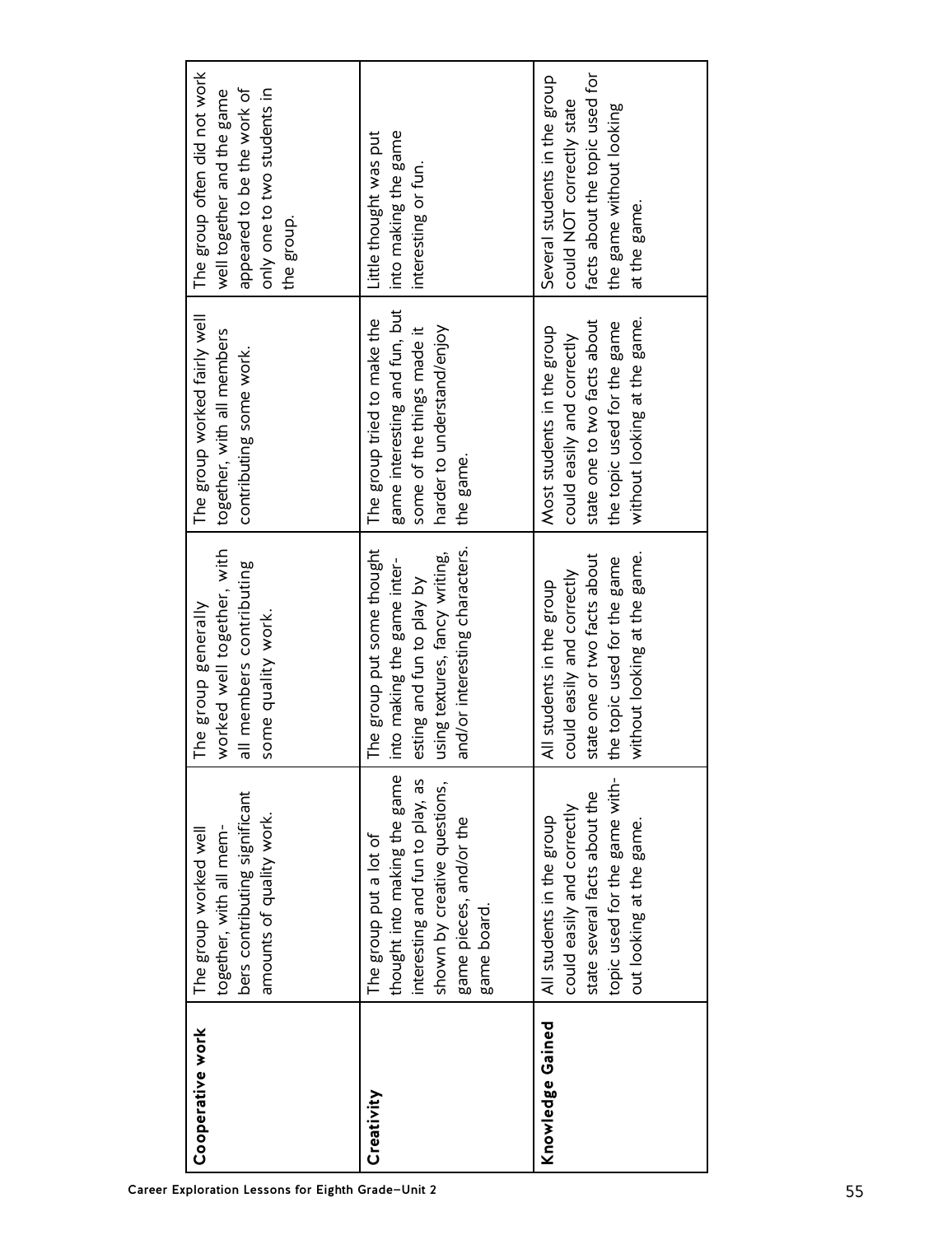| | | | | |
|---|---|---|---|---|
| **Cooperative work** | The group worked well together, with all members contributing significant amounts of quality work. | The group generally worked well together, with all members contributing some quality work. | The group worked fairly well together, with all members contributing some work. | The group often did not work well together and the game appeared to be the work of only one to two students in the group. |
| **Creativity** | The group put a lot of thought into making the game interesting and fun to play, as shown by creative questions, game pieces, and/or the game board. | The group put some thought into making the game interesting and fun to play by using textures, fancy writing, and/or interesting characters. | The group tried to make the game interesting and fun, but some of the things made it harder to understand/enjoy the game. | Little thought was put into making the game interesting or fun. |
| **Knowledge Gained** | All students in the group could easily and correctly state several facts about the topic used for the game without looking at the game. | All students in the group could easily and correctly state one or two facts about the topic used for the game without looking at the game. | Most students in the group could easily and correctly state one to two facts about the topic used for the game without looking at the game. | Several students in the group could NOT correctly state facts about the topic used for the game without looking at the game. |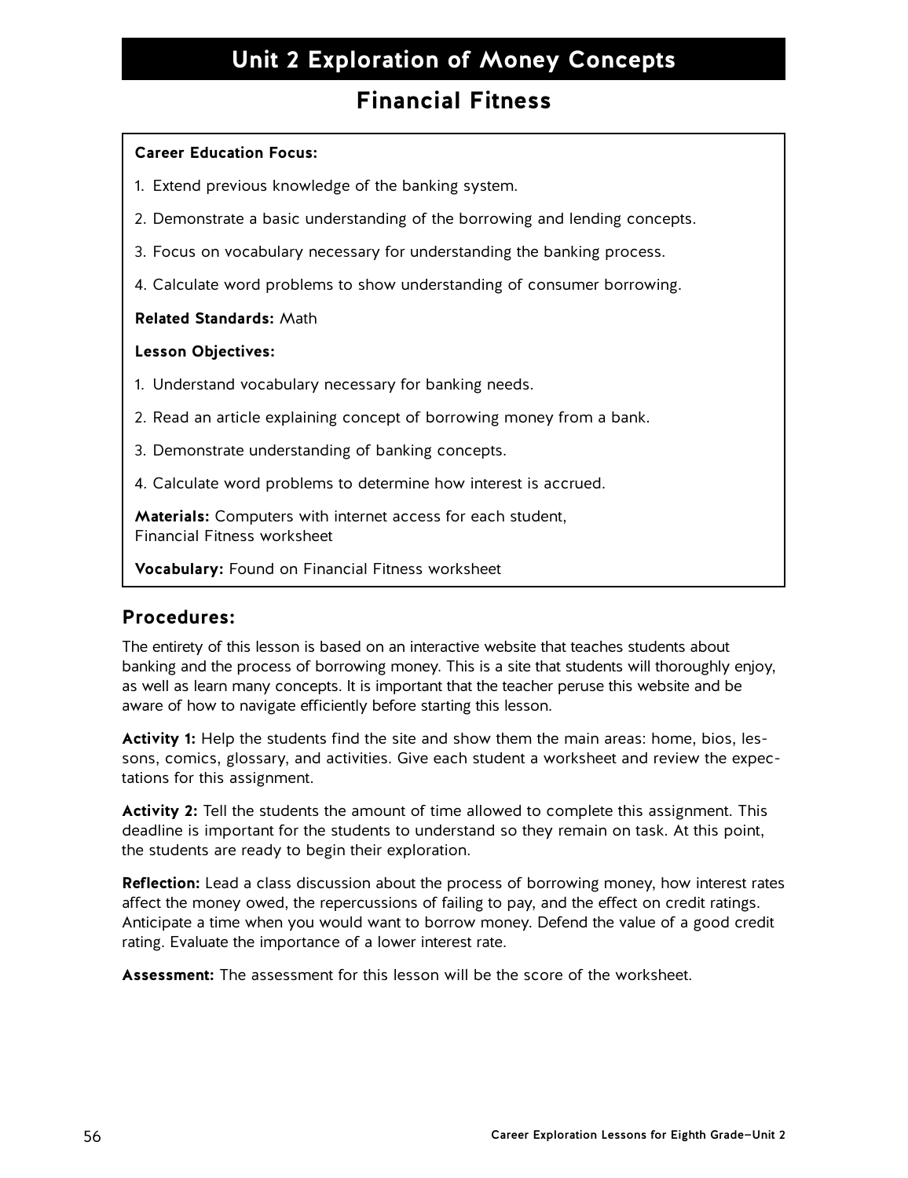# Unit 2 Exploration of Money Concepts

## Financial Fitness

**Career Education Focus:**

1. Extend previous knowledge of the banking system.
2. Demonstrate a basic understanding of the borrowing and lending concepts.
3. Focus on vocabulary necessary for understanding the banking process.
4. Calculate word problems to show understanding of consumer borrowing.

**Related Standards:** Math

**Lesson Objectives:**

1. Understand vocabulary necessary for banking needs.
2. Read an article explaining concept of borrowing money from a bank.
3. Demonstrate understanding of banking concepts.
4. Calculate word problems to determine how interest is accrued.

**Materials:** Computers with internet access for each student,
Financial Fitness worksheet

**Vocabulary:** Found on Financial Fitness worksheet

### Procedures:

The entirety of this lesson is based on an interactive website that teaches students about banking and the process of borrowing money. This is a site that students will thoroughly enjoy, as well as learn many concepts. It is important that the teacher peruse this website and be aware of how to navigate efficiently before starting this lesson.

**Activity 1:** Help the students find the site and show them the main areas: home, bios, lessons, comics, glossary, and activities. Give each student a worksheet and review the expectations for this assignment.

**Activity 2:** Tell the students the amount of time allowed to complete this assignment. This deadline is important for the students to understand so they remain on task. At this point, the students are ready to begin their exploration.

**Reflection:** Lead a class discussion about the process of borrowing money, how interest rates affect the money owed, the repercussions of failing to pay, and the effect on credit ratings. Anticipate a time when you would want to borrow money. Defend the value of a good credit rating. Evaluate the importance of a lower interest rate.

**Assessment:** The assessment for this lesson will be the score of the worksheet.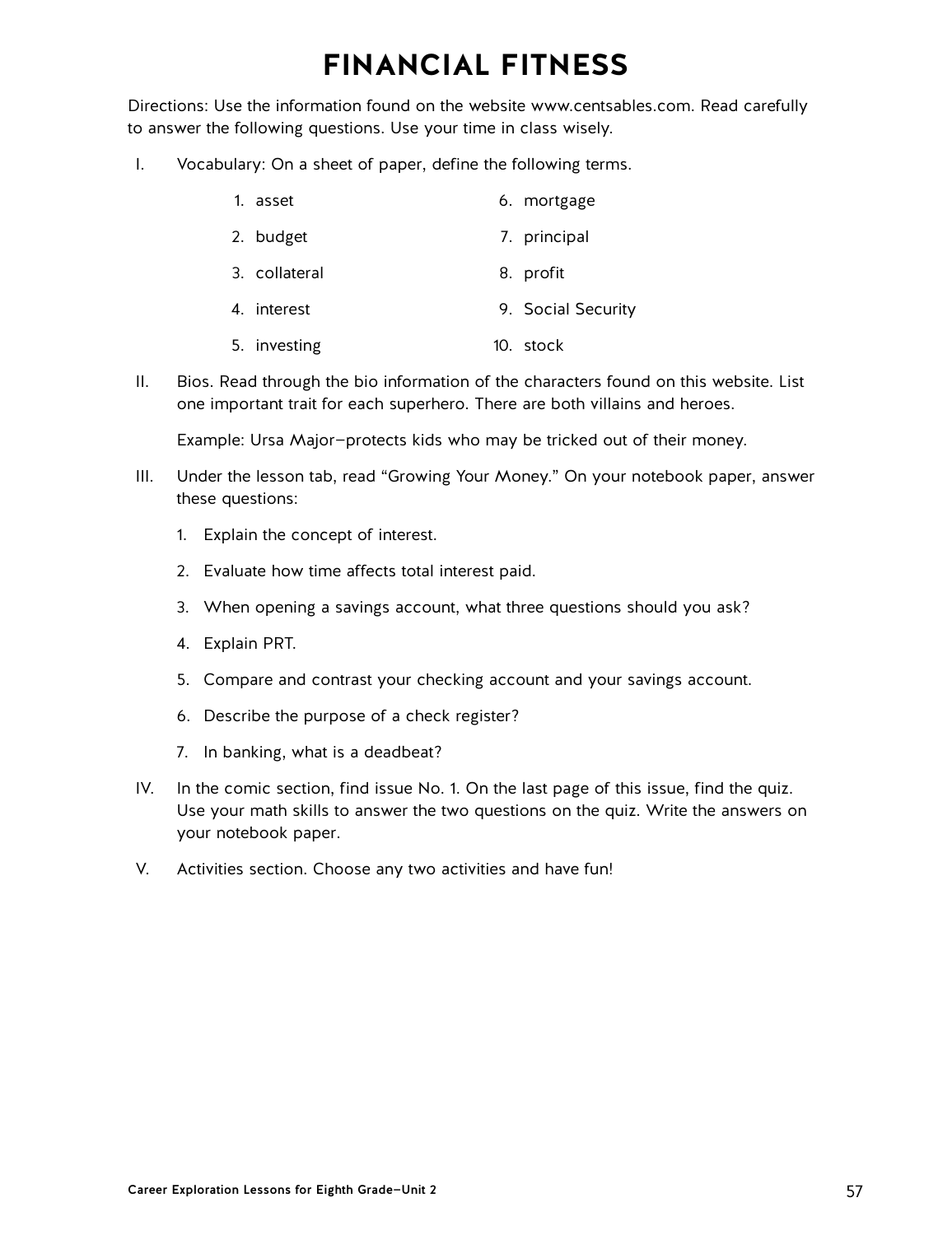# FINANCIAL FITNESS

Directions: Use the information found on the website www.centsables.com. Read carefully to answer the following questions. Use your time in class wisely.

I. Vocabulary: On a sheet of paper, define the following terms.

1. asset
2. budget
3. collateral
4. interest
5. investing
6. mortgage
7. principal
8. profit
9. Social Security
10. stock

II. Bios. Read through the bio information of the characters found on this website. List one important trait for each superhero. There are both villains and heroes.

Example: Ursa Major—protects kids who may be tricked out of their money.

III. Under the lesson tab, read "Growing Your Money." On your notebook paper, answer these questions:

1. Explain the concept of interest.
2. Evaluate how time affects total interest paid.
3. When opening a savings account, what three questions should you ask?
4. Explain PRT.
5. Compare and contrast your checking account and your savings account.
6. Describe the purpose of a check register?
7. In banking, what is a deadbeat?

IV. In the comic section, find issue No. 1. On the last page of this issue, find the quiz. Use your math skills to answer the two questions on the quiz. Write the answers on your notebook paper.

V. Activities section. Choose any two activities and have fun!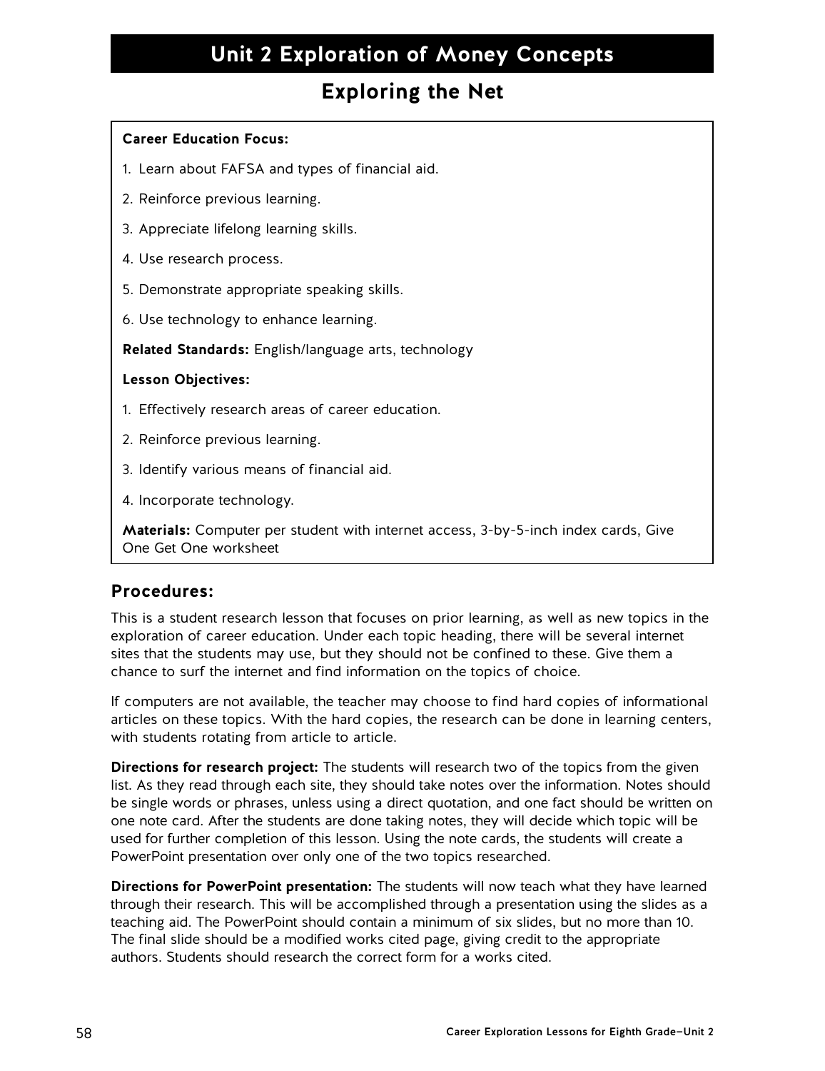# Unit 2 Exploration of Money Concepts

## Exploring the Net

**Career Education Focus:**

1. Learn about FAFSA and types of financial aid.
2. Reinforce previous learning.
3. Appreciate lifelong learning skills.
4. Use research process.
5. Demonstrate appropriate speaking skills.
6. Use technology to enhance learning.

**Related Standards:** English/language arts, technology

**Lesson Objectives:**

1. Effectively research areas of career education.
2. Reinforce previous learning.
3. Identify various means of financial aid.
4. Incorporate technology.

**Materials:** Computer per student with internet access, 3-by-5-inch index cards, Give One Get One worksheet

### Procedures:

This is a student research lesson that focuses on prior learning, as well as new topics in the exploration of career education. Under each topic heading, there will be several internet sites that the students may use, but they should not be confined to these. Give them a chance to surf the internet and find information on the topics of choice.

If computers are not available, the teacher may choose to find hard copies of informational articles on these topics. With the hard copies, the research can be done in learning centers, with students rotating from article to article.

**Directions for research project:** The students will research two of the topics from the given list. As they read through each site, they should take notes over the information. Notes should be single words or phrases, unless using a direct quotation, and one fact should be written on one note card. After the students are done taking notes, they will decide which topic will be used for further completion of this lesson. Using the note cards, the students will create a PowerPoint presentation over only one of the two topics researched.

**Directions for PowerPoint presentation:** The students will now teach what they have learned through their research. This will be accomplished through a presentation using the slides as a teaching aid. The PowerPoint should contain a minimum of six slides, but no more than 10. The final slide should be a modified works cited page, giving credit to the appropriate authors. Students should research the correct form for a works cited.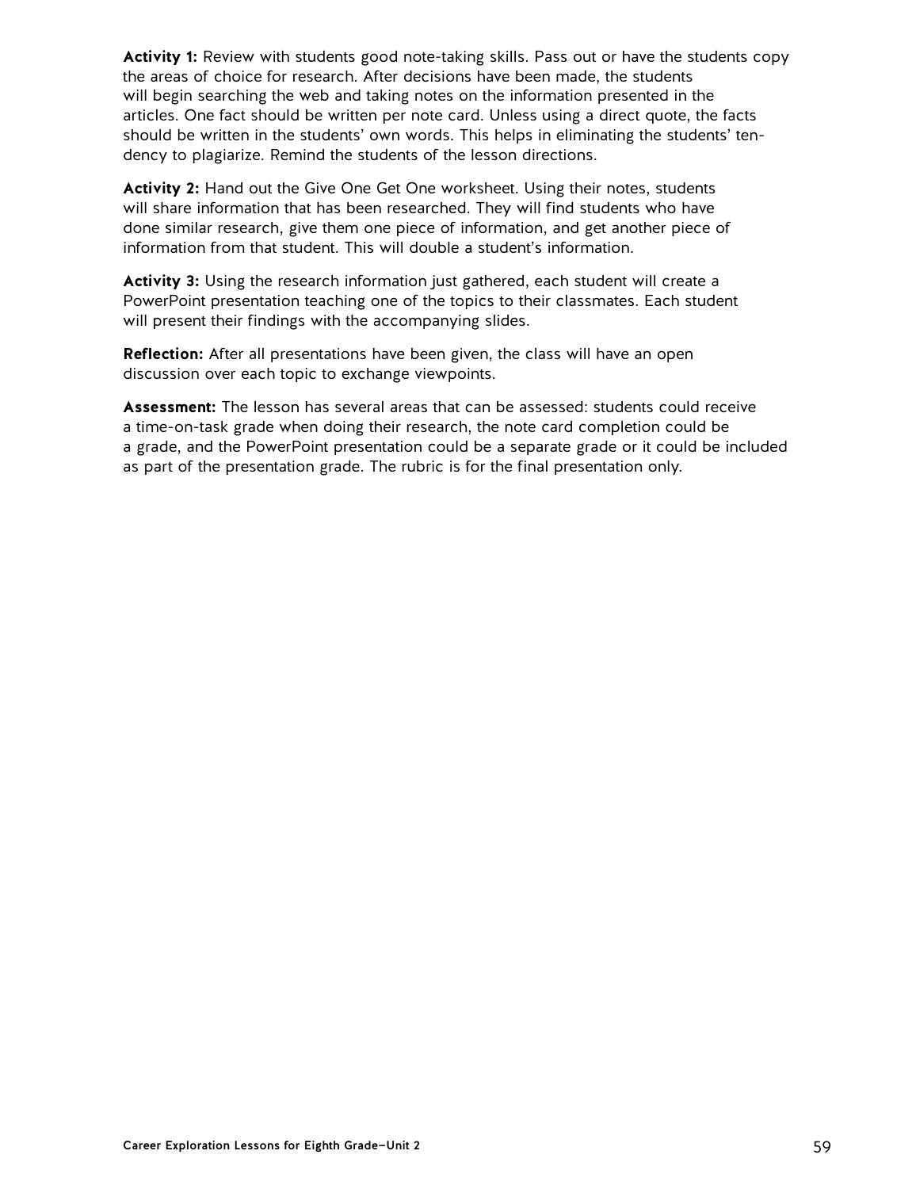**Activity 1:** Review with students good note-taking skills. Pass out or have the students copy the areas of choice for research. After decisions have been made, the students will begin searching the web and taking notes on the information presented in the articles. One fact should be written per note card. Unless using a direct quote, the facts should be written in the students' own words. This helps in eliminating the students' tendency to plagiarize. Remind the students of the lesson directions.

**Activity 2:** Hand out the Give One Get One worksheet. Using their notes, students will share information that has been researched. They will find students who have done similar research, give them one piece of information, and get another piece of information from that student. This will double a student's information.

**Activity 3:** Using the research information just gathered, each student will create a PowerPoint presentation teaching one of the topics to their classmates. Each student will present their findings with the accompanying slides.

**Reflection:** After all presentations have been given, the class will have an open discussion over each topic to exchange viewpoints.

**Assessment:** The lesson has several areas that can be assessed: students could receive a time-on-task grade when doing their research, the note card completion could be a grade, and the PowerPoint presentation could be a separate grade or it could be included as part of the presentation grade. The rubric is for the final presentation only.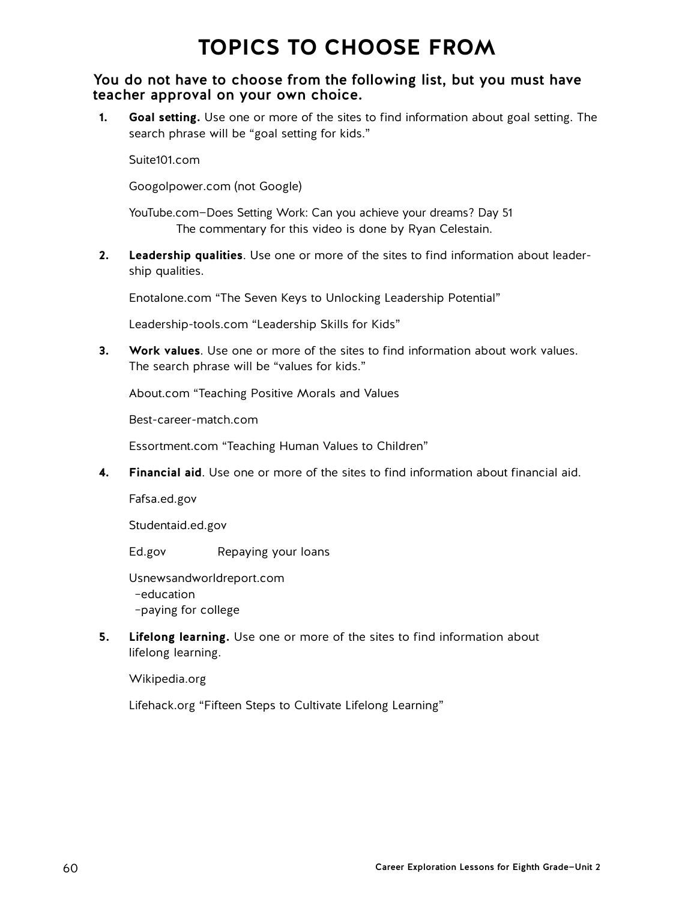# TOPICS TO CHOOSE FROM

**You do not have to choose from the following list, but you must have teacher approval on your own choice.**

1. **Goal setting.** Use one or more of the sites to find information about goal setting. The search phrase will be "goal setting for kids."

   Suite101.com

   Googolpower.com (not Google)

   YouTube.com—Does Setting Work: Can you achieve your dreams? Day 51
   The commentary for this video is done by Ryan Celestain.

2. **Leadership qualities**. Use one or more of the sites to find information about leadership qualities.

   Enotalone.com "The Seven Keys to Unlocking Leadership Potential"

   Leadership-tools.com "Leadership Skills for Kids"

3. **Work values**. Use one or more of the sites to find information about work values. The search phrase will be "values for kids."

   About.com "Teaching Positive Morals and Values

   Best-career-match.com

   Essortment.com "Teaching Human Values to Children"

4. **Financial aid**. Use one or more of the sites to find information about financial aid.

   Fafsa.ed.gov

   Studentaid.ed.gov

   Ed.gov Repaying your loans

   Usnewsandworldreport.com
   -education
   -paying for college

5. **Lifelong learning.** Use one or more of the sites to find information about lifelong learning.

   Wikipedia.org

   Lifehack.org "Fifteen Steps to Cultivate Lifelong Learning"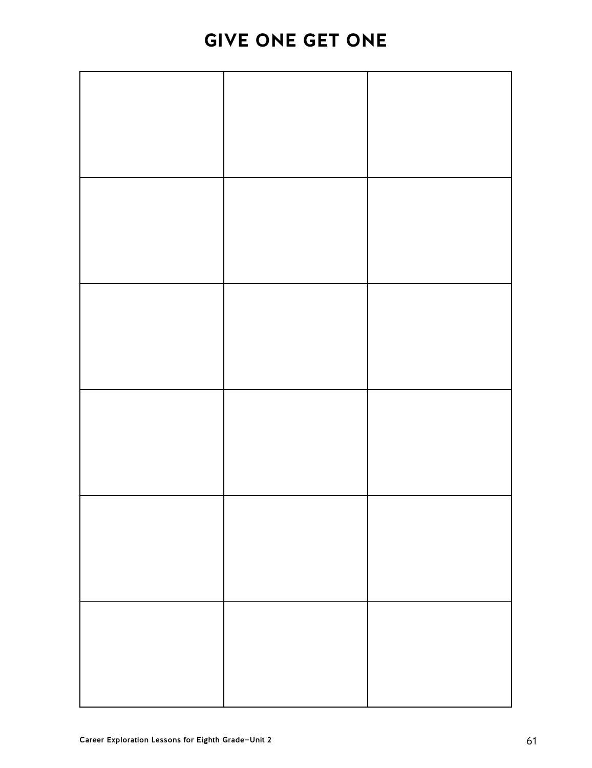# GIVE ONE GET ONE

| | | |
|---|---|---|
| | | |
| | | |
| | | |
| | | |
| | | |
| | | |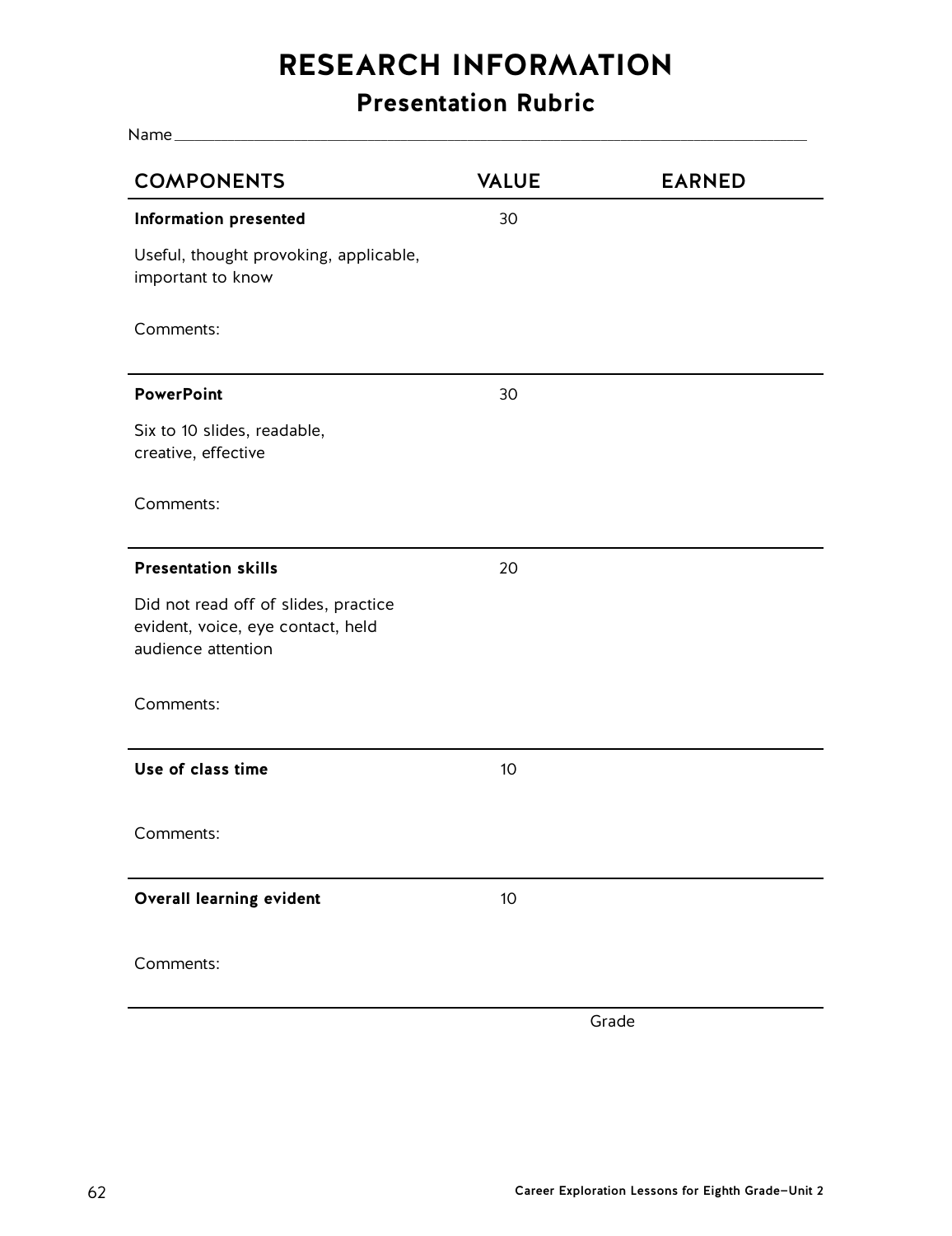# RESEARCH INFORMATION

## Presentation Rubric

Name ____________________________________________

| COMPONENTS | VALUE | EARNED |
|---|---|---|
| **Information presented**<br>Useful, thought provoking, applicable, important to know<br><br>Comments: | 30 | |
| **PowerPoint**<br>Six to 10 slides, readable, creative, effective<br><br>Comments: | 30 | |
| **Presentation skills**<br>Did not read off of slides, practice evident, voice, eye contact, held audience attention<br><br>Comments: | 20 | |
| **Use of class time**<br><br>Comments: | 10 | |
| **Overall learning evident**<br><br>Comments: | 10 | |
| | | Grade |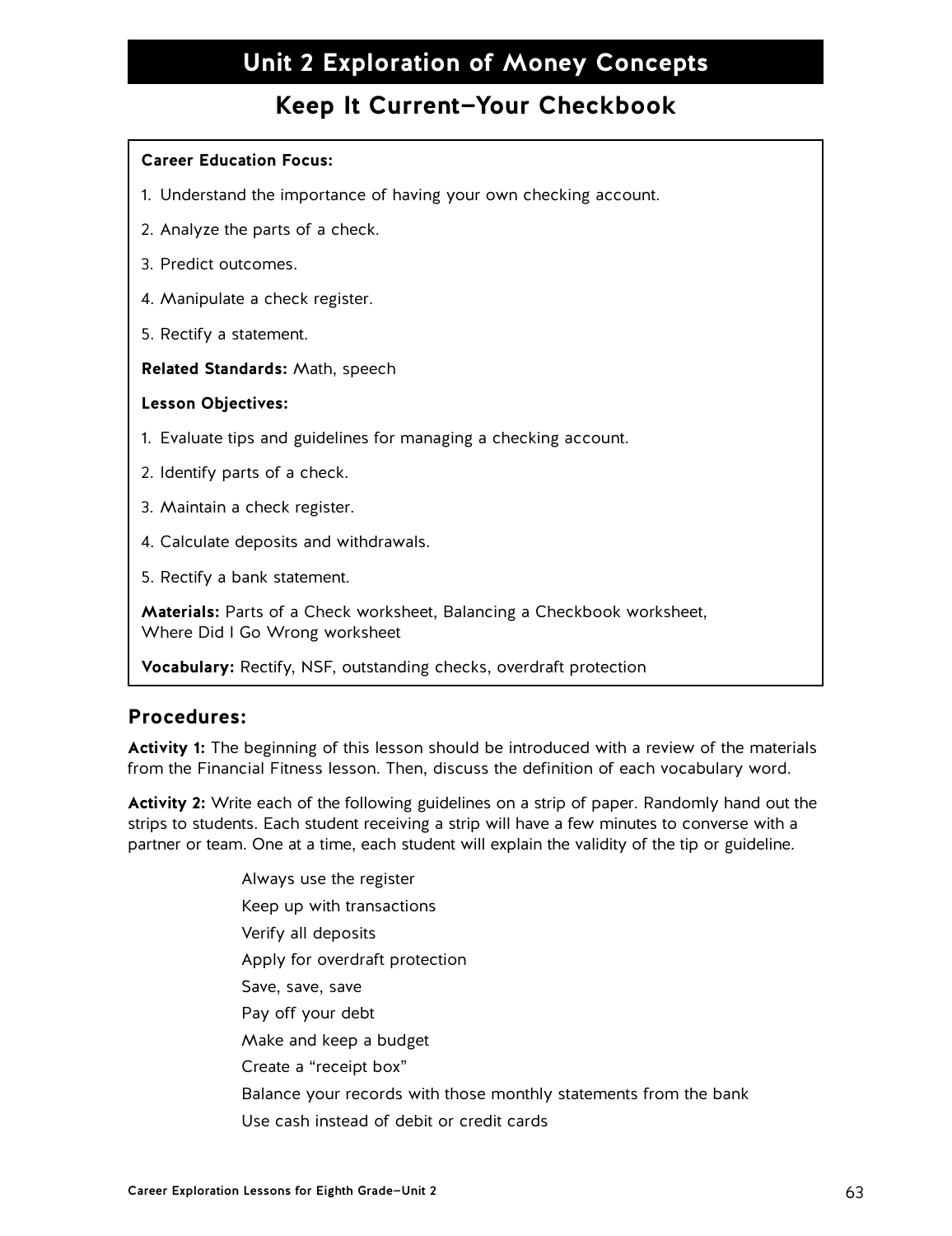# Unit 2 Exploration of Money Concepts

## Keep It Current—Your Checkbook

**Career Education Focus:**

1. Understand the importance of having your own checking account.
2. Analyze the parts of a check.
3. Predict outcomes.
4. Manipulate a check register.
5. Rectify a statement.

**Related Standards:** Math, speech

**Lesson Objectives:**

1. Evaluate tips and guidelines for managing a checking account.
2. Identify parts of a check.
3. Maintain a check register.
4. Calculate deposits and withdrawals.
5. Rectify a bank statement.

**Materials:** Parts of a Check worksheet, Balancing a Checkbook worksheet, Where Did I Go Wrong worksheet

**Vocabulary:** Rectify, NSF, outstanding checks, overdraft protection

### Procedures:

**Activity 1:** The beginning of this lesson should be introduced with a review of the materials from the Financial Fitness lesson. Then, discuss the definition of each vocabulary word.

**Activity 2:** Write each of the following guidelines on a strip of paper. Randomly hand out the strips to students. Each student receiving a strip will have a few minutes to converse with a partner or team. One at a time, each student will explain the validity of the tip or guideline.

Always use the register
Keep up with transactions
Verify all deposits
Apply for overdraft protection
Save, save, save
Pay off your debt
Make and keep a budget
Create a "receipt box"
Balance your records with those monthly statements from the bank
Use cash instead of debit or credit cards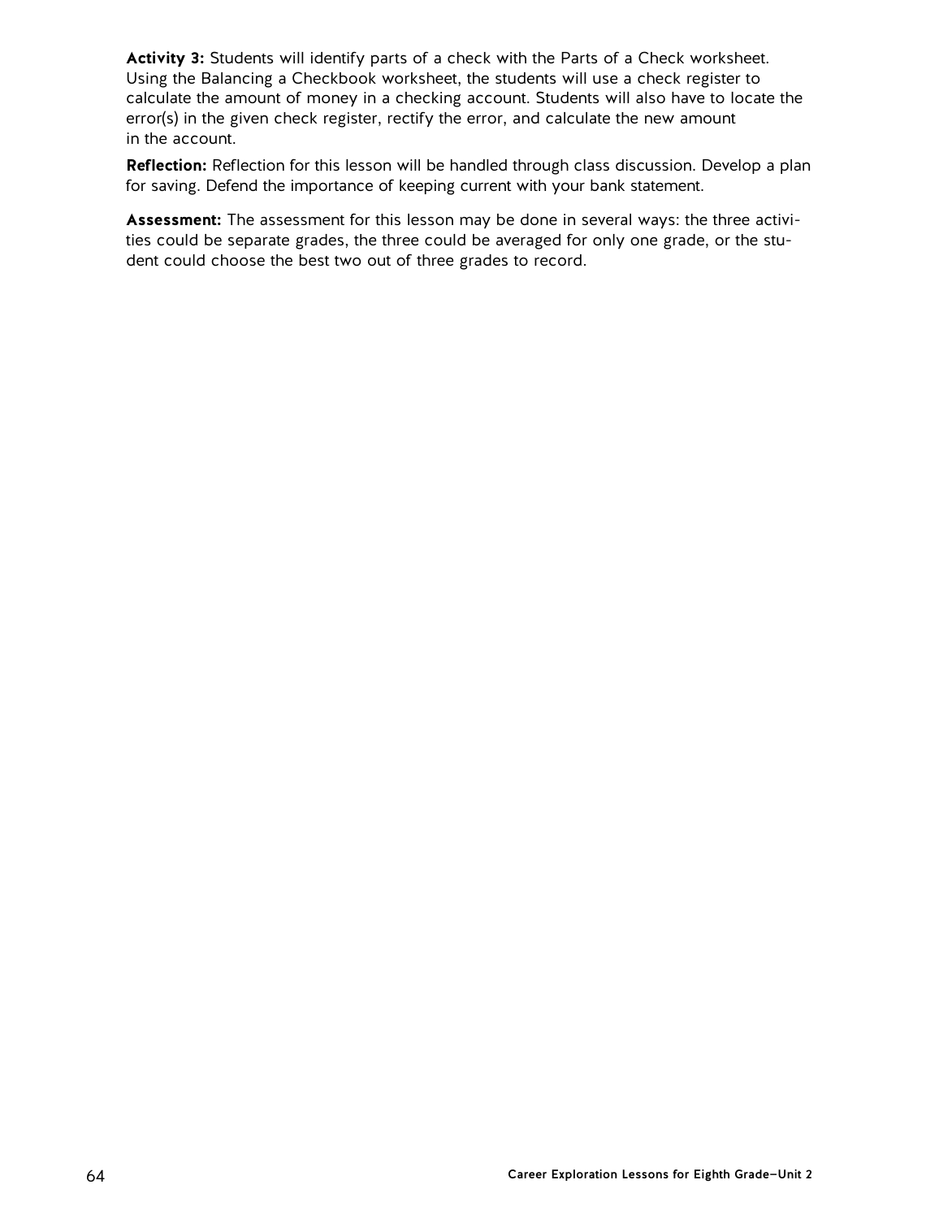**Activity 3:** Students will identify parts of a check with the Parts of a Check worksheet. Using the Balancing a Checkbook worksheet, the students will use a check register to calculate the amount of money in a checking account. Students will also have to locate the error(s) in the given check register, rectify the error, and calculate the new amount in the account.

**Reflection:** Reflection for this lesson will be handled through class discussion. Develop a plan for saving. Defend the importance of keeping current with your bank statement.

**Assessment:** The assessment for this lesson may be done in several ways: the three activities could be separate grades, the three could be averaged for only one grade, or the student could choose the best two out of three grades to record.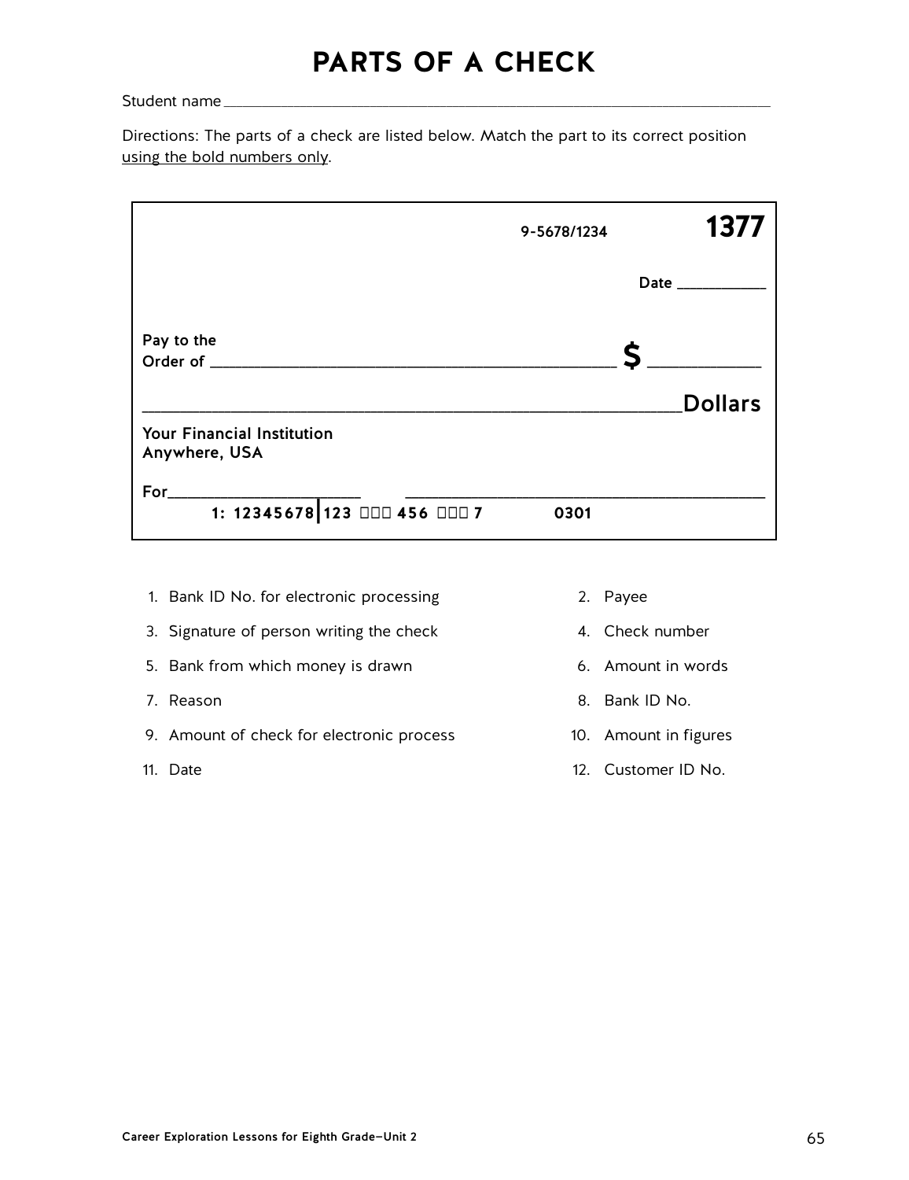# PARTS OF A CHECK

Student name ______________________________________________

Directions: The parts of a check are listed below. Match the part to its correct position using the bold numbers only.

9-5678/1234 **1377**

Date __________

Pay to the
Order of ______________________________________ **$** __________

_______________________________________________ **Dollars**

**Your Financial Institution**
**Anywhere, USA**

For____________________ ________________________________

**1: 12345678|123 ▯▯▯ 456 ▯▯▯ 7** **0301**

1. Bank ID No. for electronic processing
2. Payee
3. Signature of person writing the check
4. Check number
5. Bank from which money is drawn
6. Amount in words
7. Reason
8. Bank ID No.
9. Amount of check for electronic process
10. Amount in figures
11. Date
12. Customer ID No.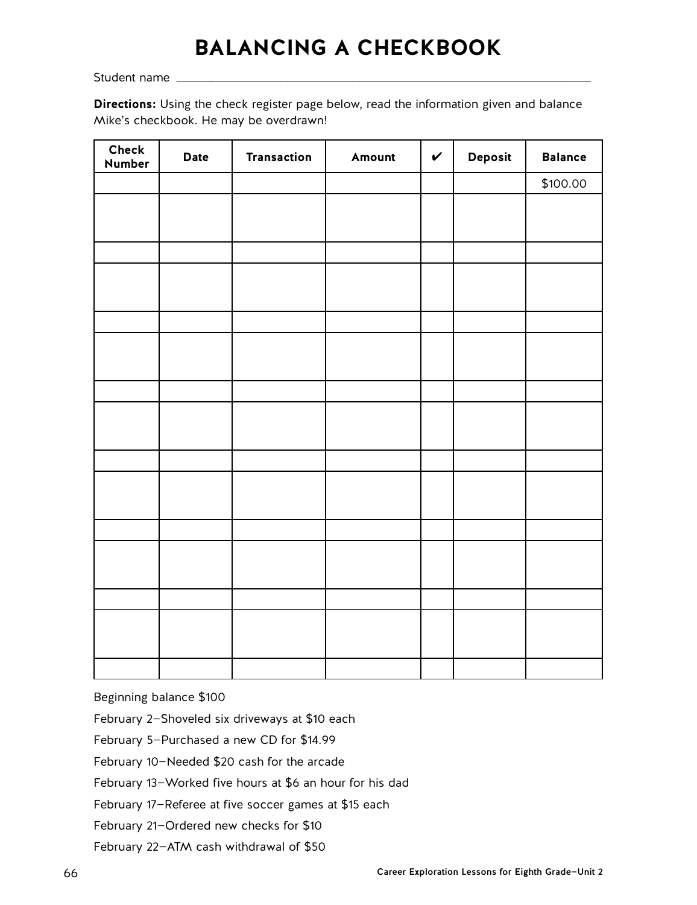# BALANCING A CHECKBOOK

Student name ___________________________________________________________________

**Directions:** Using the check register page below, read the information given and balance Mike's checkbook. He may be overdrawn!

| Check Number | Date | Transaction | Amount | ✔ | Deposit | Balance |
|---|---|---|---|---|---|---|
| | | | | | | $100.00 |
| | | | | | | |
| | | | | | | |
| | | | | | | |
| | | | | | | |
| | | | | | | |
| | | | | | | |
| | | | | | | |
| | | | | | | |
| | | | | | | |
| | | | | | | |
| | | | | | | |
| | | | | | | |
| | | | | | | |
| | | | | | | |

Beginning balance $100

February 2—Shoveled six driveways at $10 each

February 5—Purchased a new CD for $14.99

February 10—Needed $20 cash for the arcade

February 13—Worked five hours at $6 an hour for his dad

February 17—Referee at five soccer games at $15 each

February 21—Ordered new checks for $10

February 22—ATM cash withdrawal of $50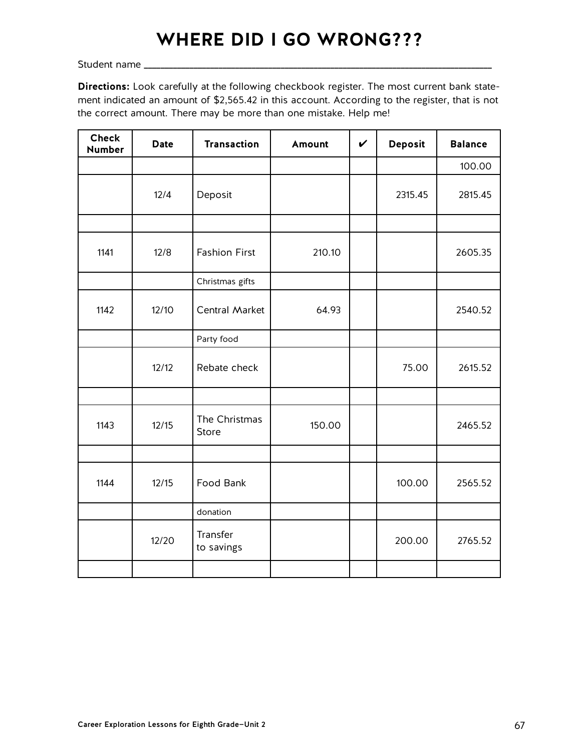# WHERE DID I GO WRONG???

Student name ___________________________________________

**Directions:** Look carefully at the following checkbook register. The most current bank statement indicated an amount of $2,565.42 in this account. According to the register, that is not the correct amount. There may be more than one mistake. Help me!

| Check Number | Date | Transaction | Amount | ✔ | Deposit | Balance |
|---|---|---|---|---|---|---|
| | | | | | | 100.00 |
| | 12/4 | Deposit | | | 2315.45 | 2815.45 |
| | | | | | | |
| 1141 | 12/8 | Fashion First | 210.10 | | | 2605.35 |
| | | Christmas gifts | | | | |
| 1142 | 12/10 | Central Market | 64.93 | | | 2540.52 |
| | | Party food | | | | |
| | 12/12 | Rebate check | | | 75.00 | 2615.52 |
| | | | | | | |
| 1143 | 12/15 | The Christmas Store | 150.00 | | | 2465.52 |
| | | | | | | |
| 1144 | 12/15 | Food Bank | | | 100.00 | 2565.52 |
| | | donation | | | | |
| | 12/20 | Transfer to savings | | | 200.00 | 2765.52 |
| | | | | | | |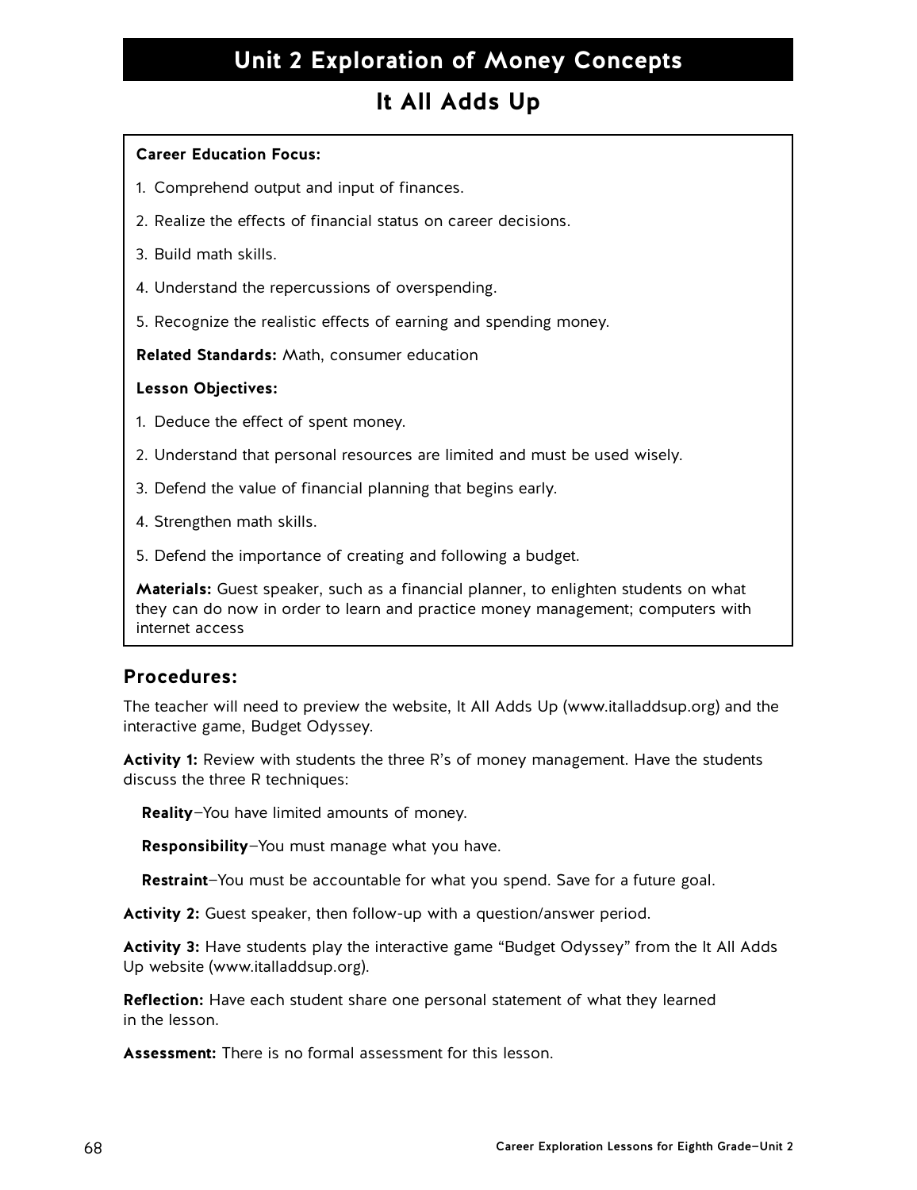# Unit 2 Exploration of Money Concepts

## It All Adds Up

**Career Education Focus:**

1. Comprehend output and input of finances.
2. Realize the effects of financial status on career decisions.
3. Build math skills.
4. Understand the repercussions of overspending.
5. Recognize the realistic effects of earning and spending money.

**Related Standards:** Math, consumer education

**Lesson Objectives:**

1. Deduce the effect of spent money.
2. Understand that personal resources are limited and must be used wisely.
3. Defend the value of financial planning that begins early.
4. Strengthen math skills.
5. Defend the importance of creating and following a budget.

**Materials:** Guest speaker, such as a financial planner, to enlighten students on what they can do now in order to learn and practice money management; computers with internet access

### Procedures:

The teacher will need to preview the website, It All Adds Up (www.italladdsup.org) and the interactive game, Budget Odyssey.

**Activity 1:** Review with students the three R's of money management. Have the students discuss the three R techniques:

**Reality**—You have limited amounts of money.

**Responsibility**—You must manage what you have.

**Restraint**—You must be accountable for what you spend. Save for a future goal.

**Activity 2:** Guest speaker, then follow-up with a question/answer period.

**Activity 3:** Have students play the interactive game "Budget Odyssey" from the It All Adds Up website (www.italladdsup.org).

**Reflection:** Have each student share one personal statement of what they learned in the lesson.

**Assessment:** There is no formal assessment for this lesson.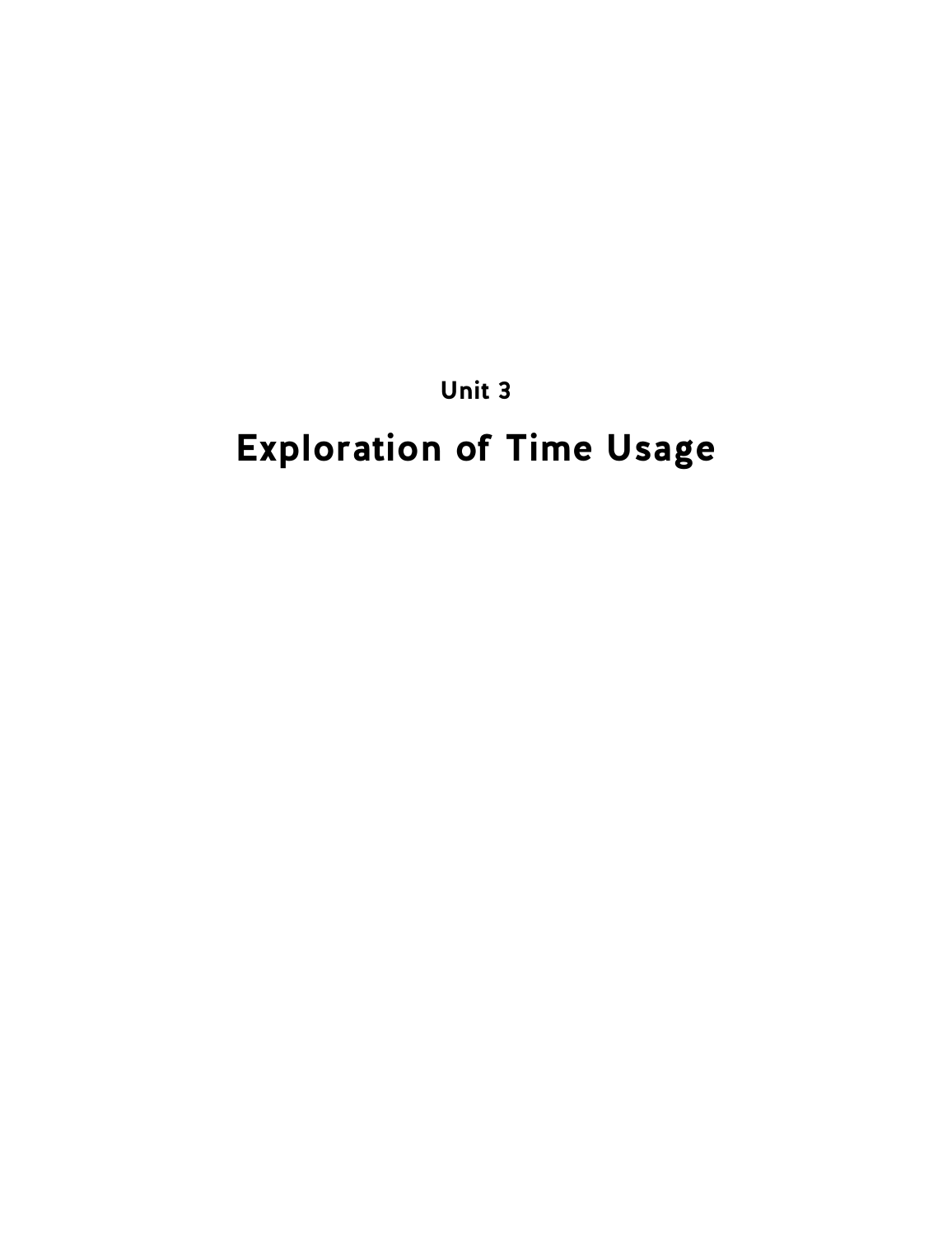# Unit 3

# Exploration of Time Usage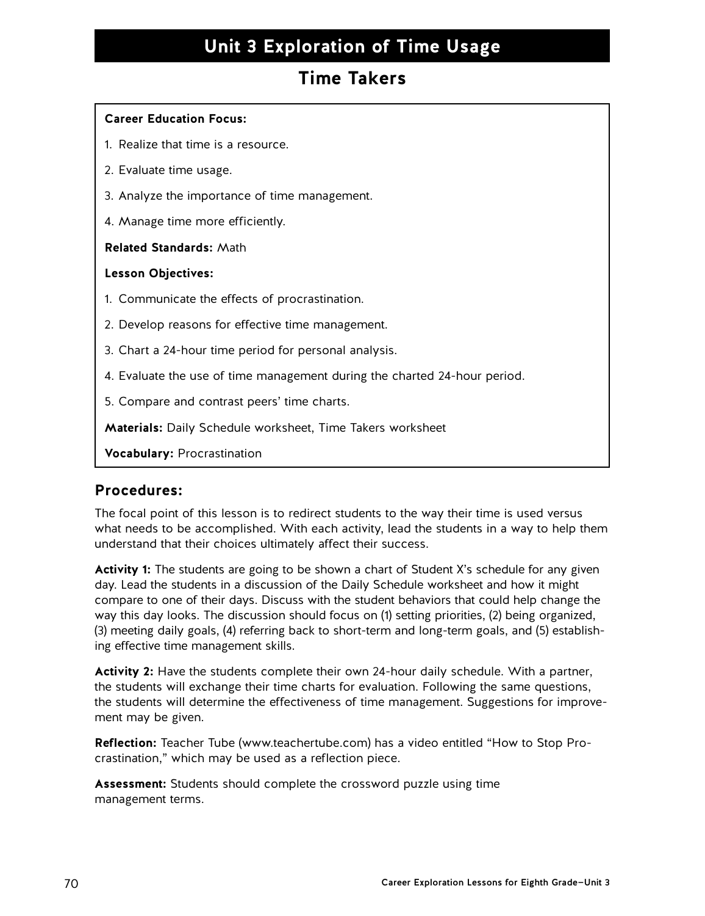# Unit 3 Exploration of Time Usage

## Time Takers

**Career Education Focus:**

1. Realize that time is a resource.
2. Evaluate time usage.
3. Analyze the importance of time management.
4. Manage time more efficiently.

**Related Standards:** Math

**Lesson Objectives:**

1. Communicate the effects of procrastination.
2. Develop reasons for effective time management.
3. Chart a 24-hour time period for personal analysis.
4. Evaluate the use of time management during the charted 24-hour period.
5. Compare and contrast peers' time charts.

**Materials:** Daily Schedule worksheet, Time Takers worksheet

**Vocabulary:** Procrastination

### Procedures:

The focal point of this lesson is to redirect students to the way their time is used versus what needs to be accomplished. With each activity, lead the students in a way to help them understand that their choices ultimately affect their success.

**Activity 1:** The students are going to be shown a chart of Student X's schedule for any given day. Lead the students in a discussion of the Daily Schedule worksheet and how it might compare to one of their days. Discuss with the student behaviors that could help change the way this day looks. The discussion should focus on (1) setting priorities, (2) being organized, (3) meeting daily goals, (4) referring back to short-term and long-term goals, and (5) establishing effective time management skills.

**Activity 2:** Have the students complete their own 24-hour daily schedule. With a partner, the students will exchange their time charts for evaluation. Following the same questions, the students will determine the effectiveness of time management. Suggestions for improvement may be given.

**Reflection:** Teacher Tube (www.teachertube.com) has a video entitled "How to Stop Procrastination," which may be used as a reflection piece.

**Assessment:** Students should complete the crossword puzzle using time management terms.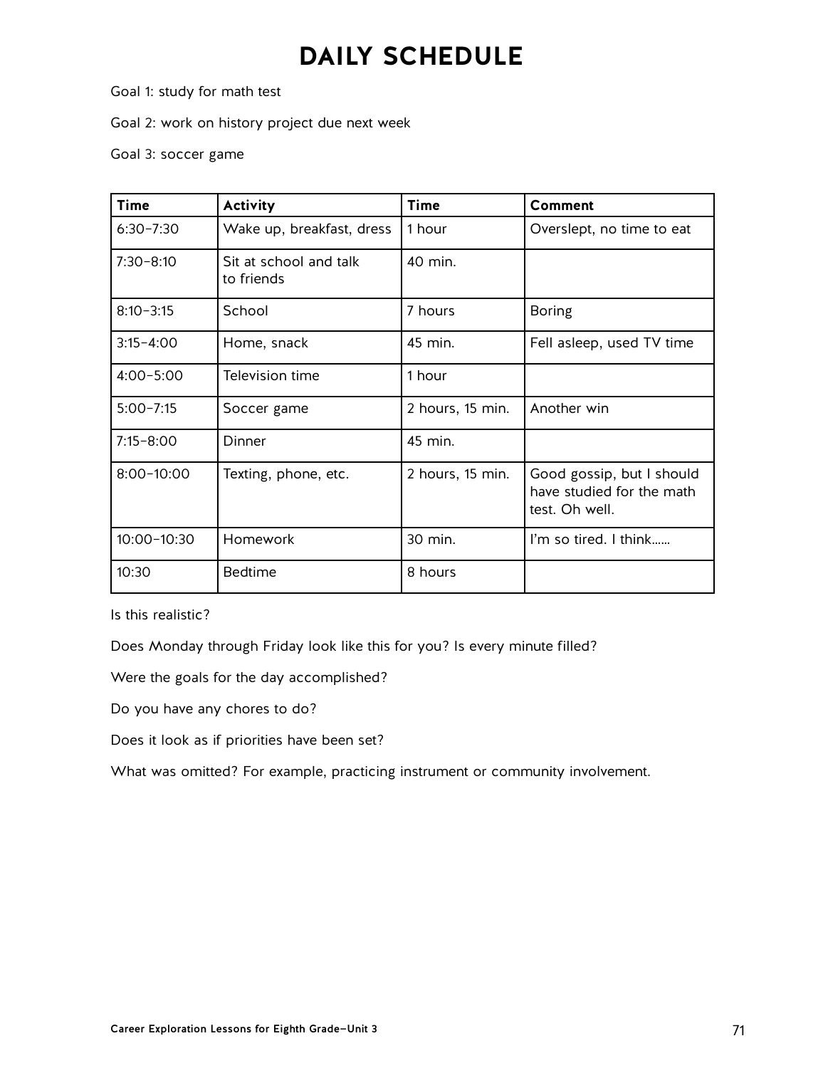# DAILY SCHEDULE

Goal 1: study for math test

Goal 2: work on history project due next week

Goal 3: soccer game

| Time | Activity | Time | Comment |
|---|---|---|---|
| 6:30–7:30 | Wake up, breakfast, dress | 1 hour | Overslept, no time to eat |
| 7:30–8:10 | Sit at school and talk to friends | 40 min. | |
| 8:10–3:15 | School | 7 hours | Boring |
| 3:15–4:00 | Home, snack | 45 min. | Fell asleep, used TV time |
| 4:00–5:00 | Television time | 1 hour | |
| 5:00–7:15 | Soccer game | 2 hours, 15 min. | Another win |
| 7:15–8:00 | Dinner | 45 min. | |
| 8:00–10:00 | Texting, phone, etc. | 2 hours, 15 min. | Good gossip, but I should have studied for the math test. Oh well. |
| 10:00–10:30 | Homework | 30 min. | I'm so tired. I think...... |
| 10:30 | Bedtime | 8 hours | |

Is this realistic?

Does Monday through Friday look like this for you? Is every minute filled?

Were the goals for the day accomplished?

Do you have any chores to do?

Does it look as if priorities have been set?

What was omitted? For example, practicing instrument or community involvement.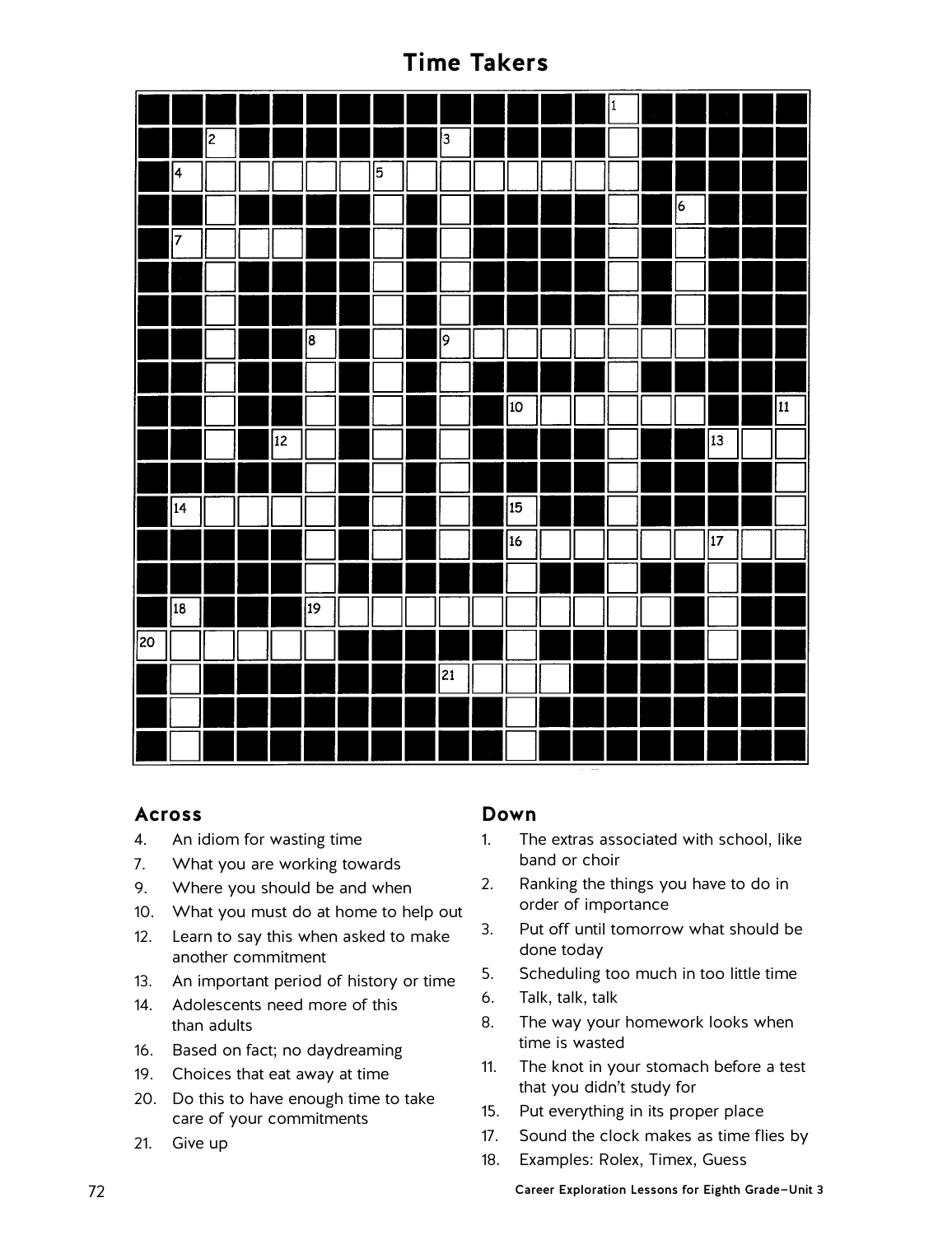# Time Takers

## Across

4. An idiom for wasting time
7. What you are working towards
9. Where you should be and when
10. What you must do at home to help out
12. Learn to say this when asked to make another commitment
13. An important period of history or time
14. Adolescents need more of this than adults
16. Based on fact; no daydreaming
19. Choices that eat away at time
20. Do this to have enough time to take care of your commitments
21. Give up

## Down

1. The extras associated with school, like band or choir
2. Ranking the things you have to do in order of importance
3. Put off until tomorrow what should be done today
5. Scheduling too much in too little time
6. Talk, talk, talk
8. The way your homework looks when time is wasted
11. The knot in your stomach before a test that you didn't study for
15. Put everything in its proper place
17. Sound the clock makes as time flies by
18. Examples: Rolex, Timex, Guess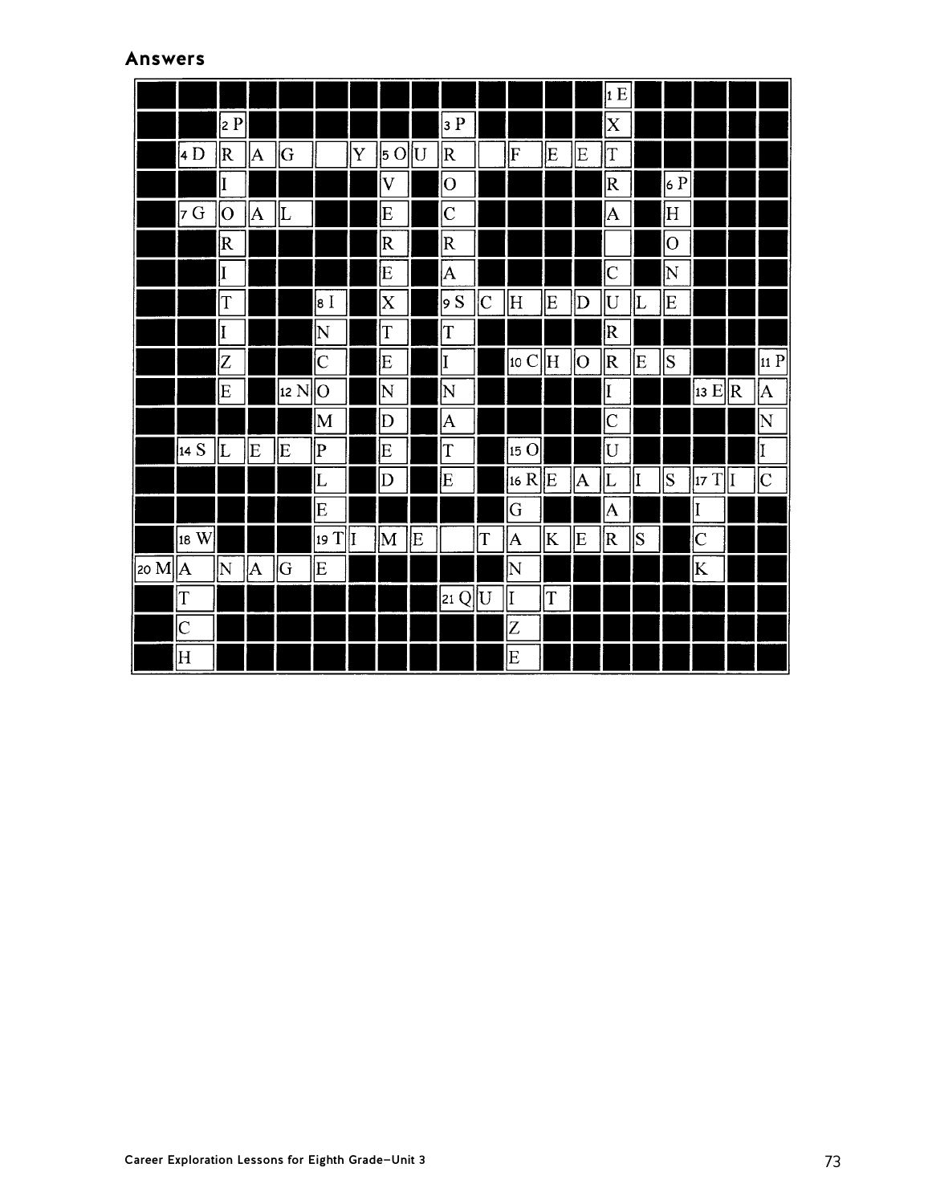## Answers

| | | | | | | | | | | | | | | 1 E | | | | | |
|---|---|---|---|---|---|---|---|---|---|---|---|---|---|---|---|---|---|---|---|
| | | 2 P | | | | | | | 3 P | | | | | X | | | | | |
| | 4 D | R | A | G | | Y | 5 O | U | R | | F | E | E | T | | | | | |
| | | I | | | | | V | | O | | | | | R | | 6 P | | | |
| | 7 G | O | A | L | | | E | | C | | | | | A | | H | | | |
| | | R | | | | | R | | R | | | | | | | O | | | |
| | | I | | | | | E | | A | | | | | C | | N | | | |
| | | T | | | 8 I | | X | | 9 S | C | H | E | D | U | L | E | | | |
| | | I | | | N | | T | | T | | | | | R | | | | | |
| | | Z | | | C | | E | | I | | 10 C | H | O | R | E | S | | | 11 P |
| | | E | | 12 N | O | | N | | N | | | | | I | | | 13 E | R | A |
| | | | | | M | | D | | A | | | | | C | | | | | N |
| | 14 S | L | E | E | P | | E | | T | | 15 O | | | U | | | | | I |
| | | | | | L | | D | | E | | 16 R | E | A | L | I | S | 17 T | I | C |
| | | | | | E | | | | | | G | | | A | | | I | | |
| | 18 W | | | | 19 T | I | M | E | | T | A | K | E | R | S | | C | | |
| 20 M | A | N | A | G | E | | | | | | N | | | | | | K | | |
| | T | | | | | | | | 21 Q | U | I | T | | | | | | | |
| | C | | | | | | | | | | Z | | | | | | | | |
| | H | | | | | | | | | | E | | | | | | | | |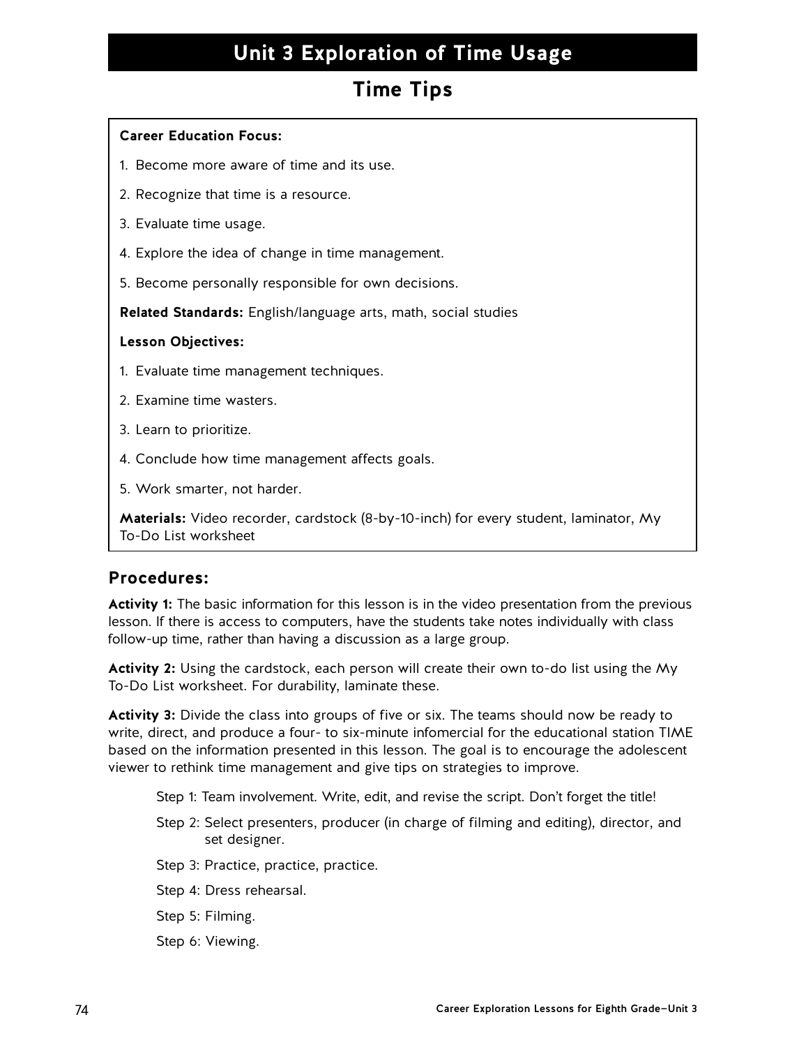# Unit 3 Exploration of Time Usage

## Time Tips

**Career Education Focus:**

1. Become more aware of time and its use.
2. Recognize that time is a resource.
3. Evaluate time usage.
4. Explore the idea of change in time management.
5. Become personally responsible for own decisions.

**Related Standards:** English/language arts, math, social studies

**Lesson Objectives:**

1. Evaluate time management techniques.
2. Examine time wasters.
3. Learn to prioritize.
4. Conclude how time management affects goals.
5. Work smarter, not harder.

**Materials:** Video recorder, cardstock (8-by-10-inch) for every student, laminator, My To-Do List worksheet

### Procedures:

**Activity 1:** The basic information for this lesson is in the video presentation from the previous lesson. If there is access to computers, have the students take notes individually with class follow-up time, rather than having a discussion as a large group.

**Activity 2:** Using the cardstock, each person will create their own to-do list using the My To-Do List worksheet. For durability, laminate these.

**Activity 3:** Divide the class into groups of five or six. The teams should now be ready to write, direct, and produce a four- to six-minute infomercial for the educational station TIME based on the information presented in this lesson. The goal is to encourage the adolescent viewer to rethink time management and give tips on strategies to improve.

Step 1: Team involvement. Write, edit, and revise the script. Don't forget the title!

Step 2: Select presenters, producer (in charge of filming and editing), director, and set designer.

Step 3: Practice, practice, practice.

Step 4: Dress rehearsal.

Step 5: Filming.

Step 6: Viewing.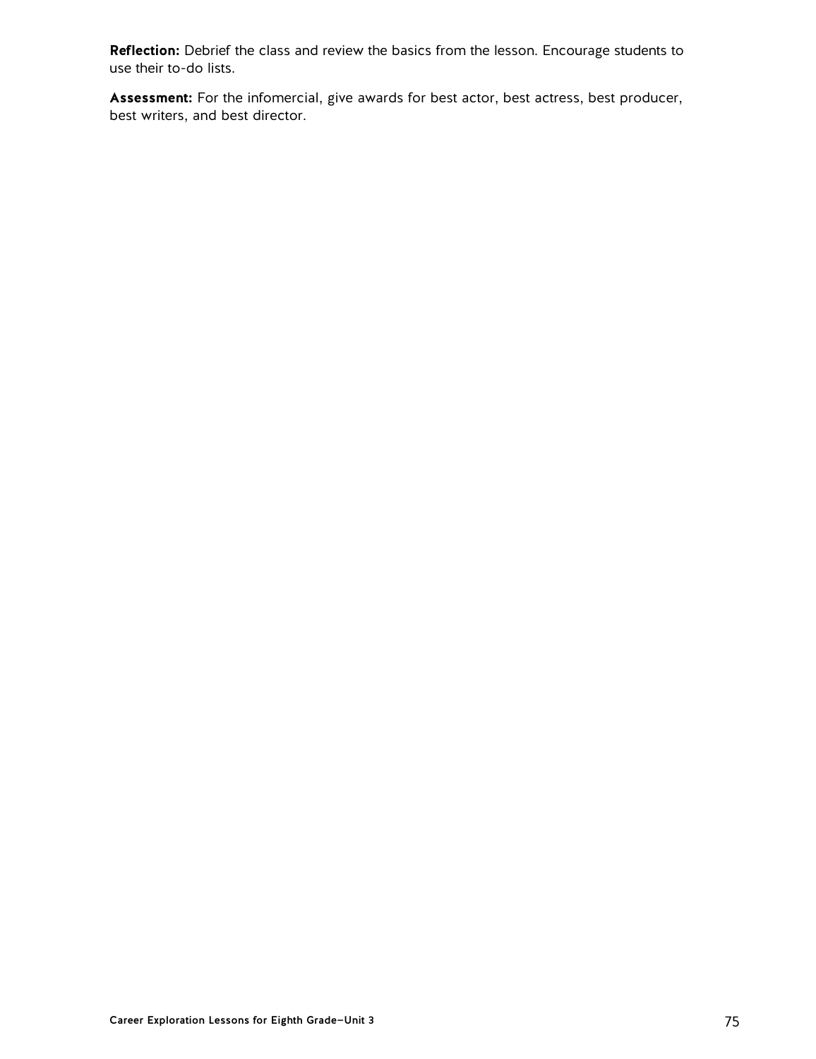**Reflection:** Debrief the class and review the basics from the lesson. Encourage students to use their to-do lists.

**Assessment:** For the infomercial, give awards for best actor, best actress, best producer, best writers, and best director.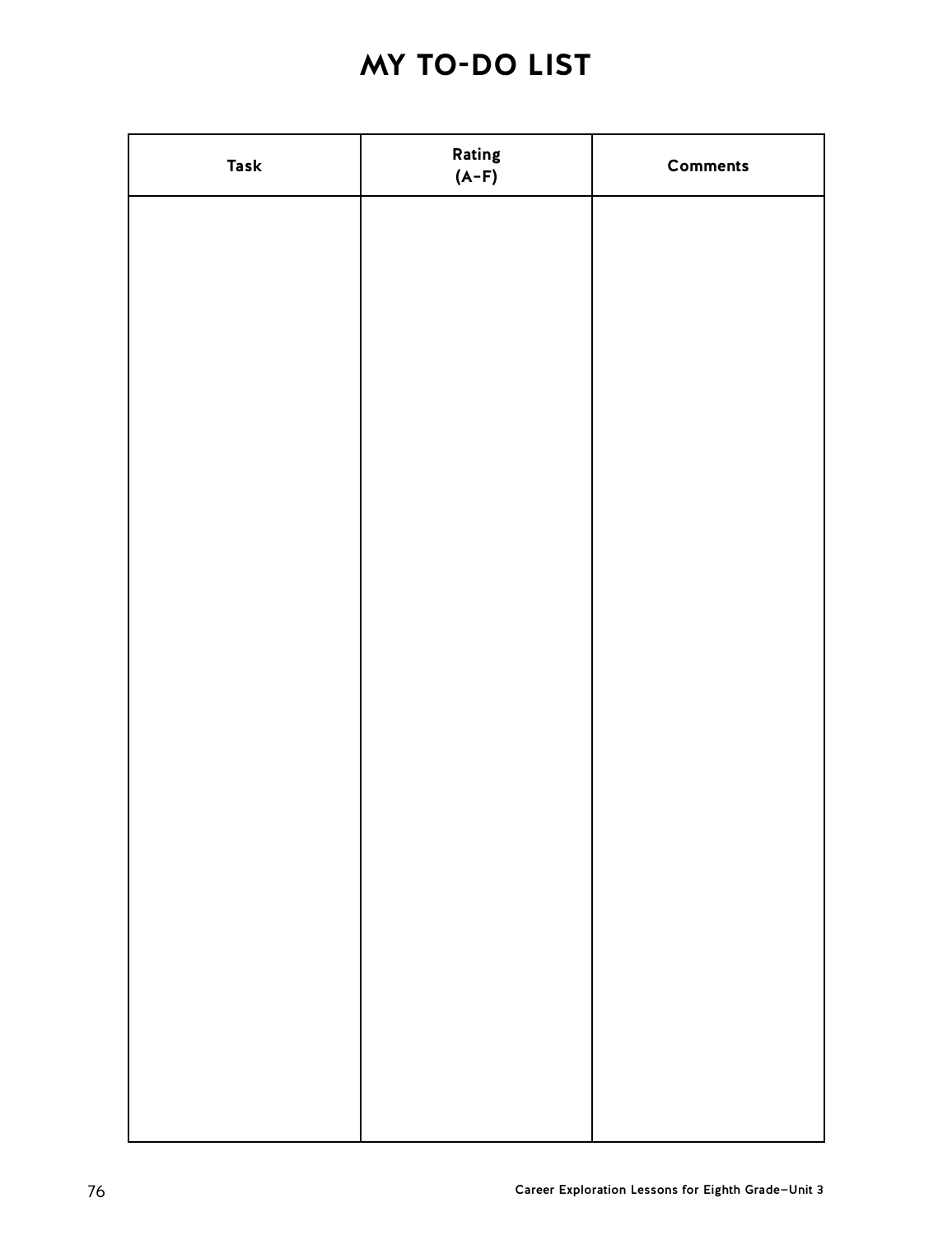# MY TO-DO LIST

| Task | Rating (A–F) | Comments |
| --- | --- | --- |
| | | |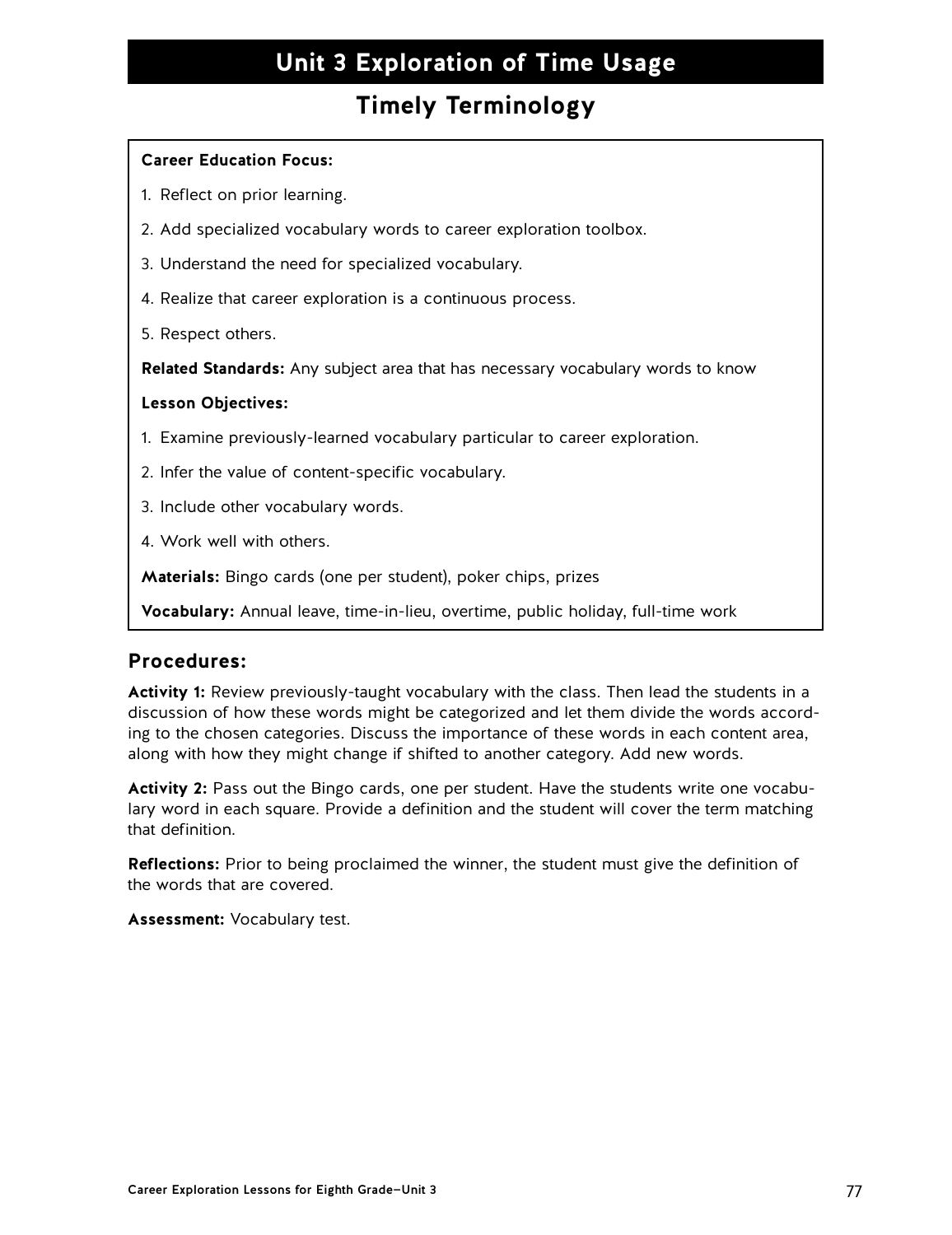# Unit 3 Exploration of Time Usage

## Timely Terminology

**Career Education Focus:**

1. Reflect on prior learning.
2. Add specialized vocabulary words to career exploration toolbox.
3. Understand the need for specialized vocabulary.
4. Realize that career exploration is a continuous process.
5. Respect others.

**Related Standards:** Any subject area that has necessary vocabulary words to know

**Lesson Objectives:**

1. Examine previously-learned vocabulary particular to career exploration.
2. Infer the value of content-specific vocabulary.
3. Include other vocabulary words.
4. Work well with others.

**Materials:** Bingo cards (one per student), poker chips, prizes

**Vocabulary:** Annual leave, time-in-lieu, overtime, public holiday, full-time work

### Procedures:

**Activity 1:** Review previously-taught vocabulary with the class. Then lead the students in a discussion of how these words might be categorized and let them divide the words according to the chosen categories. Discuss the importance of these words in each content area, along with how they might change if shifted to another category. Add new words.

**Activity 2:** Pass out the Bingo cards, one per student. Have the students write one vocabulary word in each square. Provide a definition and the student will cover the term matching that definition.

**Reflections:** Prior to being proclaimed the winner, the student must give the definition of the words that are covered.

**Assessment:** Vocabulary test.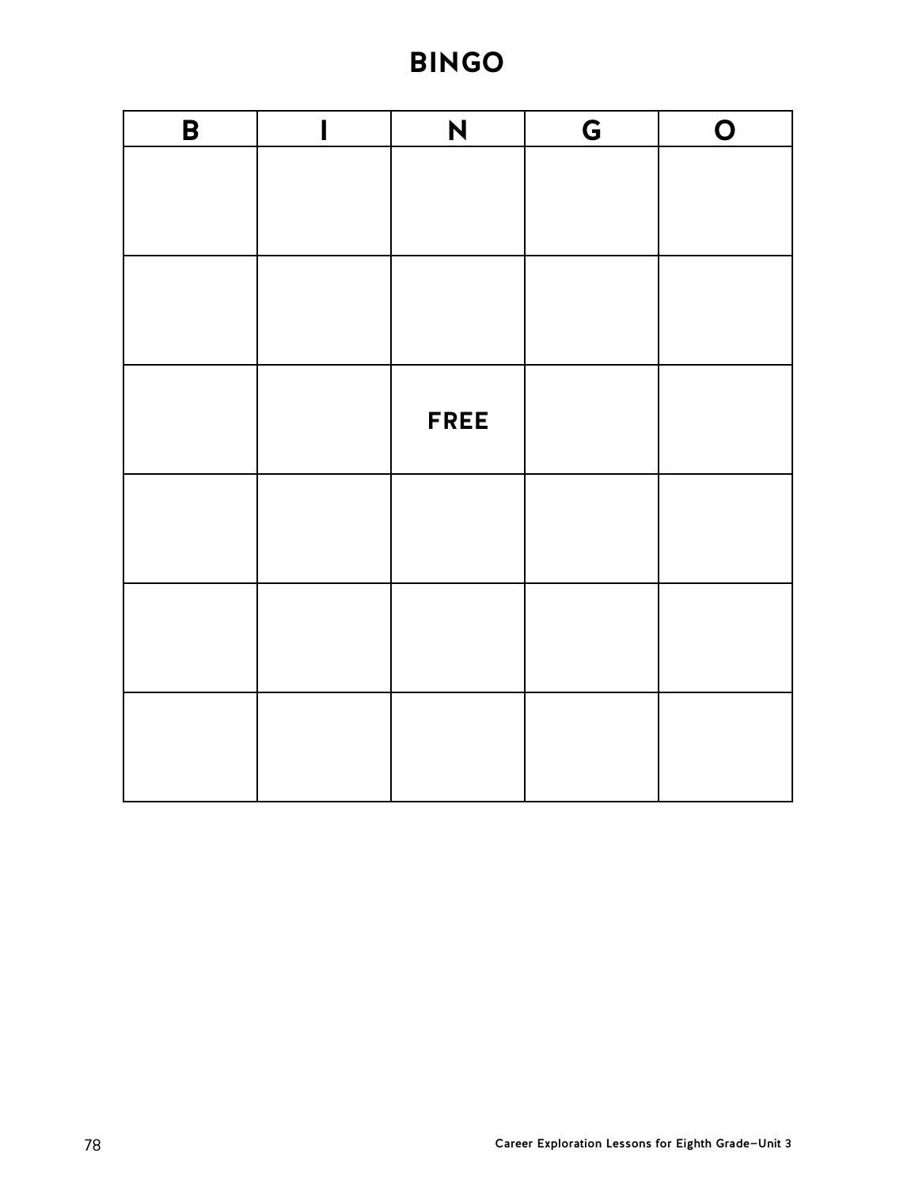# BINGO

| B | I | N | G | O |
|---|---|---|---|---|
| | | | | |
| | | | | |
| | | FREE | | |
| | | | | |
| | | | | |
| | | | | |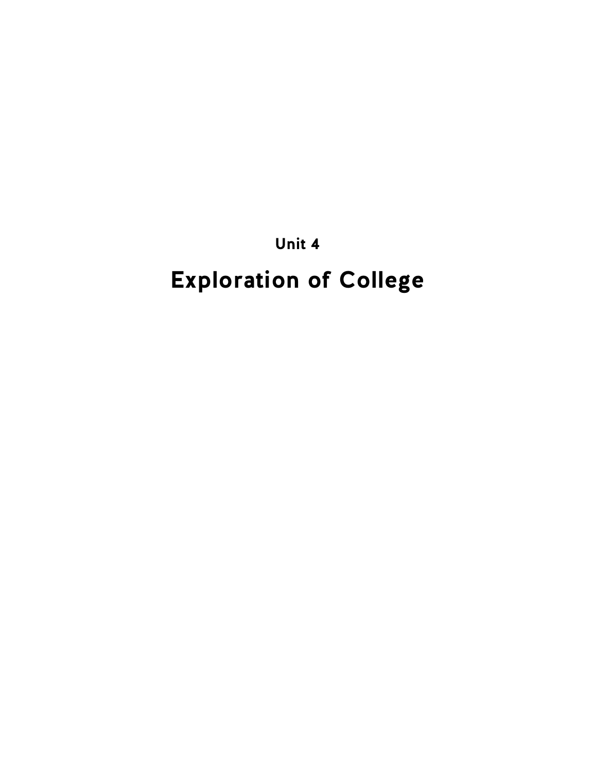## Unit 4

# Exploration of College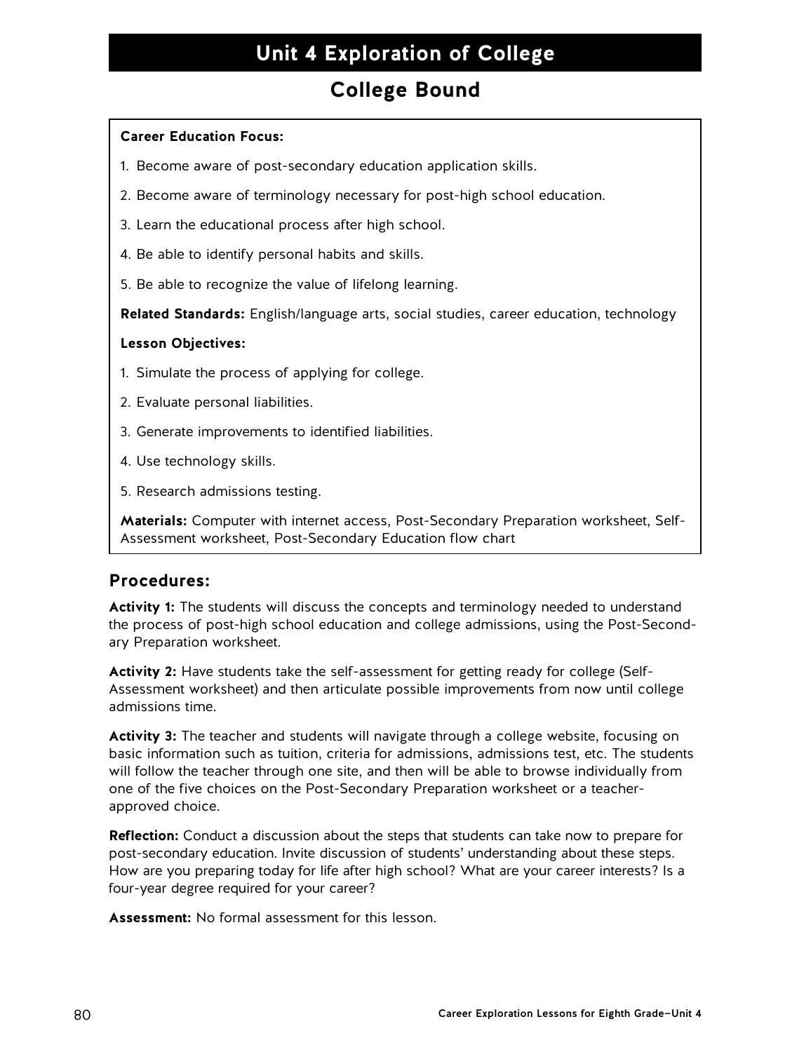# Unit 4 Exploration of College

## College Bound

**Career Education Focus:**

1. Become aware of post-secondary education application skills.
2. Become aware of terminology necessary for post-high school education.
3. Learn the educational process after high school.
4. Be able to identify personal habits and skills.
5. Be able to recognize the value of lifelong learning.

**Related Standards:** English/language arts, social studies, career education, technology

**Lesson Objectives:**

1. Simulate the process of applying for college.
2. Evaluate personal liabilities.
3. Generate improvements to identified liabilities.
4. Use technology skills.
5. Research admissions testing.

**Materials:** Computer with internet access, Post-Secondary Preparation worksheet, Self-Assessment worksheet, Post-Secondary Education flow chart

### Procedures:

**Activity 1:** The students will discuss the concepts and terminology needed to understand the process of post-high school education and college admissions, using the Post-Secondary Preparation worksheet.

**Activity 2:** Have students take the self-assessment for getting ready for college (Self-Assessment worksheet) and then articulate possible improvements from now until college admissions time.

**Activity 3:** The teacher and students will navigate through a college website, focusing on basic information such as tuition, criteria for admissions, admissions test, etc. The students will follow the teacher through one site, and then will be able to browse individually from one of the five choices on the Post-Secondary Preparation worksheet or a teacher-approved choice.

**Reflection:** Conduct a discussion about the steps that students can take now to prepare for post-secondary education. Invite discussion of students' understanding about these steps. How are you preparing today for life after high school? What are your career interests? Is a four-year degree required for your career?

**Assessment:** No formal assessment for this lesson.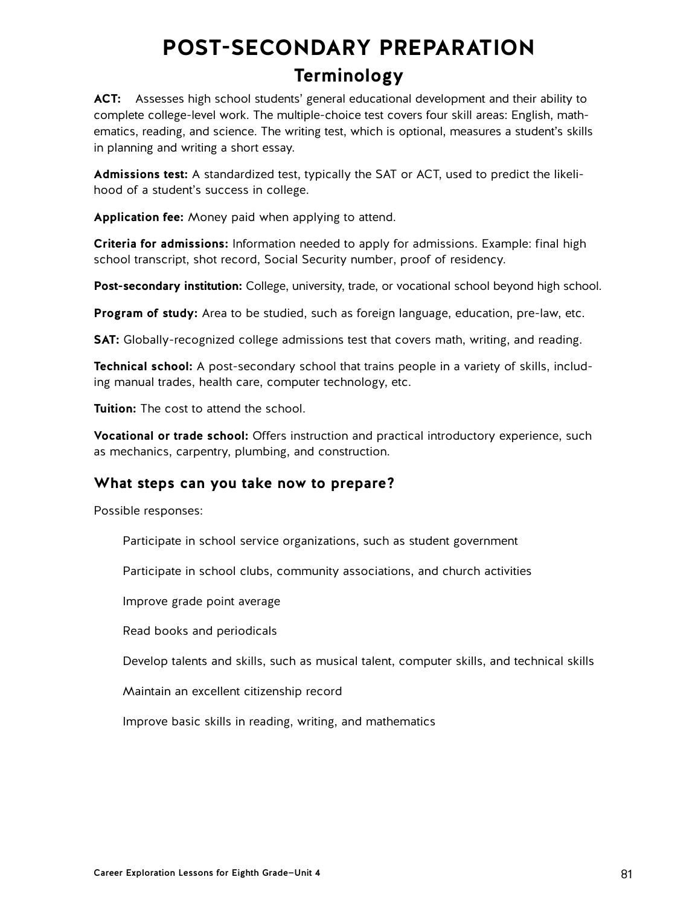# POST-SECONDARY PREPARATION

## Terminology

**ACT:** Assesses high school students' general educational development and their ability to complete college-level work. The multiple-choice test covers four skill areas: English, mathematics, reading, and science. The writing test, which is optional, measures a student's skills in planning and writing a short essay.

**Admissions test:** A standardized test, typically the SAT or ACT, used to predict the likelihood of a student's success in college.

**Application fee:** Money paid when applying to attend.

**Criteria for admissions:** Information needed to apply for admissions. Example: final high school transcript, shot record, Social Security number, proof of residency.

**Post-secondary institution:** College, university, trade, or vocational school beyond high school.

**Program of study:** Area to be studied, such as foreign language, education, pre-law, etc.

**SAT:** Globally-recognized college admissions test that covers math, writing, and reading.

**Technical school:** A post-secondary school that trains people in a variety of skills, including manual trades, health care, computer technology, etc.

**Tuition:** The cost to attend the school.

**Vocational or trade school:** Offers instruction and practical introductory experience, such as mechanics, carpentry, plumbing, and construction.

### What steps can you take now to prepare?

Possible responses:

Participate in school service organizations, such as student government

Participate in school clubs, community associations, and church activities

Improve grade point average

Read books and periodicals

Develop talents and skills, such as musical talent, computer skills, and technical skills

Maintain an excellent citizenship record

Improve basic skills in reading, writing, and mathematics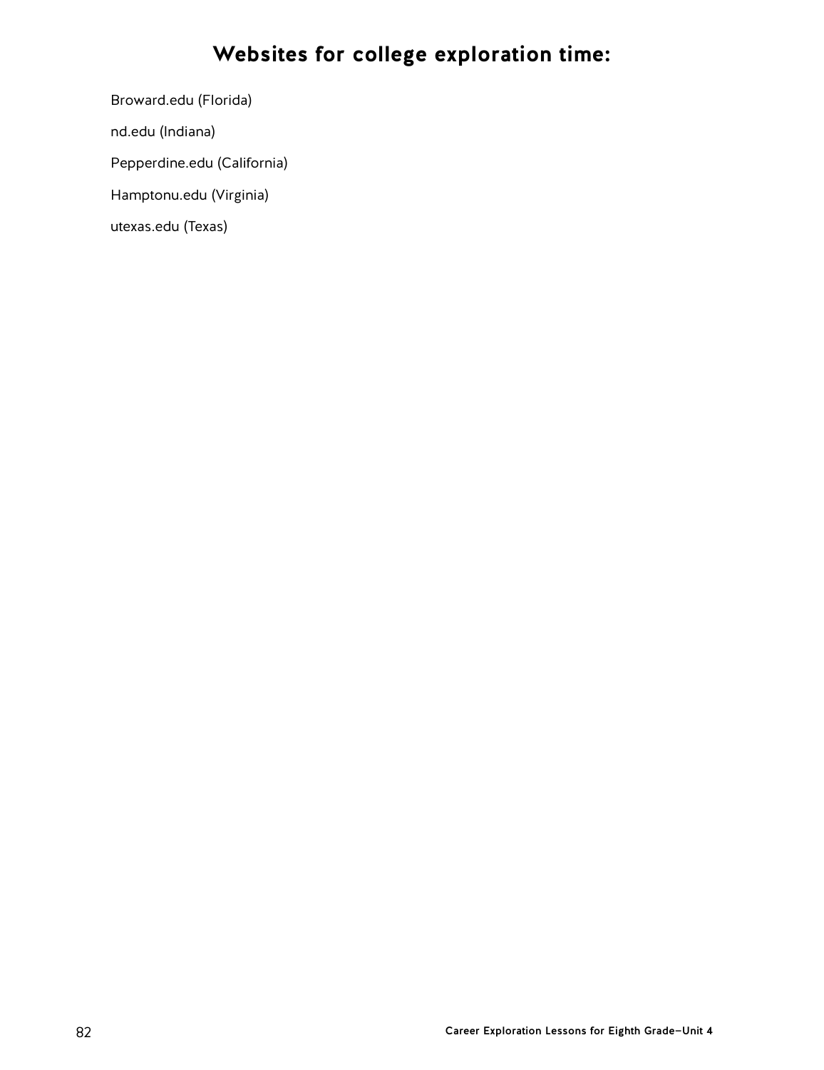# Websites for college exploration time:

Broward.edu (Florida)

nd.edu (Indiana)

Pepperdine.edu (California)

Hamptonu.edu (Virginia)

utexas.edu (Texas)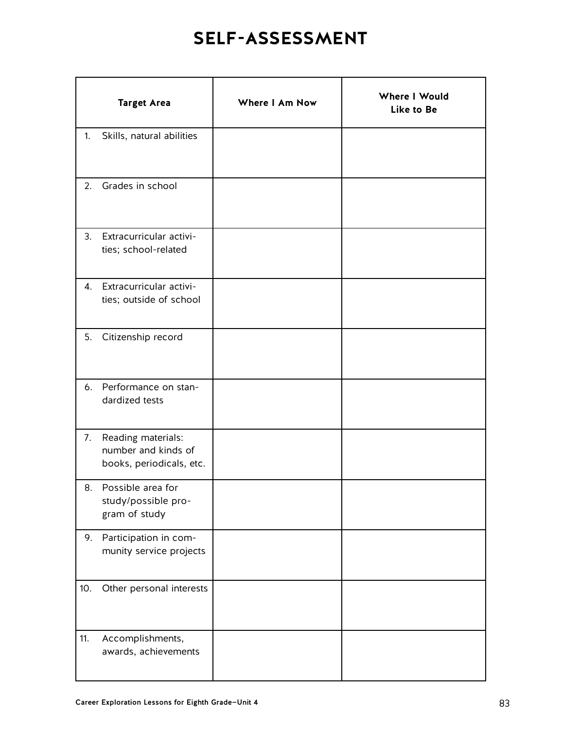# SELF-ASSESSMENT

| Target Area | Where I Am Now | Where I Would Like to Be |
|---|---|---|
| 1. Skills, natural abilities | | |
| 2. Grades in school | | |
| 3. Extracurricular activities; school-related | | |
| 4. Extracurricular activities; outside of school | | |
| 5. Citizenship record | | |
| 6. Performance on standardized tests | | |
| 7. Reading materials: number and kinds of books, periodicals, etc. | | |
| 8. Possible area for study/possible program of study | | |
| 9. Participation in community service projects | | |
| 10. Other personal interests | | |
| 11. Accomplishments, awards, achievements | | |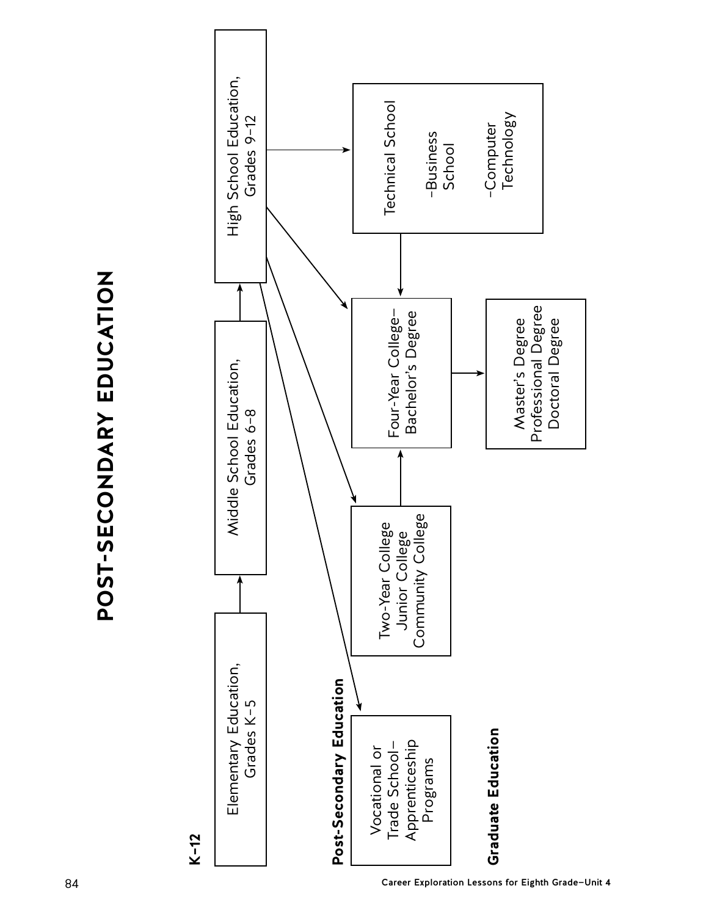# POST-SECONDARY EDUCATION

**K–12**

- Elementary Education, Grades K–5
- Middle School Education, Grades 6–8
- High School Education, Grades 9–12

**Post-Secondary Education**

- Vocational or Trade School–Apprenticeship Programs
- Two-Year College / Junior College / Community College
- Four-Year College–Bachelor's Degree
- Technical School
  - –Business School
  - –Computer Technology

**Graduate Education**

- Master's Degree / Professional Degree / Doctoral Degree

Pathways shown:

- Elementary Education, Grades K–5 → Middle School Education, Grades 6–8 → High School Education, Grades 9–12
- High School Education, Grades 9–12 → Vocational or Trade School–Apprenticeship Programs
- High School Education, Grades 9–12 → Two-Year College / Junior College / Community College
- High School Education, Grades 9–12 → Four-Year College–Bachelor's Degree
- High School Education, Grades 9–12 → Technical School
- Two-Year College / Junior College / Community College → Four-Year College–Bachelor's Degree
- Technical School → Four-Year College–Bachelor's Degree
- Four-Year College–Bachelor's Degree → Master's Degree / Professional Degree / Doctoral Degree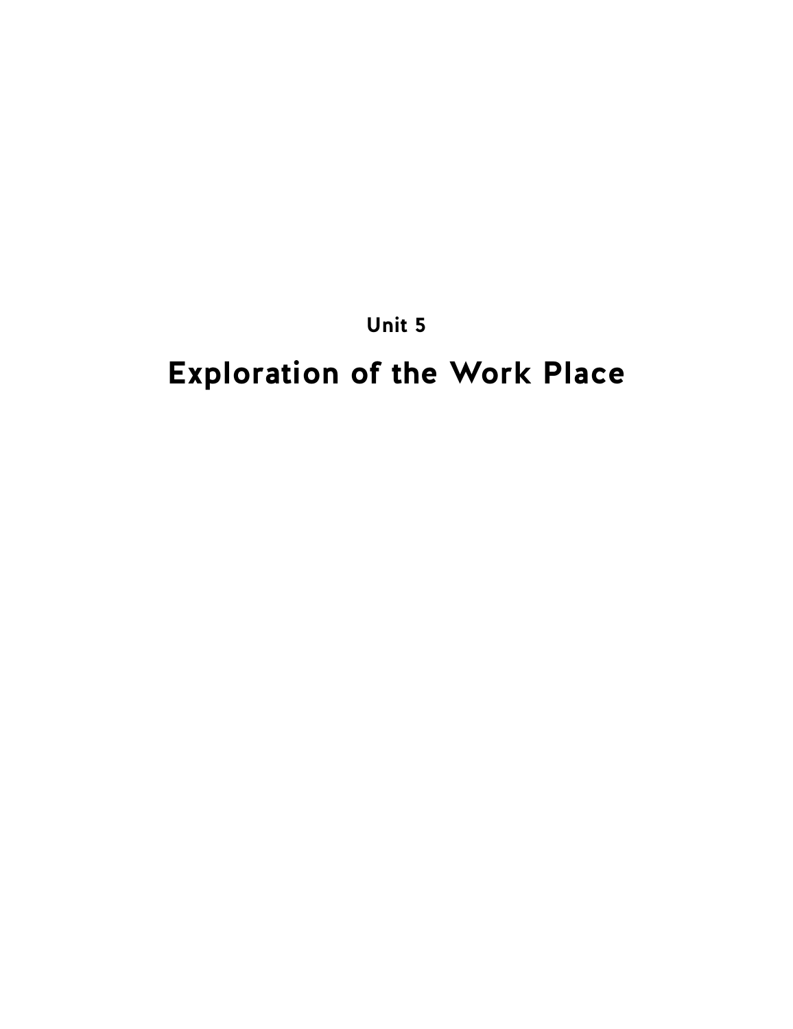# Unit 5

# Exploration of the Work Place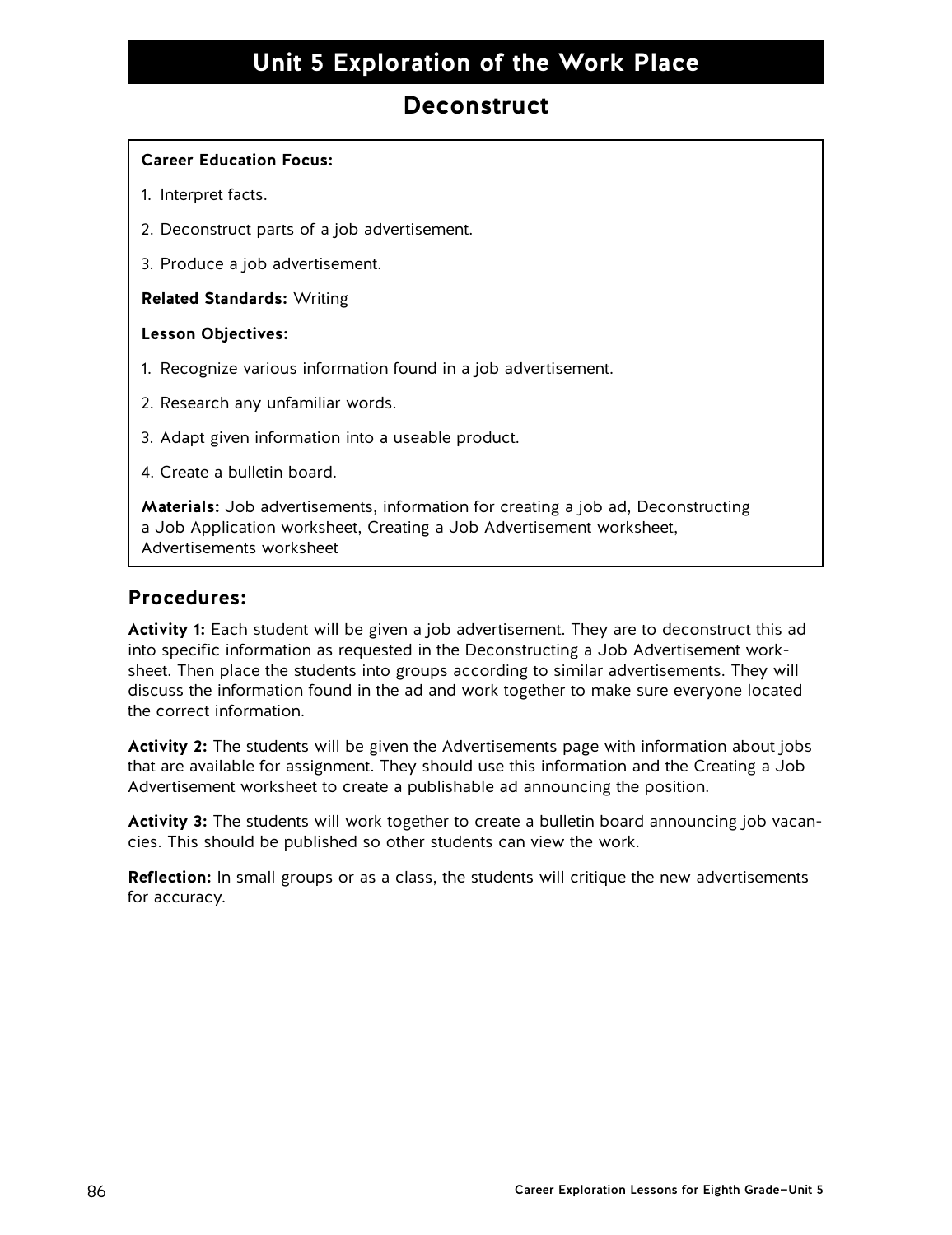# Unit 5 Exploration of the Work Place

## Deconstruct

**Career Education Focus:**

1. Interpret facts.
2. Deconstruct parts of a job advertisement.
3. Produce a job advertisement.

**Related Standards:** Writing

**Lesson Objectives:**

1. Recognize various information found in a job advertisement.
2. Research any unfamiliar words.
3. Adapt given information into a useable product.
4. Create a bulletin board.

**Materials:** Job advertisements, information for creating a job ad, Deconstructing a Job Application worksheet, Creating a Job Advertisement worksheet, Advertisements worksheet

## Procedures:

**Activity 1:** Each student will be given a job advertisement. They are to deconstruct this ad into specific information as requested in the Deconstructing a Job Advertisement worksheet. Then place the students into groups according to similar advertisements. They will discuss the information found in the ad and work together to make sure everyone located the correct information.

**Activity 2:** The students will be given the Advertisements page with information about jobs that are available for assignment. They should use this information and the Creating a Job Advertisement worksheet to create a publishable ad announcing the position.

**Activity 3:** The students will work together to create a bulletin board announcing job vacancies. This should be published so other students can view the work.

**Reflection:** In small groups or as a class, the students will critique the new advertisements for accuracy.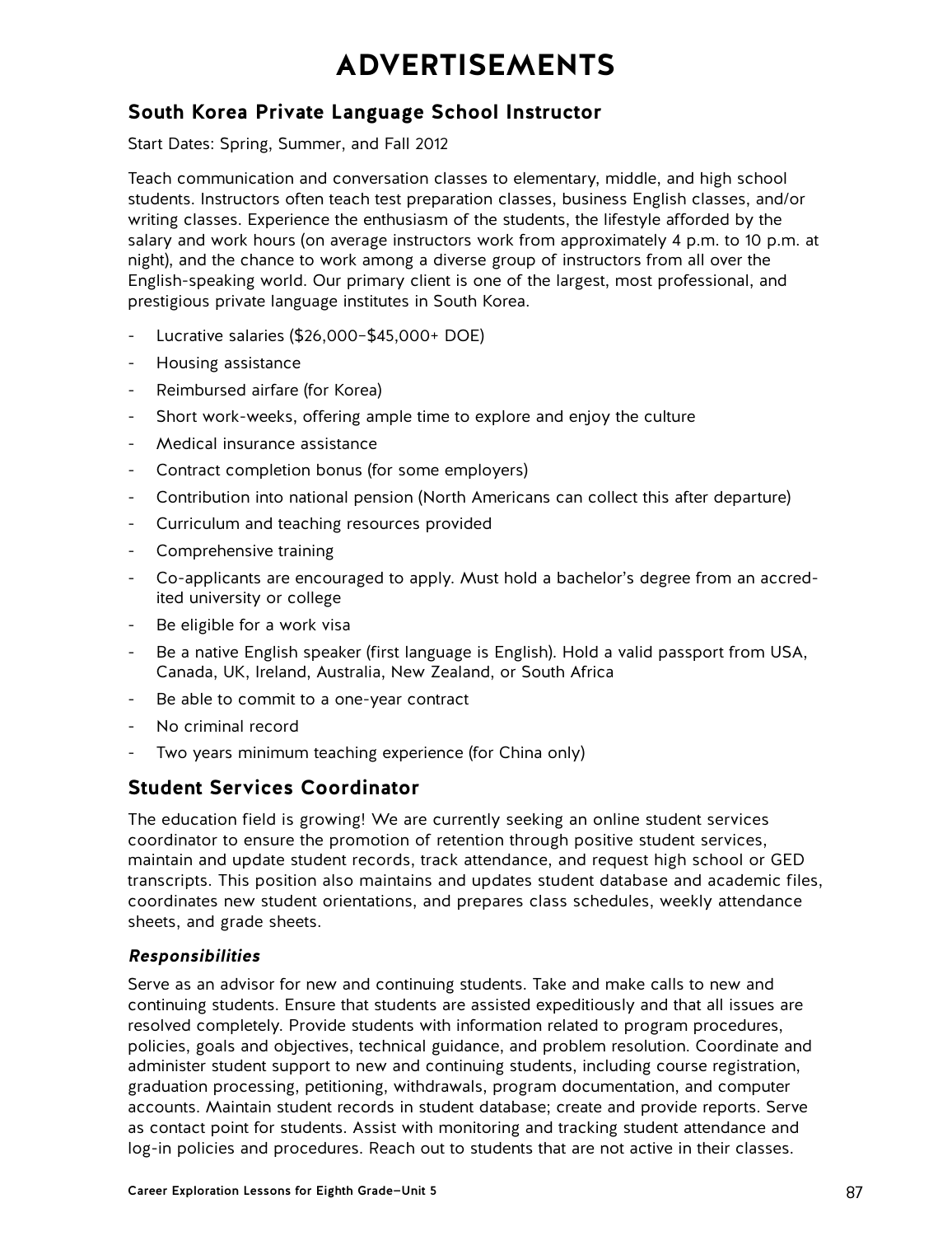# ADVERTISEMENTS

## South Korea Private Language School Instructor

Start Dates: Spring, Summer, and Fall 2012

Teach communication and conversation classes to elementary, middle, and high school students. Instructors often teach test preparation classes, business English classes, and/or writing classes. Experience the enthusiasm of the students, the lifestyle afforded by the salary and work hours (on average instructors work from approximately 4 p.m. to 10 p.m. at night), and the chance to work among a diverse group of instructors from all over the English-speaking world. Our primary client is one of the largest, most professional, and prestigious private language institutes in South Korea.

- Lucrative salaries ($26,000–$45,000+ DOE)
- Housing assistance
- Reimbursed airfare (for Korea)
- Short work-weeks, offering ample time to explore and enjoy the culture
- Medical insurance assistance
- Contract completion bonus (for some employers)
- Contribution into national pension (North Americans can collect this after departure)
- Curriculum and teaching resources provided
- Comprehensive training
- Co-applicants are encouraged to apply. Must hold a bachelor's degree from an accredited university or college
- Be eligible for a work visa
- Be a native English speaker (first language is English). Hold a valid passport from USA, Canada, UK, Ireland, Australia, New Zealand, or South Africa
- Be able to commit to a one-year contract
- No criminal record
- Two years minimum teaching experience (for China only)

## Student Services Coordinator

The education field is growing! We are currently seeking an online student services coordinator to ensure the promotion of retention through positive student services, maintain and update student records, track attendance, and request high school or GED transcripts. This position also maintains and updates student database and academic files, coordinates new student orientations, and prepares class schedules, weekly attendance sheets, and grade sheets.

### *Responsibilities*

Serve as an advisor for new and continuing students. Take and make calls to new and continuing students. Ensure that students are assisted expeditiously and that all issues are resolved completely. Provide students with information related to program procedures, policies, goals and objectives, technical guidance, and problem resolution. Coordinate and administer student support to new and continuing students, including course registration, graduation processing, petitioning, withdrawals, program documentation, and computer accounts. Maintain student records in student database; create and provide reports. Serve as contact point for students. Assist with monitoring and tracking student attendance and log-in policies and procedures. Reach out to students that are not active in their classes.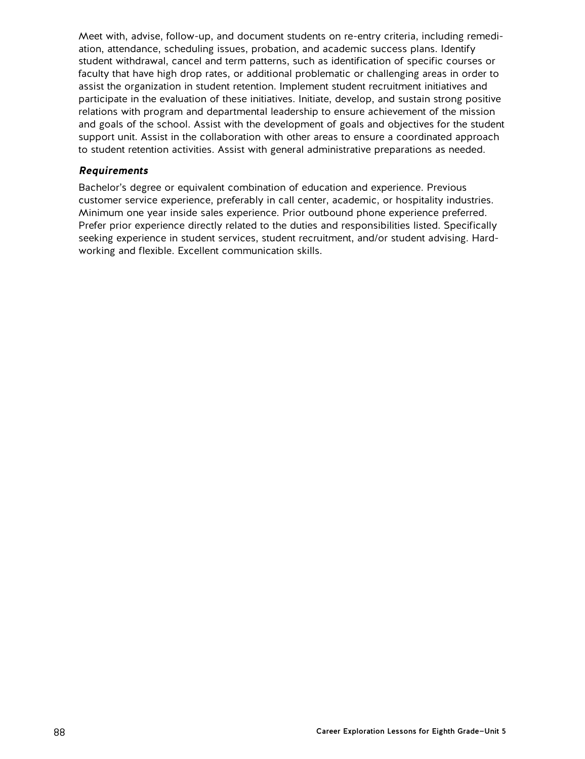Meet with, advise, follow-up, and document students on re-entry criteria, including remediation, attendance, scheduling issues, probation, and academic success plans. Identify student withdrawal, cancel and term patterns, such as identification of specific courses or faculty that have high drop rates, or additional problematic or challenging areas in order to assist the organization in student retention. Implement student recruitment initiatives and participate in the evaluation of these initiatives. Initiate, develop, and sustain strong positive relations with program and departmental leadership to ensure achievement of the mission and goals of the school. Assist with the development of goals and objectives for the student support unit. Assist in the collaboration with other areas to ensure a coordinated approach to student retention activities. Assist with general administrative preparations as needed.

***Requirements***

Bachelor's degree or equivalent combination of education and experience. Previous customer service experience, preferably in call center, academic, or hospitality industries. Minimum one year inside sales experience. Prior outbound phone experience preferred. Prefer prior experience directly related to the duties and responsibilities listed. Specifically seeking experience in student services, student recruitment, and/or student advising. Hard-working and flexible. Excellent communication skills.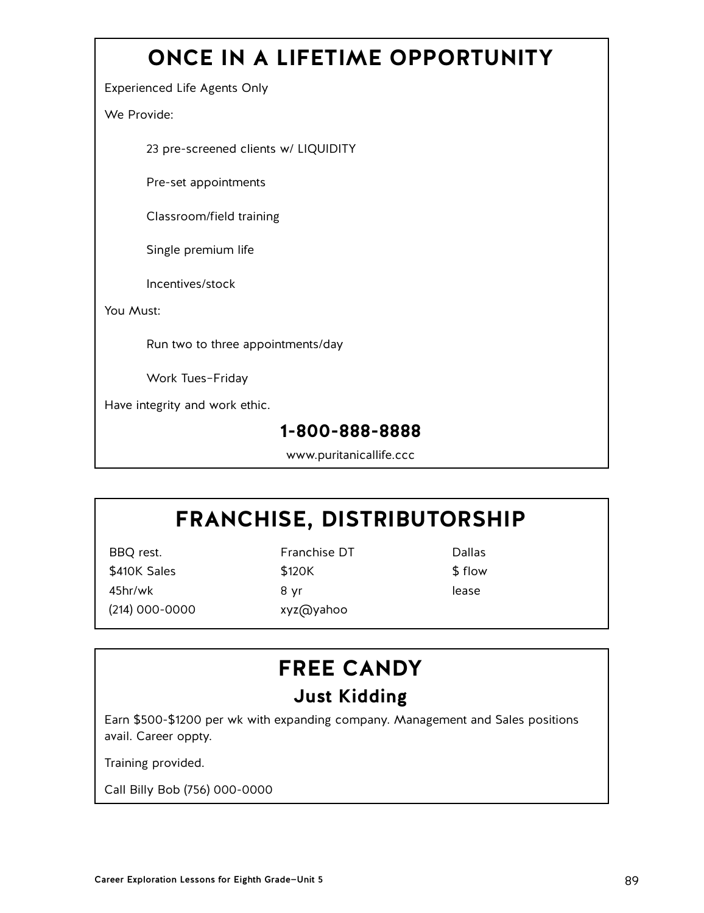## ONCE IN A LIFETIME OPPORTUNITY

Experienced Life Agents Only

We Provide:

- 23 pre-screened clients w/ LIQUIDITY
- Pre-set appointments
- Classroom/field training
- Single premium life
- Incentives/stock

You Must:

- Run two to three appointments/day
- Work Tues–Friday

Have integrity and work ethic.

**1-800-888-8888**

www.puritanicallife.ccc

## FRANCHISE, DISTRIBUTORSHIP

BBQ rest.
$410K Sales
45hr/wk
(214) 000-0000

Franchise DT
$120K
8 yr
xyz@yahoo

Dallas
$ flow
lease

## FREE CANDY

### Just Kidding

Earn $500-$1200 per wk with expanding company. Management and Sales positions avail. Career oppty.

Training provided.

Call Billy Bob (756) 000-0000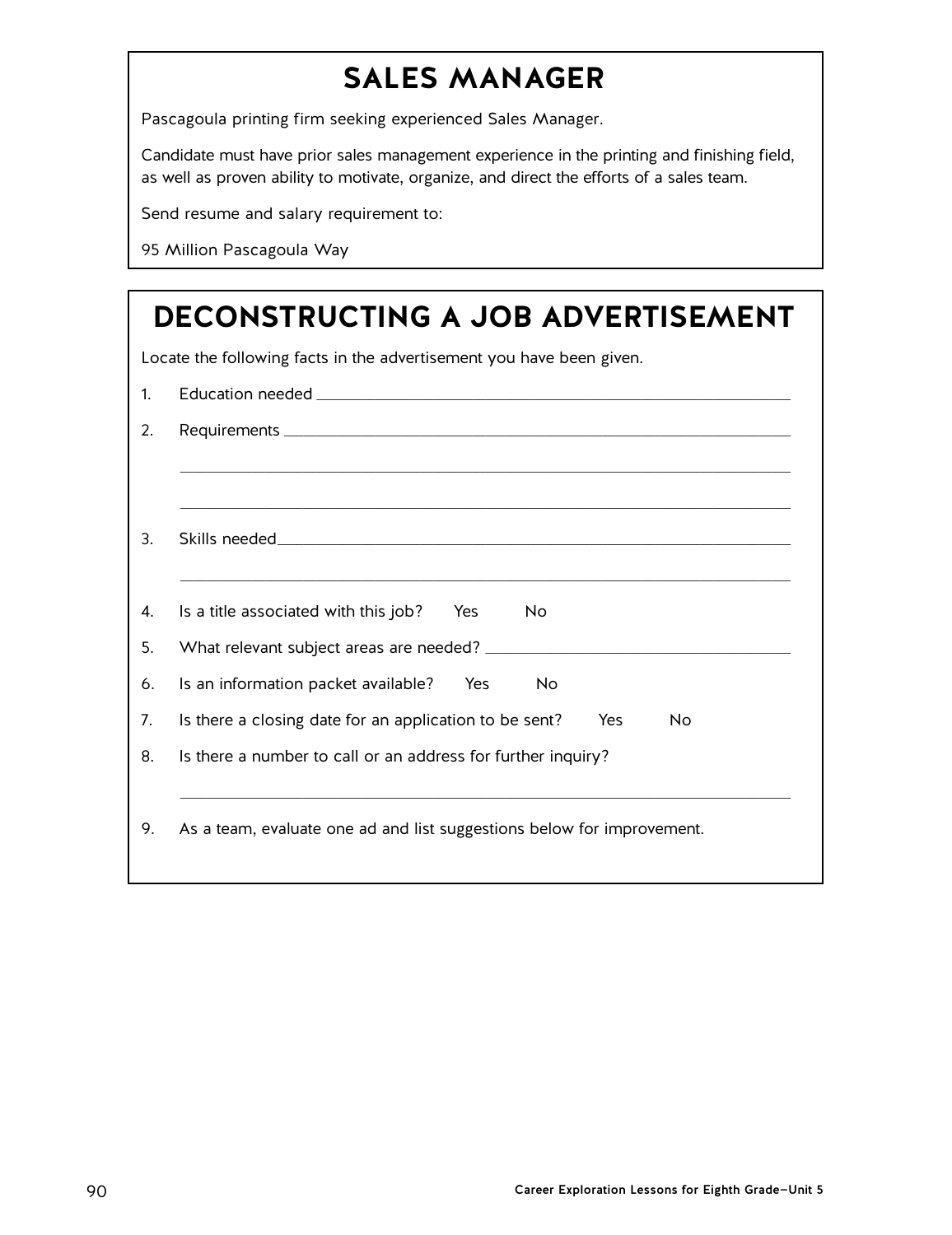# SALES MANAGER

Pascagoula printing firm seeking experienced Sales Manager.

Candidate must have prior sales management experience in the printing and finishing field, as well as proven ability to motivate, organize, and direct the efforts of a sales team.

Send resume and salary requirement to:

95 Million Pascagoula Way

# DECONSTRUCTING A JOB ADVERTISEMENT

Locate the following facts in the advertisement you have been given.

1. Education needed ___________________________________________
2. Requirements ___________________________________________

   ___________________________________________

   ___________________________________________
3. Skills needed___________________________________________

   ___________________________________________
4. Is a title associated with this job? Yes No
5. What relevant subject areas are needed? ___________________________
6. Is an information packet available? Yes No
7. Is there a closing date for an application to be sent? Yes No
8. Is there a number to call or an address for further inquiry?

   ___________________________________________
9. As a team, evaluate one ad and list suggestions below for improvement.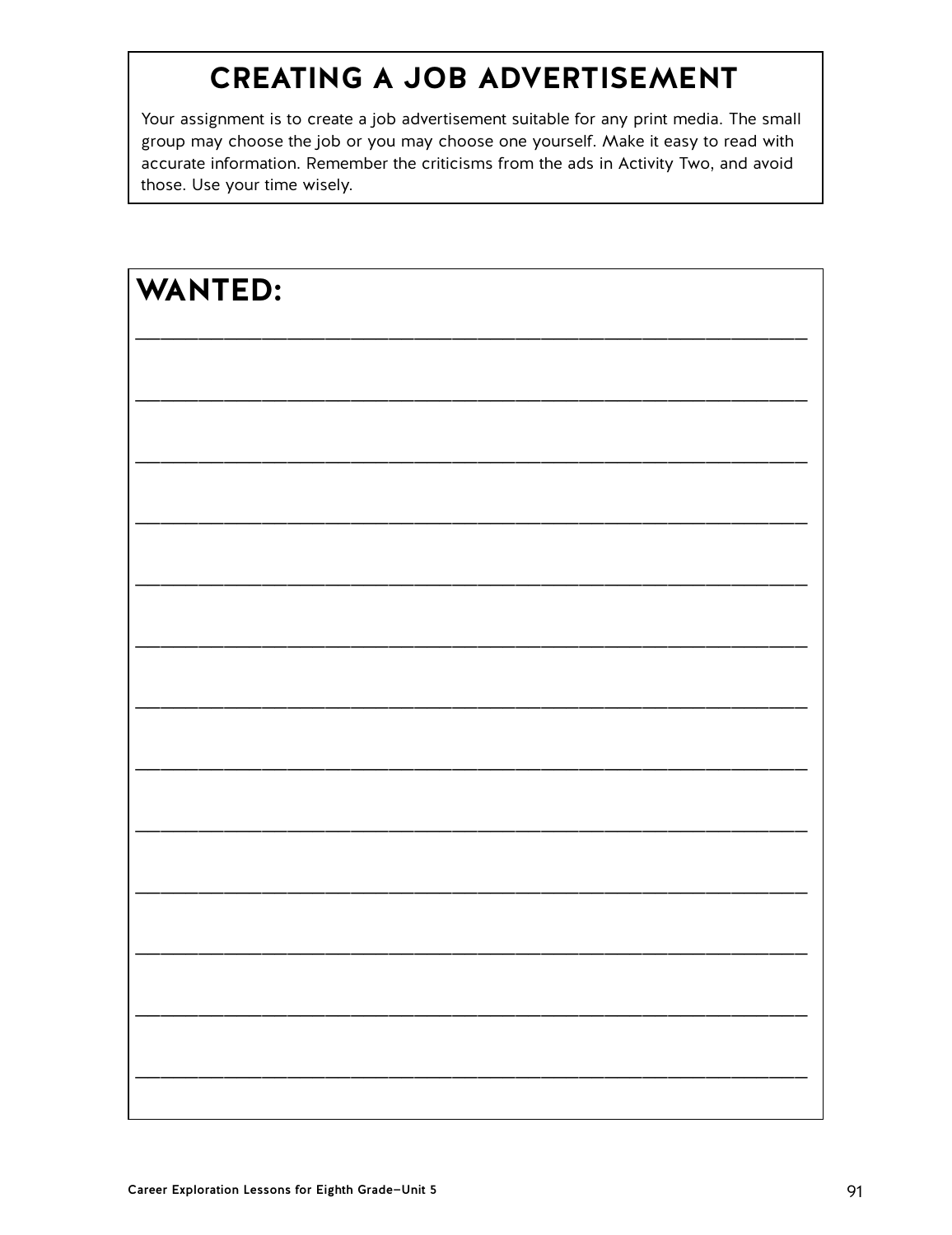# CREATING A JOB ADVERTISEMENT

Your assignment is to create a job advertisement suitable for any print media. The small group may choose the job or you may choose one yourself. Make it easy to read with accurate information. Remember the criticisms from the ads in Activity Two, and avoid those. Use your time wisely.

## WANTED:

______________________________________________________________

______________________________________________________________

______________________________________________________________

______________________________________________________________

______________________________________________________________

______________________________________________________________

______________________________________________________________

______________________________________________________________

______________________________________________________________

______________________________________________________________

______________________________________________________________

______________________________________________________________

______________________________________________________________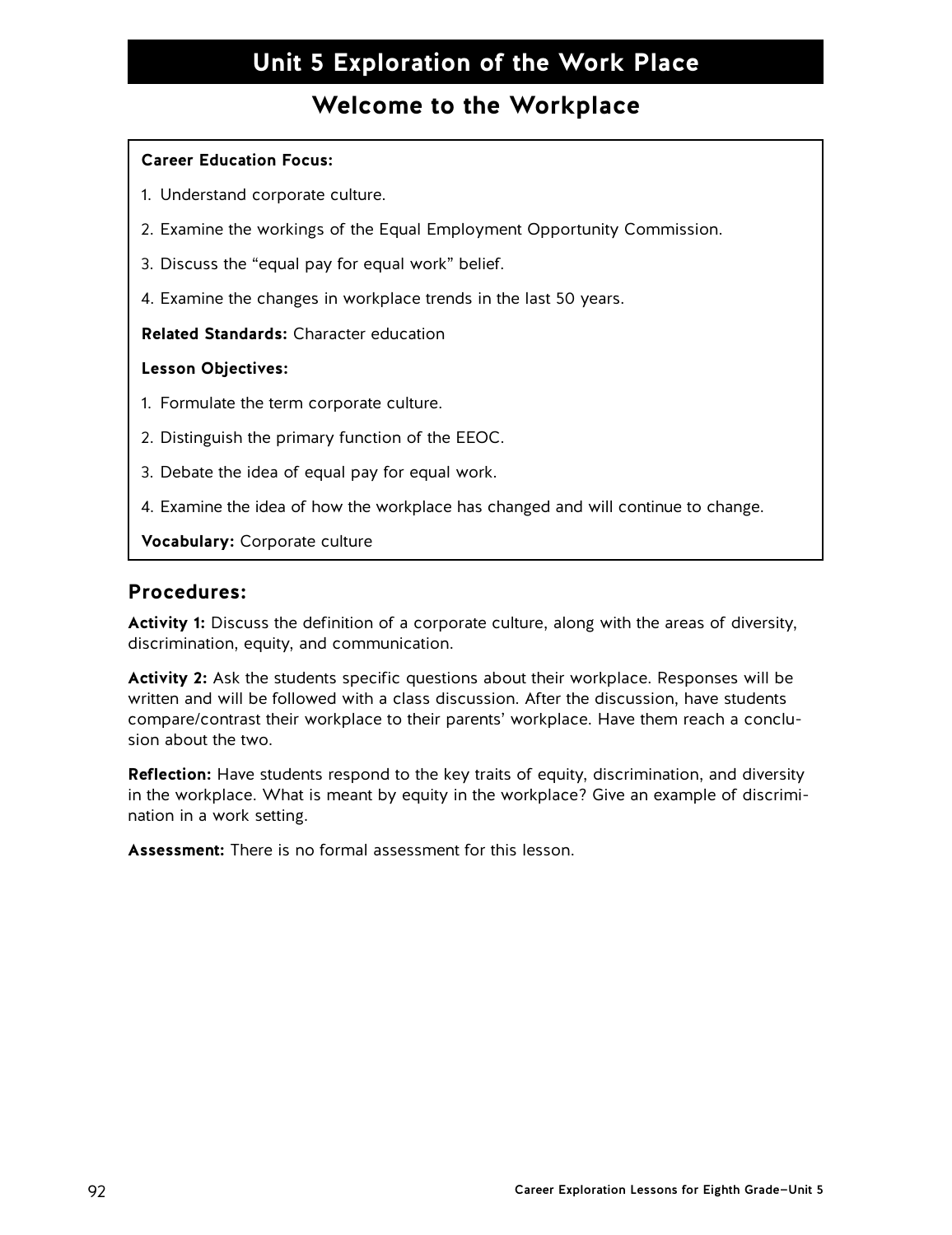# Unit 5 Exploration of the Work Place

## Welcome to the Workplace

**Career Education Focus:**

1. Understand corporate culture.
2. Examine the workings of the Equal Employment Opportunity Commission.
3. Discuss the "equal pay for equal work" belief.
4. Examine the changes in workplace trends in the last 50 years.

**Related Standards:** Character education

**Lesson Objectives:**

1. Formulate the term corporate culture.
2. Distinguish the primary function of the EEOC.
3. Debate the idea of equal pay for equal work.
4. Examine the idea of how the workplace has changed and will continue to change.

**Vocabulary:** Corporate culture

### Procedures:

**Activity 1:** Discuss the definition of a corporate culture, along with the areas of diversity, discrimination, equity, and communication.

**Activity 2:** Ask the students specific questions about their workplace. Responses will be written and will be followed with a class discussion. After the discussion, have students compare/contrast their workplace to their parents' workplace. Have them reach a conclusion about the two.

**Reflection:** Have students respond to the key traits of equity, discrimination, and diversity in the workplace. What is meant by equity in the workplace? Give an example of discrimination in a work setting.

**Assessment:** There is no formal assessment for this lesson.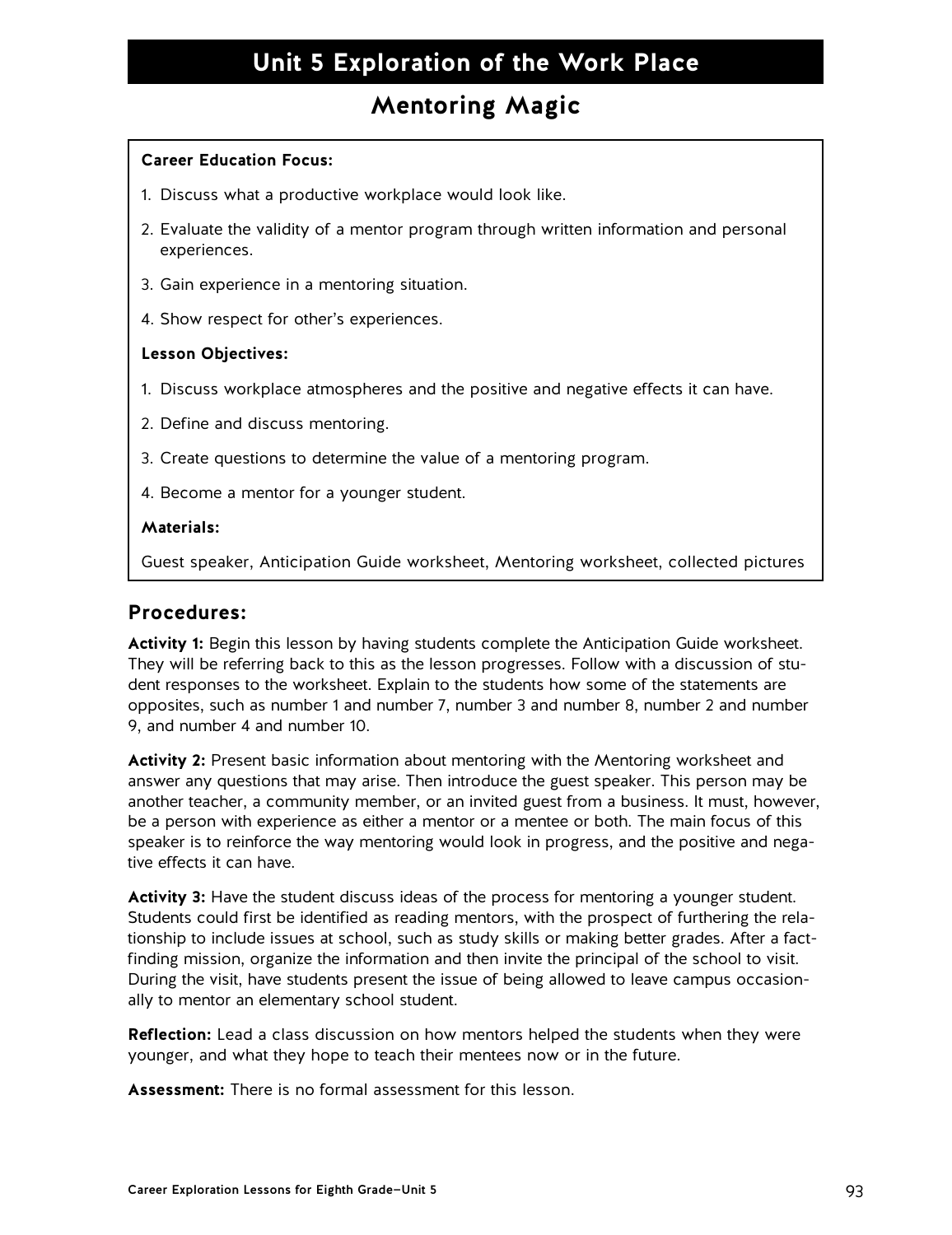# Unit 5 Exploration of the Work Place

## Mentoring Magic

**Career Education Focus:**

1. Discuss what a productive workplace would look like.
2. Evaluate the validity of a mentor program through written information and personal experiences.
3. Gain experience in a mentoring situation.
4. Show respect for other's experiences.

**Lesson Objectives:**

1. Discuss workplace atmospheres and the positive and negative effects it can have.
2. Define and discuss mentoring.
3. Create questions to determine the value of a mentoring program.
4. Become a mentor for a younger student.

**Materials:**

Guest speaker, Anticipation Guide worksheet, Mentoring worksheet, collected pictures

### Procedures:

**Activity 1:** Begin this lesson by having students complete the Anticipation Guide worksheet. They will be referring back to this as the lesson progresses. Follow with a discussion of student responses to the worksheet. Explain to the students how some of the statements are opposites, such as number 1 and number 7, number 3 and number 8, number 2 and number 9, and number 4 and number 10.

**Activity 2:** Present basic information about mentoring with the Mentoring worksheet and answer any questions that may arise. Then introduce the guest speaker. This person may be another teacher, a community member, or an invited guest from a business. It must, however, be a person with experience as either a mentor or a mentee or both. The main focus of this speaker is to reinforce the way mentoring would look in progress, and the positive and negative effects it can have.

**Activity 3:** Have the student discuss ideas of the process for mentoring a younger student. Students could first be identified as reading mentors, with the prospect of furthering the relationship to include issues at school, such as study skills or making better grades. After a fact-finding mission, organize the information and then invite the principal of the school to visit. During the visit, have students present the issue of being allowed to leave campus occasionally to mentor an elementary school student.

**Reflection:** Lead a class discussion on how mentors helped the students when they were younger, and what they hope to teach their mentees now or in the future.

**Assessment:** There is no formal assessment for this lesson.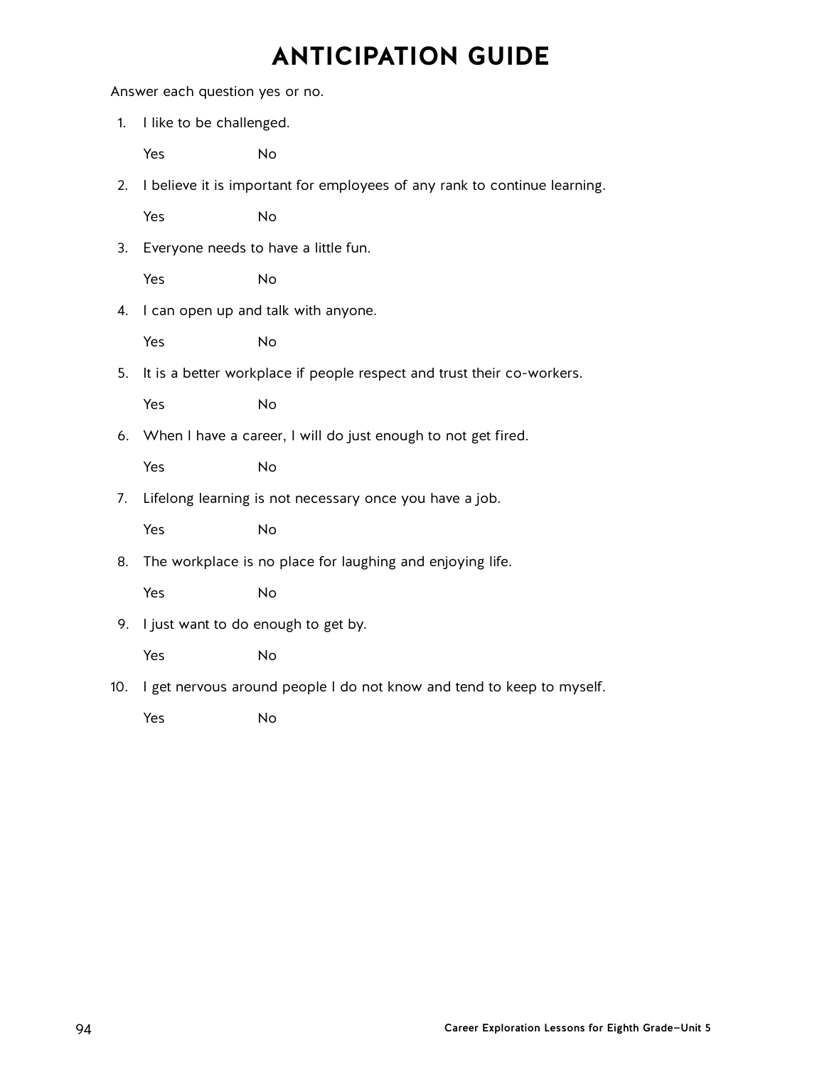# ANTICIPATION GUIDE

Answer each question yes or no.

1. I like to be challenged.

   Yes No

2. I believe it is important for employees of any rank to continue learning.

   Yes No

3. Everyone needs to have a little fun.

   Yes No

4. I can open up and talk with anyone.

   Yes No

5. It is a better workplace if people respect and trust their co-workers.

   Yes No

6. When I have a career, I will do just enough to not get fired.

   Yes No

7. Lifelong learning is not necessary once you have a job.

   Yes No

8. The workplace is no place for laughing and enjoying life.

   Yes No

9. I just want to do enough to get by.

   Yes No

10. I get nervous around people I do not know and tend to keep to myself.

    Yes No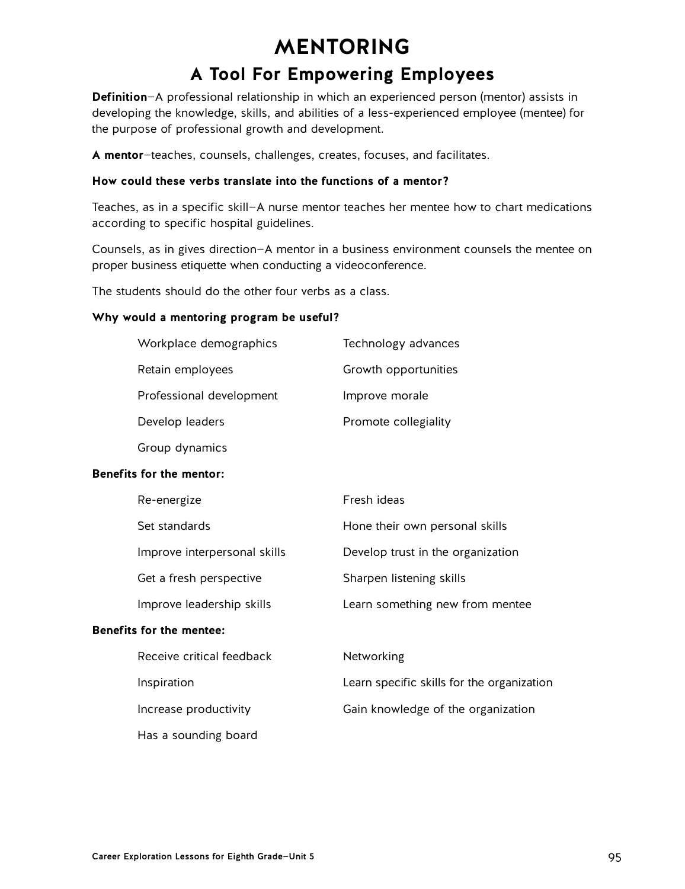# MENTORING

## A Tool For Empowering Employees

**Definition**—A professional relationship in which an experienced person (mentor) assists in developing the knowledge, skills, and abilities of a less-experienced employee (mentee) for the purpose of professional growth and development.

**A mentor**—teaches, counsels, challenges, creates, focuses, and facilitates.

**How could these verbs translate into the functions of a mentor?**

Teaches, as in a specific skill—A nurse mentor teaches her mentee how to chart medications according to specific hospital guidelines.

Counsels, as in gives direction—A mentor in a business environment counsels the mentee on proper business etiquette when conducting a videoconference.

The students should do the other four verbs as a class.

**Why would a mentoring program be useful?**

- Workplace demographics
- Technology advances
- Retain employees
- Growth opportunities
- Professional development
- Improve morale
- Develop leaders
- Promote collegiality
- Group dynamics

**Benefits for the mentor:**

- Re-energize
- Fresh ideas
- Set standards
- Hone their own personal skills
- Improve interpersonal skills
- Develop trust in the organization
- Get a fresh perspective
- Sharpen listening skills
- Improve leadership skills
- Learn something new from mentee

**Benefits for the mentee:**

- Receive critical feedback
- Networking
- Inspiration
- Learn specific skills for the organization
- Increase productivity
- Gain knowledge of the organization
- Has a sounding board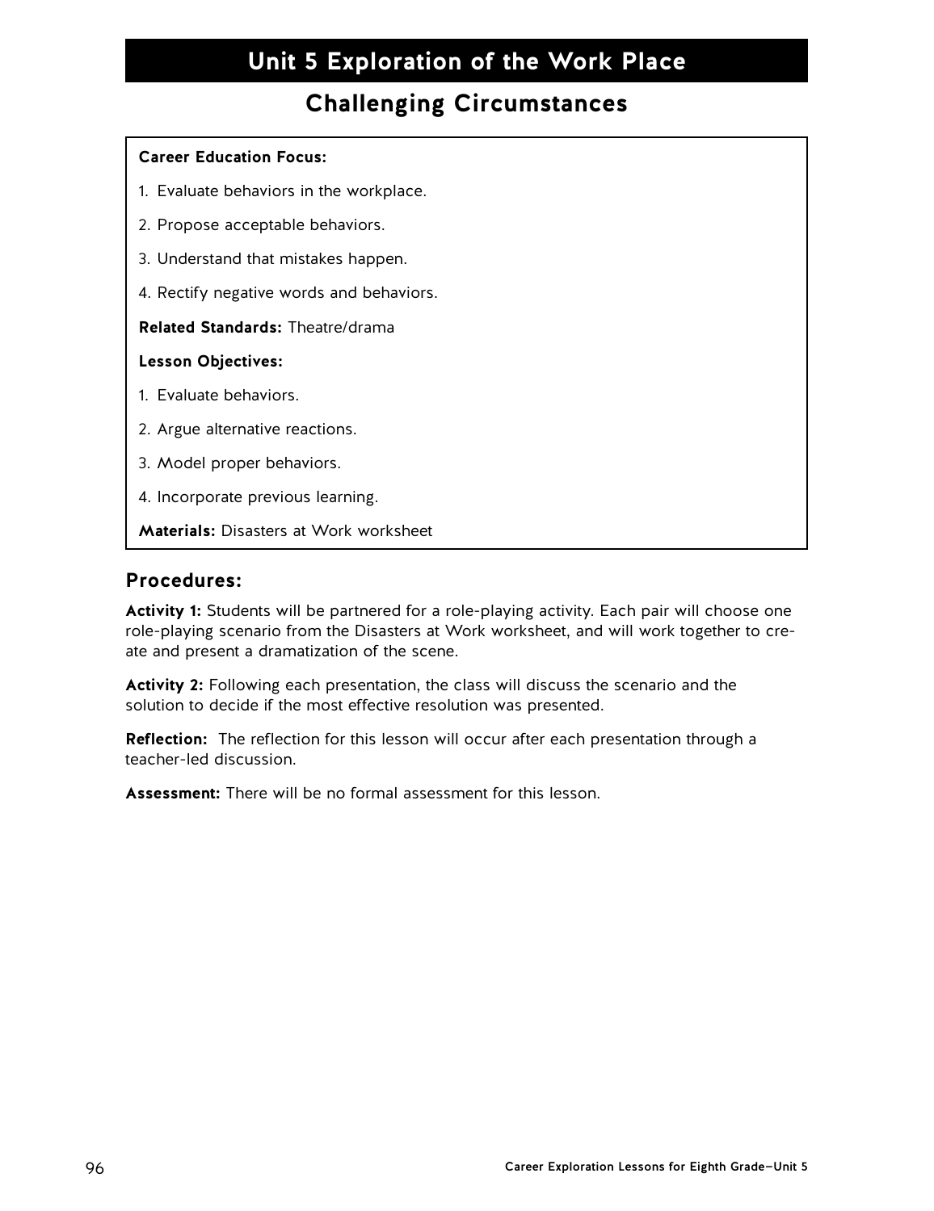# Unit 5 Exploration of the Work Place

## Challenging Circumstances

**Career Education Focus:**

1. Evaluate behaviors in the workplace.
2. Propose acceptable behaviors.
3. Understand that mistakes happen.
4. Rectify negative words and behaviors.

**Related Standards:** Theatre/drama

**Lesson Objectives:**

1. Evaluate behaviors.
2. Argue alternative reactions.
3. Model proper behaviors.
4. Incorporate previous learning.

**Materials:** Disasters at Work worksheet

### Procedures:

**Activity 1:** Students will be partnered for a role-playing activity. Each pair will choose one role-playing scenario from the Disasters at Work worksheet, and will work together to create and present a dramatization of the scene.

**Activity 2:** Following each presentation, the class will discuss the scenario and the solution to decide if the most effective resolution was presented.

**Reflection:** The reflection for this lesson will occur after each presentation through a teacher-led discussion.

**Assessment:** There will be no formal assessment for this lesson.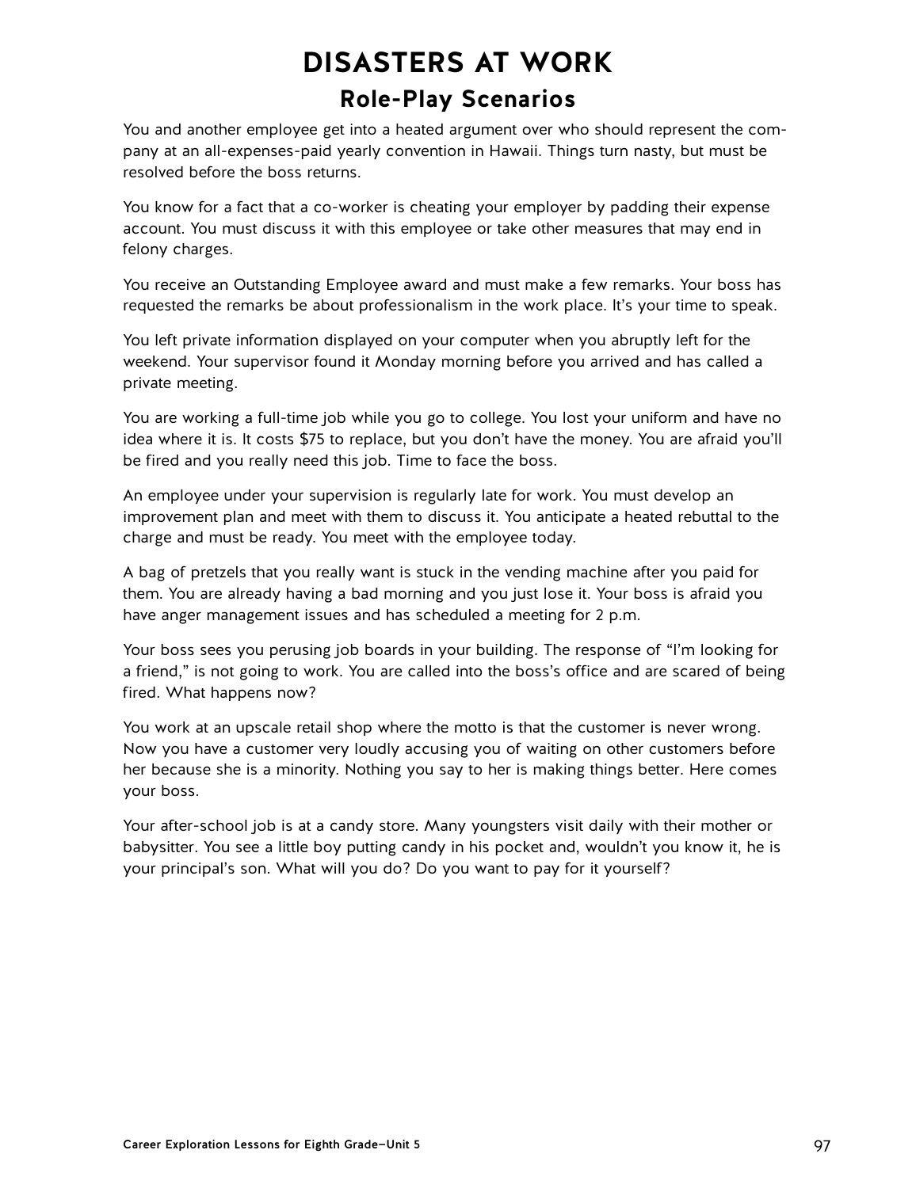# DISASTERS AT WORK

## Role-Play Scenarios

You and another employee get into a heated argument over who should represent the company at an all-expenses-paid yearly convention in Hawaii. Things turn nasty, but must be resolved before the boss returns.

You know for a fact that a co-worker is cheating your employer by padding their expense account. You must discuss it with this employee or take other measures that may end in felony charges.

You receive an Outstanding Employee award and must make a few remarks. Your boss has requested the remarks be about professionalism in the work place. It's your time to speak.

You left private information displayed on your computer when you abruptly left for the weekend. Your supervisor found it Monday morning before you arrived and has called a private meeting.

You are working a full-time job while you go to college. You lost your uniform and have no idea where it is. It costs $75 to replace, but you don't have the money. You are afraid you'll be fired and you really need this job. Time to face the boss.

An employee under your supervision is regularly late for work. You must develop an improvement plan and meet with them to discuss it. You anticipate a heated rebuttal to the charge and must be ready. You meet with the employee today.

A bag of pretzels that you really want is stuck in the vending machine after you paid for them. You are already having a bad morning and you just lose it. Your boss is afraid you have anger management issues and has scheduled a meeting for 2 p.m.

Your boss sees you perusing job boards in your building. The response of "I'm looking for a friend," is not going to work. You are called into the boss's office and are scared of being fired. What happens now?

You work at an upscale retail shop where the motto is that the customer is never wrong. Now you have a customer very loudly accusing you of waiting on other customers before her because she is a minority. Nothing you say to her is making things better. Here comes your boss.

Your after-school job is at a candy store. Many youngsters visit daily with their mother or babysitter. You see a little boy putting candy in his pocket and, wouldn't you know it, he is your principal's son. What will you do? Do you want to pay for it yourself?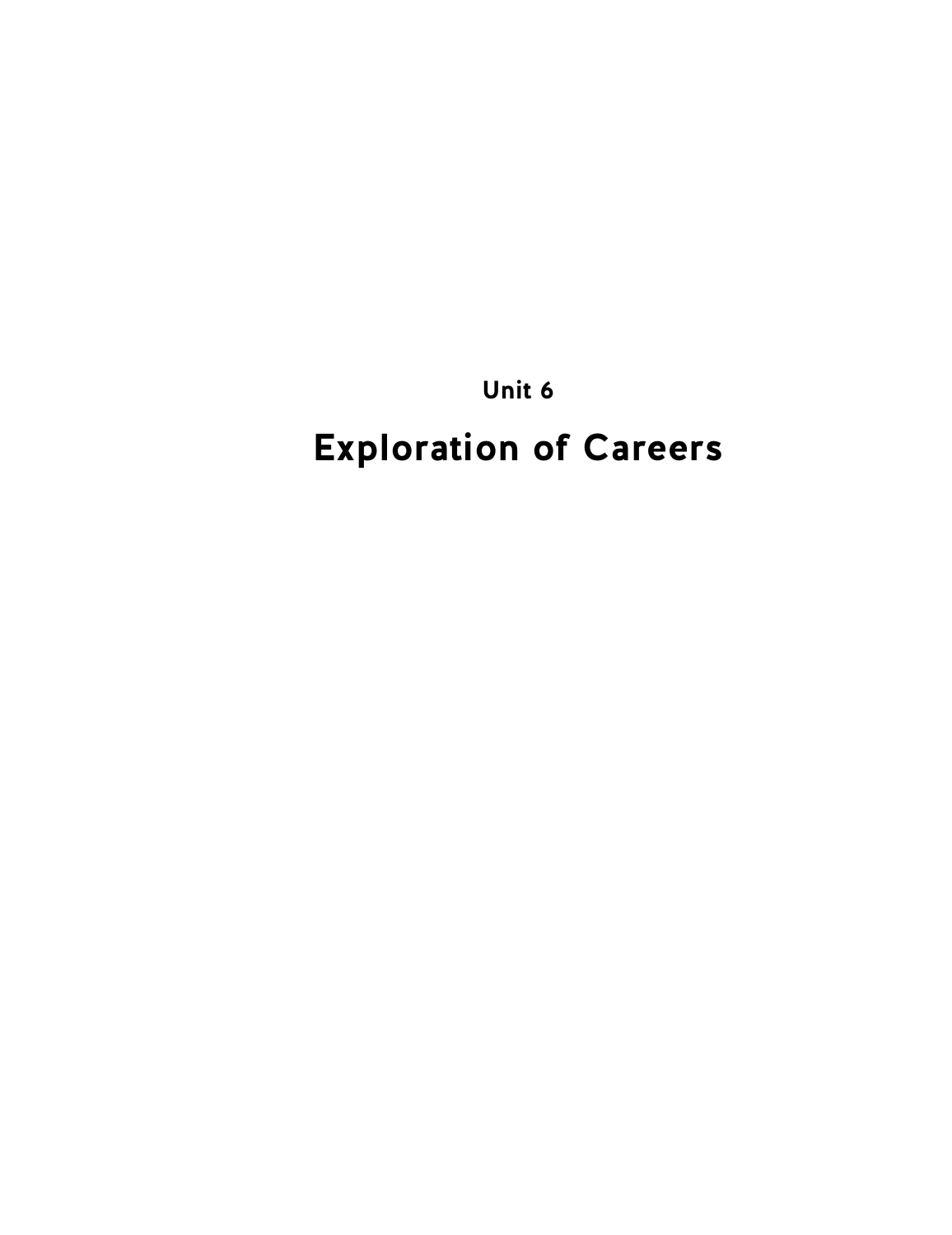## Unit 6

# Exploration of Careers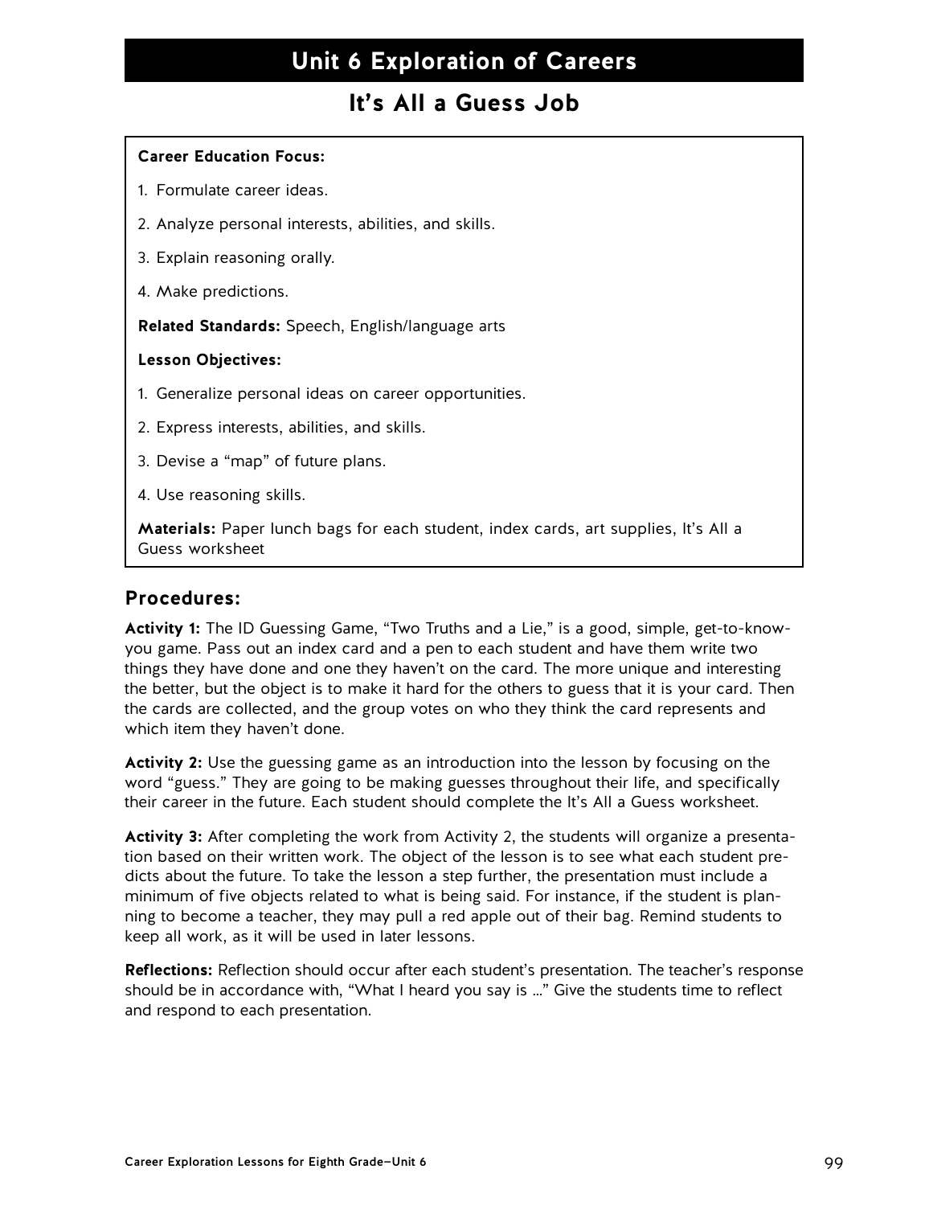# Unit 6 Exploration of Careers

## It's All a Guess Job

**Career Education Focus:**

1. Formulate career ideas.
2. Analyze personal interests, abilities, and skills.
3. Explain reasoning orally.
4. Make predictions.

**Related Standards:** Speech, English/language arts

**Lesson Objectives:**

1. Generalize personal ideas on career opportunities.
2. Express interests, abilities, and skills.
3. Devise a "map" of future plans.
4. Use reasoning skills.

**Materials:** Paper lunch bags for each student, index cards, art supplies, It's All a Guess worksheet

### Procedures:

**Activity 1:** The ID Guessing Game, "Two Truths and a Lie," is a good, simple, get-to-know-you game. Pass out an index card and a pen to each student and have them write two things they have done and one they haven't on the card. The more unique and interesting the better, but the object is to make it hard for the others to guess that it is your card. Then the cards are collected, and the group votes on who they think the card represents and which item they haven't done.

**Activity 2:** Use the guessing game as an introduction into the lesson by focusing on the word "guess." They are going to be making guesses throughout their life, and specifically their career in the future. Each student should complete the It's All a Guess worksheet.

**Activity 3:** After completing the work from Activity 2, the students will organize a presentation based on their written work. The object of the lesson is to see what each student predicts about the future. To take the lesson a step further, the presentation must include a minimum of five objects related to what is being said. For instance, if the student is planning to become a teacher, they may pull a red apple out of their bag. Remind students to keep all work, as it will be used in later lessons.

**Reflections:** Reflection should occur after each student's presentation. The teacher's response should be in accordance with, "What I heard you say is ..." Give the students time to reflect and respond to each presentation.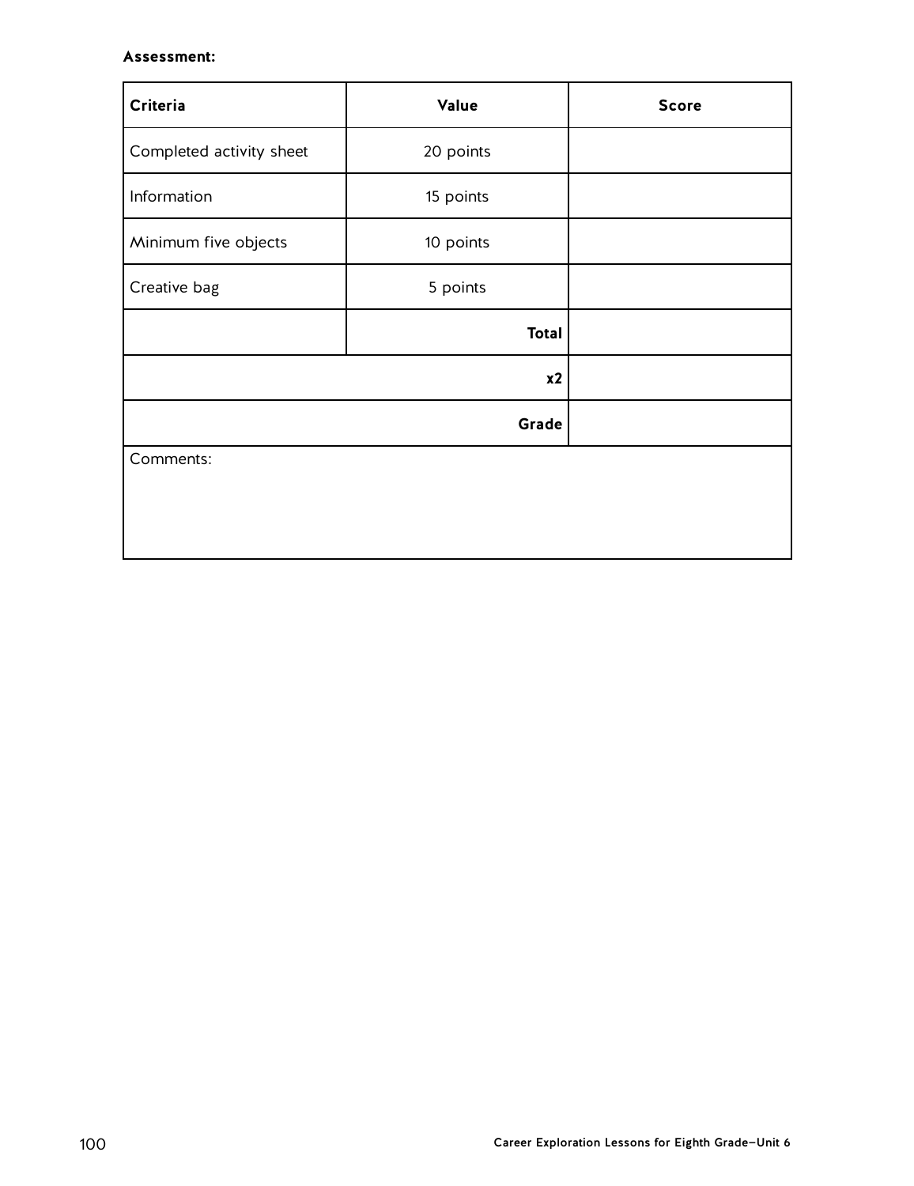**Assessment:**

| Criteria | Value | Score |
|---|---|---|
| Completed activity sheet | 20 points | |
| Information | 15 points | |
| Minimum five objects | 10 points | |
| Creative bag | 5 points | |
| | **Total** | |
| | **x2** | |
| | **Grade** | |
| Comments: | | |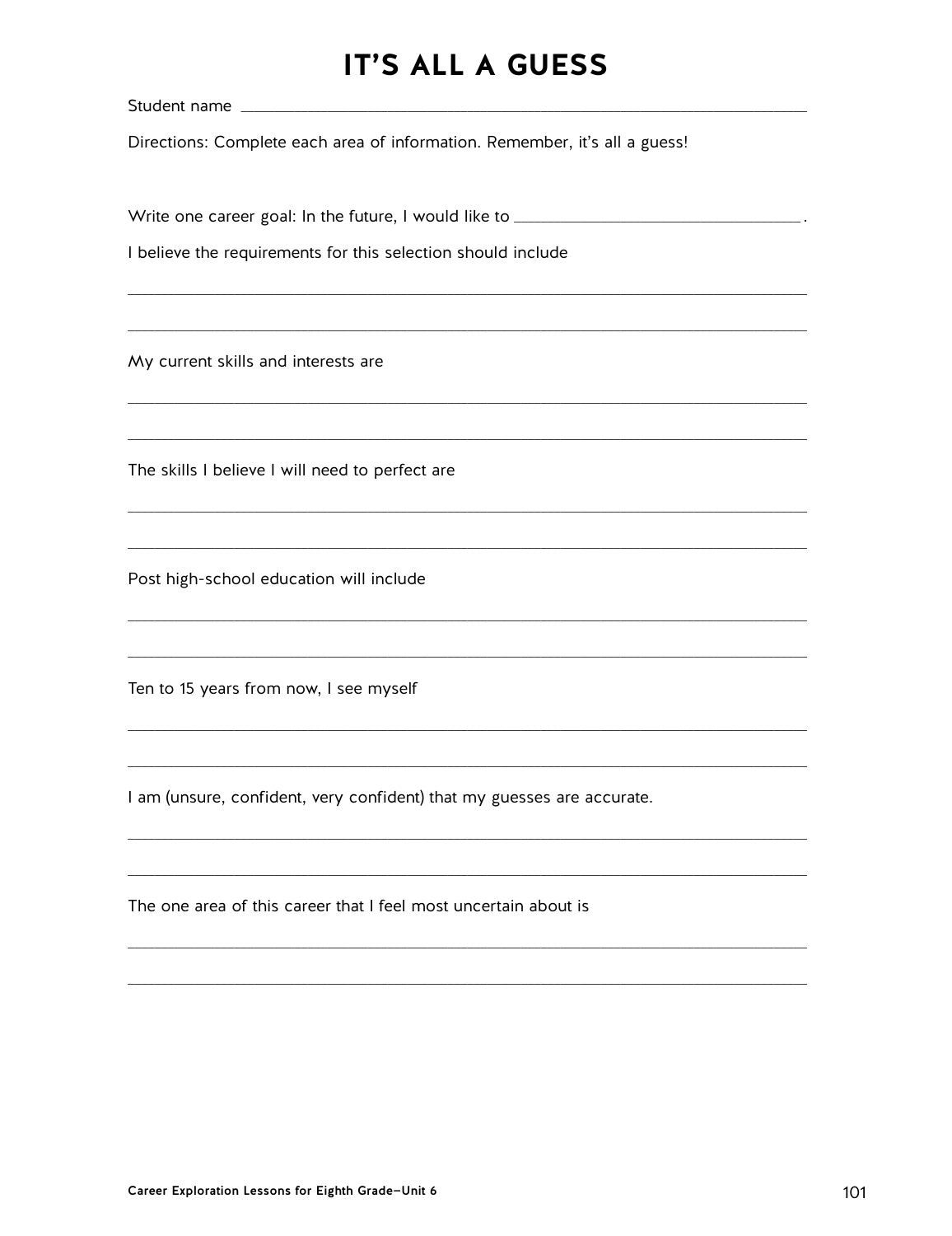# IT'S ALL A GUESS

Student name ___________________________________________________________

Directions: Complete each area of information. Remember, it's all a guess!

Write one career goal: In the future, I would like to ______________________________.

I believe the requirements for this selection should include

_______________________________________________________________________

_______________________________________________________________________

My current skills and interests are

_______________________________________________________________________

_______________________________________________________________________

The skills I believe I will need to perfect are

_______________________________________________________________________

_______________________________________________________________________

Post high-school education will include

_______________________________________________________________________

_______________________________________________________________________

Ten to 15 years from now, I see myself

_______________________________________________________________________

_______________________________________________________________________

I am (unsure, confident, very confident) that my guesses are accurate.

_______________________________________________________________________

_______________________________________________________________________

The one area of this career that I feel most uncertain about is

_______________________________________________________________________

_______________________________________________________________________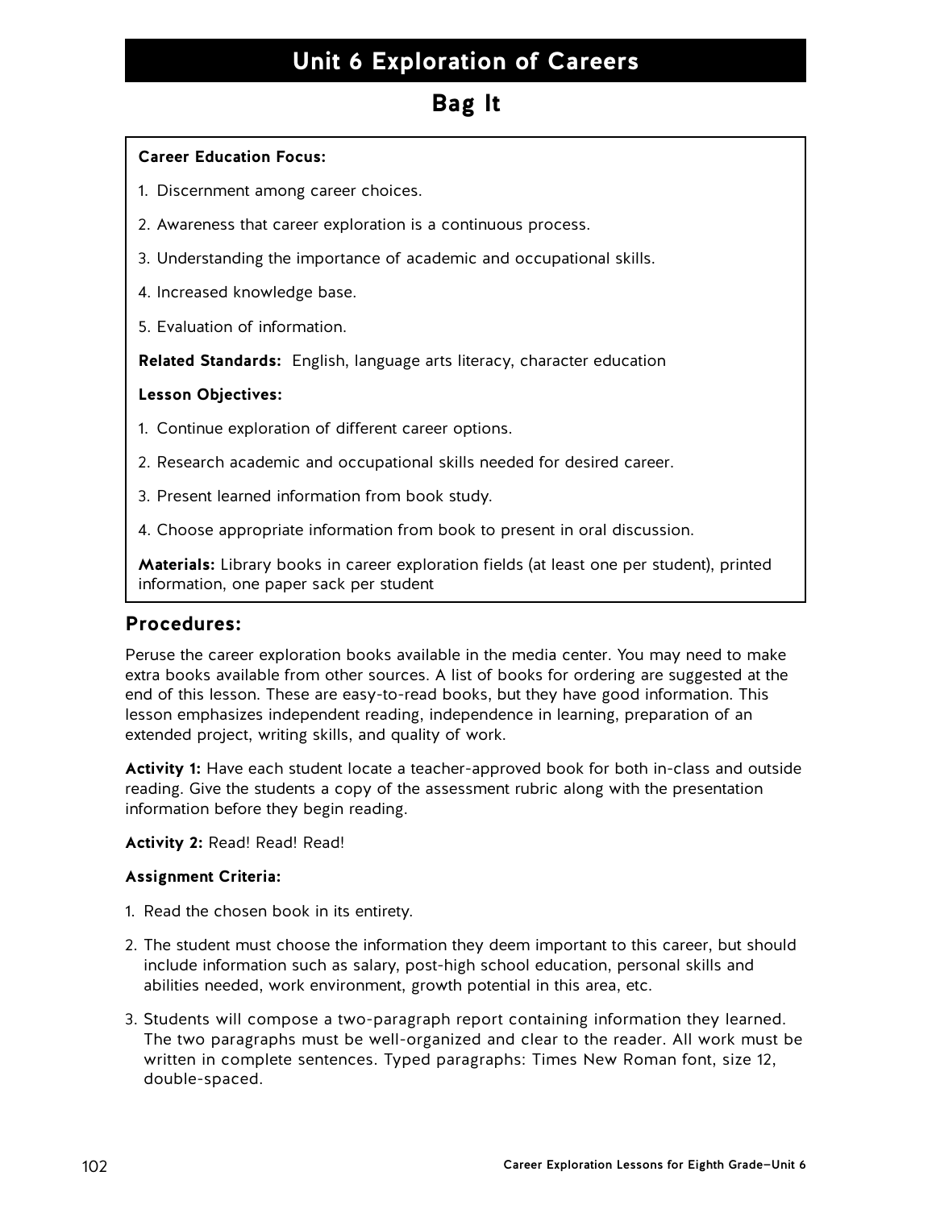# Unit 6 Exploration of Careers

## Bag It

**Career Education Focus:**

1. Discernment among career choices.
2. Awareness that career exploration is a continuous process.
3. Understanding the importance of academic and occupational skills.
4. Increased knowledge base.
5. Evaluation of information.

**Related Standards:** English, language arts literacy, character education

**Lesson Objectives:**

1. Continue exploration of different career options.
2. Research academic and occupational skills needed for desired career.
3. Present learned information from book study.
4. Choose appropriate information from book to present in oral discussion.

**Materials:** Library books in career exploration fields (at least one per student), printed information, one paper sack per student

### Procedures:

Peruse the career exploration books available in the media center. You may need to make extra books available from other sources. A list of books for ordering are suggested at the end of this lesson. These are easy-to-read books, but they have good information. This lesson emphasizes independent reading, independence in learning, preparation of an extended project, writing skills, and quality of work.

**Activity 1:** Have each student locate a teacher-approved book for both in-class and outside reading. Give the students a copy of the assessment rubric along with the presentation information before they begin reading.

**Activity 2:** Read! Read! Read!

**Assignment Criteria:**

1. Read the chosen book in its entirety.
2. The student must choose the information they deem important to this career, but should include information such as salary, post-high school education, personal skills and abilities needed, work environment, growth potential in this area, etc.
3. Students will compose a two-paragraph report containing information they learned. The two paragraphs must be well-organized and clear to the reader. All work must be written in complete sentences. Typed paragraphs: Times New Roman font, size 12, double-spaced.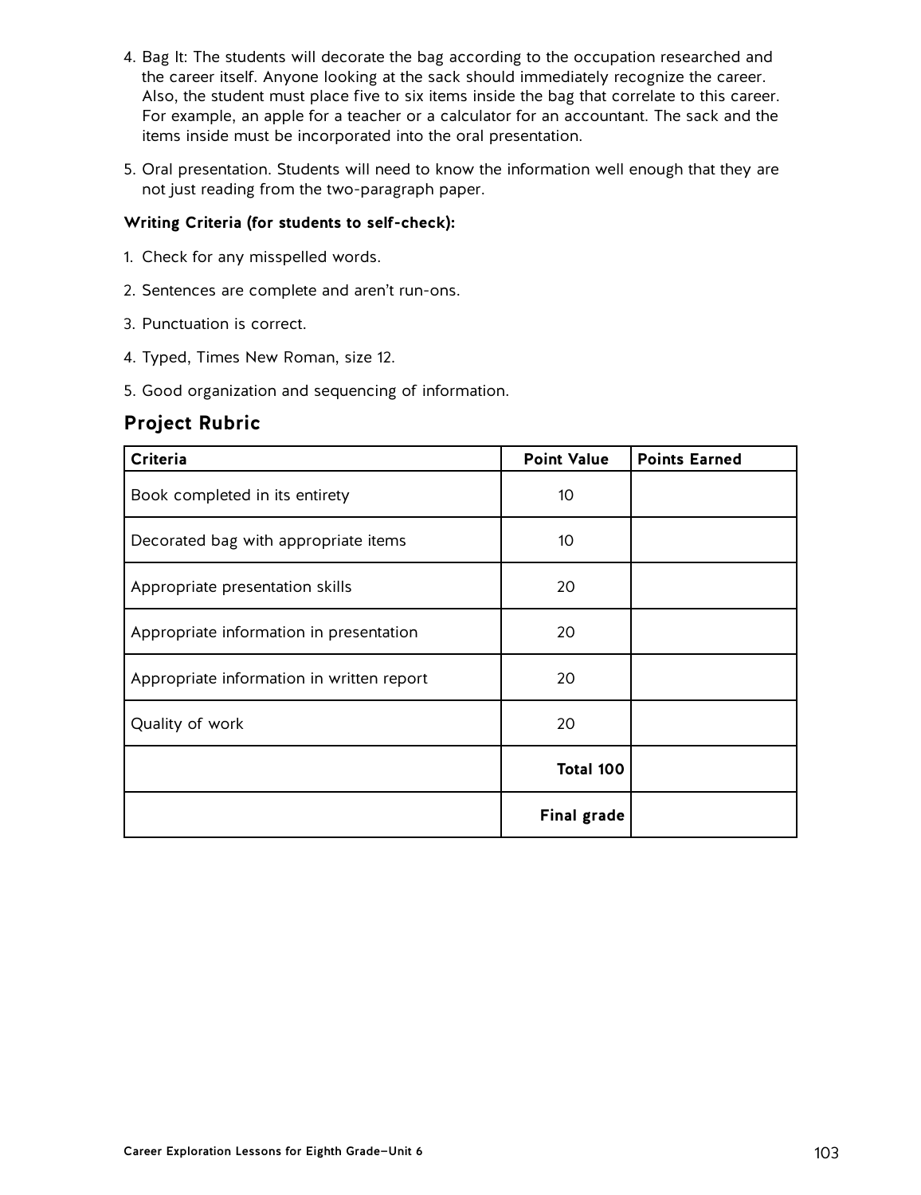4. Bag It: The students will decorate the bag according to the occupation researched and the career itself. Anyone looking at the sack should immediately recognize the career. Also, the student must place five to six items inside the bag that correlate to this career. For example, an apple for a teacher or a calculator for an accountant. The sack and the items inside must be incorporated into the oral presentation.

5. Oral presentation. Students will need to know the information well enough that they are not just reading from the two-paragraph paper.

**Writing Criteria (for students to self-check):**

1. Check for any misspelled words.
2. Sentences are complete and aren't run-ons.
3. Punctuation is correct.
4. Typed, Times New Roman, size 12.
5. Good organization and sequencing of information.

## Project Rubric

| Criteria | Point Value | Points Earned |
|---|---|---|
| Book completed in its entirety | 10 | |
| Decorated bag with appropriate items | 10 | |
| Appropriate presentation skills | 20 | |
| Appropriate information in presentation | 20 | |
| Appropriate information in written report | 20 | |
| Quality of work | 20 | |
| | **Total 100** | |
| | **Final grade** | |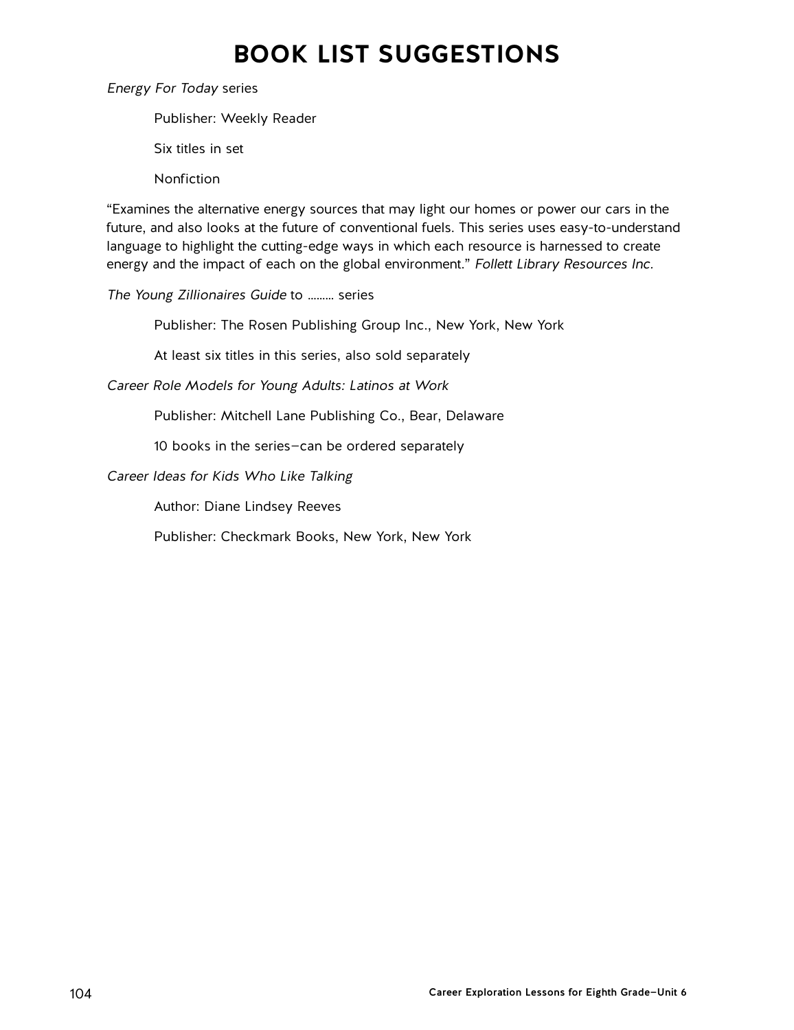# BOOK LIST SUGGESTIONS

*Energy For Today* series

Publisher: Weekly Reader

Six titles in set

Nonfiction

"Examines the alternative energy sources that may light our homes or power our cars in the future, and also looks at the future of conventional fuels. This series uses easy-to-understand language to highlight the cutting-edge ways in which each resource is harnessed to create energy and the impact of each on the global environment." *Follett Library Resources Inc.*

*The Young Zillionaires Guide* to ......... series

Publisher: The Rosen Publishing Group Inc., New York, New York

At least six titles in this series, also sold separately

*Career Role Models for Young Adults: Latinos at Work*

Publisher: Mitchell Lane Publishing Co., Bear, Delaware

10 books in the series—can be ordered separately

*Career Ideas for Kids Who Like Talking*

Author: Diane Lindsey Reeves

Publisher: Checkmark Books, New York, New York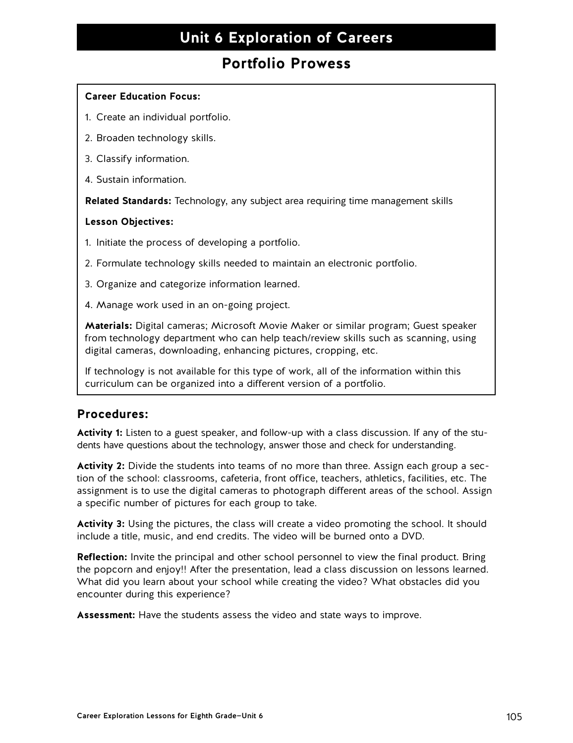# Unit 6 Exploration of Careers

## Portfolio Prowess

**Career Education Focus:**

1. Create an individual portfolio.
2. Broaden technology skills.
3. Classify information.
4. Sustain information.

**Related Standards:** Technology, any subject area requiring time management skills

**Lesson Objectives:**

1. Initiate the process of developing a portfolio.
2. Formulate technology skills needed to maintain an electronic portfolio.
3. Organize and categorize information learned.
4. Manage work used in an on-going project.

**Materials:** Digital cameras; Microsoft Movie Maker or similar program; Guest speaker from technology department who can help teach/review skills such as scanning, using digital cameras, downloading, enhancing pictures, cropping, etc.

If technology is not available for this type of work, all of the information within this curriculum can be organized into a different version of a portfolio.

### Procedures:

**Activity 1:** Listen to a guest speaker, and follow-up with a class discussion. If any of the students have questions about the technology, answer those and check for understanding.

**Activity 2:** Divide the students into teams of no more than three. Assign each group a section of the school: classrooms, cafeteria, front office, teachers, athletics, facilities, etc. The assignment is to use the digital cameras to photograph different areas of the school. Assign a specific number of pictures for each group to take.

**Activity 3:** Using the pictures, the class will create a video promoting the school. It should include a title, music, and end credits. The video will be burned onto a DVD.

**Reflection:** Invite the principal and other school personnel to view the final product. Bring the popcorn and enjoy!! After the presentation, lead a class discussion on lessons learned. What did you learn about your school while creating the video? What obstacles did you encounter during this experience?

**Assessment:** Have the students assess the video and state ways to improve.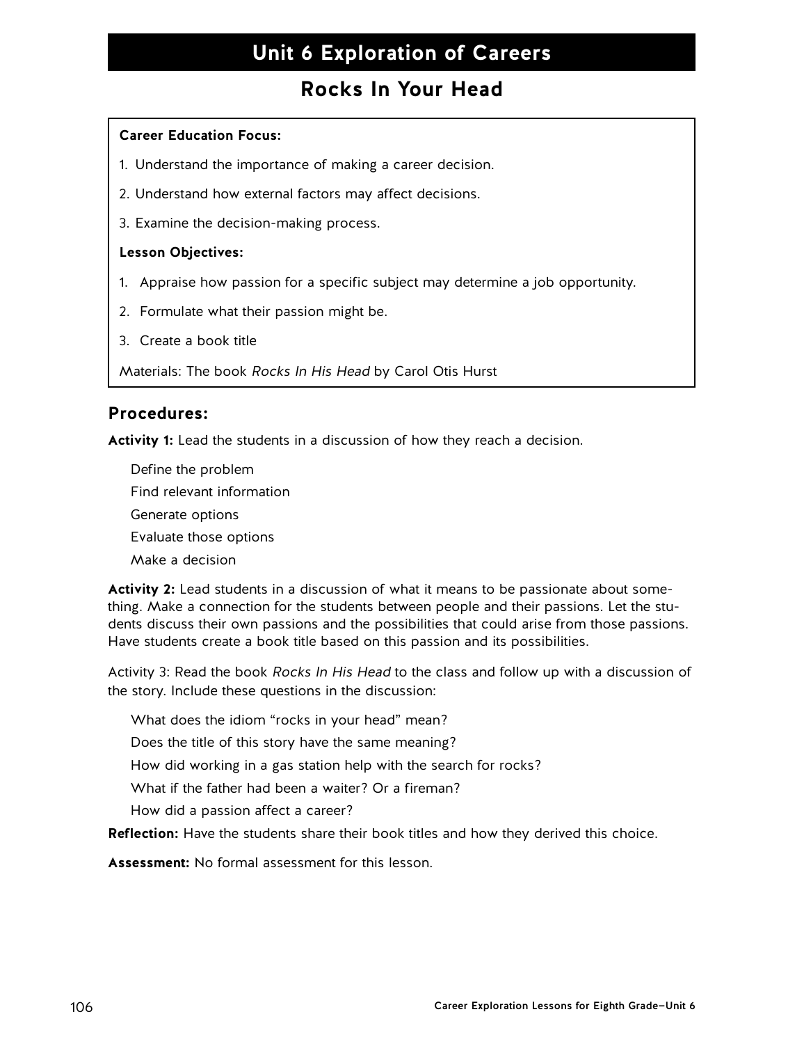# Unit 6 Exploration of Careers

## Rocks In Your Head

**Career Education Focus:**

1. Understand the importance of making a career decision.
2. Understand how external factors may affect decisions.
3. Examine the decision-making process.

**Lesson Objectives:**

1. Appraise how passion for a specific subject may determine a job opportunity.
2. Formulate what their passion might be.
3. Create a book title

Materials: The book *Rocks In His Head* by Carol Otis Hurst

### Procedures:

**Activity 1:** Lead the students in a discussion of how they reach a decision.

- Define the problem
- Find relevant information
- Generate options
- Evaluate those options
- Make a decision

**Activity 2:** Lead students in a discussion of what it means to be passionate about something. Make a connection for the students between people and their passions. Let the students discuss their own passions and the possibilities that could arise from those passions. Have students create a book title based on this passion and its possibilities.

Activity 3: Read the book *Rocks In His Head* to the class and follow up with a discussion of the story. Include these questions in the discussion:

- What does the idiom "rocks in your head" mean?
- Does the title of this story have the same meaning?
- How did working in a gas station help with the search for rocks?
- What if the father had been a waiter? Or a fireman?
- How did a passion affect a career?

**Reflection:** Have the students share their book titles and how they derived this choice.

**Assessment:** No formal assessment for this lesson.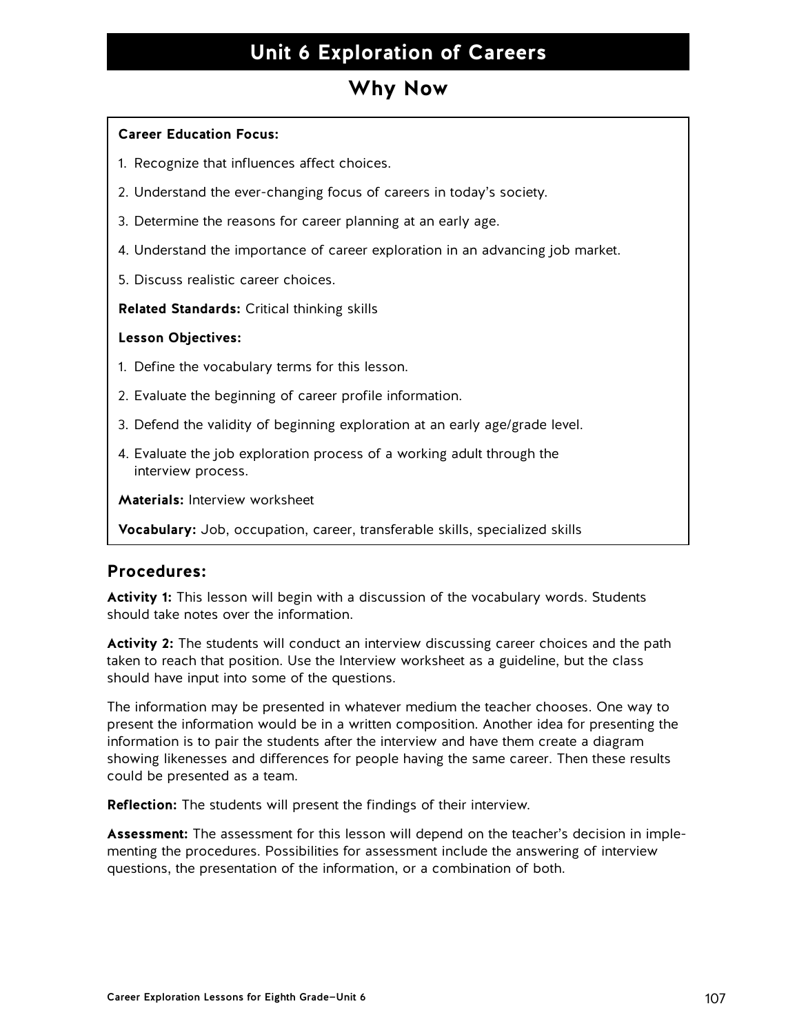# Unit 6 Exploration of Careers

## Why Now

**Career Education Focus:**

1. Recognize that influences affect choices.
2. Understand the ever-changing focus of careers in today's society.
3. Determine the reasons for career planning at an early age.
4. Understand the importance of career exploration in an advancing job market.
5. Discuss realistic career choices.

**Related Standards:** Critical thinking skills

**Lesson Objectives:**

1. Define the vocabulary terms for this lesson.
2. Evaluate the beginning of career profile information.
3. Defend the validity of beginning exploration at an early age/grade level.
4. Evaluate the job exploration process of a working adult through the interview process.

**Materials:** Interview worksheet

**Vocabulary:** Job, occupation, career, transferable skills, specialized skills

### Procedures:

**Activity 1:** This lesson will begin with a discussion of the vocabulary words. Students should take notes over the information.

**Activity 2:** The students will conduct an interview discussing career choices and the path taken to reach that position. Use the Interview worksheet as a guideline, but the class should have input into some of the questions.

The information may be presented in whatever medium the teacher chooses. One way to present the information would be in a written composition. Another idea for presenting the information is to pair the students after the interview and have them create a diagram showing likenesses and differences for people having the same career. Then these results could be presented as a team.

**Reflection:** The students will present the findings of their interview.

**Assessment:** The assessment for this lesson will depend on the teacher's decision in implementing the procedures. Possibilities for assessment include the answering of interview questions, the presentation of the information, or a combination of both.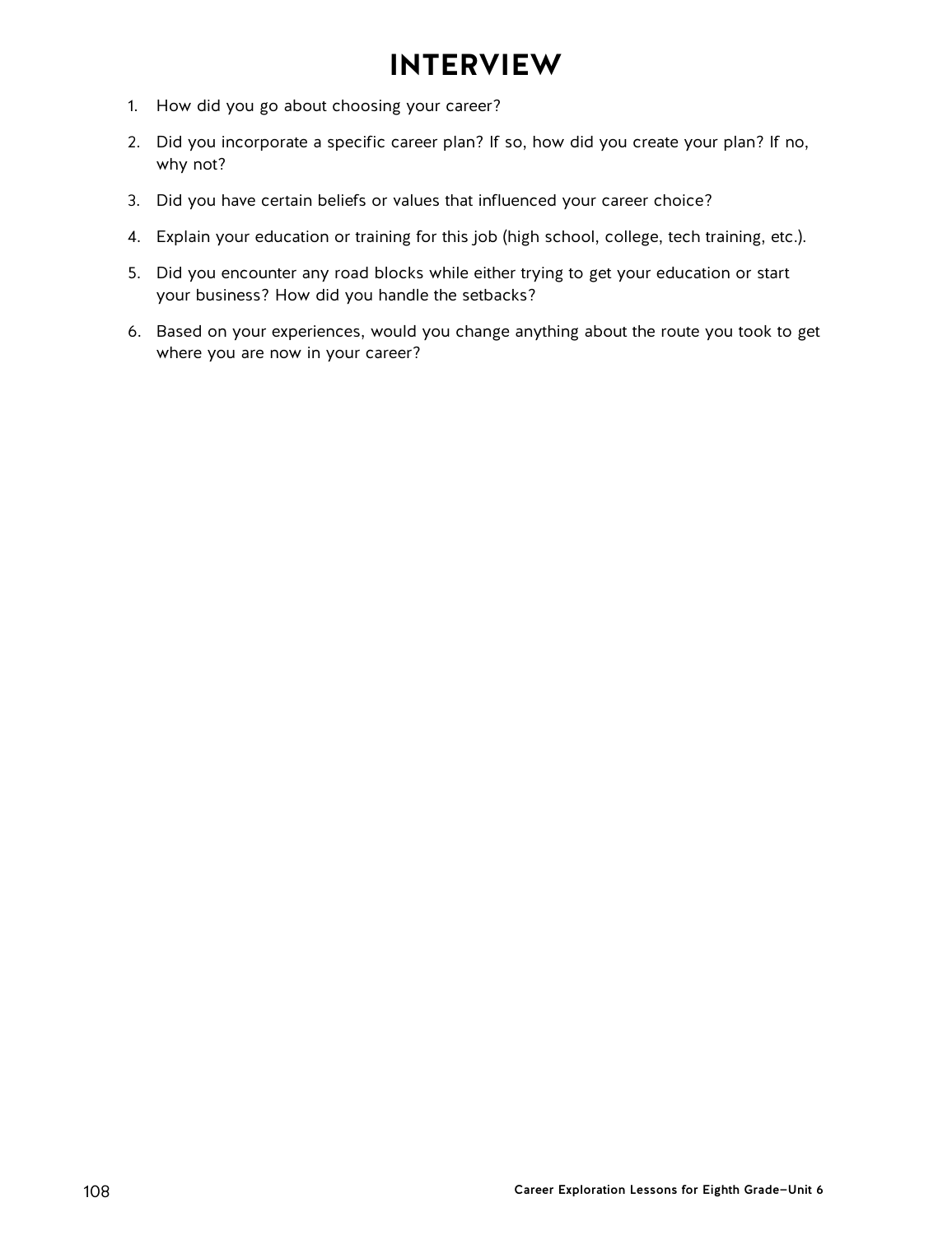# INTERVIEW

1. How did you go about choosing your career?
2. Did you incorporate a specific career plan? If so, how did you create your plan? If no, why not?
3. Did you have certain beliefs or values that influenced your career choice?
4. Explain your education or training for this job (high school, college, tech training, etc.).
5. Did you encounter any road blocks while either trying to get your education or start your business? How did you handle the setbacks?
6. Based on your experiences, would you change anything about the route you took to get where you are now in your career?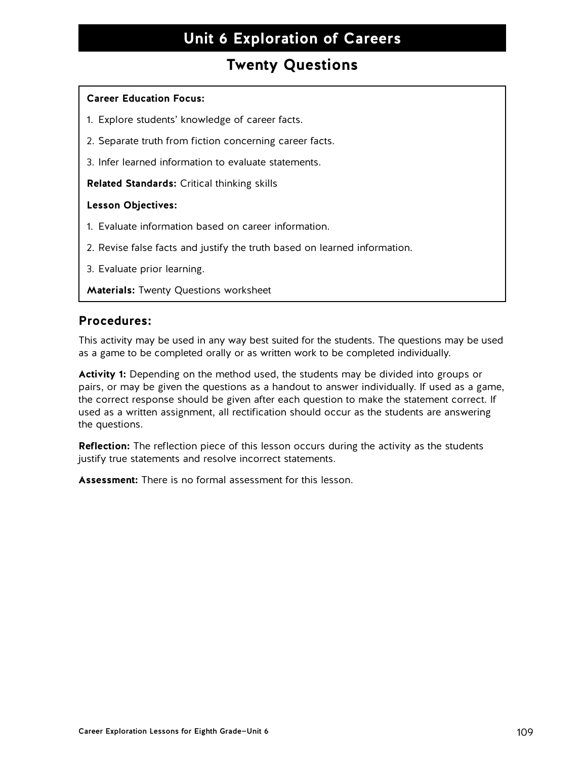# Unit 6 Exploration of Careers

## Twenty Questions

**Career Education Focus:**

1. Explore students' knowledge of career facts.
2. Separate truth from fiction concerning career facts.
3. Infer learned information to evaluate statements.

**Related Standards:** Critical thinking skills

**Lesson Objectives:**

1. Evaluate information based on career information.
2. Revise false facts and justify the truth based on learned information.
3. Evaluate prior learning.

**Materials:** Twenty Questions worksheet

### Procedures:

This activity may be used in any way best suited for the students. The questions may be used as a game to be completed orally or as written work to be completed individually.

**Activity 1:** Depending on the method used, the students may be divided into groups or pairs, or may be given the questions as a handout to answer individually. If used as a game, the correct response should be given after each question to make the statement correct. If used as a written assignment, all rectification should occur as the students are answering the questions.

**Reflection:** The reflection piece of this lesson occurs during the activity as the students justify true statements and resolve incorrect statements.

**Assessment:** There is no formal assessment for this lesson.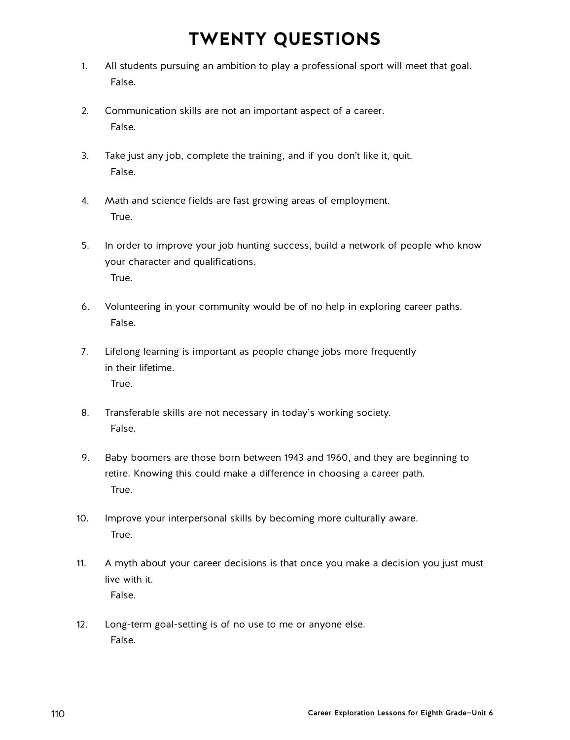# TWENTY QUESTIONS

1. All students pursuing an ambition to play a professional sport will meet that goal.
   False.

2. Communication skills are not an important aspect of a career.
   False.

3. Take just any job, complete the training, and if you don't like it, quit.
   False.

4. Math and science fields are fast growing areas of employment.
   True.

5. In order to improve your job hunting success, build a network of people who know your character and qualifications.
   True.

6. Volunteering in your community would be of no help in exploring career paths.
   False.

7. Lifelong learning is important as people change jobs more frequently in their lifetime.
   True.

8. Transferable skills are not necessary in today's working society.
   False.

9. Baby boomers are those born between 1943 and 1960, and they are beginning to retire. Knowing this could make a difference in choosing a career path.
   True.

10. Improve your interpersonal skills by becoming more culturally aware.
    True.

11. A myth about your career decisions is that once you make a decision you just must live with it.
    False.

12. Long-term goal-setting is of no use to me or anyone else.
    False.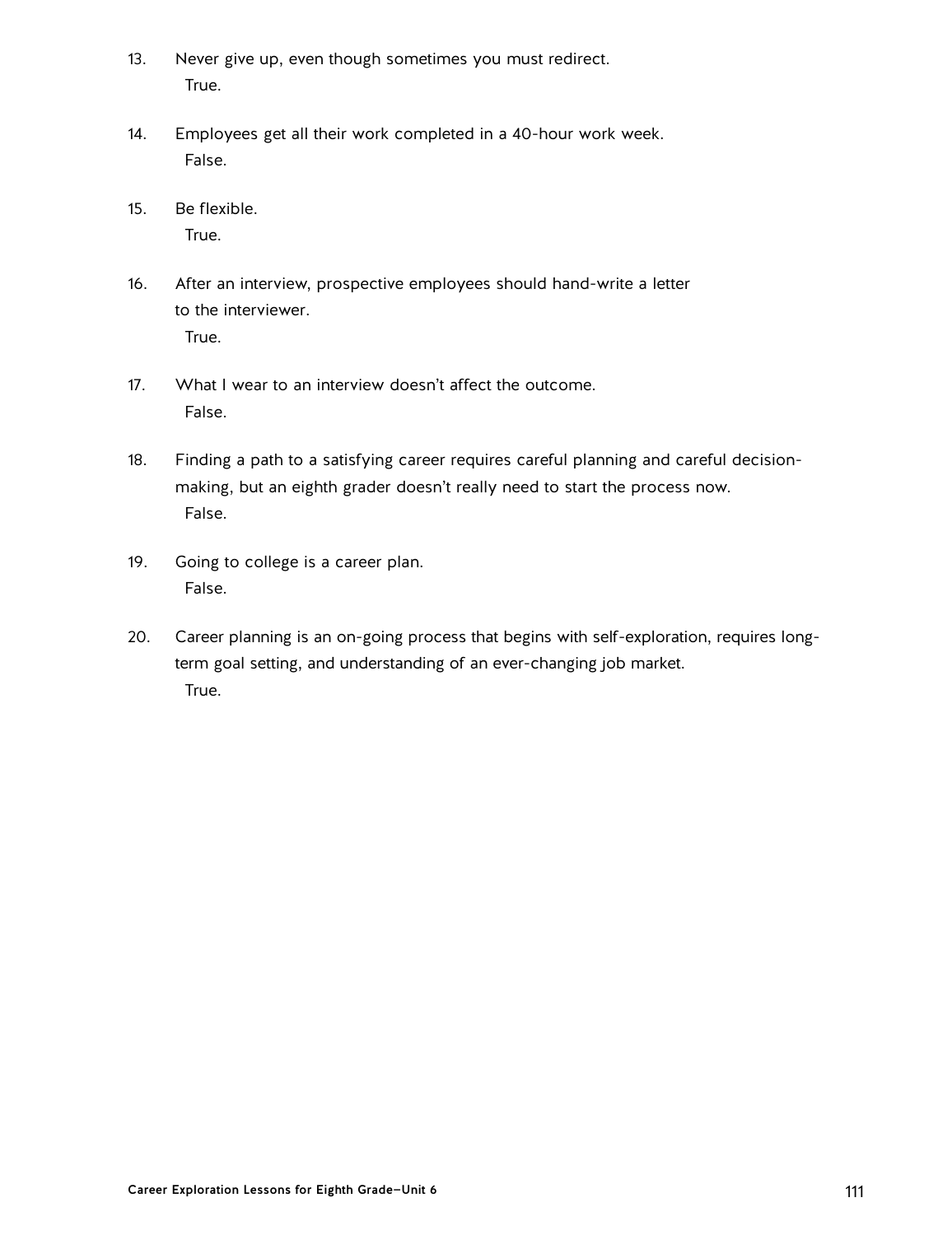13. Never give up, even though sometimes you must redirect.
    True.

14. Employees get all their work completed in a 40-hour work week.
    False.

15. Be flexible.
    True.

16. After an interview, prospective employees should hand-write a letter to the interviewer.
    True.

17. What I wear to an interview doesn't affect the outcome.
    False.

18. Finding a path to a satisfying career requires careful planning and careful decision-making, but an eighth grader doesn't really need to start the process now.
    False.

19. Going to college is a career plan.
    False.

20. Career planning is an on-going process that begins with self-exploration, requires long-term goal setting, and understanding of an ever-changing job market.
    True.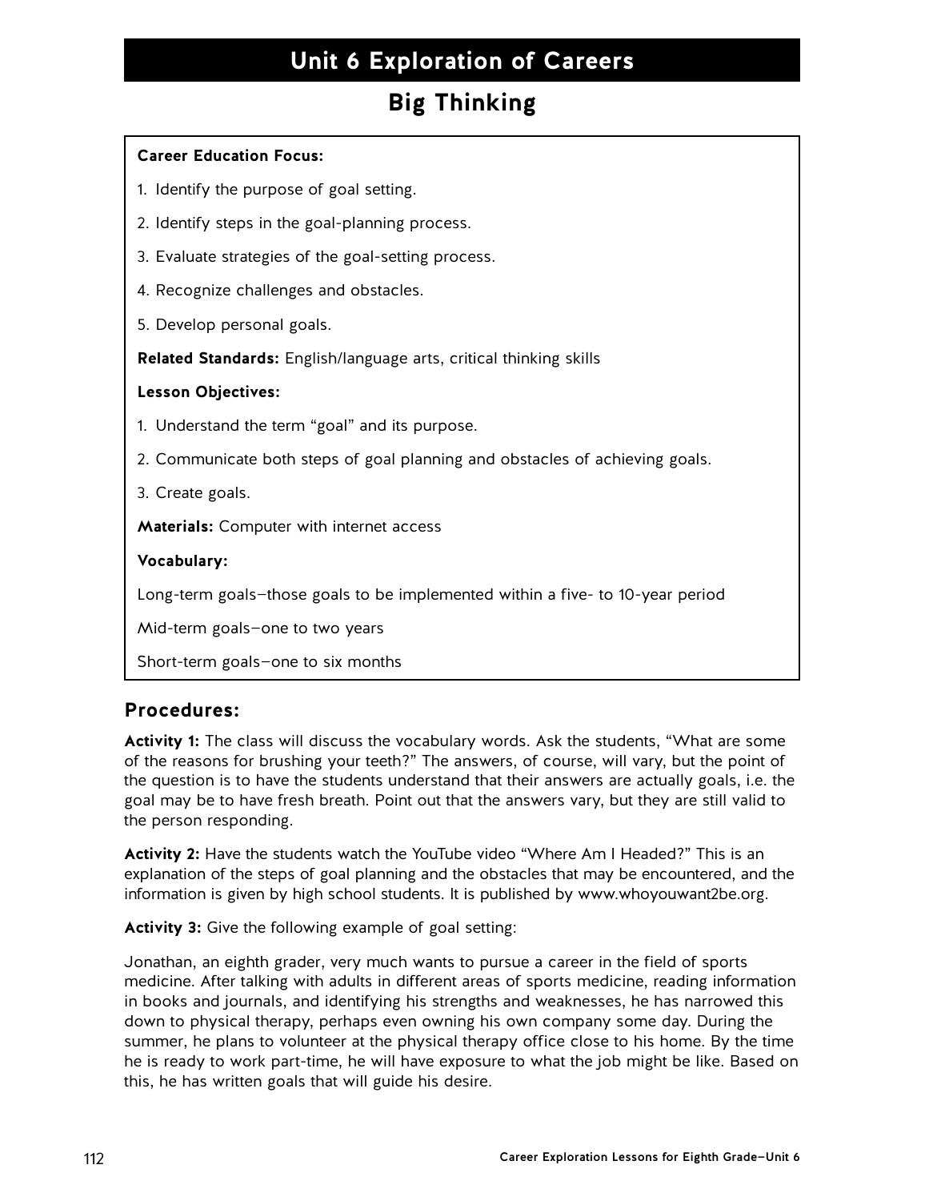# Unit 6 Exploration of Careers

## Big Thinking

**Career Education Focus:**

1. Identify the purpose of goal setting.
2. Identify steps in the goal-planning process.
3. Evaluate strategies of the goal-setting process.
4. Recognize challenges and obstacles.
5. Develop personal goals.

**Related Standards:** English/language arts, critical thinking skills

**Lesson Objectives:**

1. Understand the term "goal" and its purpose.
2. Communicate both steps of goal planning and obstacles of achieving goals.
3. Create goals.

**Materials:** Computer with internet access

**Vocabulary:**

Long-term goals—those goals to be implemented within a five- to 10-year period

Mid-term goals—one to two years

Short-term goals—one to six months

### Procedures:

**Activity 1:** The class will discuss the vocabulary words. Ask the students, "What are some of the reasons for brushing your teeth?" The answers, of course, will vary, but the point of the question is to have the students understand that their answers are actually goals, i.e. the goal may be to have fresh breath. Point out that the answers vary, but they are still valid to the person responding.

**Activity 2:** Have the students watch the YouTube video "Where Am I Headed?" This is an explanation of the steps of goal planning and the obstacles that may be encountered, and the information is given by high school students. It is published by www.whoyouwant2be.org.

**Activity 3:** Give the following example of goal setting:

Jonathan, an eighth grader, very much wants to pursue a career in the field of sports medicine. After talking with adults in different areas of sports medicine, reading information in books and journals, and identifying his strengths and weaknesses, he has narrowed this down to physical therapy, perhaps even owning his own company some day. During the summer, he plans to volunteer at the physical therapy office close to his home. By the time he is ready to work part-time, he will have exposure to what the job might be like. Based on this, he has written goals that will guide his desire.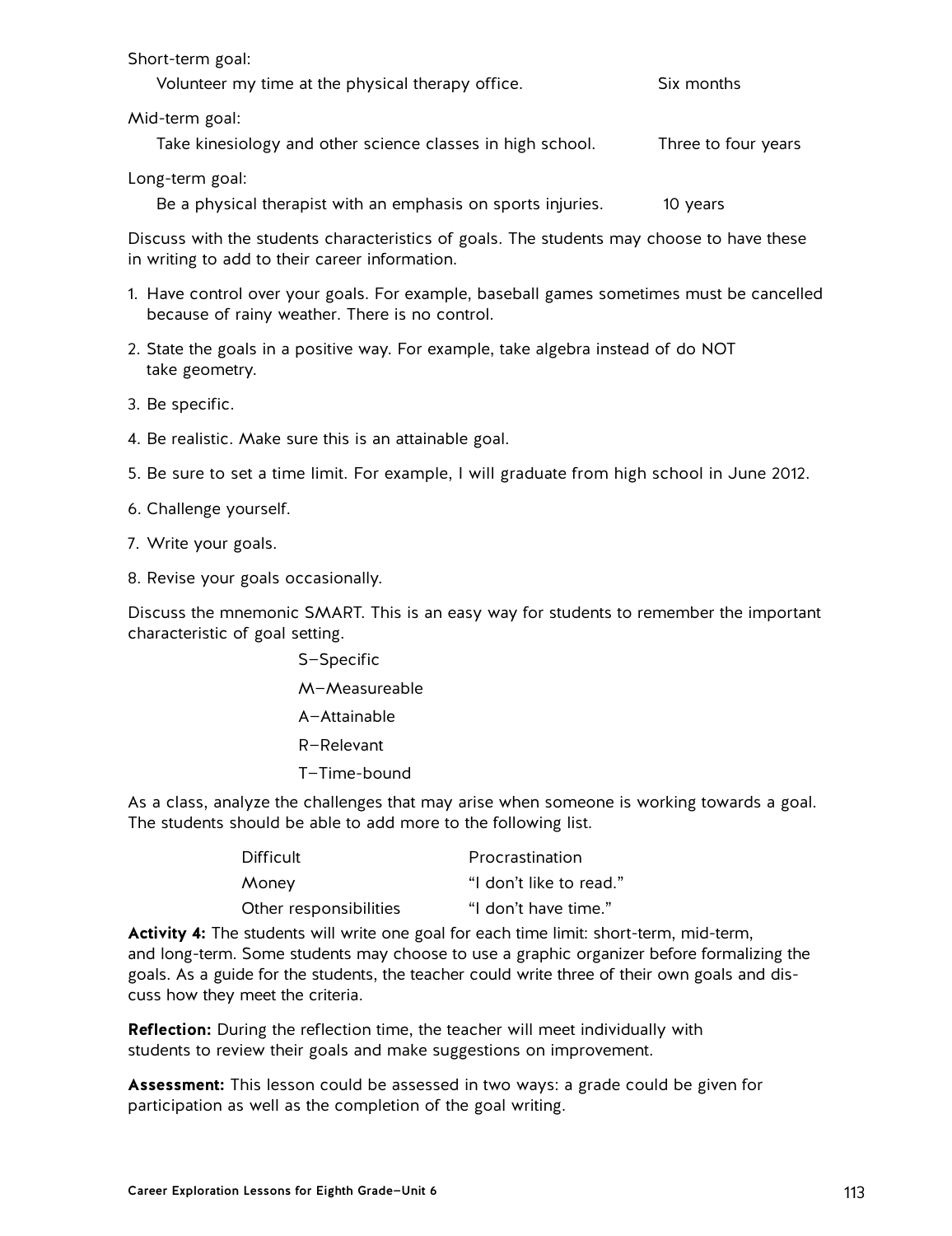Short-term goal:

Volunteer my time at the physical therapy office. Six months

Mid-term goal:

Take kinesiology and other science classes in high school. Three to four years

Long-term goal:

Be a physical therapist with an emphasis on sports injuries. 10 years

Discuss with the students characteristics of goals. The students may choose to have these in writing to add to their career information.

1. Have control over your goals. For example, baseball games sometimes must be cancelled because of rainy weather. There is no control.
2. State the goals in a positive way. For example, take algebra instead of do NOT take geometry.
3. Be specific.
4. Be realistic. Make sure this is an attainable goal.
5. Be sure to set a time limit. For example, I will graduate from high school in June 2012.
6. Challenge yourself.
7. Write your goals.
8. Revise your goals occasionally.

Discuss the mnemonic SMART. This is an easy way for students to remember the important characteristic of goal setting.

S—Specific

M—Measureable

A—Attainable

R—Relevant

T—Time-bound

As a class, analyze the challenges that may arise when someone is working towards a goal. The students should be able to add more to the following list.

| | |
|---|---|
| Difficult | Procrastination |
| Money | "I don't like to read." |
| Other responsibilities | "I don't have time." |

**Activity 4:** The students will write one goal for each time limit: short-term, mid-term, and long-term. Some students may choose to use a graphic organizer before formalizing the goals. As a guide for the students, the teacher could write three of their own goals and discuss how they meet the criteria.

**Reflection:** During the reflection time, the teacher will meet individually with students to review their goals and make suggestions on improvement.

**Assessment:** This lesson could be assessed in two ways: a grade could be given for participation as well as the completion of the goal writing.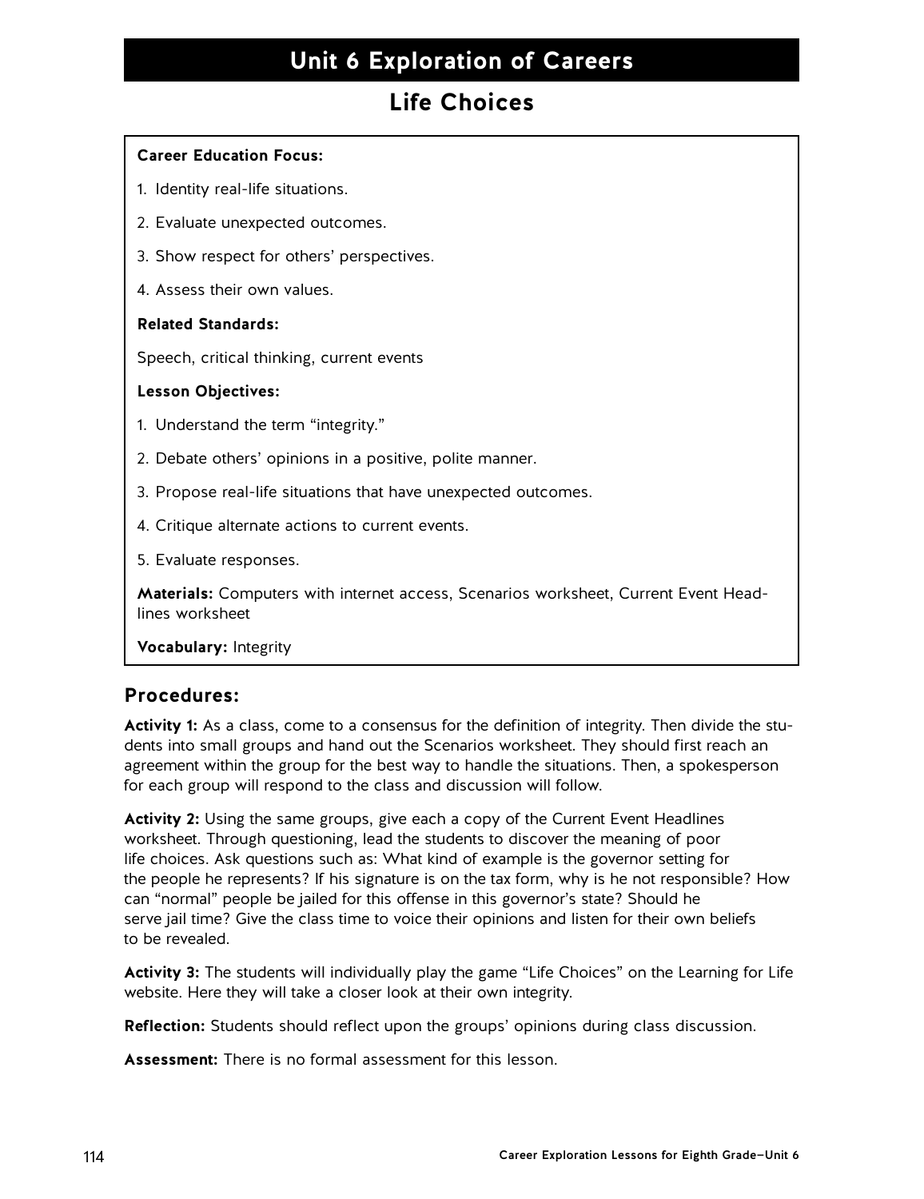# Unit 6 Exploration of Careers

## Life Choices

**Career Education Focus:**

1. Identity real-life situations.
2. Evaluate unexpected outcomes.
3. Show respect for others' perspectives.
4. Assess their own values.

**Related Standards:**

Speech, critical thinking, current events

**Lesson Objectives:**

1. Understand the term "integrity."
2. Debate others' opinions in a positive, polite manner.
3. Propose real-life situations that have unexpected outcomes.
4. Critique alternate actions to current events.
5. Evaluate responses.

**Materials:** Computers with internet access, Scenarios worksheet, Current Event Headlines worksheet

**Vocabulary:** Integrity

### Procedures:

**Activity 1:** As a class, come to a consensus for the definition of integrity. Then divide the students into small groups and hand out the Scenarios worksheet. They should first reach an agreement within the group for the best way to handle the situations. Then, a spokesperson for each group will respond to the class and discussion will follow.

**Activity 2:** Using the same groups, give each a copy of the Current Event Headlines worksheet. Through questioning, lead the students to discover the meaning of poor life choices. Ask questions such as: What kind of example is the governor setting for the people he represents? If his signature is on the tax form, why is he not responsible? How can "normal" people be jailed for this offense in this governor's state? Should he serve jail time? Give the class time to voice their opinions and listen for their own beliefs to be revealed.

**Activity 3:** The students will individually play the game "Life Choices" on the Learning for Life website. Here they will take a closer look at their own integrity.

**Reflection:** Students should reflect upon the groups' opinions during class discussion.

**Assessment:** There is no formal assessment for this lesson.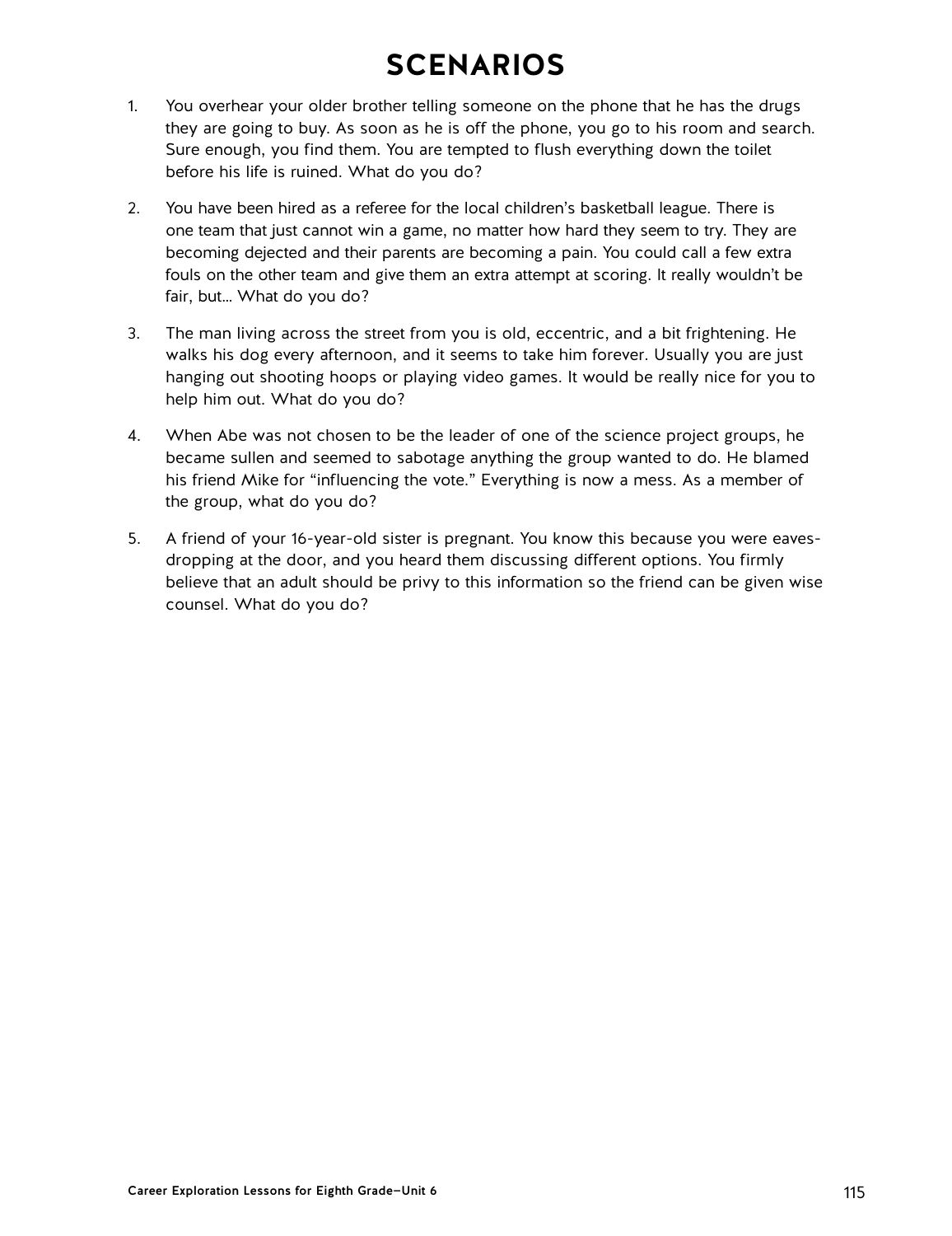# SCENARIOS

1. You overhear your older brother telling someone on the phone that he has the drugs they are going to buy. As soon as he is off the phone, you go to his room and search. Sure enough, you find them. You are tempted to flush everything down the toilet before his life is ruined. What do you do?

2. You have been hired as a referee for the local children's basketball league. There is one team that just cannot win a game, no matter how hard they seem to try. They are becoming dejected and their parents are becoming a pain. You could call a few extra fouls on the other team and give them an extra attempt at scoring. It really wouldn't be fair, but... What do you do?

3. The man living across the street from you is old, eccentric, and a bit frightening. He walks his dog every afternoon, and it seems to take him forever. Usually you are just hanging out shooting hoops or playing video games. It would be really nice for you to help him out. What do you do?

4. When Abe was not chosen to be the leader of one of the science project groups, he became sullen and seemed to sabotage anything the group wanted to do. He blamed his friend Mike for "influencing the vote." Everything is now a mess. As a member of the group, what do you do?

5. A friend of your 16-year-old sister is pregnant. You know this because you were eavesdropping at the door, and you heard them discussing different options. You firmly believe that an adult should be privy to this information so the friend can be given wise counsel. What do you do?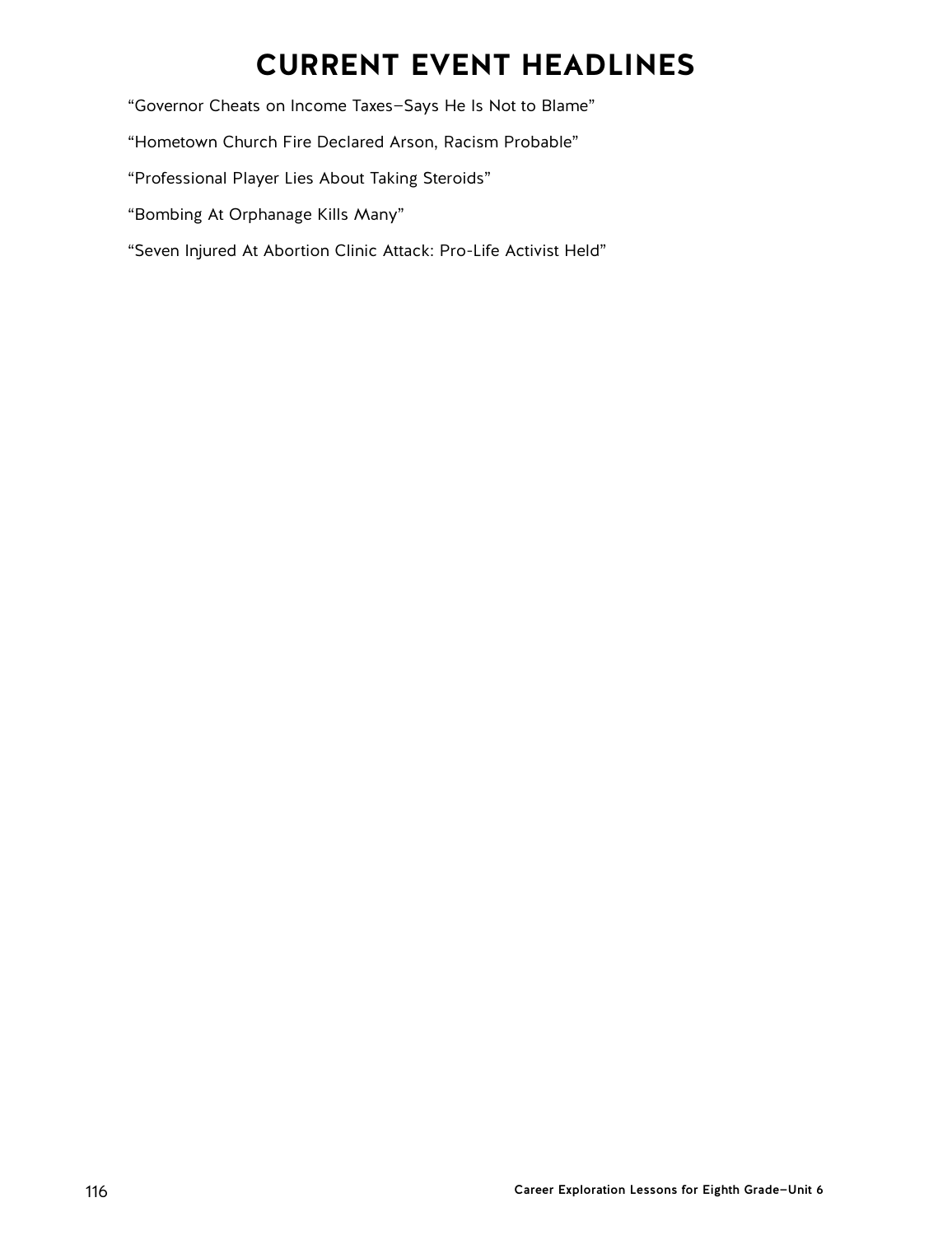# CURRENT EVENT HEADLINES

"Governor Cheats on Income Taxes—Says He Is Not to Blame"

"Hometown Church Fire Declared Arson, Racism Probable"

"Professional Player Lies About Taking Steroids"

"Bombing At Orphanage Kills Many"

"Seven Injured At Abortion Clinic Attack: Pro-Life Activist Held"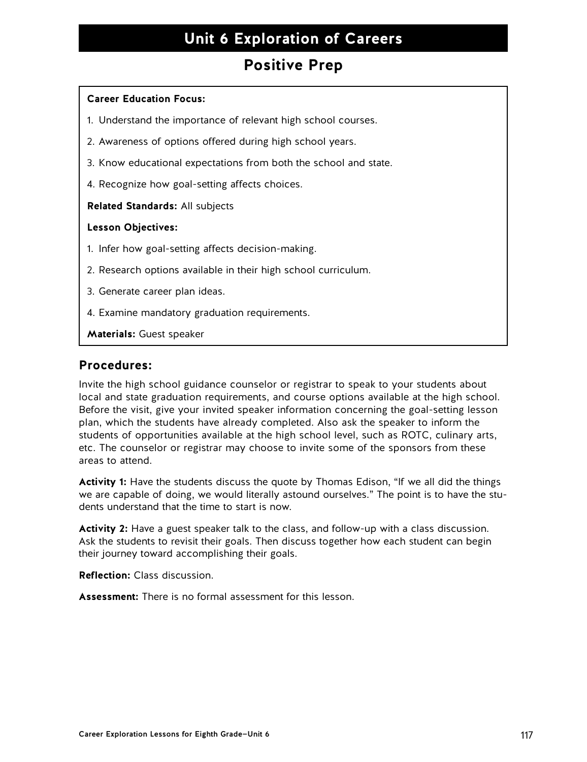# Unit 6 Exploration of Careers

## Positive Prep

**Career Education Focus:**

1. Understand the importance of relevant high school courses.
2. Awareness of options offered during high school years.
3. Know educational expectations from both the school and state.
4. Recognize how goal-setting affects choices.

**Related Standards:** All subjects

**Lesson Objectives:**

1. Infer how goal-setting affects decision-making.
2. Research options available in their high school curriculum.
3. Generate career plan ideas.
4. Examine mandatory graduation requirements.

**Materials:** Guest speaker

### Procedures:

Invite the high school guidance counselor or registrar to speak to your students about local and state graduation requirements, and course options available at the high school. Before the visit, give your invited speaker information concerning the goal-setting lesson plan, which the students have already completed. Also ask the speaker to inform the students of opportunities available at the high school level, such as ROTC, culinary arts, etc. The counselor or registrar may choose to invite some of the sponsors from these areas to attend.

**Activity 1:** Have the students discuss the quote by Thomas Edison, "If we all did the things we are capable of doing, we would literally astound ourselves." The point is to have the students understand that the time to start is now.

**Activity 2:** Have a guest speaker talk to the class, and follow-up with a class discussion. Ask the students to revisit their goals. Then discuss together how each student can begin their journey toward accomplishing their goals.

**Reflection:** Class discussion.

**Assessment:** There is no formal assessment for this lesson.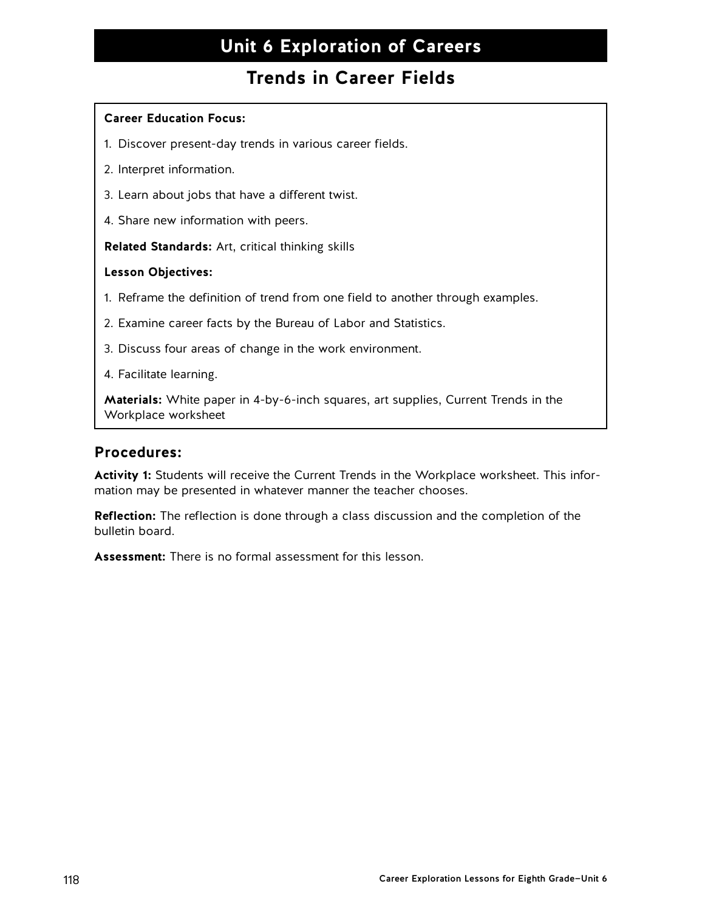# Unit 6 Exploration of Careers

## Trends in Career Fields

**Career Education Focus:**

1. Discover present-day trends in various career fields.
2. Interpret information.
3. Learn about jobs that have a different twist.
4. Share new information with peers.

**Related Standards:** Art, critical thinking skills

**Lesson Objectives:**

1. Reframe the definition of trend from one field to another through examples.
2. Examine career facts by the Bureau of Labor and Statistics.
3. Discuss four areas of change in the work environment.
4. Facilitate learning.

**Materials:** White paper in 4-by-6-inch squares, art supplies, Current Trends in the Workplace worksheet

### Procedures:

**Activity 1:** Students will receive the Current Trends in the Workplace worksheet. This information may be presented in whatever manner the teacher chooses.

**Reflection:** The reflection is done through a class discussion and the completion of the bulletin board.

**Assessment:** There is no formal assessment for this lesson.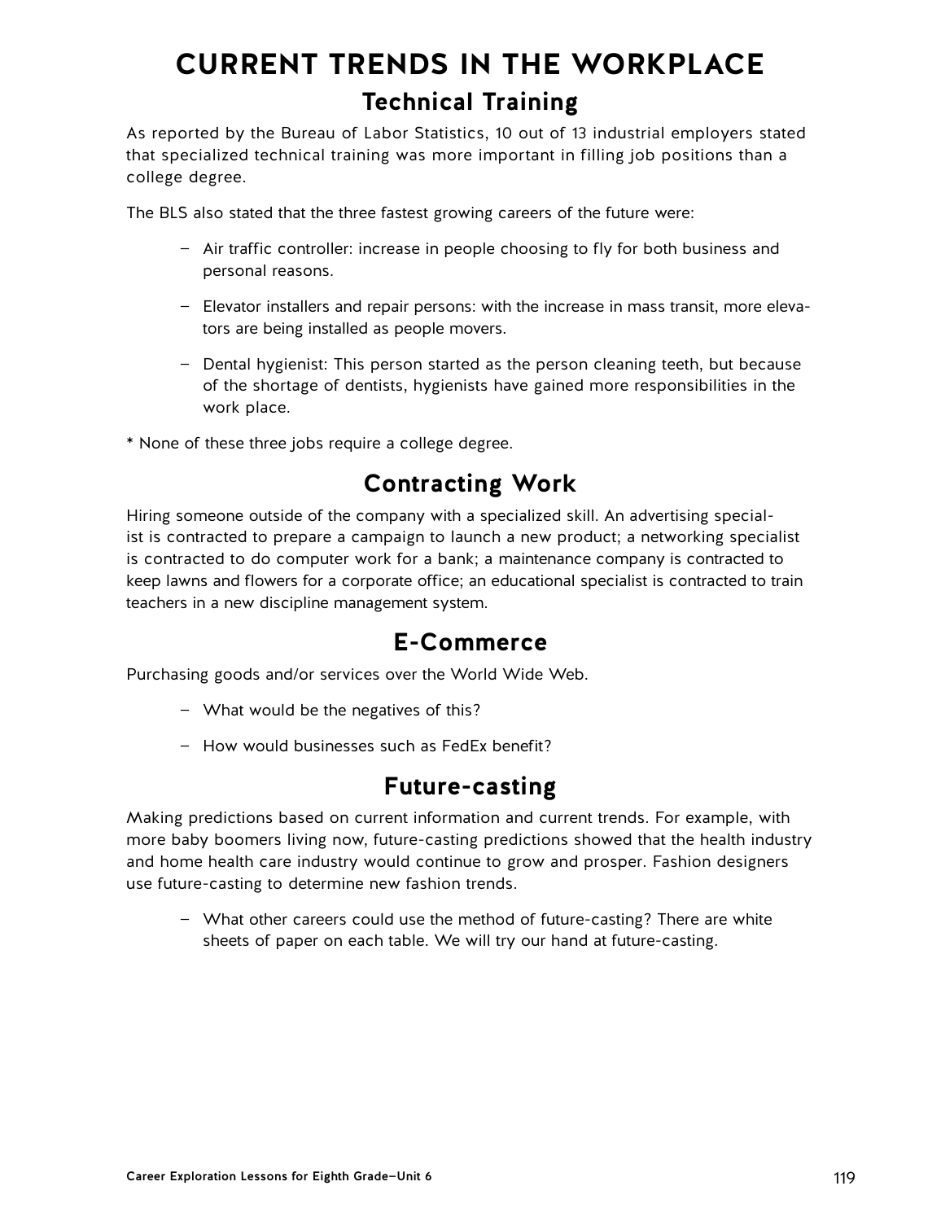# CURRENT TRENDS IN THE WORKPLACE

## Technical Training

As reported by the Bureau of Labor Statistics, 10 out of 13 industrial employers stated that specialized technical training was more important in filling job positions than a college degree.

The BLS also stated that the three fastest growing careers of the future were:

- Air traffic controller: increase in people choosing to fly for both business and personal reasons.
- Elevator installers and repair persons: with the increase in mass transit, more elevators are being installed as people movers.
- Dental hygienist: This person started as the person cleaning teeth, but because of the shortage of dentists, hygienists have gained more responsibilities in the work place.

* None of these three jobs require a college degree.

## Contracting Work

Hiring someone outside of the company with a specialized skill. An advertising specialist is contracted to prepare a campaign to launch a new product; a networking specialist is contracted to do computer work for a bank; a maintenance company is contracted to keep lawns and flowers for a corporate office; an educational specialist is contracted to train teachers in a new discipline management system.

## E-Commerce

Purchasing goods and/or services over the World Wide Web.

- What would be the negatives of this?
- How would businesses such as FedEx benefit?

## Future-casting

Making predictions based on current information and current trends. For example, with more baby boomers living now, future-casting predictions showed that the health industry and home health care industry would continue to grow and prosper. Fashion designers use future-casting to determine new fashion trends.

- What other careers could use the method of future-casting? There are white sheets of paper on each table. We will try our hand at future-casting.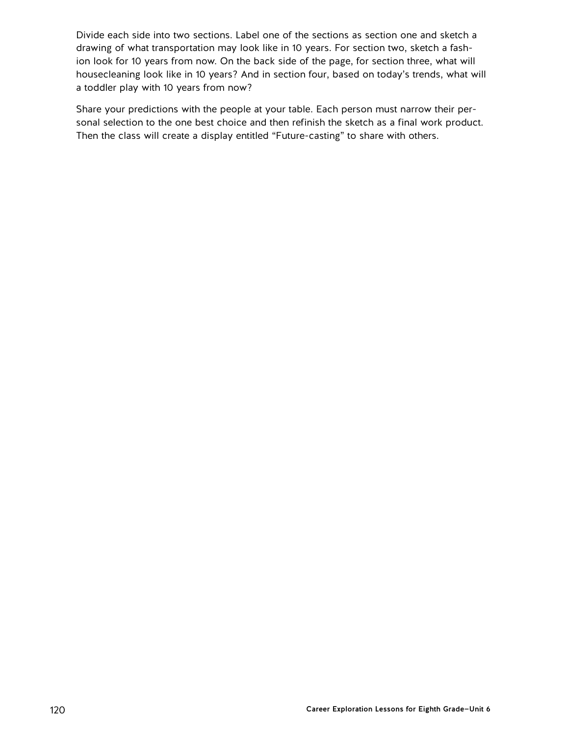Divide each side into two sections. Label one of the sections as section one and sketch a drawing of what transportation may look like in 10 years. For section two, sketch a fashion look for 10 years from now. On the back side of the page, for section three, what will housecleaning look like in 10 years? And in section four, based on today's trends, what will a toddler play with 10 years from now?

Share your predictions with the people at your table. Each person must narrow their personal selection to the one best choice and then refinish the sketch as a final work product. Then the class will create a display entitled "Future-casting" to share with others.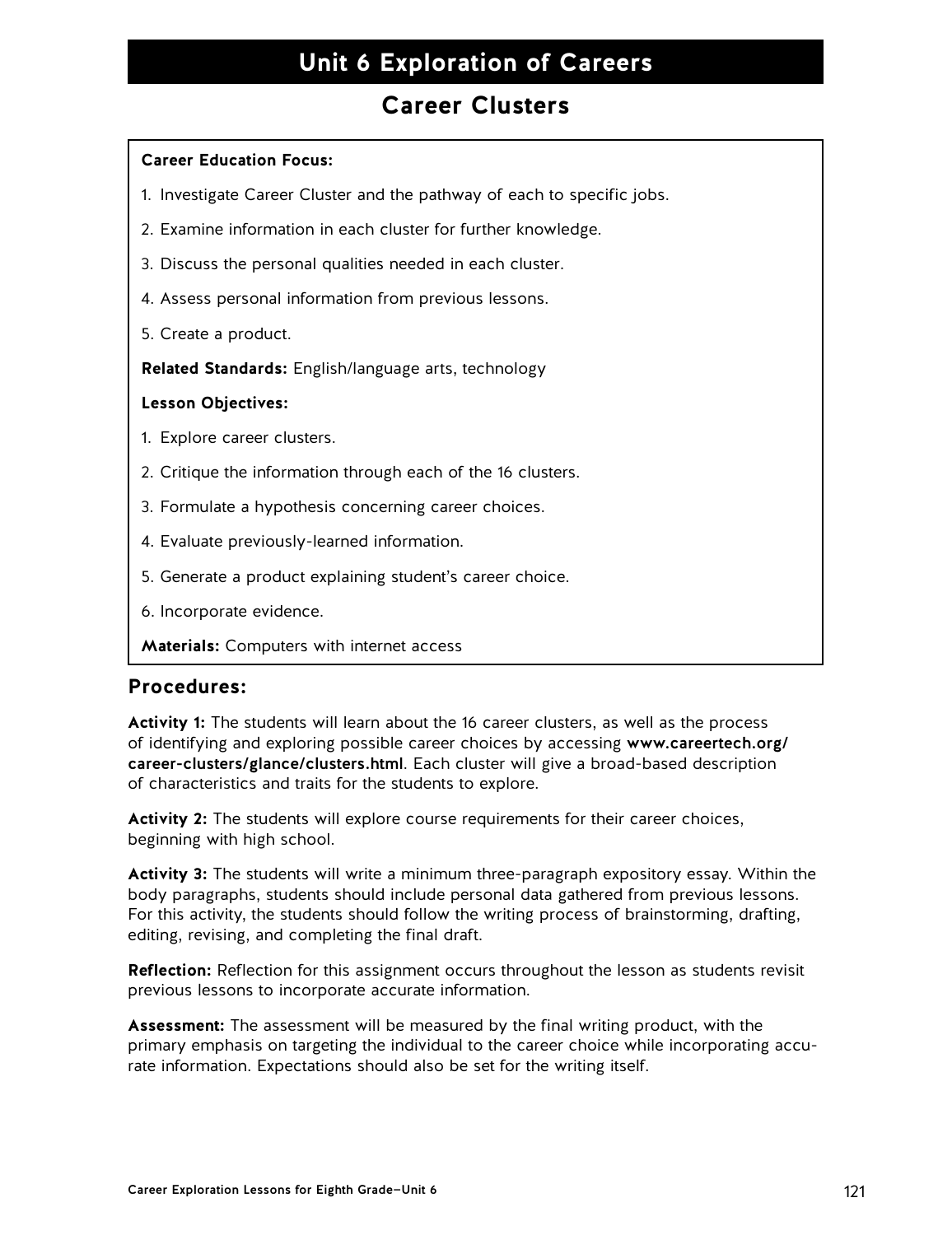# Unit 6 Exploration of Careers

## Career Clusters

**Career Education Focus:**

1. Investigate Career Cluster and the pathway of each to specific jobs.
2. Examine information in each cluster for further knowledge.
3. Discuss the personal qualities needed in each cluster.
4. Assess personal information from previous lessons.
5. Create a product.

**Related Standards:** English/language arts, technology

**Lesson Objectives:**

1. Explore career clusters.
2. Critique the information through each of the 16 clusters.
3. Formulate a hypothesis concerning career choices.
4. Evaluate previously-learned information.
5. Generate a product explaining student's career choice.
6. Incorporate evidence.

**Materials:** Computers with internet access

### Procedures:

**Activity 1:** The students will learn about the 16 career clusters, as well as the process of identifying and exploring possible career choices by accessing **www.careertech.org/career-clusters/glance/clusters.html**. Each cluster will give a broad-based description of characteristics and traits for the students to explore.

**Activity 2:** The students will explore course requirements for their career choices, beginning with high school.

**Activity 3:** The students will write a minimum three-paragraph expository essay. Within the body paragraphs, students should include personal data gathered from previous lessons. For this activity, the students should follow the writing process of brainstorming, drafting, editing, revising, and completing the final draft.

**Reflection:** Reflection for this assignment occurs throughout the lesson as students revisit previous lessons to incorporate accurate information.

**Assessment:** The assessment will be measured by the final writing product, with the primary emphasis on targeting the individual to the career choice while incorporating accurate information. Expectations should also be set for the writing itself.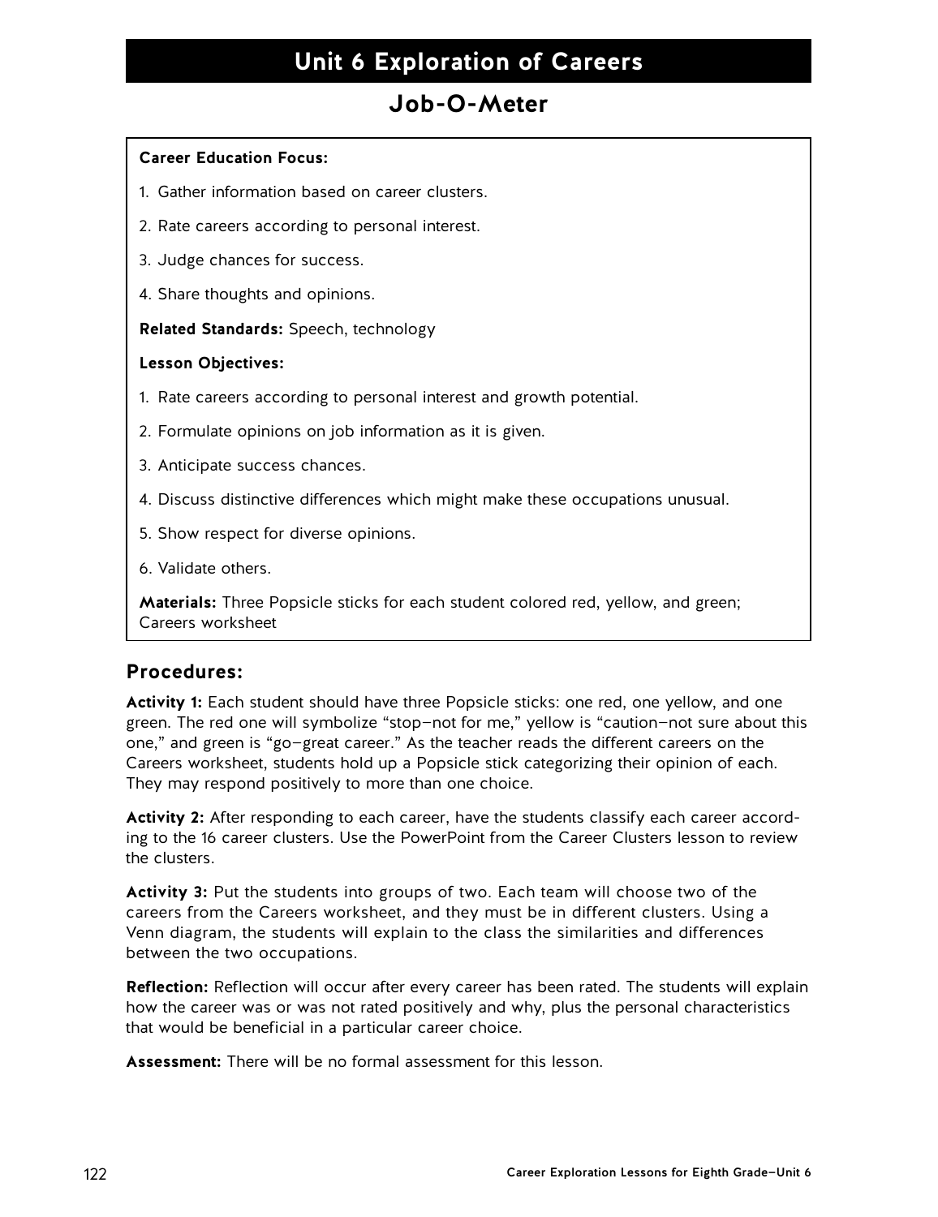# Unit 6 Exploration of Careers

## Job-O-Meter

**Career Education Focus:**

1. Gather information based on career clusters.
2. Rate careers according to personal interest.
3. Judge chances for success.
4. Share thoughts and opinions.

**Related Standards:** Speech, technology

**Lesson Objectives:**

1. Rate careers according to personal interest and growth potential.
2. Formulate opinions on job information as it is given.
3. Anticipate success chances.
4. Discuss distinctive differences which might make these occupations unusual.
5. Show respect for diverse opinions.
6. Validate others.

**Materials:** Three Popsicle sticks for each student colored red, yellow, and green; Careers worksheet

### Procedures:

**Activity 1:** Each student should have three Popsicle sticks: one red, one yellow, and one green. The red one will symbolize "stop–not for me," yellow is "caution–not sure about this one," and green is "go–great career." As the teacher reads the different careers on the Careers worksheet, students hold up a Popsicle stick categorizing their opinion of each. They may respond positively to more than one choice.

**Activity 2:** After responding to each career, have the students classify each career according to the 16 career clusters. Use the PowerPoint from the Career Clusters lesson to review the clusters.

**Activity 3:** Put the students into groups of two. Each team will choose two of the careers from the Careers worksheet, and they must be in different clusters. Using a Venn diagram, the students will explain to the class the similarities and differences between the two occupations.

**Reflection:** Reflection will occur after every career has been rated. The students will explain how the career was or was not rated positively and why, plus the personal characteristics that would be beneficial in a particular career choice.

**Assessment:** There will be no formal assessment for this lesson.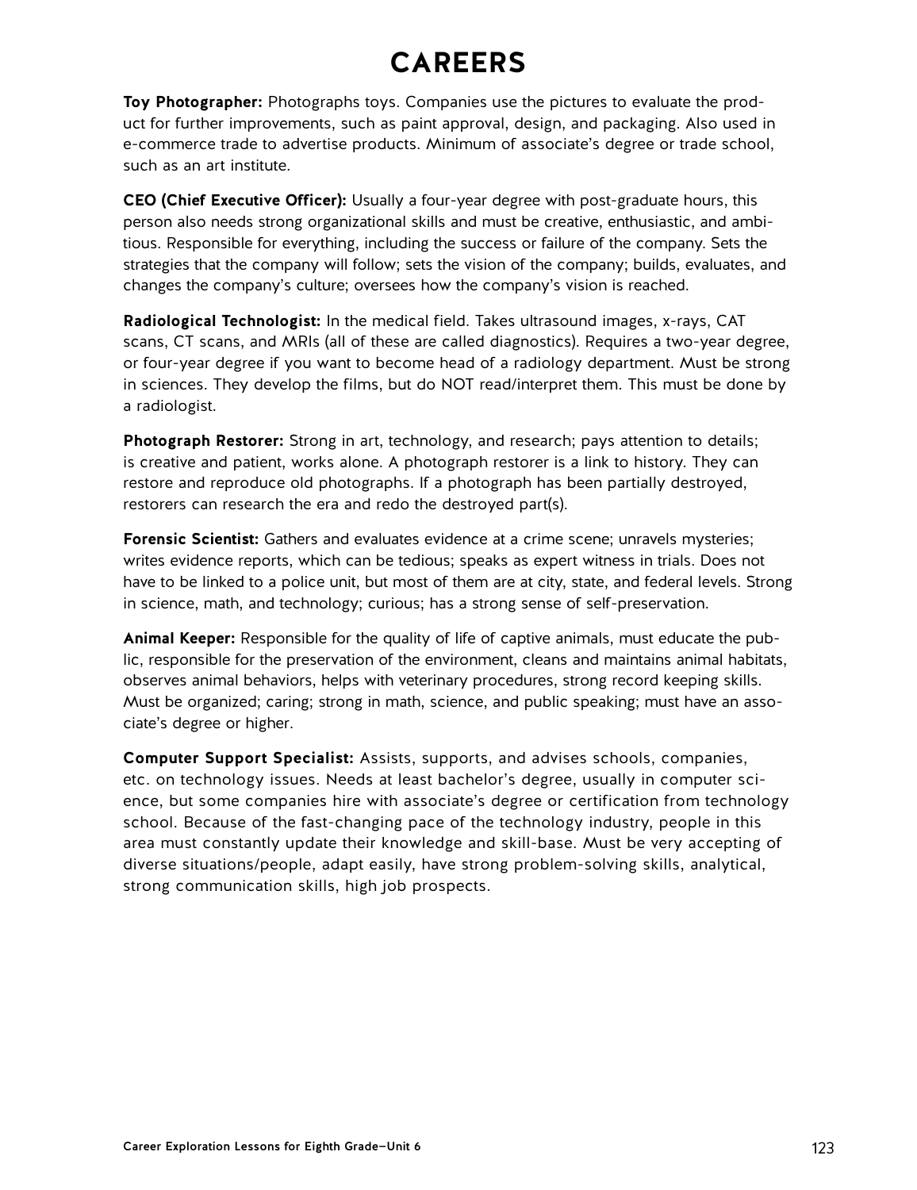# CAREERS

**Toy Photographer:** Photographs toys. Companies use the pictures to evaluate the product for further improvements, such as paint approval, design, and packaging. Also used in e-commerce trade to advertise products. Minimum of associate's degree or trade school, such as an art institute.

**CEO (Chief Executive Officer):** Usually a four-year degree with post-graduate hours, this person also needs strong organizational skills and must be creative, enthusiastic, and ambitious. Responsible for everything, including the success or failure of the company. Sets the strategies that the company will follow; sets the vision of the company; builds, evaluates, and changes the company's culture; oversees how the company's vision is reached.

**Radiological Technologist:** In the medical field. Takes ultrasound images, x-rays, CAT scans, CT scans, and MRIs (all of these are called diagnostics). Requires a two-year degree, or four-year degree if you want to become head of a radiology department. Must be strong in sciences. They develop the films, but do NOT read/interpret them. This must be done by a radiologist.

**Photograph Restorer:** Strong in art, technology, and research; pays attention to details; is creative and patient, works alone. A photograph restorer is a link to history. They can restore and reproduce old photographs. If a photograph has been partially destroyed, restorers can research the era and redo the destroyed part(s).

**Forensic Scientist:** Gathers and evaluates evidence at a crime scene; unravels mysteries; writes evidence reports, which can be tedious; speaks as expert witness in trials. Does not have to be linked to a police unit, but most of them are at city, state, and federal levels. Strong in science, math, and technology; curious; has a strong sense of self-preservation.

**Animal Keeper:** Responsible for the quality of life of captive animals, must educate the public, responsible for the preservation of the environment, cleans and maintains animal habitats, observes animal behaviors, helps with veterinary procedures, strong record keeping skills. Must be organized; caring; strong in math, science, and public speaking; must have an associate's degree or higher.

**Computer Support Specialist:** Assists, supports, and advises schools, companies, etc. on technology issues. Needs at least bachelor's degree, usually in computer science, but some companies hire with associate's degree or certification from technology school. Because of the fast-changing pace of the technology industry, people in this area must constantly update their knowledge and skill-base. Must be very accepting of diverse situations/people, adapt easily, have strong problem-solving skills, analytical, strong communication skills, high job prospects.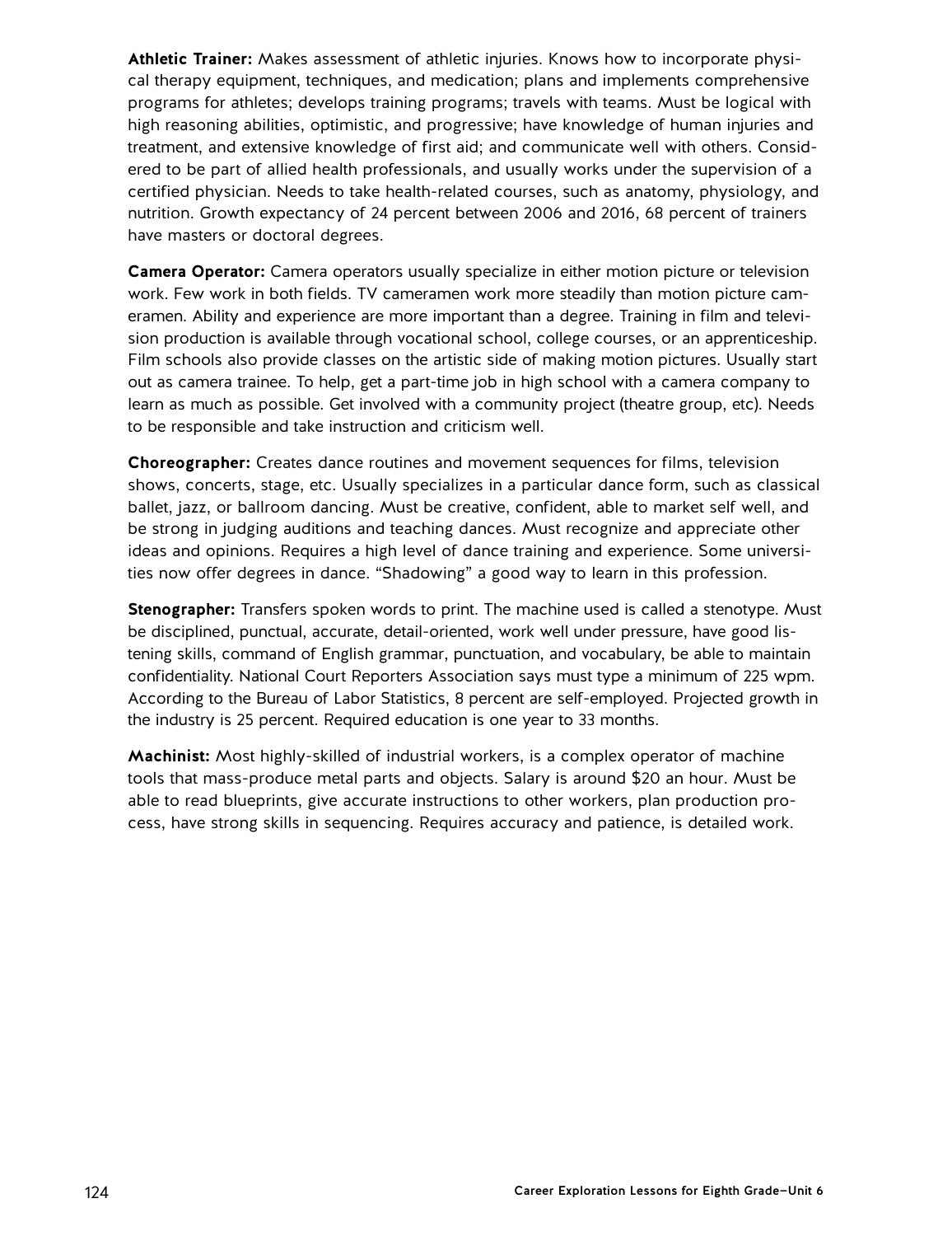**Athletic Trainer:** Makes assessment of athletic injuries. Knows how to incorporate physical therapy equipment, techniques, and medication; plans and implements comprehensive programs for athletes; develops training programs; travels with teams. Must be logical with high reasoning abilities, optimistic, and progressive; have knowledge of human injuries and treatment, and extensive knowledge of first aid; and communicate well with others. Considered to be part of allied health professionals, and usually works under the supervision of a certified physician. Needs to take health-related courses, such as anatomy, physiology, and nutrition. Growth expectancy of 24 percent between 2006 and 2016, 68 percent of trainers have masters or doctoral degrees.

**Camera Operator:** Camera operators usually specialize in either motion picture or television work. Few work in both fields. TV cameramen work more steadily than motion picture cameramen. Ability and experience are more important than a degree. Training in film and television production is available through vocational school, college courses, or an apprenticeship. Film schools also provide classes on the artistic side of making motion pictures. Usually start out as camera trainee. To help, get a part-time job in high school with a camera company to learn as much as possible. Get involved with a community project (theatre group, etc). Needs to be responsible and take instruction and criticism well.

**Choreographer:** Creates dance routines and movement sequences for films, television shows, concerts, stage, etc. Usually specializes in a particular dance form, such as classical ballet, jazz, or ballroom dancing. Must be creative, confident, able to market self well, and be strong in judging auditions and teaching dances. Must recognize and appreciate other ideas and opinions. Requires a high level of dance training and experience. Some universities now offer degrees in dance. “Shadowing” a good way to learn in this profession.

**Stenographer:** Transfers spoken words to print. The machine used is called a stenotype. Must be disciplined, punctual, accurate, detail-oriented, work well under pressure, have good listening skills, command of English grammar, punctuation, and vocabulary, be able to maintain confidentiality. National Court Reporters Association says must type a minimum of 225 wpm. According to the Bureau of Labor Statistics, 8 percent are self-employed. Projected growth in the industry is 25 percent. Required education is one year to 33 months.

**Machinist:** Most highly-skilled of industrial workers, is a complex operator of machine tools that mass-produce metal parts and objects. Salary is around $20 an hour. Must be able to read blueprints, give accurate instructions to other workers, plan production process, have strong skills in sequencing. Requires accuracy and patience, is detailed work.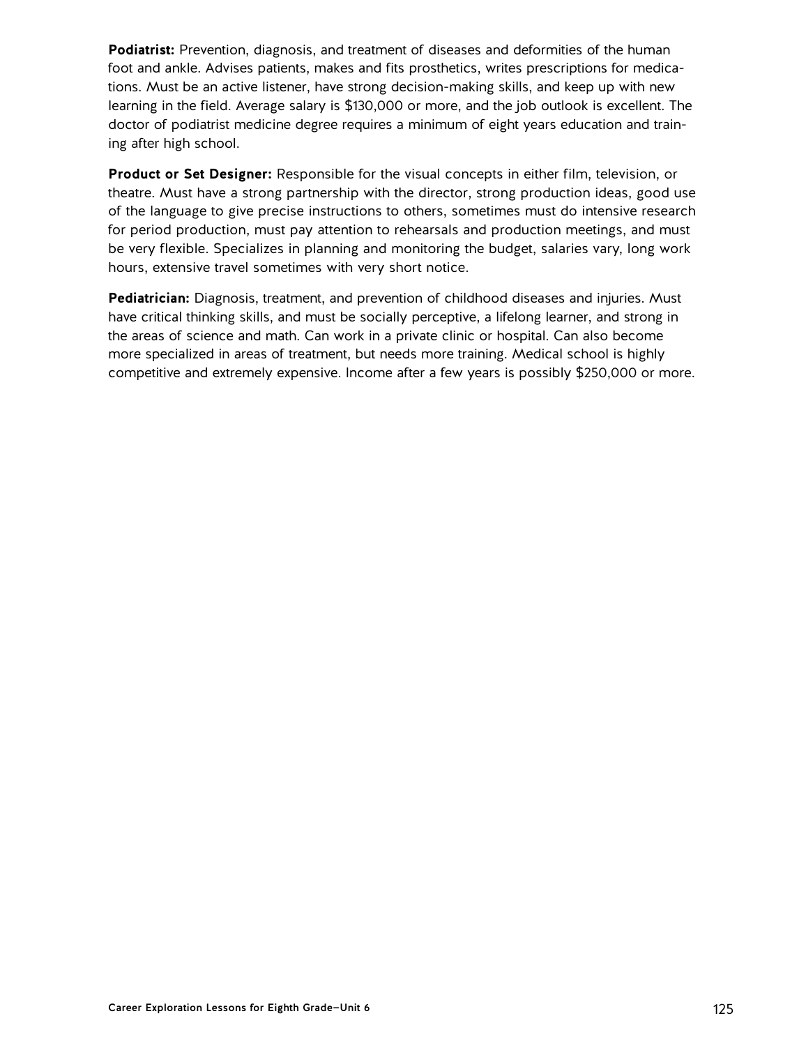**Podiatrist:** Prevention, diagnosis, and treatment of diseases and deformities of the human foot and ankle. Advises patients, makes and fits prosthetics, writes prescriptions for medications. Must be an active listener, have strong decision-making skills, and keep up with new learning in the field. Average salary is $130,000 or more, and the job outlook is excellent. The doctor of podiatrist medicine degree requires a minimum of eight years education and training after high school.

**Product or Set Designer:** Responsible for the visual concepts in either film, television, or theatre. Must have a strong partnership with the director, strong production ideas, good use of the language to give precise instructions to others, sometimes must do intensive research for period production, must pay attention to rehearsals and production meetings, and must be very flexible. Specializes in planning and monitoring the budget, salaries vary, long work hours, extensive travel sometimes with very short notice.

**Pediatrician:** Diagnosis, treatment, and prevention of childhood diseases and injuries. Must have critical thinking skills, and must be socially perceptive, a lifelong learner, and strong in the areas of science and math. Can work in a private clinic or hospital. Can also become more specialized in areas of treatment, but needs more training. Medical school is highly competitive and extremely expensive. Income after a few years is possibly $250,000 or more.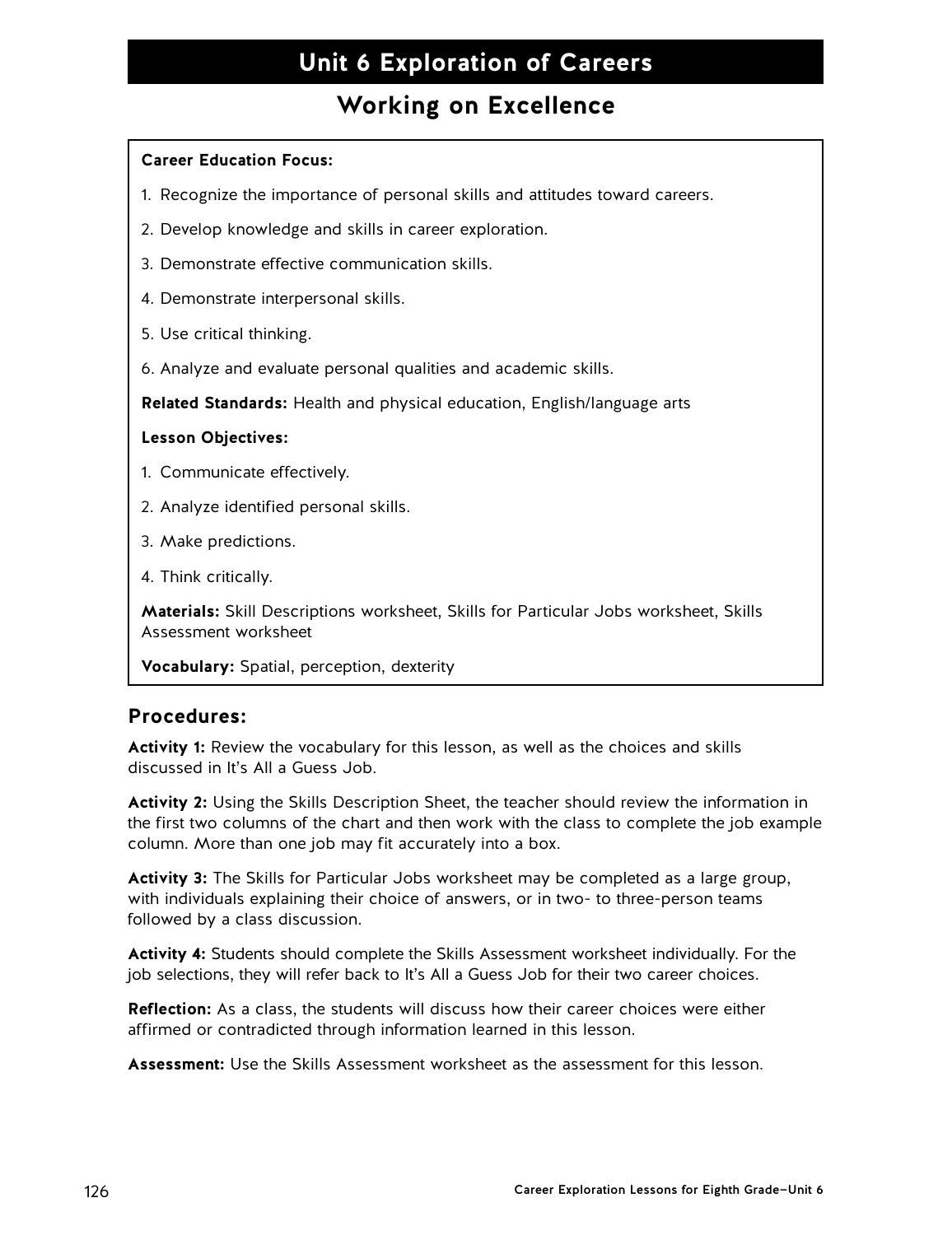# Unit 6 Exploration of Careers

## Working on Excellence

**Career Education Focus:**

1. Recognize the importance of personal skills and attitudes toward careers.
2. Develop knowledge and skills in career exploration.
3. Demonstrate effective communication skills.
4. Demonstrate interpersonal skills.
5. Use critical thinking.
6. Analyze and evaluate personal qualities and academic skills.

**Related Standards:** Health and physical education, English/language arts

**Lesson Objectives:**

1. Communicate effectively.
2. Analyze identified personal skills.
3. Make predictions.
4. Think critically.

**Materials:** Skill Descriptions worksheet, Skills for Particular Jobs worksheet, Skills Assessment worksheet

**Vocabulary:** Spatial, perception, dexterity

### Procedures:

**Activity 1:** Review the vocabulary for this lesson, as well as the choices and skills discussed in It's All a Guess Job.

**Activity 2:** Using the Skills Description Sheet, the teacher should review the information in the first two columns of the chart and then work with the class to complete the job example column. More than one job may fit accurately into a box.

**Activity 3:** The Skills for Particular Jobs worksheet may be completed as a large group, with individuals explaining their choice of answers, or in two- to three-person teams followed by a class discussion.

**Activity 4:** Students should complete the Skills Assessment worksheet individually. For the job selections, they will refer back to It's All a Guess Job for their two career choices.

**Reflection:** As a class, the students will discuss how their career choices were either affirmed or contradicted through information learned in this lesson.

**Assessment:** Use the Skills Assessment worksheet as the assessment for this lesson.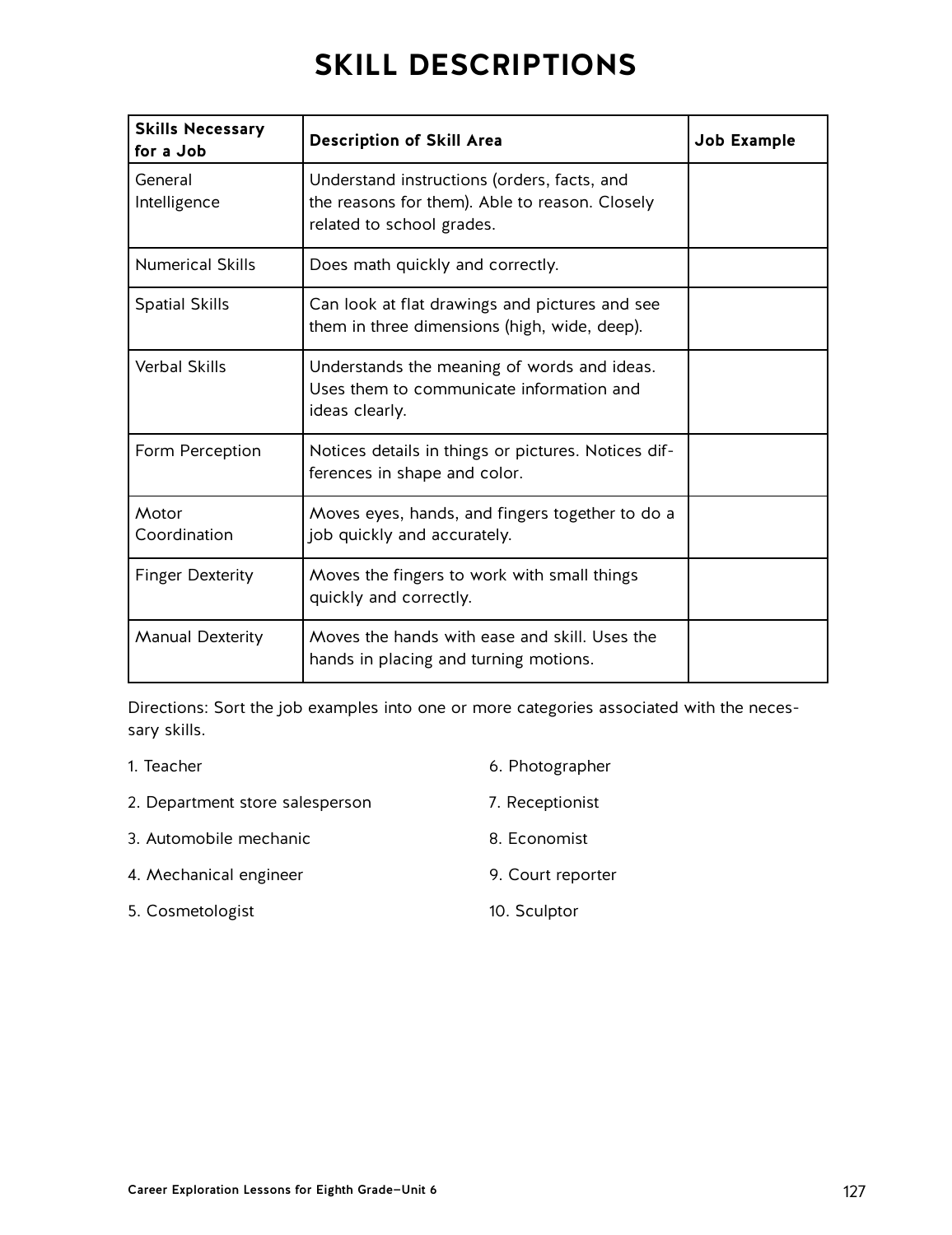# SKILL DESCRIPTIONS

| Skills Necessary for a Job | Description of Skill Area | Job Example |
| --- | --- | --- |
| General Intelligence | Understand instructions (orders, facts, and the reasons for them). Able to reason. Closely related to school grades. | |
| Numerical Skills | Does math quickly and correctly. | |
| Spatial Skills | Can look at flat drawings and pictures and see them in three dimensions (high, wide, deep). | |
| Verbal Skills | Understands the meaning of words and ideas. Uses them to communicate information and ideas clearly. | |
| Form Perception | Notices details in things or pictures. Notices differences in shape and color. | |
| Motor Coordination | Moves eyes, hands, and fingers together to do a job quickly and accurately. | |
| Finger Dexterity | Moves the fingers to work with small things quickly and correctly. | |
| Manual Dexterity | Moves the hands with ease and skill. Uses the hands in placing and turning motions. | |

Directions: Sort the job examples into one or more categories associated with the necessary skills.

1. Teacher
2. Department store salesperson
3. Automobile mechanic
4. Mechanical engineer
5. Cosmetologist
6. Photographer
7. Receptionist
8. Economist
9. Court reporter
10. Sculptor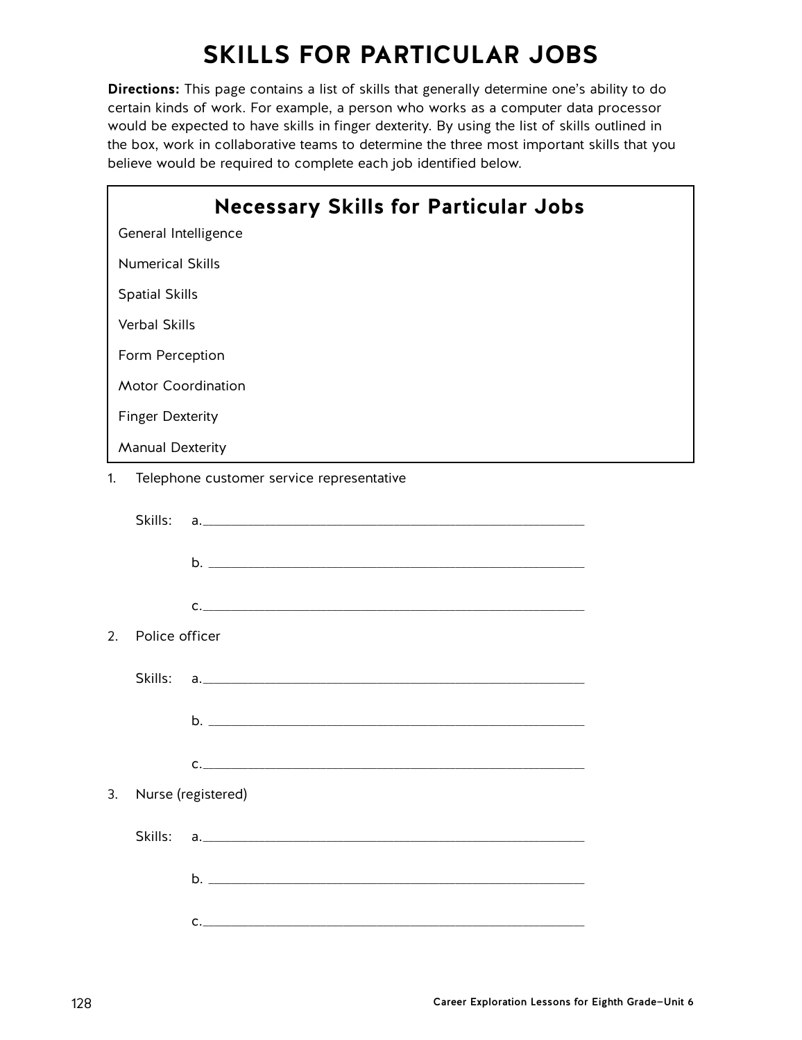# SKILLS FOR PARTICULAR JOBS

**Directions:** This page contains a list of skills that generally determine one's ability to do certain kinds of work. For example, a person who works as a computer data processor would be expected to have skills in finger dexterity. By using the list of skills outlined in the box, work in collaborative teams to determine the three most important skills that you believe would be required to complete each job identified below.

## Necessary Skills for Particular Jobs

General Intelligence

Numerical Skills

Spatial Skills

Verbal Skills

Form Perception

Motor Coordination

Finger Dexterity

Manual Dexterity

1. Telephone customer service representative

   Skills: a.\_\_\_\_\_\_\_\_\_\_\_\_\_\_\_\_\_\_\_\_\_\_\_\_\_\_\_\_\_\_\_\_\_\_\_\_\_\_\_\_

   b. \_\_\_\_\_\_\_\_\_\_\_\_\_\_\_\_\_\_\_\_\_\_\_\_\_\_\_\_\_\_\_\_\_\_\_\_\_\_\_\_

   c.\_\_\_\_\_\_\_\_\_\_\_\_\_\_\_\_\_\_\_\_\_\_\_\_\_\_\_\_\_\_\_\_\_\_\_\_\_\_\_\_

2. Police officer

   Skills: a.\_\_\_\_\_\_\_\_\_\_\_\_\_\_\_\_\_\_\_\_\_\_\_\_\_\_\_\_\_\_\_\_\_\_\_\_\_\_\_\_

   b. \_\_\_\_\_\_\_\_\_\_\_\_\_\_\_\_\_\_\_\_\_\_\_\_\_\_\_\_\_\_\_\_\_\_\_\_\_\_\_\_

   c.\_\_\_\_\_\_\_\_\_\_\_\_\_\_\_\_\_\_\_\_\_\_\_\_\_\_\_\_\_\_\_\_\_\_\_\_\_\_\_\_

3. Nurse (registered)

   Skills: a.\_\_\_\_\_\_\_\_\_\_\_\_\_\_\_\_\_\_\_\_\_\_\_\_\_\_\_\_\_\_\_\_\_\_\_\_\_\_\_\_

   b. \_\_\_\_\_\_\_\_\_\_\_\_\_\_\_\_\_\_\_\_\_\_\_\_\_\_\_\_\_\_\_\_\_\_\_\_\_\_\_\_

   c.\_\_\_\_\_\_\_\_\_\_\_\_\_\_\_\_\_\_\_\_\_\_\_\_\_\_\_\_\_\_\_\_\_\_\_\_\_\_\_\_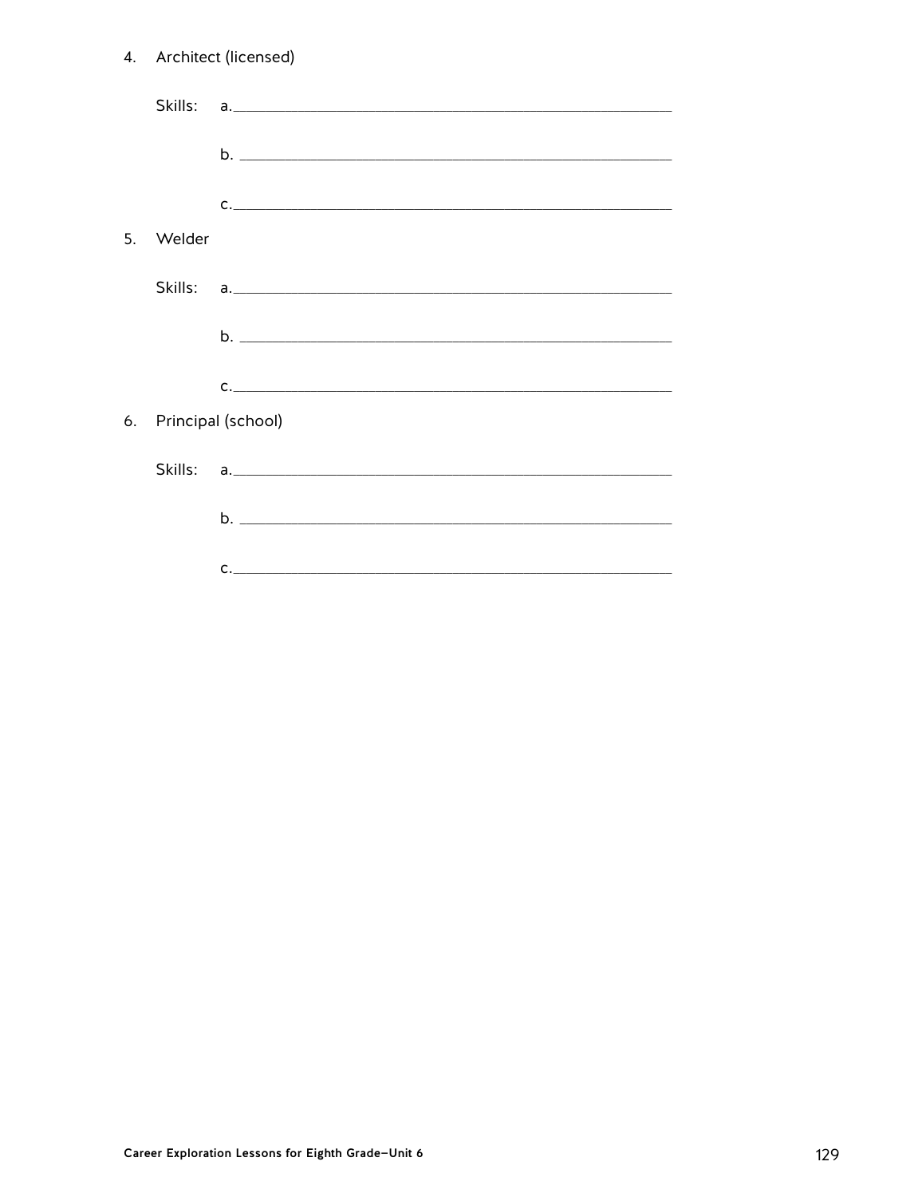4. Architect (licensed)

   Skills: a.\_\_\_\_\_\_\_\_\_\_\_\_\_\_\_\_\_\_\_\_\_\_\_\_\_\_\_\_\_\_\_\_\_\_\_\_\_\_\_\_

   b. \_\_\_\_\_\_\_\_\_\_\_\_\_\_\_\_\_\_\_\_\_\_\_\_\_\_\_\_\_\_\_\_\_\_\_\_\_\_\_\_

   c.\_\_\_\_\_\_\_\_\_\_\_\_\_\_\_\_\_\_\_\_\_\_\_\_\_\_\_\_\_\_\_\_\_\_\_\_\_\_\_\_

5. Welder

   Skills: a.\_\_\_\_\_\_\_\_\_\_\_\_\_\_\_\_\_\_\_\_\_\_\_\_\_\_\_\_\_\_\_\_\_\_\_\_\_\_\_\_

   b. \_\_\_\_\_\_\_\_\_\_\_\_\_\_\_\_\_\_\_\_\_\_\_\_\_\_\_\_\_\_\_\_\_\_\_\_\_\_\_\_

   c.\_\_\_\_\_\_\_\_\_\_\_\_\_\_\_\_\_\_\_\_\_\_\_\_\_\_\_\_\_\_\_\_\_\_\_\_\_\_\_\_

6. Principal (school)

   Skills: a.\_\_\_\_\_\_\_\_\_\_\_\_\_\_\_\_\_\_\_\_\_\_\_\_\_\_\_\_\_\_\_\_\_\_\_\_\_\_\_\_

   b. \_\_\_\_\_\_\_\_\_\_\_\_\_\_\_\_\_\_\_\_\_\_\_\_\_\_\_\_\_\_\_\_\_\_\_\_\_\_\_\_

   c.\_\_\_\_\_\_\_\_\_\_\_\_\_\_\_\_\_\_\_\_\_\_\_\_\_\_\_\_\_\_\_\_\_\_\_\_\_\_\_\_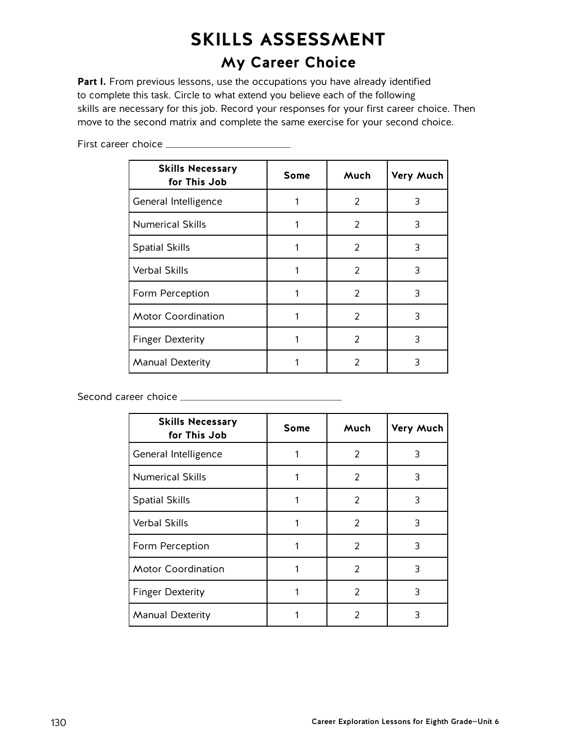# SKILLS ASSESSMENT

## My Career Choice

**Part I.** From previous lessons, use the occupations you have already identified to complete this task. Circle to what extend you believe each of the following skills are necessary for this job. Record your responses for your first career choice. Then move to the second matrix and complete the same exercise for your second choice.

First career choice ________________________

| Skills Necessary for This Job | Some | Much | Very Much |
|---|---|---|---|
| General Intelligence | 1 | 2 | 3 |
| Numerical Skills | 1 | 2 | 3 |
| Spatial Skills | 1 | 2 | 3 |
| Verbal Skills | 1 | 2 | 3 |
| Form Perception | 1 | 2 | 3 |
| Motor Coordination | 1 | 2 | 3 |
| Finger Dexterity | 1 | 2 | 3 |
| Manual Dexterity | 1 | 2 | 3 |

Second career choice ______________________________

| Skills Necessary for This Job | Some | Much | Very Much |
|---|---|---|---|
| General Intelligence | 1 | 2 | 3 |
| Numerical Skills | 1 | 2 | 3 |
| Spatial Skills | 1 | 2 | 3 |
| Verbal Skills | 1 | 2 | 3 |
| Form Perception | 1 | 2 | 3 |
| Motor Coordination | 1 | 2 | 3 |
| Finger Dexterity | 1 | 2 | 3 |
| Manual Dexterity | 1 | 2 | 3 |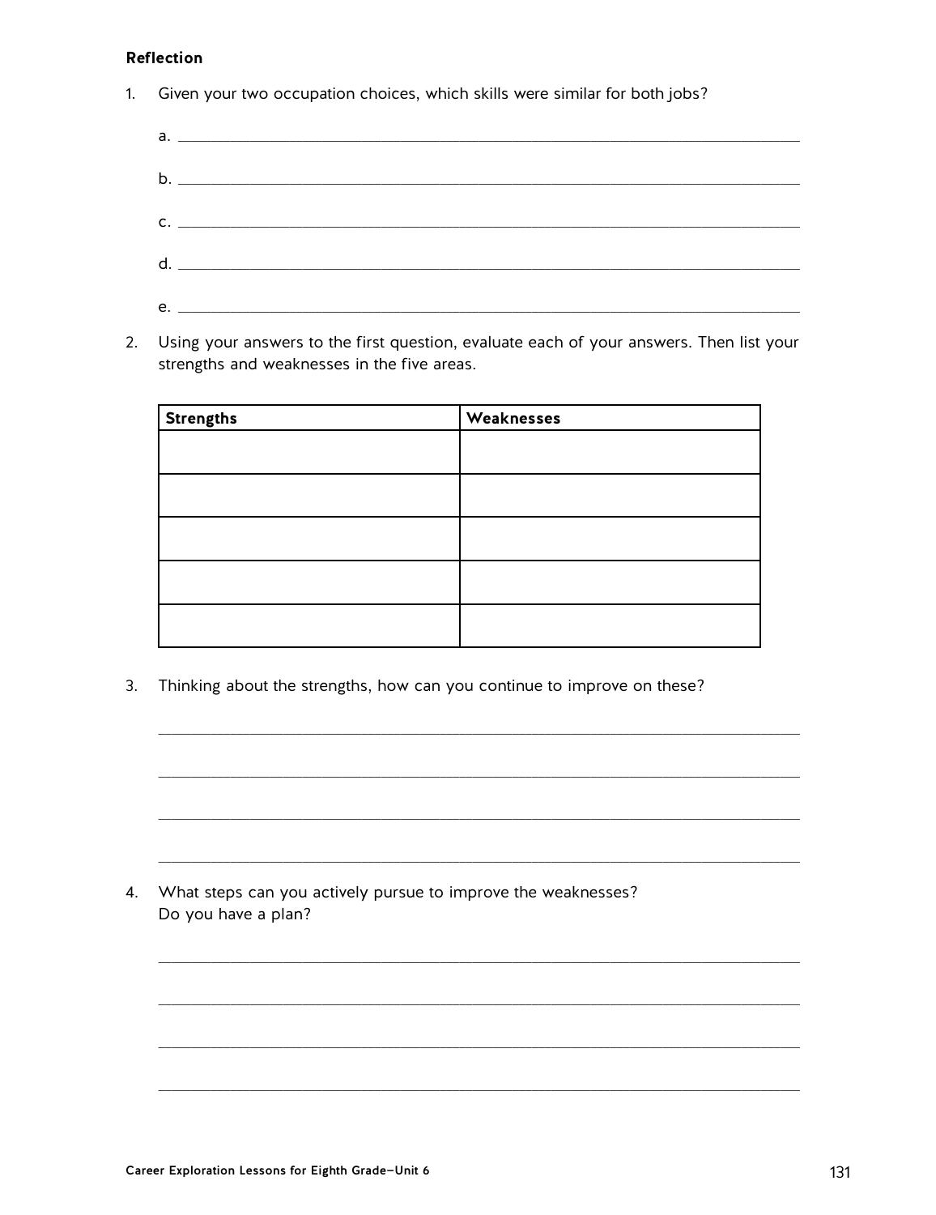**Reflection**

1. Given your two occupation choices, which skills were similar for both jobs?

   a. ______________________________________________

   b. ______________________________________________

   c. ______________________________________________

   d. ______________________________________________

   e. ______________________________________________

2. Using your answers to the first question, evaluate each of your answers. Then list your strengths and weaknesses in the five areas.

| Strengths | Weaknesses |
| --- | --- |
| | |
| | |
| | |
| | |
| | |

3. Thinking about the strengths, how can you continue to improve on these?

   ______________________________________________

   ______________________________________________

   ______________________________________________

   ______________________________________________

4. What steps can you actively pursue to improve the weaknesses?
   Do you have a plan?

   ______________________________________________

   ______________________________________________

   ______________________________________________

   ______________________________________________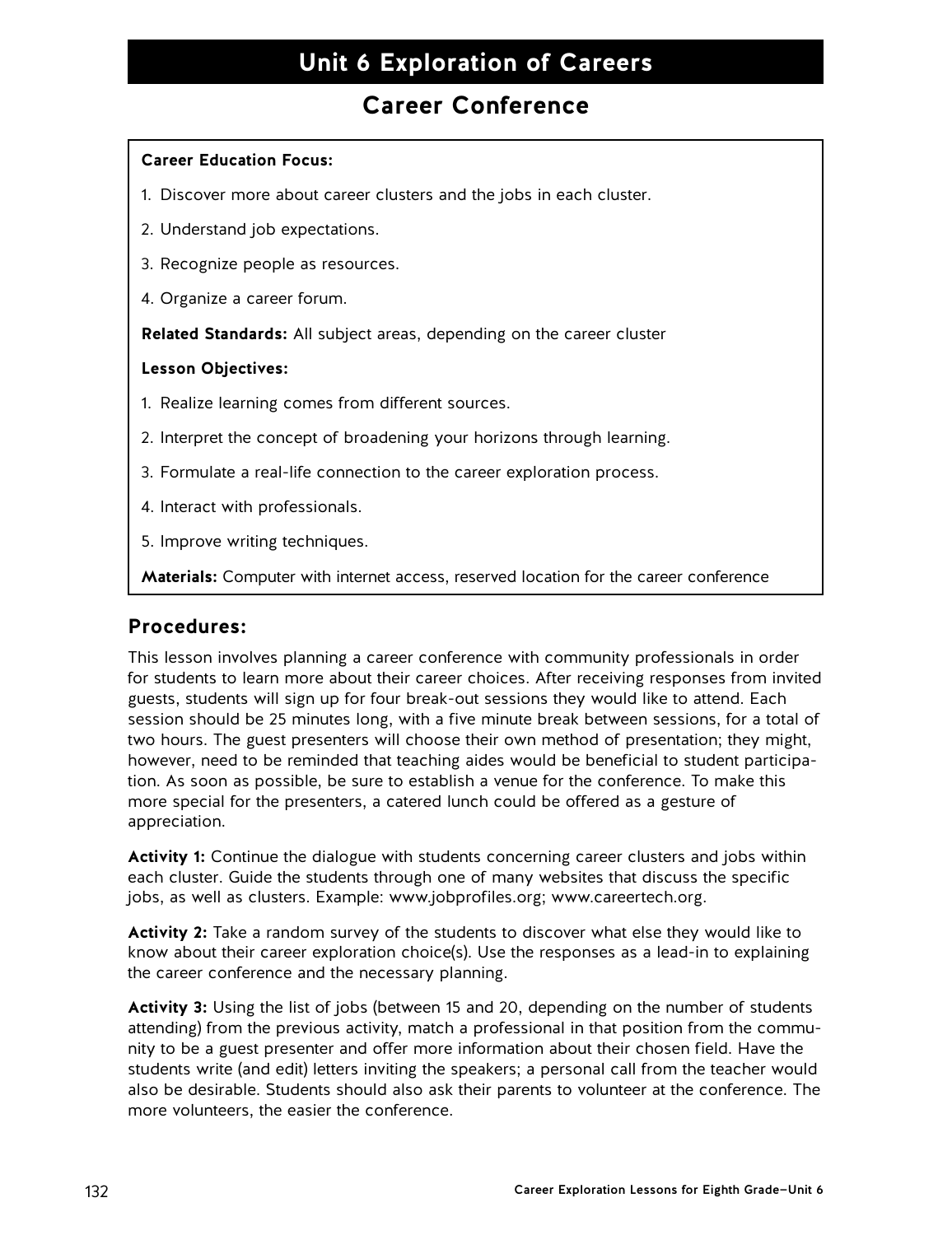# Unit 6 Exploration of Careers

## Career Conference

**Career Education Focus:**

1. Discover more about career clusters and the jobs in each cluster.
2. Understand job expectations.
3. Recognize people as resources.
4. Organize a career forum.

**Related Standards:** All subject areas, depending on the career cluster

**Lesson Objectives:**

1. Realize learning comes from different sources.
2. Interpret the concept of broadening your horizons through learning.
3. Formulate a real-life connection to the career exploration process.
4. Interact with professionals.
5. Improve writing techniques.

**Materials:** Computer with internet access, reserved location for the career conference

## Procedures:

This lesson involves planning a career conference with community professionals in order for students to learn more about their career choices. After receiving responses from invited guests, students will sign up for four break-out sessions they would like to attend. Each session should be 25 minutes long, with a five minute break between sessions, for a total of two hours. The guest presenters will choose their own method of presentation; they might, however, need to be reminded that teaching aides would be beneficial to student participation. As soon as possible, be sure to establish a venue for the conference. To make this more special for the presenters, a catered lunch could be offered as a gesture of appreciation.

**Activity 1:** Continue the dialogue with students concerning career clusters and jobs within each cluster. Guide the students through one of many websites that discuss the specific jobs, as well as clusters. Example: www.jobprofiles.org; www.careertech.org.

**Activity 2:** Take a random survey of the students to discover what else they would like to know about their career exploration choice(s). Use the responses as a lead-in to explaining the career conference and the necessary planning.

**Activity 3:** Using the list of jobs (between 15 and 20, depending on the number of students attending) from the previous activity, match a professional in that position from the community to be a guest presenter and offer more information about their chosen field. Have the students write (and edit) letters inviting the speakers; a personal call from the teacher would also be desirable. Students should also ask their parents to volunteer at the conference. The more volunteers, the easier the conference.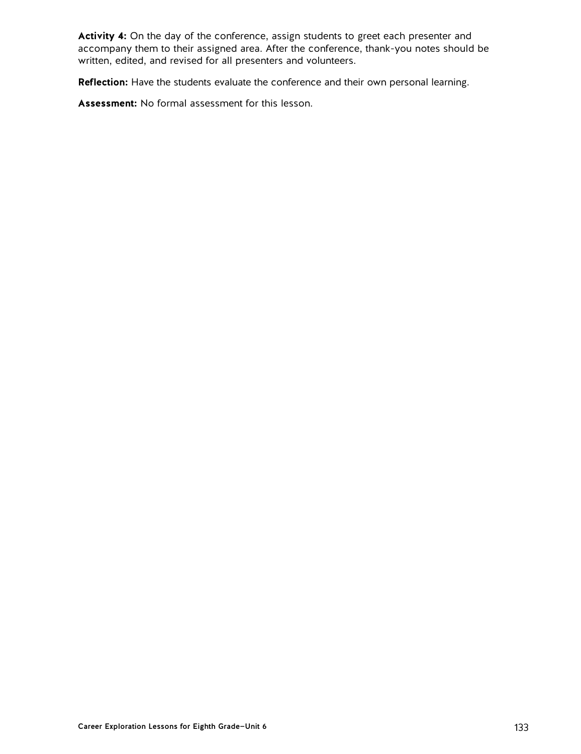**Activity 4:** On the day of the conference, assign students to greet each presenter and accompany them to their assigned area. After the conference, thank-you notes should be written, edited, and revised for all presenters and volunteers.

**Reflection:** Have the students evaluate the conference and their own personal learning.

**Assessment:** No formal assessment for this lesson.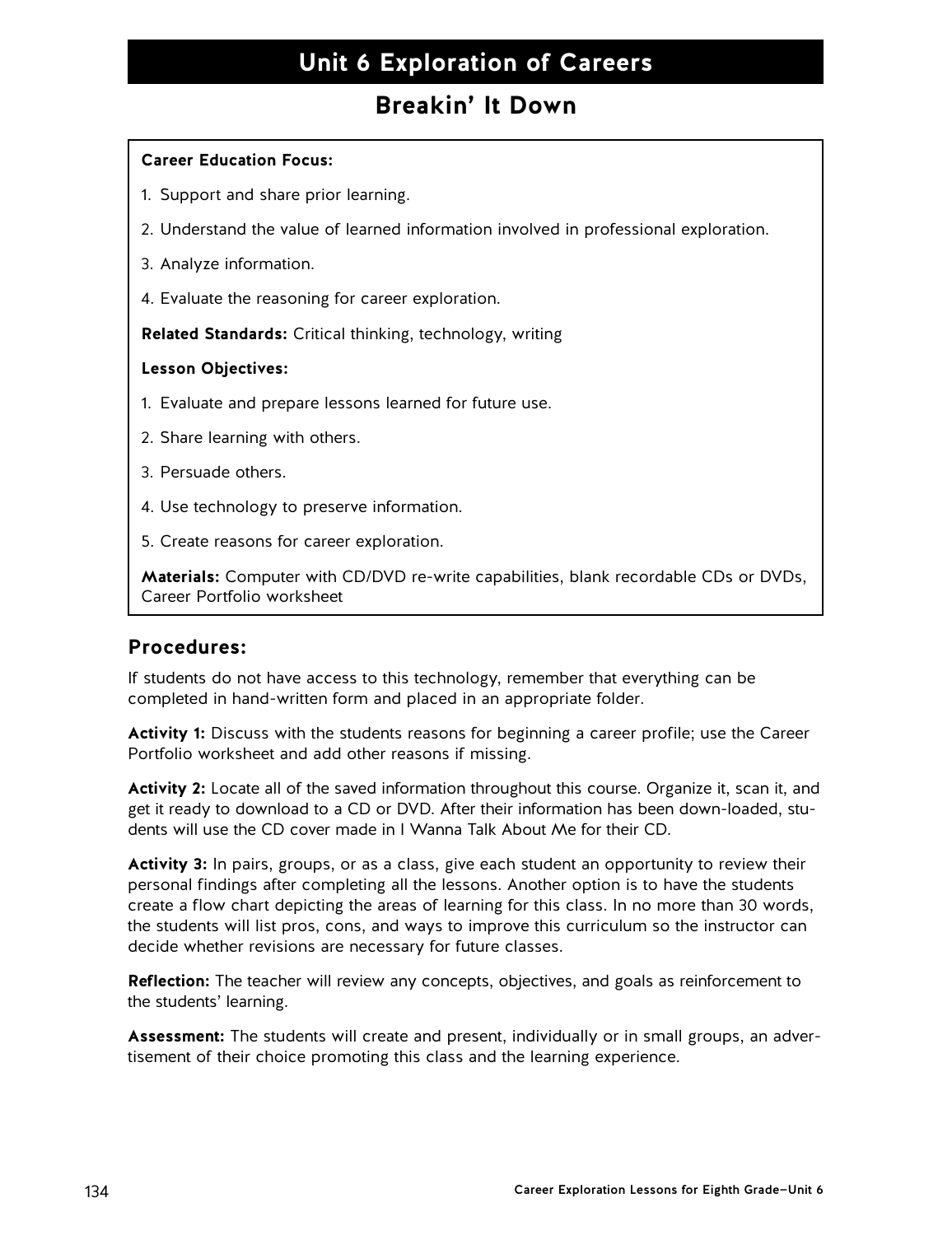# Unit 6 Exploration of Careers

## Breakin' It Down

**Career Education Focus:**

1. Support and share prior learning.
2. Understand the value of learned information involved in professional exploration.
3. Analyze information.
4. Evaluate the reasoning for career exploration.

**Related Standards:** Critical thinking, technology, writing

**Lesson Objectives:**

1. Evaluate and prepare lessons learned for future use.
2. Share learning with others.
3. Persuade others.
4. Use technology to preserve information.
5. Create reasons for career exploration.

**Materials:** Computer with CD/DVD re-write capabilities, blank recordable CDs or DVDs, Career Portfolio worksheet

### Procedures:

If students do not have access to this technology, remember that everything can be completed in hand-written form and placed in an appropriate folder.

**Activity 1:** Discuss with the students reasons for beginning a career profile; use the Career Portfolio worksheet and add other reasons if missing.

**Activity 2:** Locate all of the saved information throughout this course. Organize it, scan it, and get it ready to download to a CD or DVD. After their information has been down-loaded, students will use the CD cover made in I Wanna Talk About Me for their CD.

**Activity 3:** In pairs, groups, or as a class, give each student an opportunity to review their personal findings after completing all the lessons. Another option is to have the students create a flow chart depicting the areas of learning for this class. In no more than 30 words, the students will list pros, cons, and ways to improve this curriculum so the instructor can decide whether revisions are necessary for future classes.

**Reflection:** The teacher will review any concepts, objectives, and goals as reinforcement to the students' learning.

**Assessment:** The students will create and present, individually or in small groups, an advertisement of their choice promoting this class and the learning experience.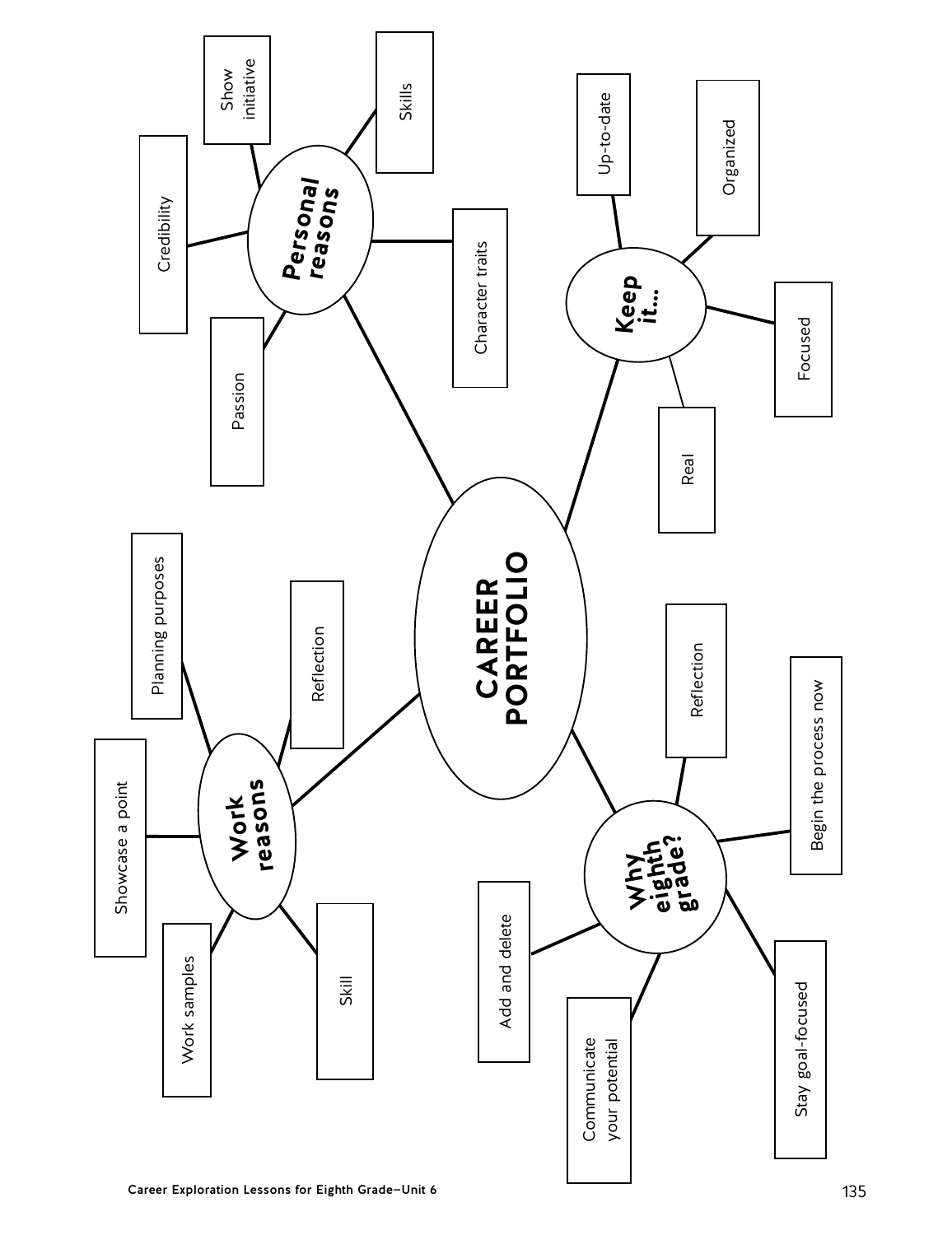# CAREER PORTFOLIO

## Personal reasons

- Passion
- Credibility
- Show initiative
- Skills
- Character traits

## Keep it...

- Up-to-date
- Organized
- Focused
- Real

## Work reasons

- Planning purposes
- Reflection
- Showcase a point
- Work samples
- Skill

## Why eighth grade?

- Reflection
- Begin the process now
- Stay goal-focused
- Communicate your potential
- Add and delete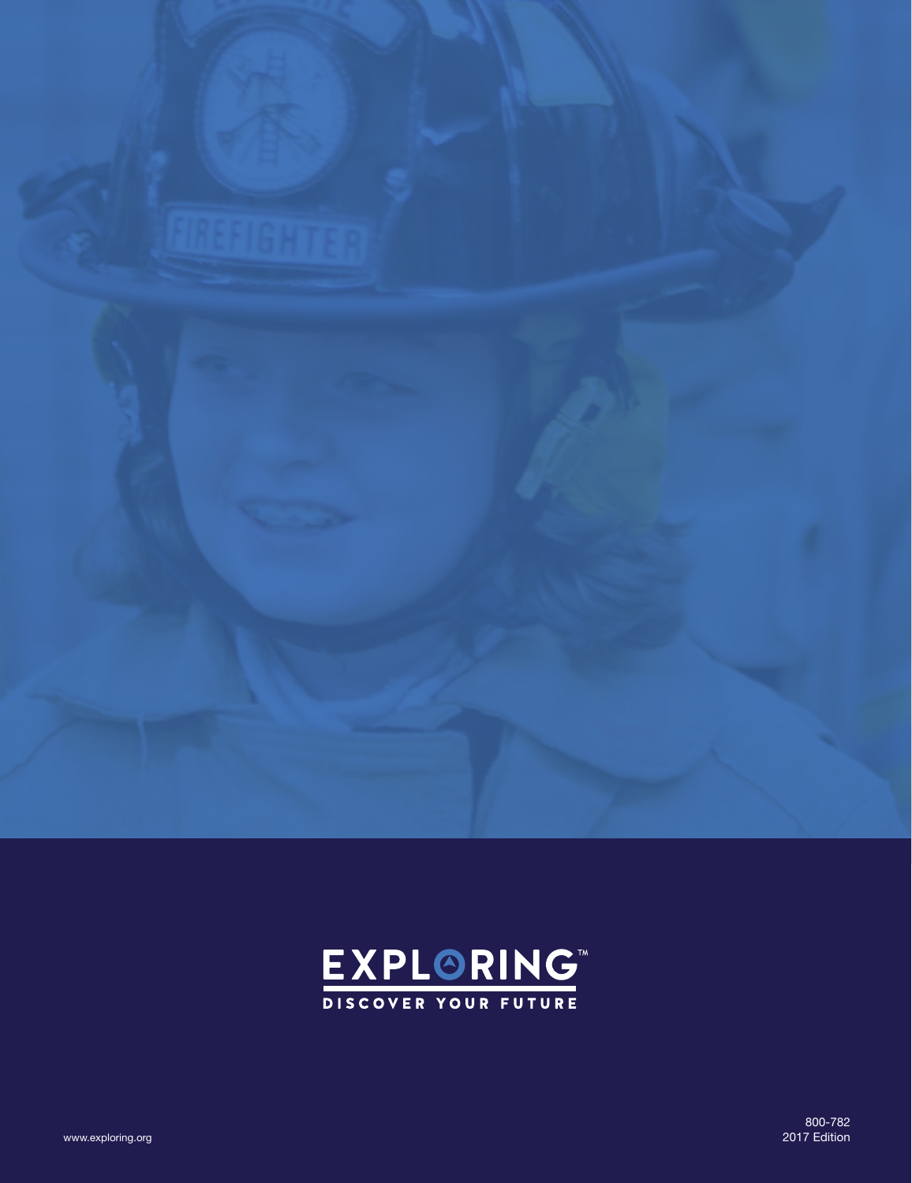EXPLORING™

DISCOVER YOUR FUTURE

www.exploring.org

800-782
2017 Edition